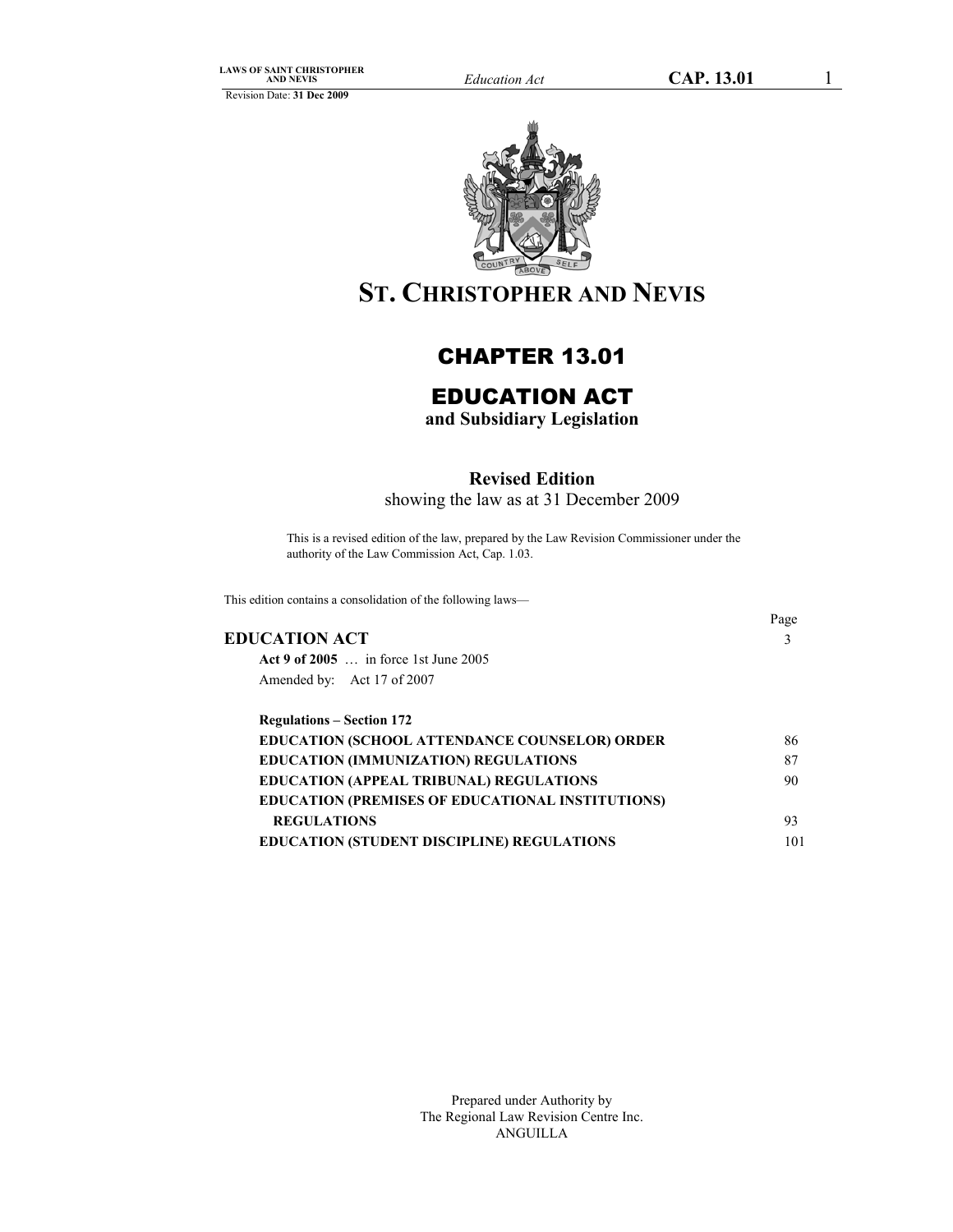# ST. CHRISTOPHER AND NEVIS

## CHAPTER 13.01

## EDUCATION ACT

**and Subsidiary Legislation**

**Revised Edition**

showing the law as at 31 December 2009

This is a revised edition of the law, prepared by the Law Revision Commissioner under the authority of the Law Commission Act, Cap. 1.03.

This edition contains a consolidation of the following laws—

| | Page |
|---|---|
| **EDUCATION ACT** | 3 |
| **Act 9 of 2005** … in force 1st June 2005 | |
| Amended by: Act 17 of 2007 | |
| **Regulations – Section 172** | |
| **EDUCATION (SCHOOL ATTENDANCE COUNSELOR) ORDER** | 86 |
| **EDUCATION (IMMUNIZATION) REGULATIONS** | 87 |
| **EDUCATION (APPEAL TRIBUNAL) REGULATIONS** | 90 |
| **EDUCATION (PREMISES OF EDUCATIONAL INSTITUTIONS) REGULATIONS** | 93 |
| **EDUCATION (STUDENT DISCIPLINE) REGULATIONS** | 101 |

Prepared under Authority by
The Regional Law Revision Centre Inc.
ANGUILLA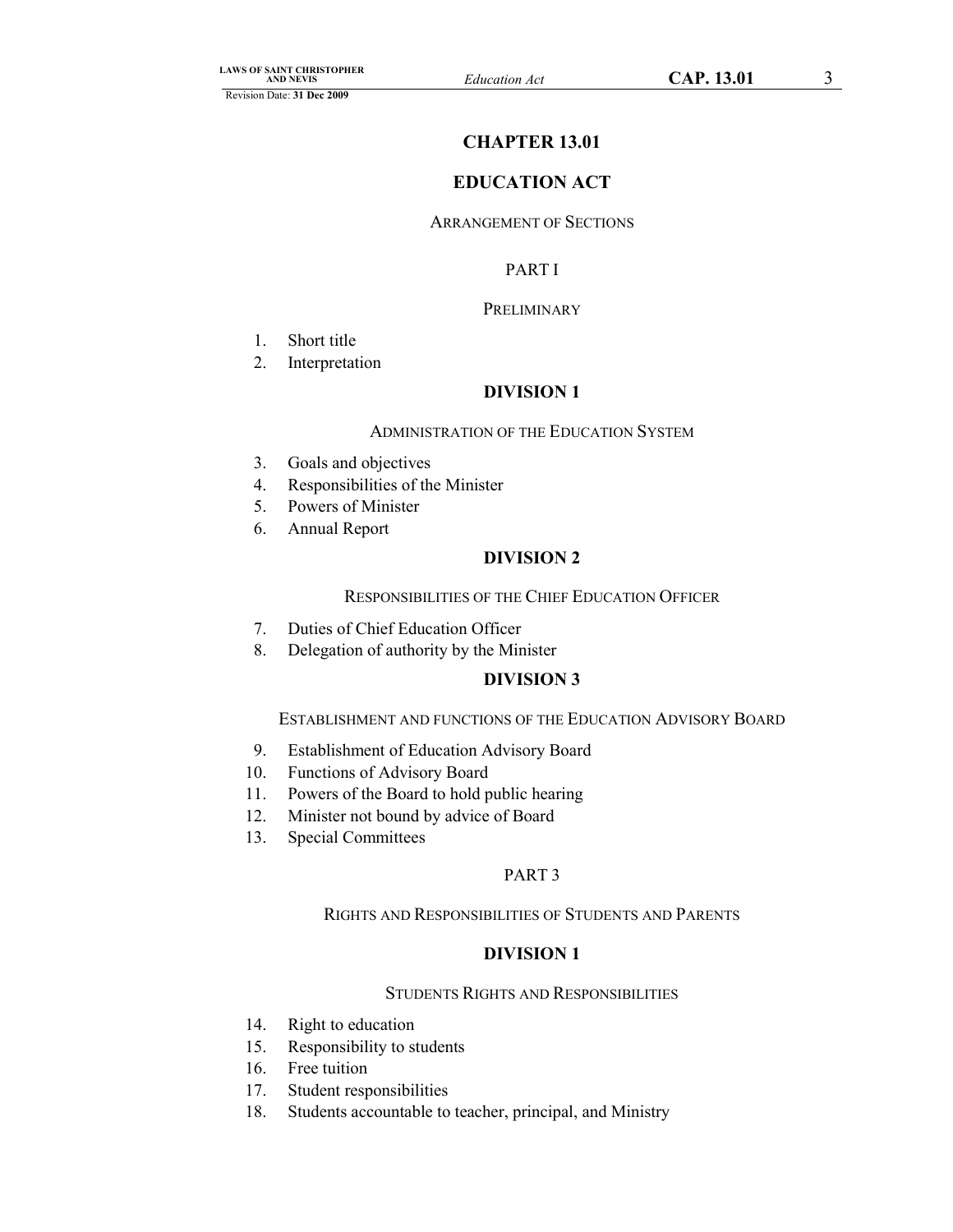# CHAPTER 13.01

# EDUCATION ACT

ARRANGEMENT OF SECTIONS

## PART I

PRELIMINARY

1. Short title
2. Interpretation

### DIVISION 1

ADMINISTRATION OF THE EDUCATION SYSTEM

3. Goals and objectives
4. Responsibilities of the Minister
5. Powers of Minister
6. Annual Report

### DIVISION 2

RESPONSIBILITIES OF THE CHIEF EDUCATION OFFICER

7. Duties of Chief Education Officer
8. Delegation of authority by the Minister

### DIVISION 3

ESTABLISHMENT AND FUNCTIONS OF THE EDUCATION ADVISORY BOARD

9. Establishment of Education Advisory Board
10. Functions of Advisory Board
11. Powers of the Board to hold public hearing
12. Minister not bound by advice of Board
13. Special Committees

## PART 3

RIGHTS AND RESPONSIBILITIES OF STUDENTS AND PARENTS

### DIVISION 1

STUDENTS RIGHTS AND RESPONSIBILITIES

14. Right to education
15. Responsibility to students
16. Free tuition
17. Student responsibilities
18. Students accountable to teacher, principal, and Ministry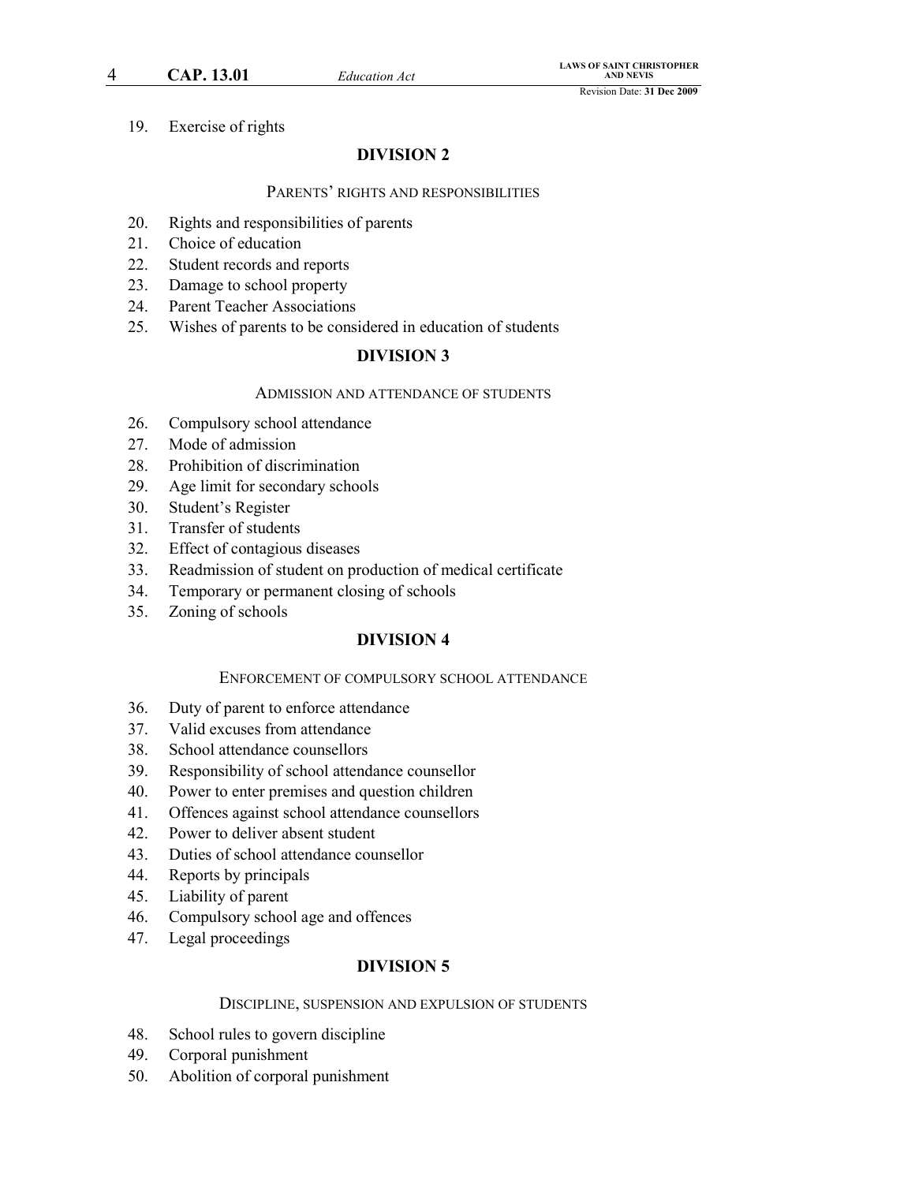19. Exercise of rights

## DIVISION 2

### PARENTS' RIGHTS AND RESPONSIBILITIES

20. Rights and responsibilities of parents
21. Choice of education
22. Student records and reports
23. Damage to school property
24. Parent Teacher Associations
25. Wishes of parents to be considered in education of students

## DIVISION 3

### ADMISSION AND ATTENDANCE OF STUDENTS

26. Compulsory school attendance
27. Mode of admission
28. Prohibition of discrimination
29. Age limit for secondary schools
30. Student's Register
31. Transfer of students
32. Effect of contagious diseases
33. Readmission of student on production of medical certificate
34. Temporary or permanent closing of schools
35. Zoning of schools

## DIVISION 4

### ENFORCEMENT OF COMPULSORY SCHOOL ATTENDANCE

36. Duty of parent to enforce attendance
37. Valid excuses from attendance
38. School attendance counsellors
39. Responsibility of school attendance counsellor
40. Power to enter premises and question children
41. Offences against school attendance counsellors
42. Power to deliver absent student
43. Duties of school attendance counsellor
44. Reports by principals
45. Liability of parent
46. Compulsory school age and offences
47. Legal proceedings

## DIVISION 5

### DISCIPLINE, SUSPENSION AND EXPULSION OF STUDENTS

48. School rules to govern discipline
49. Corporal punishment
50. Abolition of corporal punishment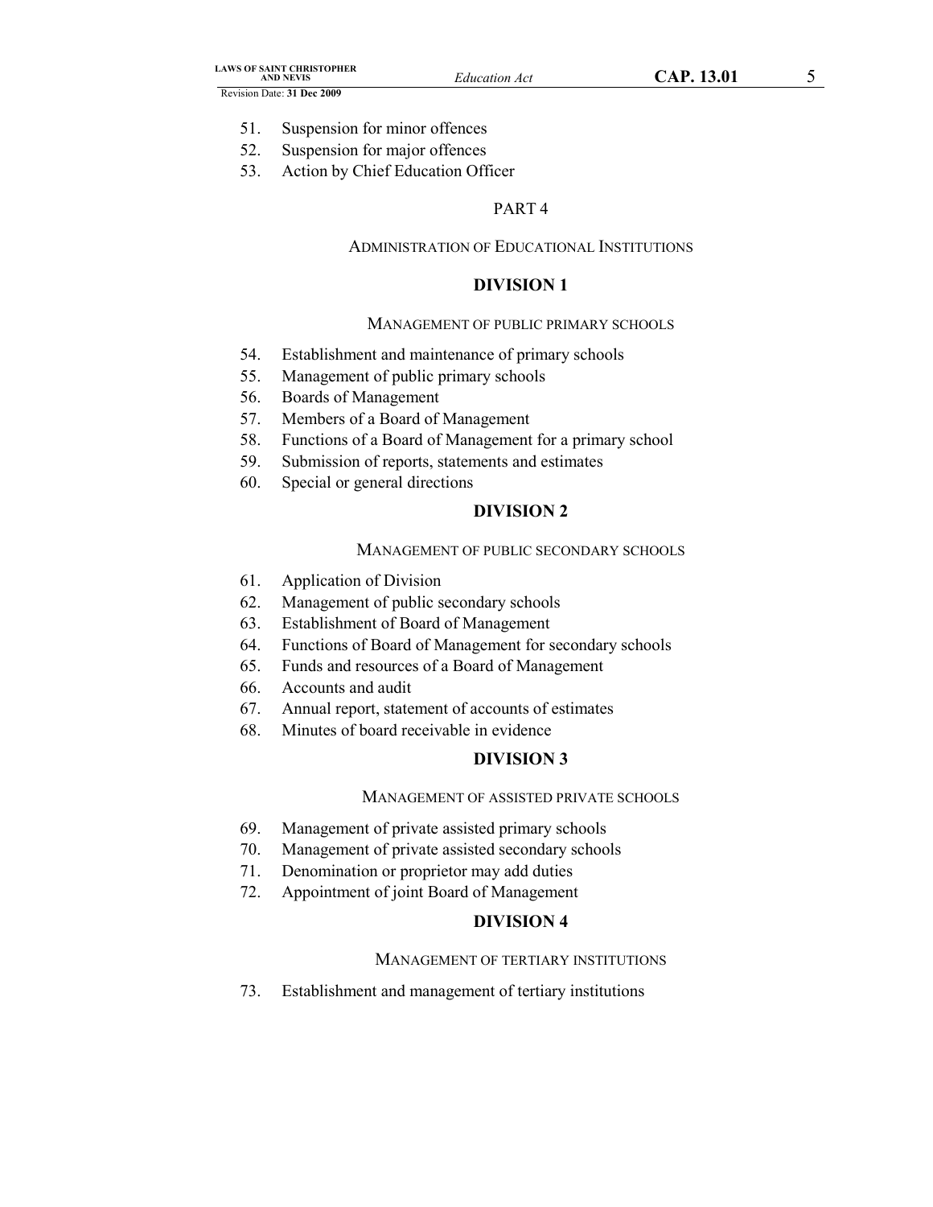51. Suspension for minor offences
52. Suspension for major offences
53. Action by Chief Education Officer

## PART 4

### ADMINISTRATION OF EDUCATIONAL INSTITUTIONS

#### DIVISION 1

##### MANAGEMENT OF PUBLIC PRIMARY SCHOOLS

54. Establishment and maintenance of primary schools
55. Management of public primary schools
56. Boards of Management
57. Members of a Board of Management
58. Functions of a Board of Management for a primary school
59. Submission of reports, statements and estimates
60. Special or general directions

#### DIVISION 2

##### MANAGEMENT OF PUBLIC SECONDARY SCHOOLS

61. Application of Division
62. Management of public secondary schools
63. Establishment of Board of Management
64. Functions of Board of Management for secondary schools
65. Funds and resources of a Board of Management
66. Accounts and audit
67. Annual report, statement of accounts of estimates
68. Minutes of board receivable in evidence

#### DIVISION 3

##### MANAGEMENT OF ASSISTED PRIVATE SCHOOLS

69. Management of private assisted primary schools
70. Management of private assisted secondary schools
71. Denomination or proprietor may add duties
72. Appointment of joint Board of Management

#### DIVISION 4

##### MANAGEMENT OF TERTIARY INSTITUTIONS

73. Establishment and management of tertiary institutions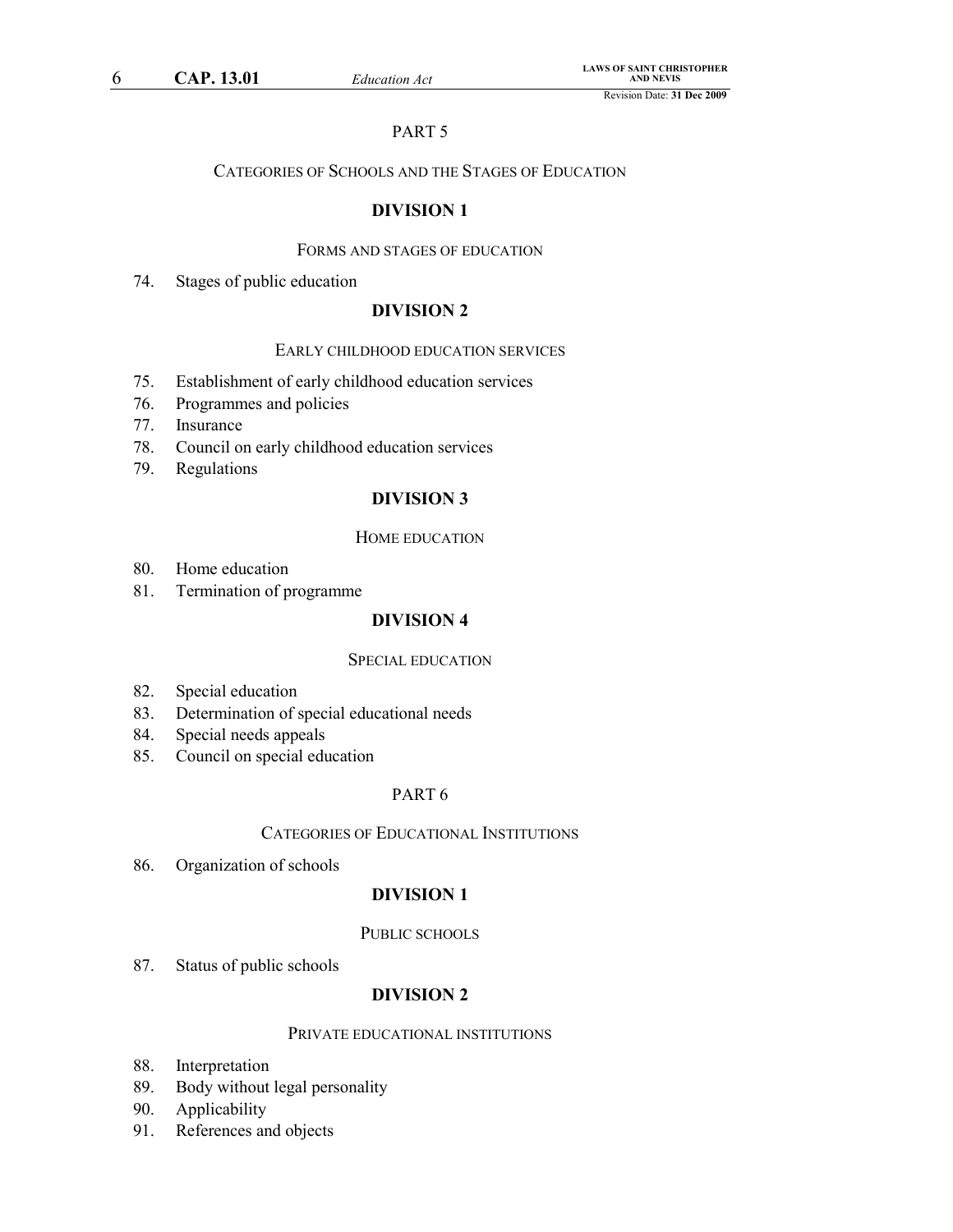## PART 5

### CATEGORIES OF SCHOOLS AND THE STAGES OF EDUCATION

### DIVISION 1

#### FORMS AND STAGES OF EDUCATION

74. Stages of public education

### DIVISION 2

#### EARLY CHILDHOOD EDUCATION SERVICES

75. Establishment of early childhood education services
76. Programmes and policies
77. Insurance
78. Council on early childhood education services
79. Regulations

### DIVISION 3

#### HOME EDUCATION

80. Home education
81. Termination of programme

### DIVISION 4

#### SPECIAL EDUCATION

82. Special education
83. Determination of special educational needs
84. Special needs appeals
85. Council on special education

## PART 6

### CATEGORIES OF EDUCATIONAL INSTITUTIONS

86. Organization of schools

### DIVISION 1

#### PUBLIC SCHOOLS

87. Status of public schools

### DIVISION 2

#### PRIVATE EDUCATIONAL INSTITUTIONS

88. Interpretation
89. Body without legal personality
90. Applicability
91. References and objects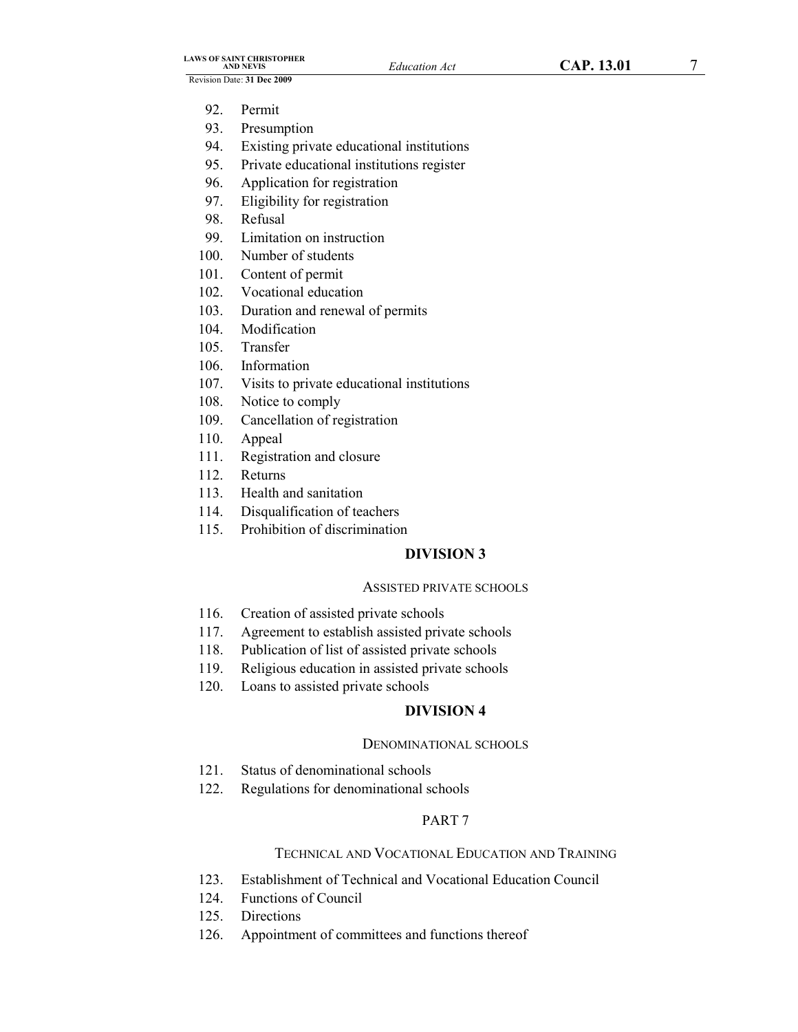92. Permit
93. Presumption
94. Existing private educational institutions
95. Private educational institutions register
96. Application for registration
97. Eligibility for registration
98. Refusal
99. Limitation on instruction
100. Number of students
101. Content of permit
102. Vocational education
103. Duration and renewal of permits
104. Modification
105. Transfer
106. Information
107. Visits to private educational institutions
108. Notice to comply
109. Cancellation of registration
110. Appeal
111. Registration and closure
112. Returns
113. Health and sanitation
114. Disqualification of teachers
115. Prohibition of discrimination

### DIVISION 3

#### ASSISTED PRIVATE SCHOOLS

116. Creation of assisted private schools
117. Agreement to establish assisted private schools
118. Publication of list of assisted private schools
119. Religious education in assisted private schools
120. Loans to assisted private schools

### DIVISION 4

#### DENOMINATIONAL SCHOOLS

121. Status of denominational schools
122. Regulations for denominational schools

## PART 7

### TECHNICAL AND VOCATIONAL EDUCATION AND TRAINING

123. Establishment of Technical and Vocational Education Council
124. Functions of Council
125. Directions
126. Appointment of committees and functions thereof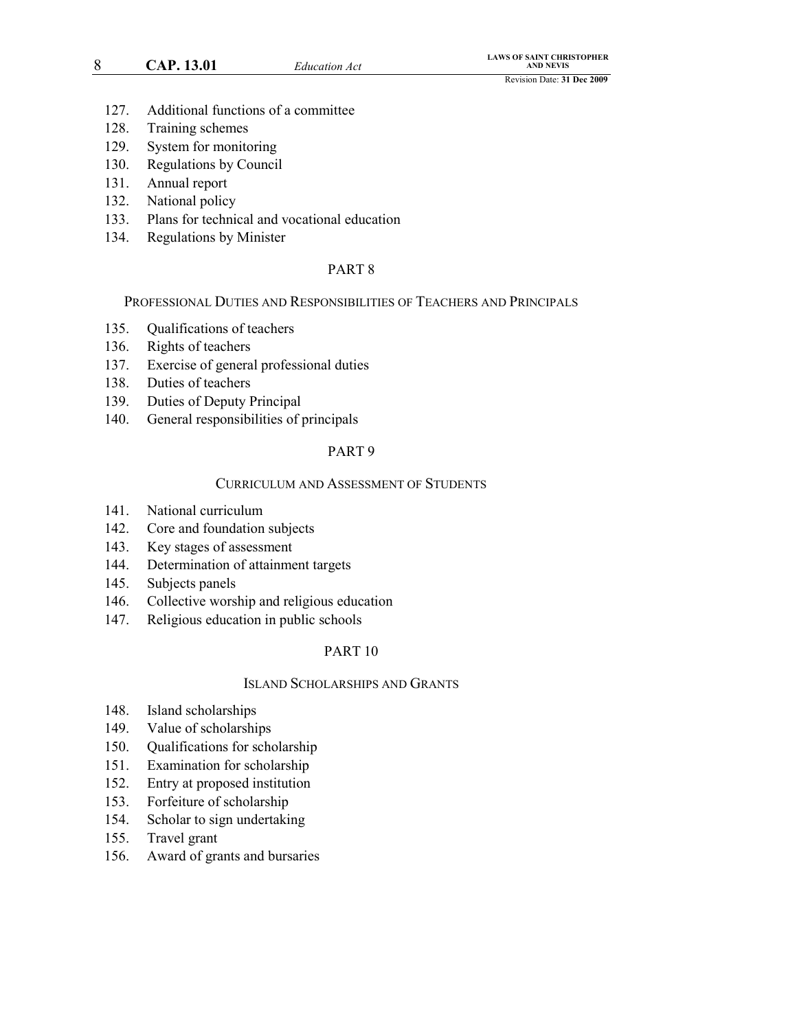127. Additional functions of a committee
128. Training schemes
129. System for monitoring
130. Regulations by Council
131. Annual report
132. National policy
133. Plans for technical and vocational education
134. Regulations by Minister

## PART 8

### PROFESSIONAL DUTIES AND RESPONSIBILITIES OF TEACHERS AND PRINCIPALS

135. Qualifications of teachers
136. Rights of teachers
137. Exercise of general professional duties
138. Duties of teachers
139. Duties of Deputy Principal
140. General responsibilities of principals

## PART 9

### CURRICULUM AND ASSESSMENT OF STUDENTS

141. National curriculum
142. Core and foundation subjects
143. Key stages of assessment
144. Determination of attainment targets
145. Subjects panels
146. Collective worship and religious education
147. Religious education in public schools

## PART 10

### ISLAND SCHOLARSHIPS AND GRANTS

148. Island scholarships
149. Value of scholarships
150. Qualifications for scholarship
151. Examination for scholarship
152. Entry at proposed institution
153. Forfeiture of scholarship
154. Scholar to sign undertaking
155. Travel grant
156. Award of grants and bursaries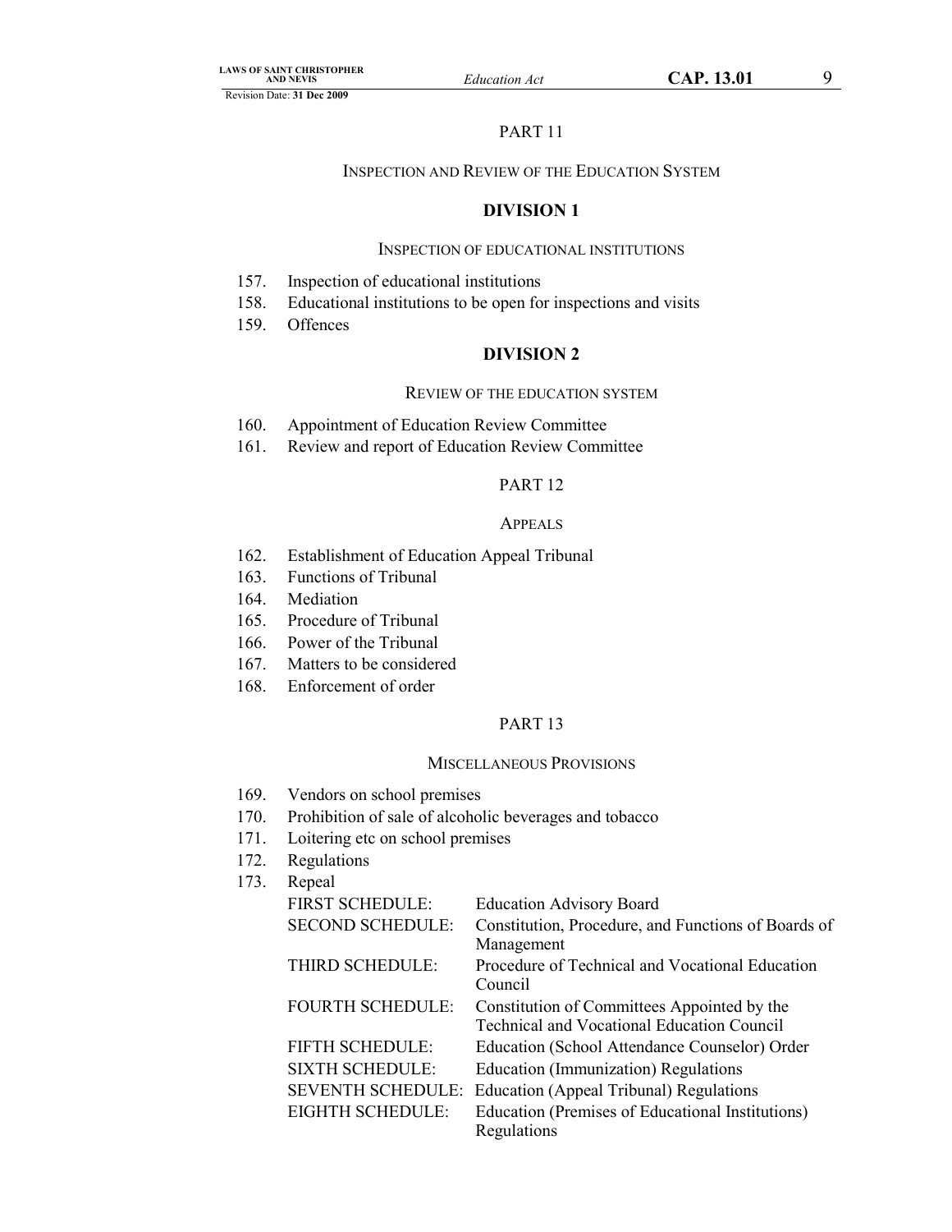PART 11

INSPECTION AND REVIEW OF THE EDUCATION SYSTEM

**DIVISION 1**

INSPECTION OF EDUCATIONAL INSTITUTIONS

157. Inspection of educational institutions
158. Educational institutions to be open for inspections and visits
159. Offences

**DIVISION 2**

REVIEW OF THE EDUCATION SYSTEM

160. Appointment of Education Review Committee
161. Review and report of Education Review Committee

PART 12

APPEALS

162. Establishment of Education Appeal Tribunal
163. Functions of Tribunal
164. Mediation
165. Procedure of Tribunal
166. Power of the Tribunal
167. Matters to be considered
168. Enforcement of order

PART 13

MISCELLANEOUS PROVISIONS

169. Vendors on school premises
170. Prohibition of sale of alcoholic beverages and tobacco
171. Loitering etc on school premises
172. Regulations
173. Repeal

FIRST SCHEDULE: Education Advisory Board
SECOND SCHEDULE: Constitution, Procedure, and Functions of Boards of Management
THIRD SCHEDULE: Procedure of Technical and Vocational Education Council
FOURTH SCHEDULE: Constitution of Committees Appointed by the Technical and Vocational Education Council
FIFTH SCHEDULE: Education (School Attendance Counselor) Order
SIXTH SCHEDULE: Education (Immunization) Regulations
SEVENTH SCHEDULE: Education (Appeal Tribunal) Regulations
EIGHTH SCHEDULE: Education (Premises of Educational Institutions) Regulations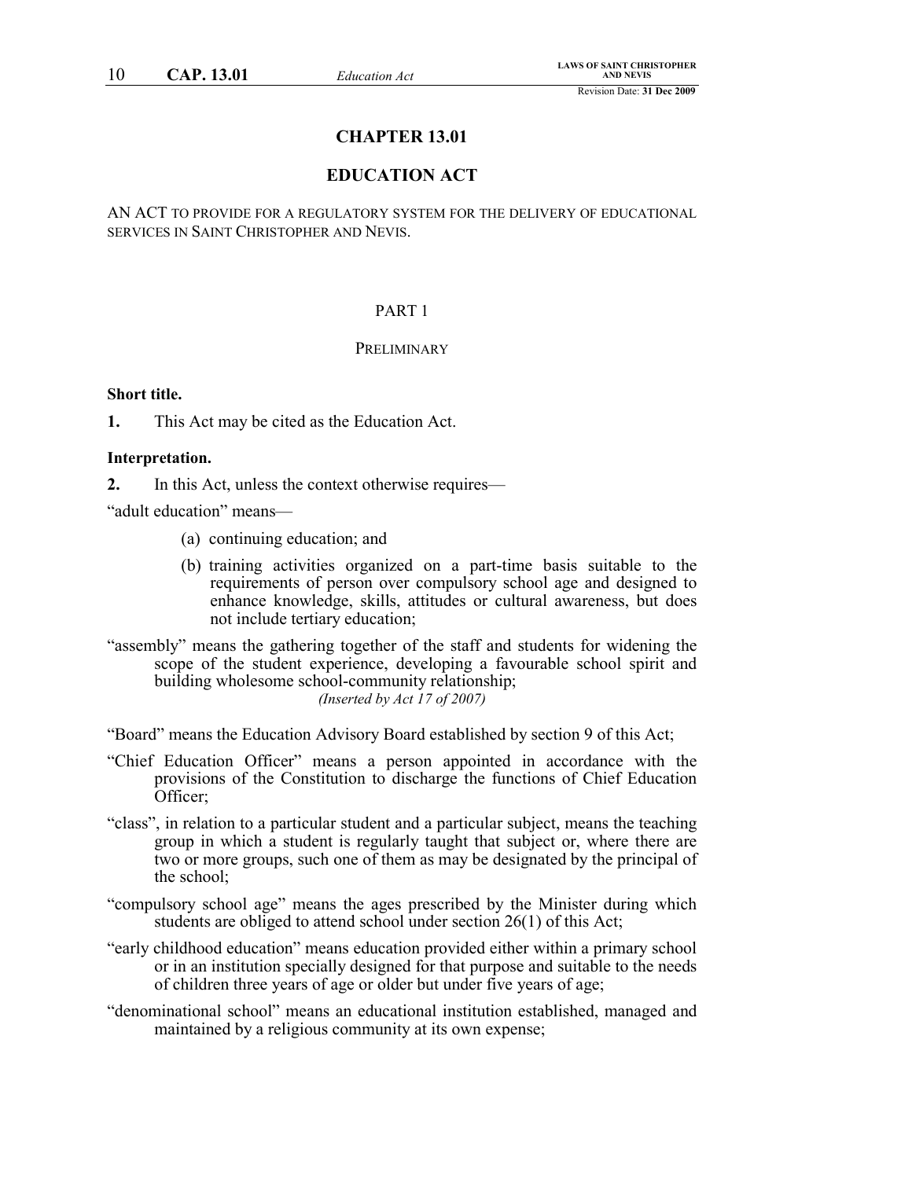# CHAPTER 13.01

# EDUCATION ACT

AN ACT TO PROVIDE FOR A REGULATORY SYSTEM FOR THE DELIVERY OF EDUCATIONAL SERVICES IN SAINT CHRISTOPHER AND NEVIS.

## PART 1

## PRELIMINARY

**Short title.**

**1.** This Act may be cited as the Education Act.

**Interpretation.**

**2.** In this Act, unless the context otherwise requires—

"adult education" means—

(a) continuing education; and

(b) training activities organized on a part-time basis suitable to the requirements of person over compulsory school age and designed to enhance knowledge, skills, attitudes or cultural awareness, but does not include tertiary education;

"assembly" means the gathering together of the staff and students for widening the scope of the student experience, developing a favourable school spirit and building wholesome school-community relationship;

*(Inserted by Act 17 of 2007)*

"Board" means the Education Advisory Board established by section 9 of this Act;

"Chief Education Officer" means a person appointed in accordance with the provisions of the Constitution to discharge the functions of Chief Education Officer;

"class", in relation to a particular student and a particular subject, means the teaching group in which a student is regularly taught that subject or, where there are two or more groups, such one of them as may be designated by the principal of the school;

"compulsory school age" means the ages prescribed by the Minister during which students are obliged to attend school under section 26(1) of this Act;

"early childhood education" means education provided either within a primary school or in an institution specially designed for that purpose and suitable to the needs of children three years of age or older but under five years of age;

"denominational school" means an educational institution established, managed and maintained by a religious community at its own expense;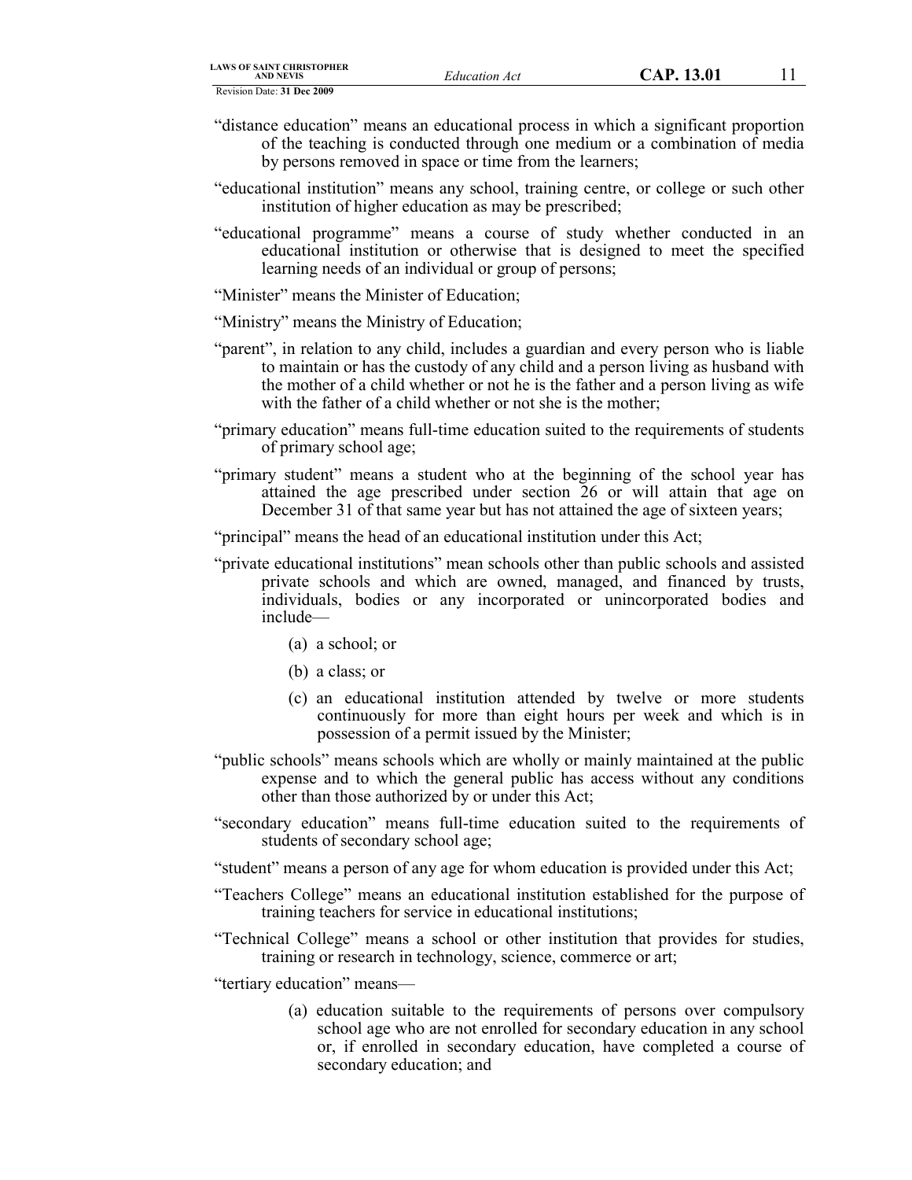"distance education" means an educational process in which a significant proportion of the teaching is conducted through one medium or a combination of media by persons removed in space or time from the learners;

"educational institution" means any school, training centre, or college or such other institution of higher education as may be prescribed;

"educational programme" means a course of study whether conducted in an educational institution or otherwise that is designed to meet the specified learning needs of an individual or group of persons;

"Minister" means the Minister of Education;

"Ministry" means the Ministry of Education;

"parent", in relation to any child, includes a guardian and every person who is liable to maintain or has the custody of any child and a person living as husband with the mother of a child whether or not he is the father and a person living as wife with the father of a child whether or not she is the mother;

"primary education" means full-time education suited to the requirements of students of primary school age;

"primary student" means a student who at the beginning of the school year has attained the age prescribed under section 26 or will attain that age on December 31 of that same year but has not attained the age of sixteen years;

"principal" means the head of an educational institution under this Act;

"private educational institutions" mean schools other than public schools and assisted private schools and which are owned, managed, and financed by trusts, individuals, bodies or any incorporated or unincorporated bodies and include—

(a) a school; or

(b) a class; or

(c) an educational institution attended by twelve or more students continuously for more than eight hours per week and which is in possession of a permit issued by the Minister;

"public schools" means schools which are wholly or mainly maintained at the public expense and to which the general public has access without any conditions other than those authorized by or under this Act;

"secondary education" means full-time education suited to the requirements of students of secondary school age;

"student" means a person of any age for whom education is provided under this Act;

"Teachers College" means an educational institution established for the purpose of training teachers for service in educational institutions;

"Technical College" means a school or other institution that provides for studies, training or research in technology, science, commerce or art;

"tertiary education" means—

(a) education suitable to the requirements of persons over compulsory school age who are not enrolled for secondary education in any school or, if enrolled in secondary education, have completed a course of secondary education; and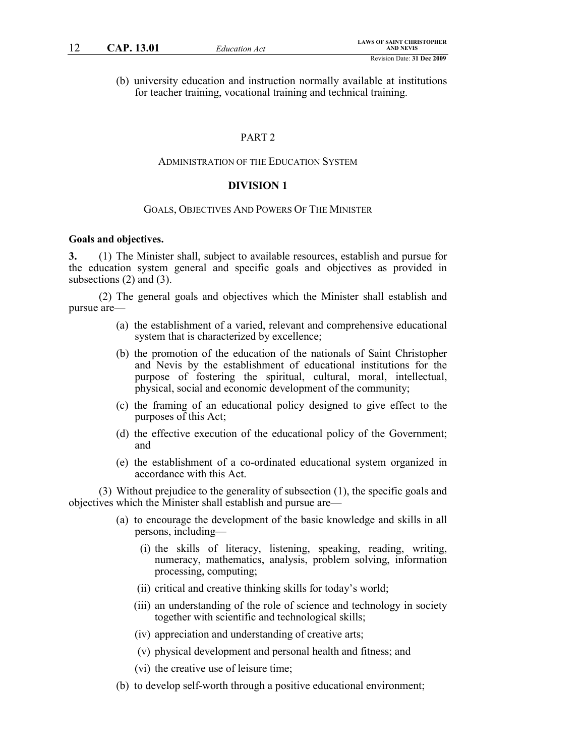(b) university education and instruction normally available at institutions for teacher training, vocational training and technical training.

## PART 2

## ADMINISTRATION OF THE EDUCATION SYSTEM

### DIVISION 1

### GOALS, OBJECTIVES AND POWERS OF THE MINISTER

**Goals and objectives.**

**3.** (1) The Minister shall, subject to available resources, establish and pursue for the education system general and specific goals and objectives as provided in subsections (2) and (3).

(2) The general goals and objectives which the Minister shall establish and pursue are—

- (a) the establishment of a varied, relevant and comprehensive educational system that is characterized by excellence;
- (b) the promotion of the education of the nationals of Saint Christopher and Nevis by the establishment of educational institutions for the purpose of fostering the spiritual, cultural, moral, intellectual, physical, social and economic development of the community;
- (c) the framing of an educational policy designed to give effect to the purposes of this Act;
- (d) the effective execution of the educational policy of the Government; and
- (e) the establishment of a co-ordinated educational system organized in accordance with this Act.

(3) Without prejudice to the generality of subsection (1), the specific goals and objectives which the Minister shall establish and pursue are—

- (a) to encourage the development of the basic knowledge and skills in all persons, including—
  - (i) the skills of literacy, listening, speaking, reading, writing, numeracy, mathematics, analysis, problem solving, information processing, computing;
  - (ii) critical and creative thinking skills for today's world;
  - (iii) an understanding of the role of science and technology in society together with scientific and technological skills;
  - (iv) appreciation and understanding of creative arts;
  - (v) physical development and personal health and fitness; and
  - (vi) the creative use of leisure time;
- (b) to develop self-worth through a positive educational environment;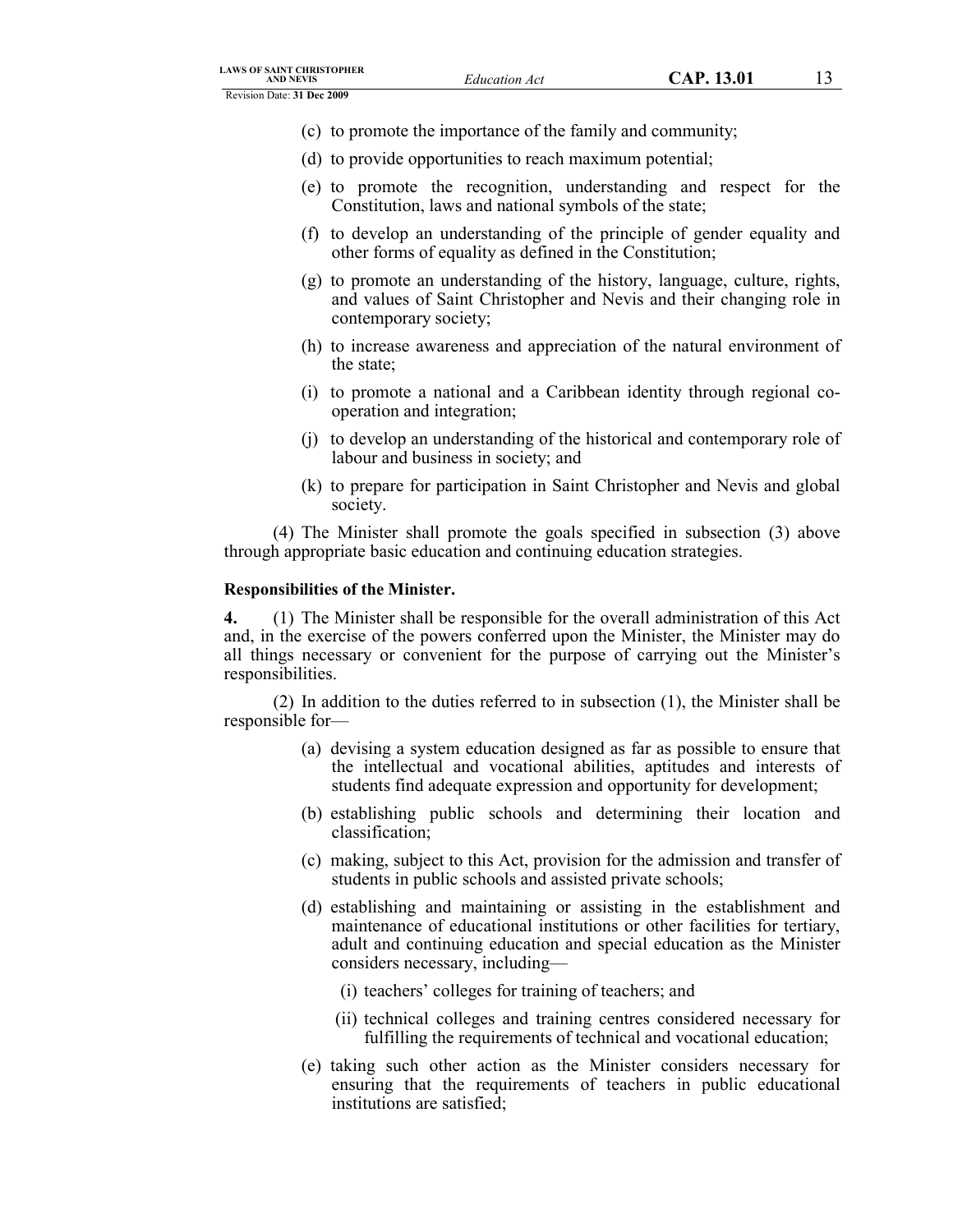(c) to promote the importance of the family and community;

(d) to provide opportunities to reach maximum potential;

(e) to promote the recognition, understanding and respect for the Constitution, laws and national symbols of the state;

(f) to develop an understanding of the principle of gender equality and other forms of equality as defined in the Constitution;

(g) to promote an understanding of the history, language, culture, rights, and values of Saint Christopher and Nevis and their changing role in contemporary society;

(h) to increase awareness and appreciation of the natural environment of the state;

(i) to promote a national and a Caribbean identity through regional co-operation and integration;

(j) to develop an understanding of the historical and contemporary role of labour and business in society; and

(k) to prepare for participation in Saint Christopher and Nevis and global society.

(4) The Minister shall promote the goals specified in subsection (3) above through appropriate basic education and continuing education strategies.

**Responsibilities of the Minister.**

**4.** (1) The Minister shall be responsible for the overall administration of this Act and, in the exercise of the powers conferred upon the Minister, the Minister may do all things necessary or convenient for the purpose of carrying out the Minister's responsibilities.

(2) In addition to the duties referred to in subsection (1), the Minister shall be responsible for—

(a) devising a system education designed as far as possible to ensure that the intellectual and vocational abilities, aptitudes and interests of students find adequate expression and opportunity for development;

(b) establishing public schools and determining their location and classification;

(c) making, subject to this Act, provision for the admission and transfer of students in public schools and assisted private schools;

(d) establishing and maintaining or assisting in the establishment and maintenance of educational institutions or other facilities for tertiary, adult and continuing education and special education as the Minister considers necessary, including—

(i) teachers' colleges for training of teachers; and

(ii) technical colleges and training centres considered necessary for fulfilling the requirements of technical and vocational education;

(e) taking such other action as the Minister considers necessary for ensuring that the requirements of teachers in public educational institutions are satisfied;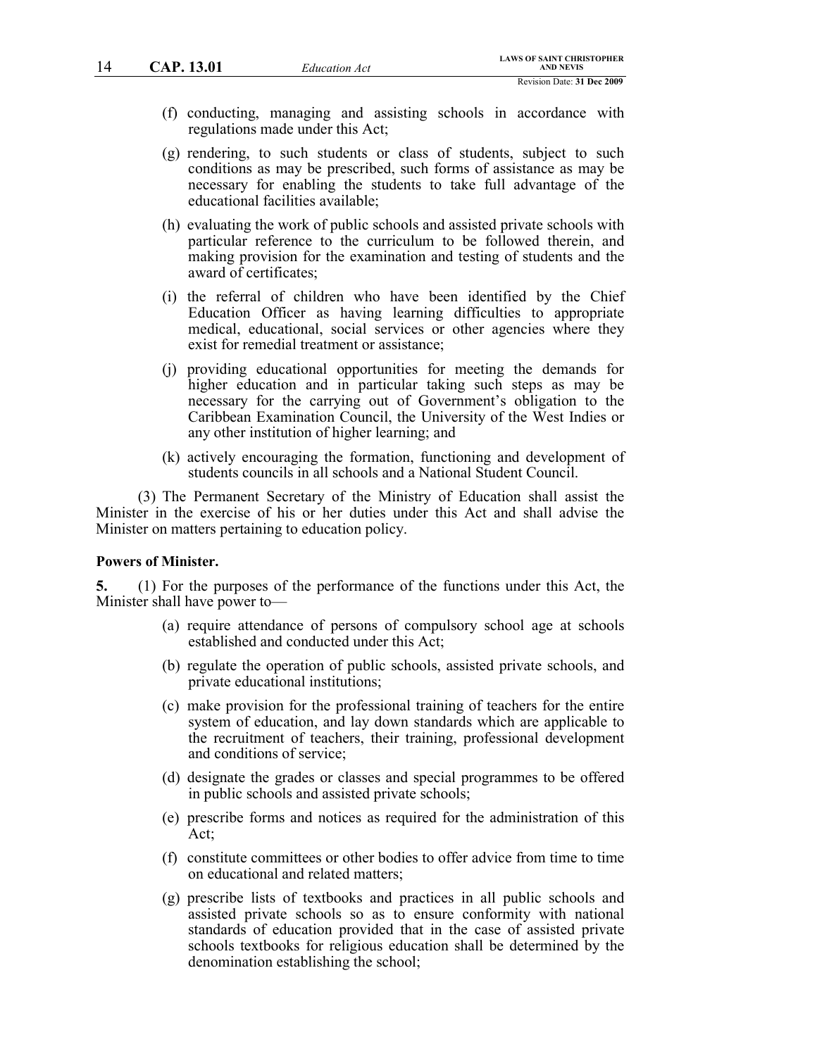(f) conducting, managing and assisting schools in accordance with regulations made under this Act;

(g) rendering, to such students or class of students, subject to such conditions as may be prescribed, such forms of assistance as may be necessary for enabling the students to take full advantage of the educational facilities available;

(h) evaluating the work of public schools and assisted private schools with particular reference to the curriculum to be followed therein, and making provision for the examination and testing of students and the award of certificates;

(i) the referral of children who have been identified by the Chief Education Officer as having learning difficulties to appropriate medical, educational, social services or other agencies where they exist for remedial treatment or assistance;

(j) providing educational opportunities for meeting the demands for higher education and in particular taking such steps as may be necessary for the carrying out of Government's obligation to the Caribbean Examination Council, the University of the West Indies or any other institution of higher learning; and

(k) actively encouraging the formation, functioning and development of students councils in all schools and a National Student Council.

(3) The Permanent Secretary of the Ministry of Education shall assist the Minister in the exercise of his or her duties under this Act and shall advise the Minister on matters pertaining to education policy.

**Powers of Minister.**

**5.** (1) For the purposes of the performance of the functions under this Act, the Minister shall have power to—

(a) require attendance of persons of compulsory school age at schools established and conducted under this Act;

(b) regulate the operation of public schools, assisted private schools, and private educational institutions;

(c) make provision for the professional training of teachers for the entire system of education, and lay down standards which are applicable to the recruitment of teachers, their training, professional development and conditions of service;

(d) designate the grades or classes and special programmes to be offered in public schools and assisted private schools;

(e) prescribe forms and notices as required for the administration of this Act;

(f) constitute committees or other bodies to offer advice from time to time on educational and related matters;

(g) prescribe lists of textbooks and practices in all public schools and assisted private schools so as to ensure conformity with national standards of education provided that in the case of assisted private schools textbooks for religious education shall be determined by the denomination establishing the school;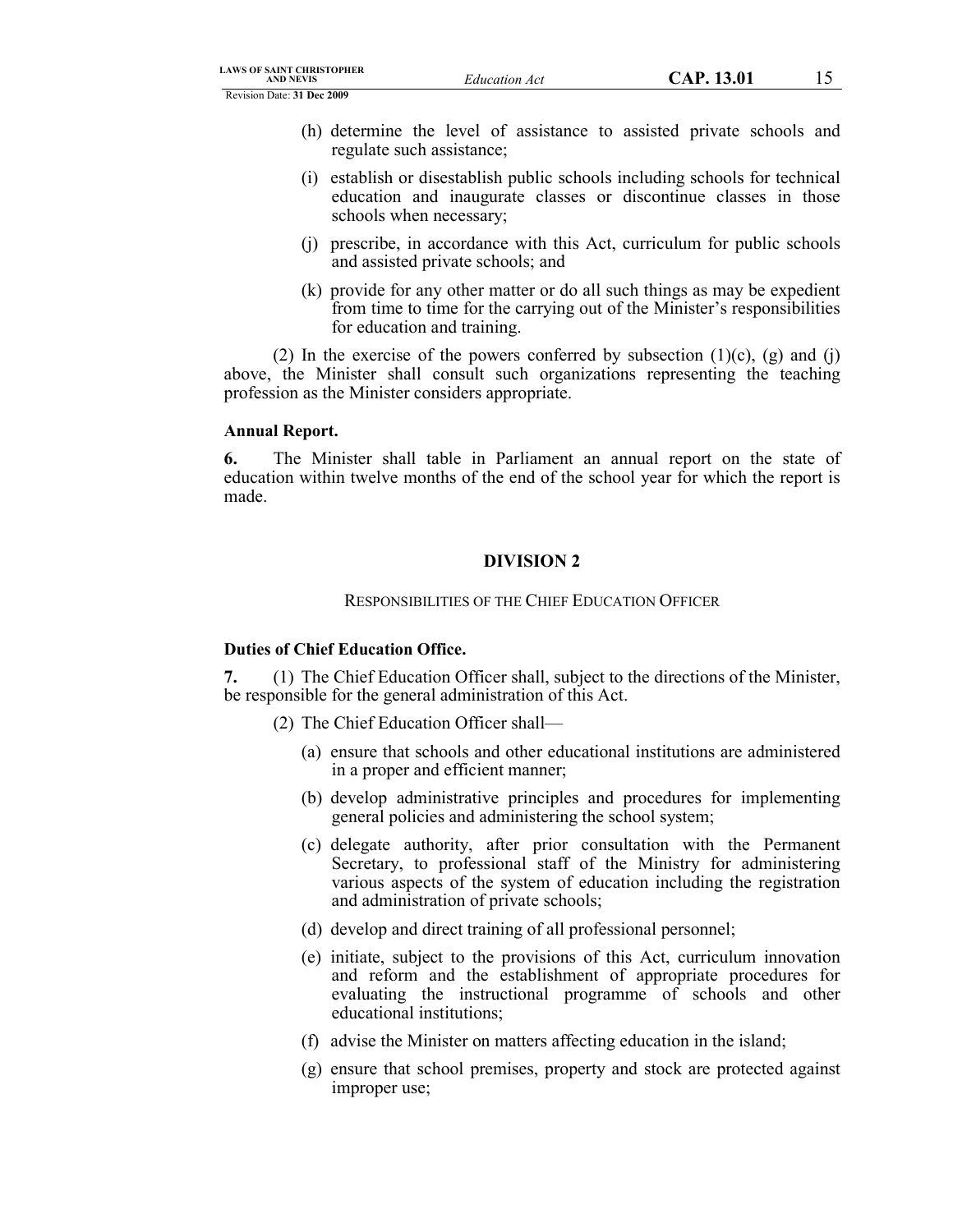(h) determine the level of assistance to assisted private schools and regulate such assistance;

(i) establish or disestablish public schools including schools for technical education and inaugurate classes or discontinue classes in those schools when necessary;

(j) prescribe, in accordance with this Act, curriculum for public schools and assisted private schools; and

(k) provide for any other matter or do all such things as may be expedient from time to time for the carrying out of the Minister's responsibilities for education and training.

(2) In the exercise of the powers conferred by subsection (1)(c), (g) and (j) above, the Minister shall consult such organizations representing the teaching profession as the Minister considers appropriate.

**Annual Report.**

**6.** The Minister shall table in Parliament an annual report on the state of education within twelve months of the end of the school year for which the report is made.

## DIVISION 2

RESPONSIBILITIES OF THE CHIEF EDUCATION OFFICER

**Duties of Chief Education Office.**

**7.** (1) The Chief Education Officer shall, subject to the directions of the Minister, be responsible for the general administration of this Act.

(2) The Chief Education Officer shall—

(a) ensure that schools and other educational institutions are administered in a proper and efficient manner;

(b) develop administrative principles and procedures for implementing general policies and administering the school system;

(c) delegate authority, after prior consultation with the Permanent Secretary, to professional staff of the Ministry for administering various aspects of the system of education including the registration and administration of private schools;

(d) develop and direct training of all professional personnel;

(e) initiate, subject to the provisions of this Act, curriculum innovation and reform and the establishment of appropriate procedures for evaluating the instructional programme of schools and other educational institutions;

(f) advise the Minister on matters affecting education in the island;

(g) ensure that school premises, property and stock are protected against improper use;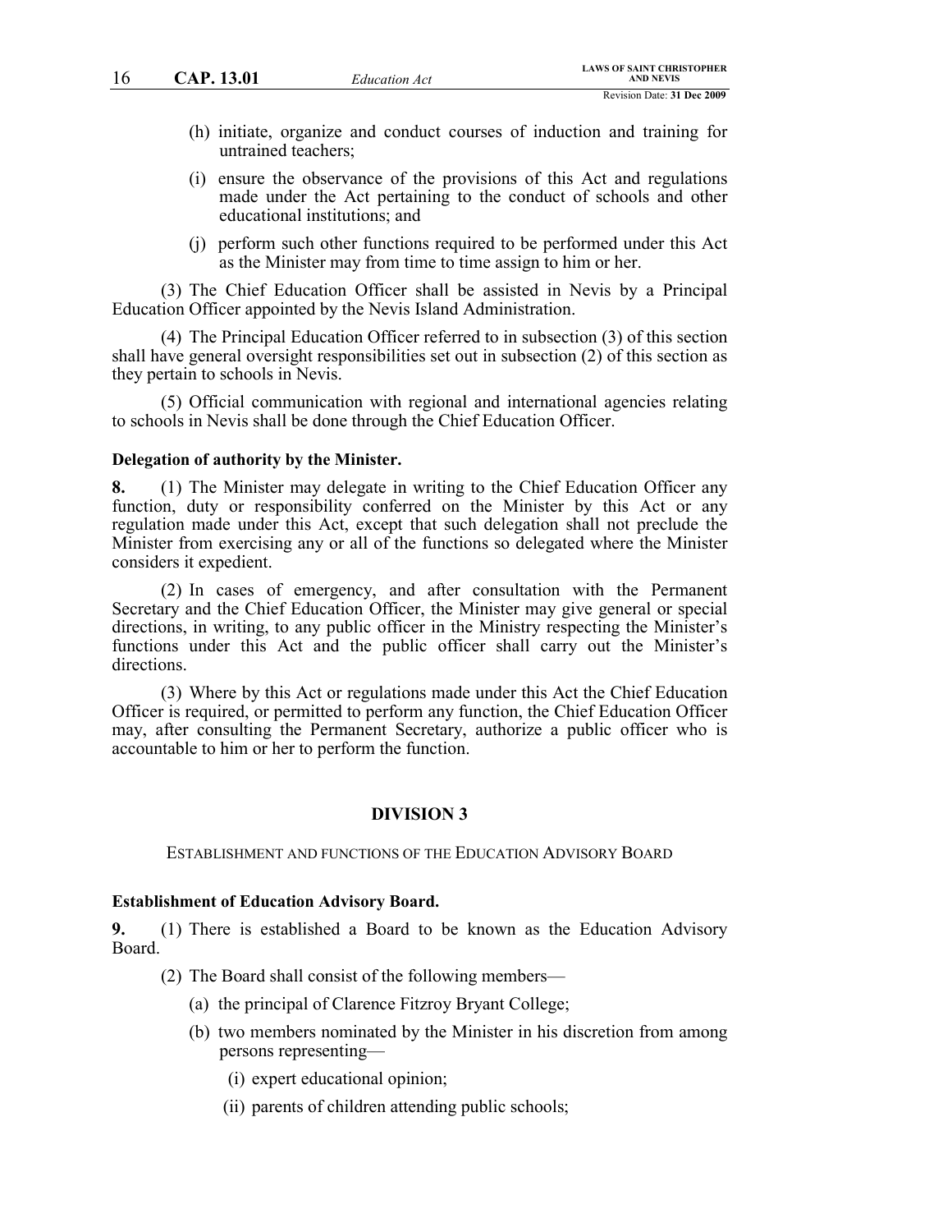(h) initiate, organize and conduct courses of induction and training for untrained teachers;

(i) ensure the observance of the provisions of this Act and regulations made under the Act pertaining to the conduct of schools and other educational institutions; and

(j) perform such other functions required to be performed under this Act as the Minister may from time to time assign to him or her.

(3) The Chief Education Officer shall be assisted in Nevis by a Principal Education Officer appointed by the Nevis Island Administration.

(4) The Principal Education Officer referred to in subsection (3) of this section shall have general oversight responsibilities set out in subsection (2) of this section as they pertain to schools in Nevis.

(5) Official communication with regional and international agencies relating to schools in Nevis shall be done through the Chief Education Officer.

**Delegation of authority by the Minister.**

**8.** (1) The Minister may delegate in writing to the Chief Education Officer any function, duty or responsibility conferred on the Minister by this Act or any regulation made under this Act, except that such delegation shall not preclude the Minister from exercising any or all of the functions so delegated where the Minister considers it expedient.

(2) In cases of emergency, and after consultation with the Permanent Secretary and the Chief Education Officer, the Minister may give general or special directions, in writing, to any public officer in the Ministry respecting the Minister's functions under this Act and the public officer shall carry out the Minister's directions.

(3) Where by this Act or regulations made under this Act the Chief Education Officer is required, or permitted to perform any function, the Chief Education Officer may, after consulting the Permanent Secretary, authorize a public officer who is accountable to him or her to perform the function.

## DIVISION 3

### ESTABLISHMENT AND FUNCTIONS OF THE EDUCATION ADVISORY BOARD

**Establishment of Education Advisory Board.**

**9.** (1) There is established a Board to be known as the Education Advisory Board.

(2) The Board shall consist of the following members—

(a) the principal of Clarence Fitzroy Bryant College;

(b) two members nominated by the Minister in his discretion from among persons representing—

(i) expert educational opinion;

(ii) parents of children attending public schools;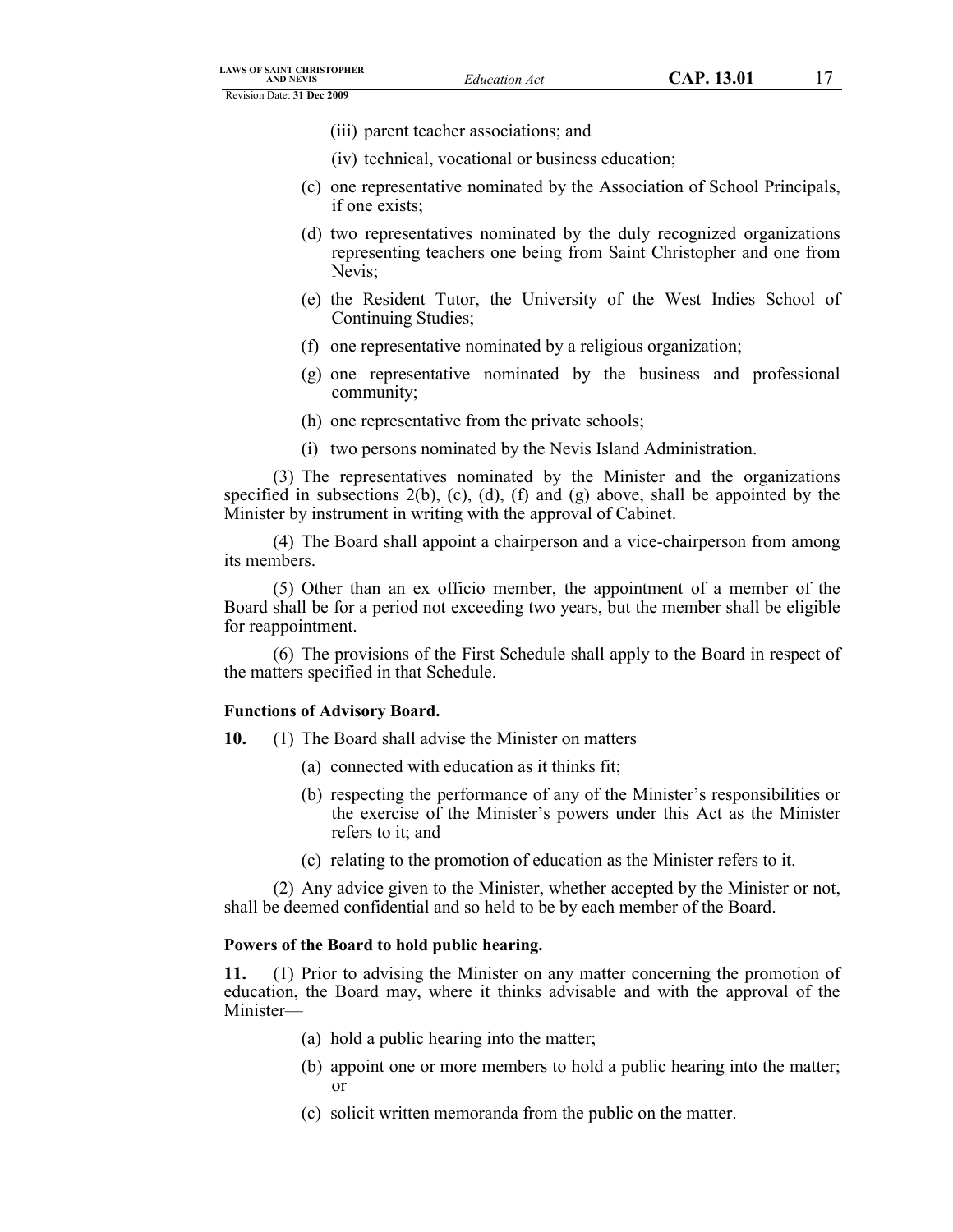(iii) parent teacher associations; and

(iv) technical, vocational or business education;

(c) one representative nominated by the Association of School Principals, if one exists;

(d) two representatives nominated by the duly recognized organizations representing teachers one being from Saint Christopher and one from Nevis;

(e) the Resident Tutor, the University of the West Indies School of Continuing Studies;

(f) one representative nominated by a religious organization;

(g) one representative nominated by the business and professional community;

(h) one representative from the private schools;

(i) two persons nominated by the Nevis Island Administration.

(3) The representatives nominated by the Minister and the organizations specified in subsections 2(b), (c), (d), (f) and (g) above, shall be appointed by the Minister by instrument in writing with the approval of Cabinet.

(4) The Board shall appoint a chairperson and a vice-chairperson from among its members.

(5) Other than an ex officio member, the appointment of a member of the Board shall be for a period not exceeding two years, but the member shall be eligible for reappointment.

(6) The provisions of the First Schedule shall apply to the Board in respect of the matters specified in that Schedule.

**Functions of Advisory Board.**

**10.** (1) The Board shall advise the Minister on matters

(a) connected with education as it thinks fit;

(b) respecting the performance of any of the Minister's responsibilities or the exercise of the Minister's powers under this Act as the Minister refers to it; and

(c) relating to the promotion of education as the Minister refers to it.

(2) Any advice given to the Minister, whether accepted by the Minister or not, shall be deemed confidential and so held to be by each member of the Board.

**Powers of the Board to hold public hearing.**

**11.** (1) Prior to advising the Minister on any matter concerning the promotion of education, the Board may, where it thinks advisable and with the approval of the Minister—

(a) hold a public hearing into the matter;

(b) appoint one or more members to hold a public hearing into the matter; or

(c) solicit written memoranda from the public on the matter.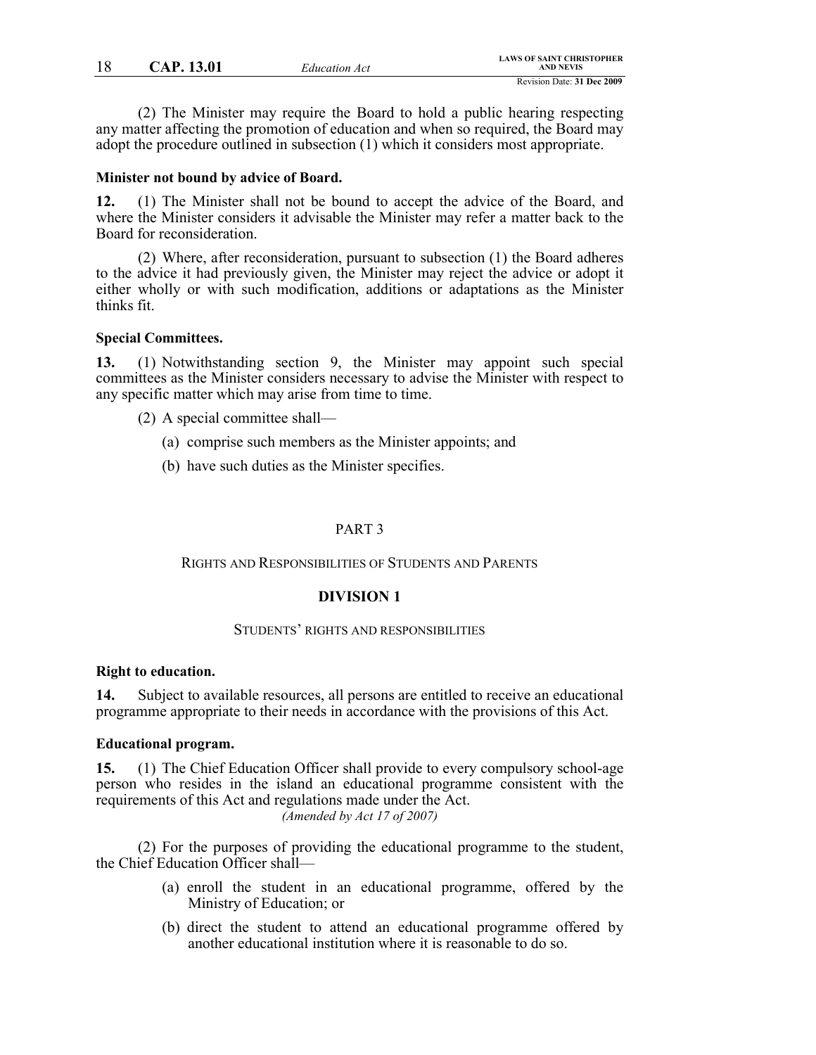(2) The Minister may require the Board to hold a public hearing respecting any matter affecting the promotion of education and when so required, the Board may adopt the procedure outlined in subsection (1) which it considers most appropriate.

**Minister not bound by advice of Board.**

**12.** (1) The Minister shall not be bound to accept the advice of the Board, and where the Minister considers it advisable the Minister may refer a matter back to the Board for reconsideration.

(2) Where, after reconsideration, pursuant to subsection (1) the Board adheres to the advice it had previously given, the Minister may reject the advice or adopt it either wholly or with such modification, additions or adaptations as the Minister thinks fit.

**Special Committees.**

**13.** (1) Notwithstanding section 9, the Minister may appoint such special committees as the Minister considers necessary to advise the Minister with respect to any specific matter which may arise from time to time.

(2) A special committee shall—

(a) comprise such members as the Minister appoints; and

(b) have such duties as the Minister specifies.

## PART 3

### RIGHTS AND RESPONSIBILITIES OF STUDENTS AND PARENTS

### DIVISION 1

#### STUDENTS' RIGHTS AND RESPONSIBILITIES

**Right to education.**

**14.** Subject to available resources, all persons are entitled to receive an educational programme appropriate to their needs in accordance with the provisions of this Act.

**Educational program.**

**15.** (1) The Chief Education Officer shall provide to every compulsory school-age person who resides in the island an educational programme consistent with the requirements of this Act and regulations made under the Act.
*(Amended by Act 17 of 2007)*

(2) For the purposes of providing the educational programme to the student, the Chief Education Officer shall—

(a) enroll the student in an educational programme, offered by the Ministry of Education; or

(b) direct the student to attend an educational programme offered by another educational institution where it is reasonable to do so.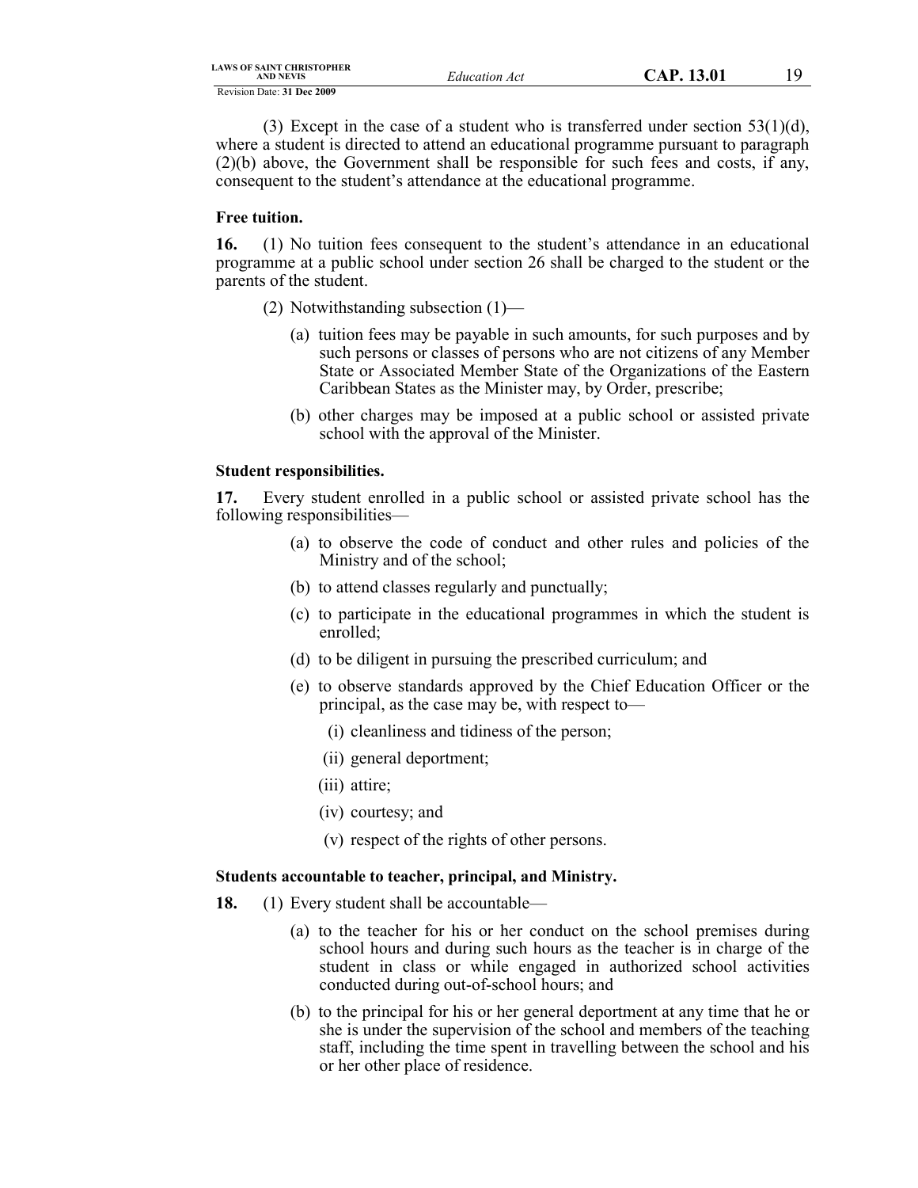(3) Except in the case of a student who is transferred under section 53(1)(d), where a student is directed to attend an educational programme pursuant to paragraph (2)(b) above, the Government shall be responsible for such fees and costs, if any, consequent to the student's attendance at the educational programme.

**Free tuition.**

**16.** (1) No tuition fees consequent to the student's attendance in an educational programme at a public school under section 26 shall be charged to the student or the parents of the student.

(2) Notwithstanding subsection (1)—

(a) tuition fees may be payable in such amounts, for such purposes and by such persons or classes of persons who are not citizens of any Member State or Associated Member State of the Organizations of the Eastern Caribbean States as the Minister may, by Order, prescribe;

(b) other charges may be imposed at a public school or assisted private school with the approval of the Minister.

**Student responsibilities.**

**17.** Every student enrolled in a public school or assisted private school has the following responsibilities—

(a) to observe the code of conduct and other rules and policies of the Ministry and of the school;

(b) to attend classes regularly and punctually;

(c) to participate in the educational programmes in which the student is enrolled;

(d) to be diligent in pursuing the prescribed curriculum; and

(e) to observe standards approved by the Chief Education Officer or the principal, as the case may be, with respect to—

(i) cleanliness and tidiness of the person;

(ii) general deportment;

(iii) attire;

(iv) courtesy; and

(v) respect of the rights of other persons.

**Students accountable to teacher, principal, and Ministry.**

**18.** (1) Every student shall be accountable—

(a) to the teacher for his or her conduct on the school premises during school hours and during such hours as the teacher is in charge of the student in class or while engaged in authorized school activities conducted during out-of-school hours; and

(b) to the principal for his or her general deportment at any time that he or she is under the supervision of the school and members of the teaching staff, including the time spent in travelling between the school and his or her other place of residence.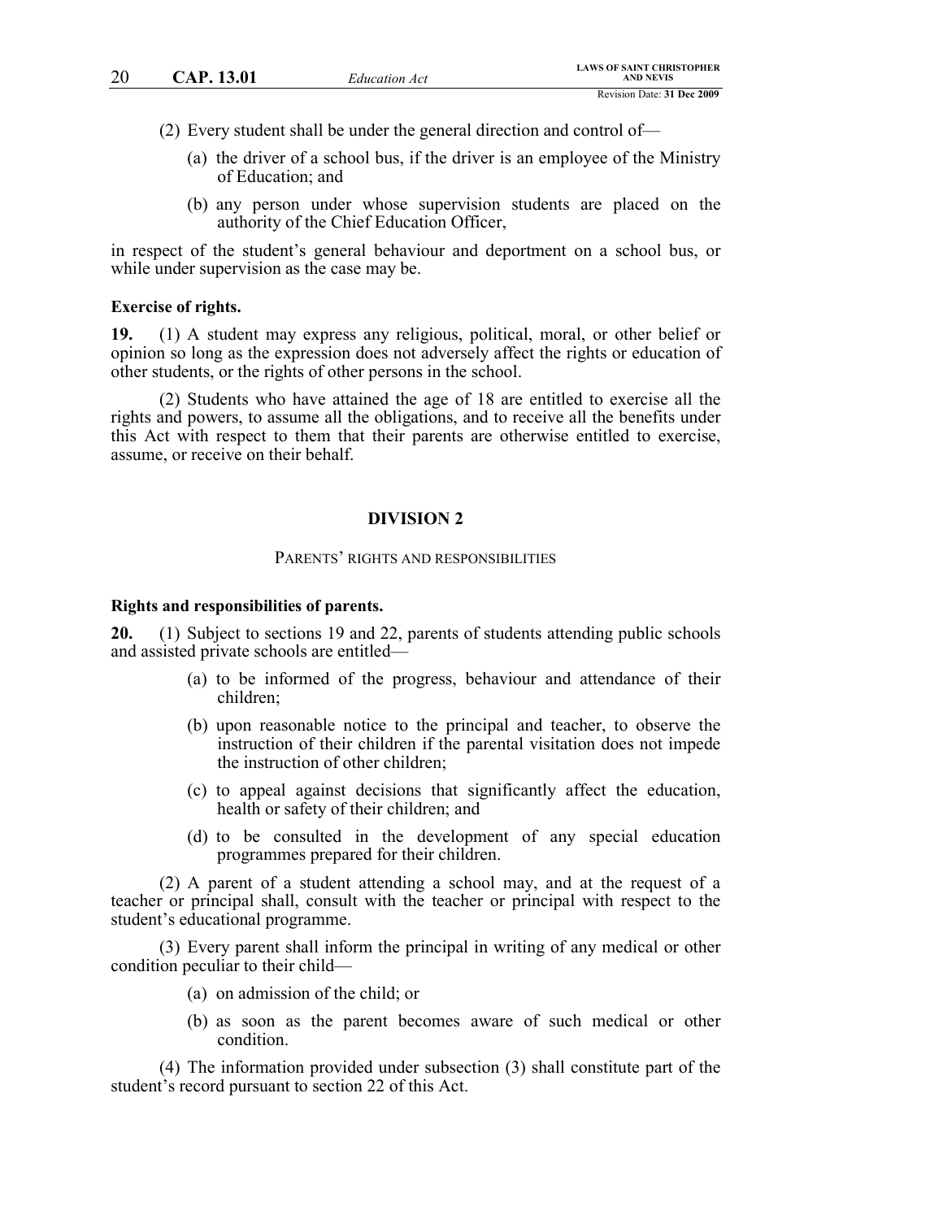(2) Every student shall be under the general direction and control of—

(a) the driver of a school bus, if the driver is an employee of the Ministry of Education; and

(b) any person under whose supervision students are placed on the authority of the Chief Education Officer,

in respect of the student's general behaviour and deportment on a school bus, or while under supervision as the case may be.

**Exercise of rights.**

**19.** (1) A student may express any religious, political, moral, or other belief or opinion so long as the expression does not adversely affect the rights or education of other students, or the rights of other persons in the school.

(2) Students who have attained the age of 18 are entitled to exercise all the rights and powers, to assume all the obligations, and to receive all the benefits under this Act with respect to them that their parents are otherwise entitled to exercise, assume, or receive on their behalf.

## DIVISION 2

### PARENTS' RIGHTS AND RESPONSIBILITIES

**Rights and responsibilities of parents.**

**20.** (1) Subject to sections 19 and 22, parents of students attending public schools and assisted private schools are entitled—

(a) to be informed of the progress, behaviour and attendance of their children;

(b) upon reasonable notice to the principal and teacher, to observe the instruction of their children if the parental visitation does not impede the instruction of other children;

(c) to appeal against decisions that significantly affect the education, health or safety of their children; and

(d) to be consulted in the development of any special education programmes prepared for their children.

(2) A parent of a student attending a school may, and at the request of a teacher or principal shall, consult with the teacher or principal with respect to the student's educational programme.

(3) Every parent shall inform the principal in writing of any medical or other condition peculiar to their child—

(a) on admission of the child; or

(b) as soon as the parent becomes aware of such medical or other condition.

(4) The information provided under subsection (3) shall constitute part of the student's record pursuant to section 22 of this Act.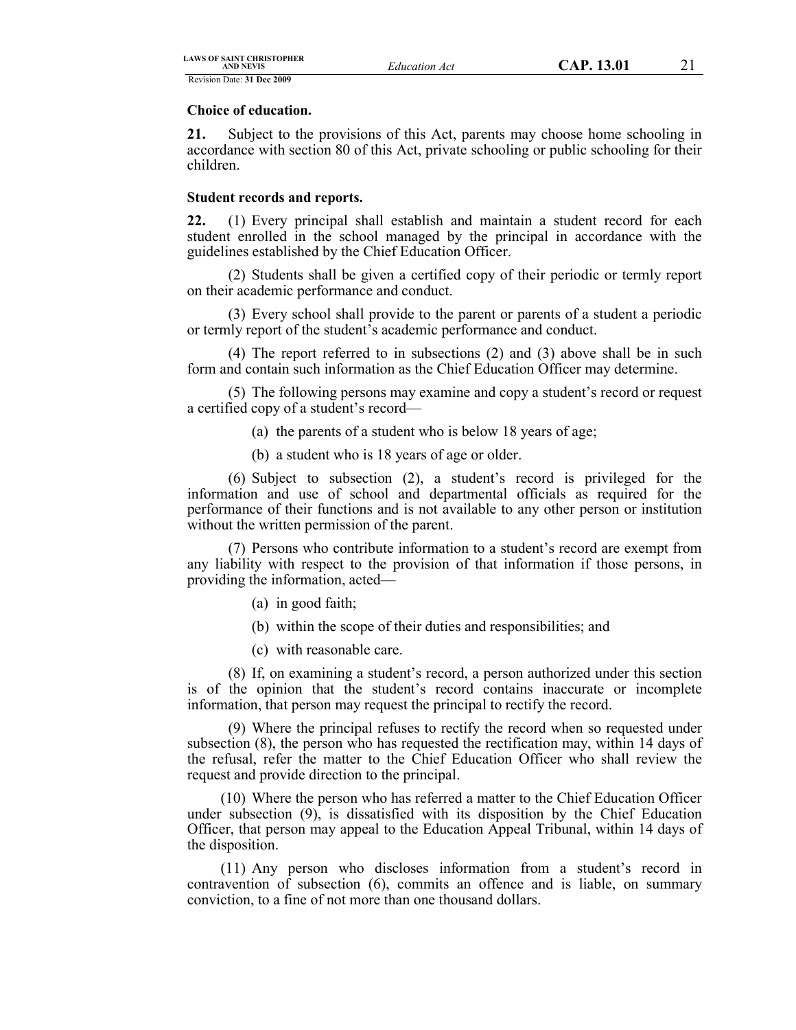**Choice of education.**

**21.** Subject to the provisions of this Act, parents may choose home schooling in accordance with section 80 of this Act, private schooling or public schooling for their children.

**Student records and reports.**

**22.** (1) Every principal shall establish and maintain a student record for each student enrolled in the school managed by the principal in accordance with the guidelines established by the Chief Education Officer.

(2) Students shall be given a certified copy of their periodic or termly report on their academic performance and conduct.

(3) Every school shall provide to the parent or parents of a student a periodic or termly report of the student's academic performance and conduct.

(4) The report referred to in subsections (2) and (3) above shall be in such form and contain such information as the Chief Education Officer may determine.

(5) The following persons may examine and copy a student's record or request a certified copy of a student's record—

(a) the parents of a student who is below 18 years of age;

(b) a student who is 18 years of age or older.

(6) Subject to subsection (2), a student's record is privileged for the information and use of school and departmental officials as required for the performance of their functions and is not available to any other person or institution without the written permission of the parent.

(7) Persons who contribute information to a student's record are exempt from any liability with respect to the provision of that information if those persons, in providing the information, acted—

(a) in good faith;

(b) within the scope of their duties and responsibilities; and

(c) with reasonable care.

(8) If, on examining a student's record, a person authorized under this section is of the opinion that the student's record contains inaccurate or incomplete information, that person may request the principal to rectify the record.

(9) Where the principal refuses to rectify the record when so requested under subsection (8), the person who has requested the rectification may, within 14 days of the refusal, refer the matter to the Chief Education Officer who shall review the request and provide direction to the principal.

(10) Where the person who has referred a matter to the Chief Education Officer under subsection (9), is dissatisfied with its disposition by the Chief Education Officer, that person may appeal to the Education Appeal Tribunal, within 14 days of the disposition.

(11) Any person who discloses information from a student's record in contravention of subsection (6), commits an offence and is liable, on summary conviction, to a fine of not more than one thousand dollars.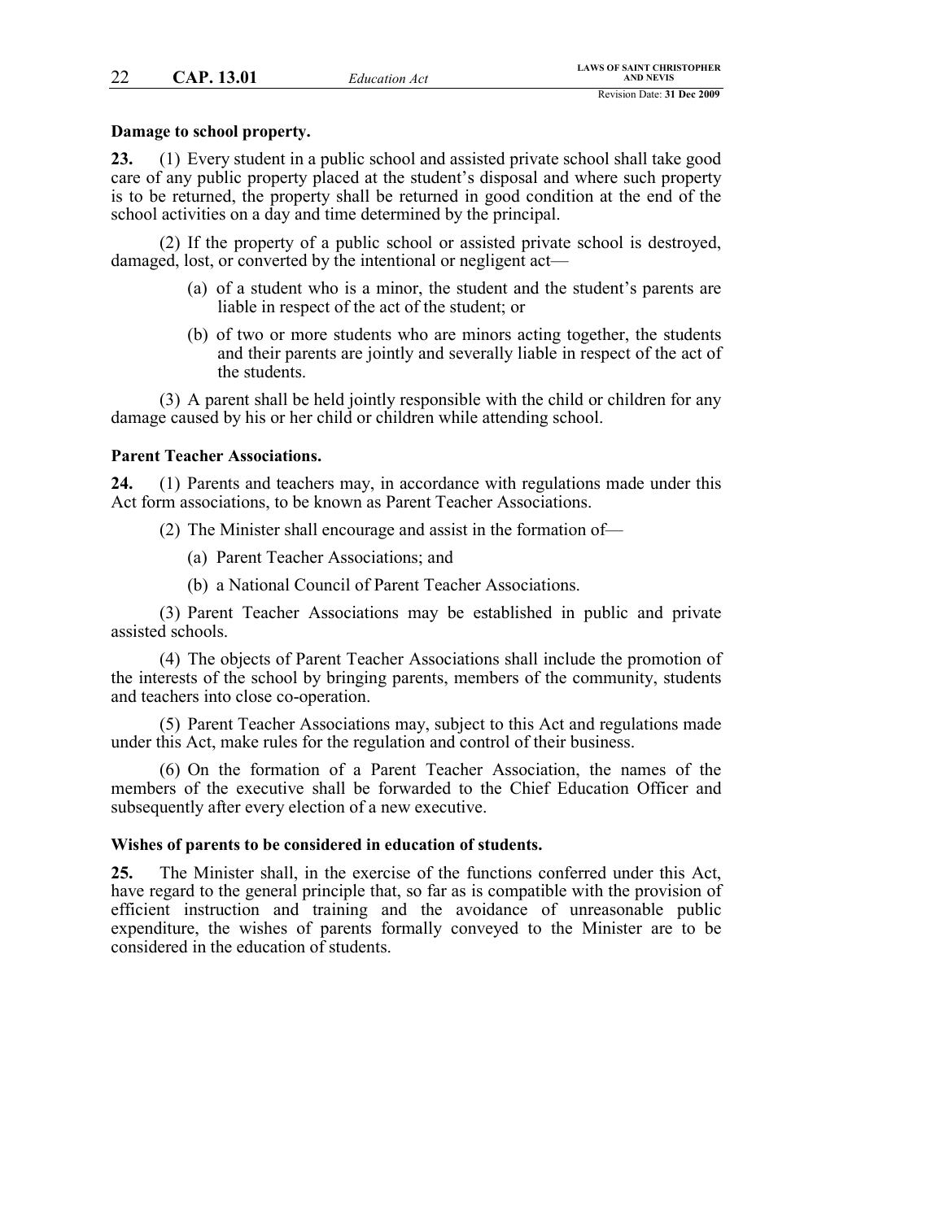**Damage to school property.**

**23.** (1) Every student in a public school and assisted private school shall take good care of any public property placed at the student's disposal and where such property is to be returned, the property shall be returned in good condition at the end of the school activities on a day and time determined by the principal.

(2) If the property of a public school or assisted private school is destroyed, damaged, lost, or converted by the intentional or negligent act—

- (a) of a student who is a minor, the student and the student's parents are liable in respect of the act of the student; or
- (b) of two or more students who are minors acting together, the students and their parents are jointly and severally liable in respect of the act of the students.

(3) A parent shall be held jointly responsible with the child or children for any damage caused by his or her child or children while attending school.

**Parent Teacher Associations.**

**24.** (1) Parents and teachers may, in accordance with regulations made under this Act form associations, to be known as Parent Teacher Associations.

(2) The Minister shall encourage and assist in the formation of—

- (a) Parent Teacher Associations; and
- (b) a National Council of Parent Teacher Associations.

(3) Parent Teacher Associations may be established in public and private assisted schools.

(4) The objects of Parent Teacher Associations shall include the promotion of the interests of the school by bringing parents, members of the community, students and teachers into close co-operation.

(5) Parent Teacher Associations may, subject to this Act and regulations made under this Act, make rules for the regulation and control of their business.

(6) On the formation of a Parent Teacher Association, the names of the members of the executive shall be forwarded to the Chief Education Officer and subsequently after every election of a new executive.

**Wishes of parents to be considered in education of students.**

**25.** The Minister shall, in the exercise of the functions conferred under this Act, have regard to the general principle that, so far as is compatible with the provision of efficient instruction and training and the avoidance of unreasonable public expenditure, the wishes of parents formally conveyed to the Minister are to be considered in the education of students.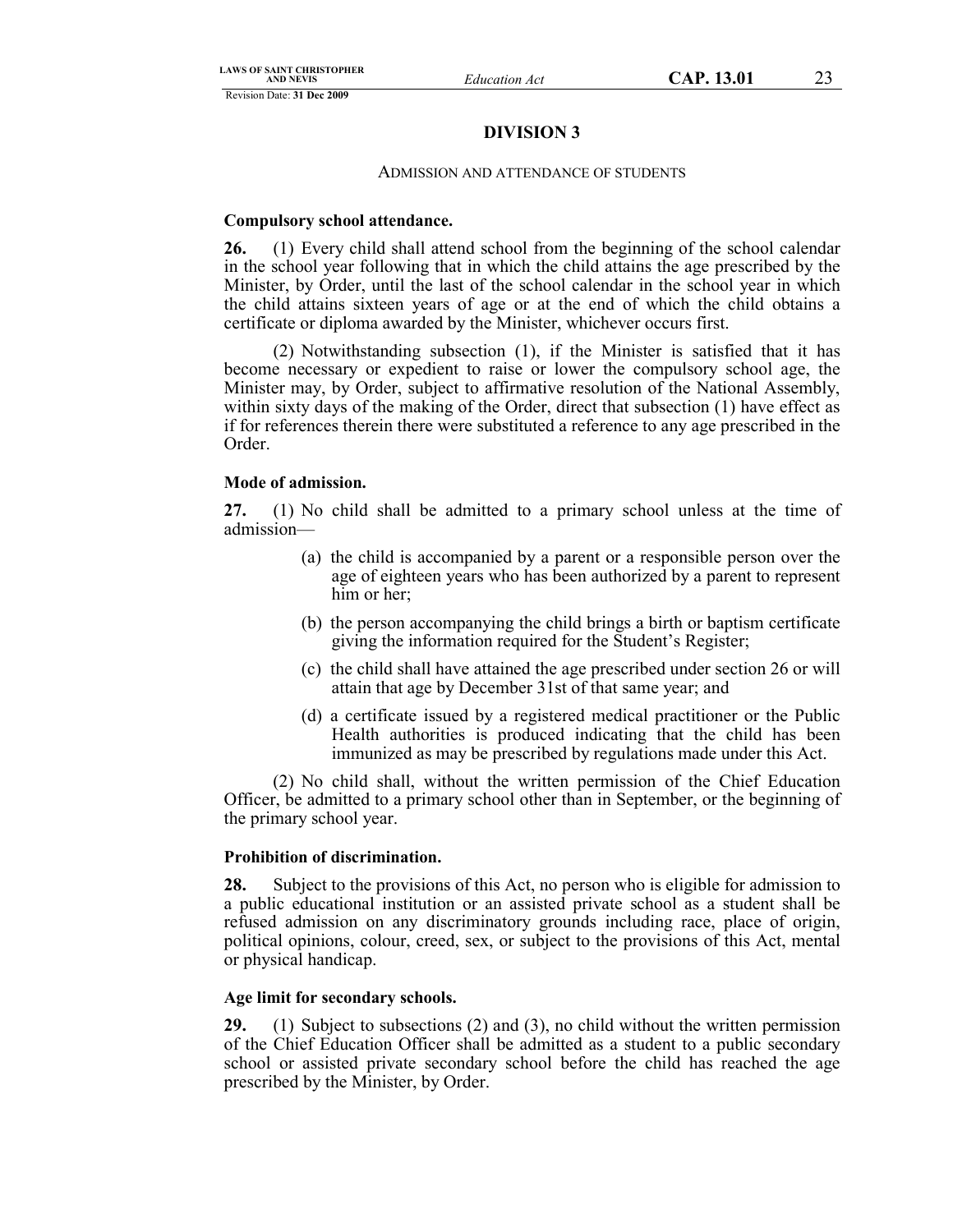## DIVISION 3

ADMISSION AND ATTENDANCE OF STUDENTS

**Compulsory school attendance.**

**26.** (1) Every child shall attend school from the beginning of the school calendar in the school year following that in which the child attains the age prescribed by the Minister, by Order, until the last of the school calendar in the school year in which the child attains sixteen years of age or at the end of which the child obtains a certificate or diploma awarded by the Minister, whichever occurs first.

(2) Notwithstanding subsection (1), if the Minister is satisfied that it has become necessary or expedient to raise or lower the compulsory school age, the Minister may, by Order, subject to affirmative resolution of the National Assembly, within sixty days of the making of the Order, direct that subsection (1) have effect as if for references therein there were substituted a reference to any age prescribed in the Order.

**Mode of admission.**

**27.** (1) No child shall be admitted to a primary school unless at the time of admission—

(a) the child is accompanied by a parent or a responsible person over the age of eighteen years who has been authorized by a parent to represent him or her;

(b) the person accompanying the child brings a birth or baptism certificate giving the information required for the Student's Register;

(c) the child shall have attained the age prescribed under section 26 or will attain that age by December 31st of that same year; and

(d) a certificate issued by a registered medical practitioner or the Public Health authorities is produced indicating that the child has been immunized as may be prescribed by regulations made under this Act.

(2) No child shall, without the written permission of the Chief Education Officer, be admitted to a primary school other than in September, or the beginning of the primary school year.

**Prohibition of discrimination.**

**28.** Subject to the provisions of this Act, no person who is eligible for admission to a public educational institution or an assisted private school as a student shall be refused admission on any discriminatory grounds including race, place of origin, political opinions, colour, creed, sex, or subject to the provisions of this Act, mental or physical handicap.

**Age limit for secondary schools.**

**29.** (1) Subject to subsections (2) and (3), no child without the written permission of the Chief Education Officer shall be admitted as a student to a public secondary school or assisted private secondary school before the child has reached the age prescribed by the Minister, by Order.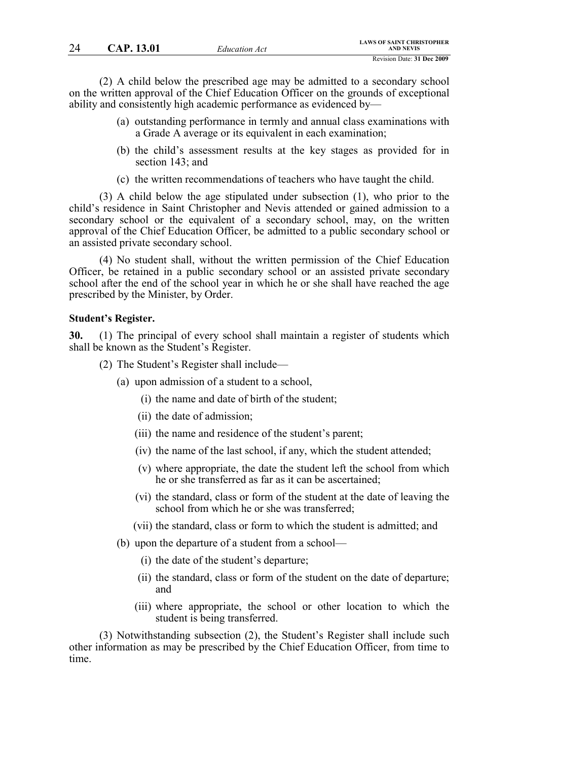(2) A child below the prescribed age may be admitted to a secondary school on the written approval of the Chief Education Officer on the grounds of exceptional ability and consistently high academic performance as evidenced by—

- (a) outstanding performance in termly and annual class examinations with a Grade A average or its equivalent in each examination;
- (b) the child's assessment results at the key stages as provided for in section 143; and
- (c) the written recommendations of teachers who have taught the child.

(3) A child below the age stipulated under subsection (1), who prior to the child's residence in Saint Christopher and Nevis attended or gained admission to a secondary school or the equivalent of a secondary school, may, on the written approval of the Chief Education Officer, be admitted to a public secondary school or an assisted private secondary school.

(4) No student shall, without the written permission of the Chief Education Officer, be retained in a public secondary school or an assisted private secondary school after the end of the school year in which he or she shall have reached the age prescribed by the Minister, by Order.

**Student's Register.**

**30.** (1) The principal of every school shall maintain a register of students which shall be known as the Student's Register.

(2) The Student's Register shall include—

- (a) upon admission of a student to a school,
  - (i) the name and date of birth of the student;
  - (ii) the date of admission;
  - (iii) the name and residence of the student's parent;
  - (iv) the name of the last school, if any, which the student attended;
  - (v) where appropriate, the date the student left the school from which he or she transferred as far as it can be ascertained;
  - (vi) the standard, class or form of the student at the date of leaving the school from which he or she was transferred;
  - (vii) the standard, class or form to which the student is admitted; and
- (b) upon the departure of a student from a school—
  - (i) the date of the student's departure;
  - (ii) the standard, class or form of the student on the date of departure; and
  - (iii) where appropriate, the school or other location to which the student is being transferred.

(3) Notwithstanding subsection (2), the Student's Register shall include such other information as may be prescribed by the Chief Education Officer, from time to time.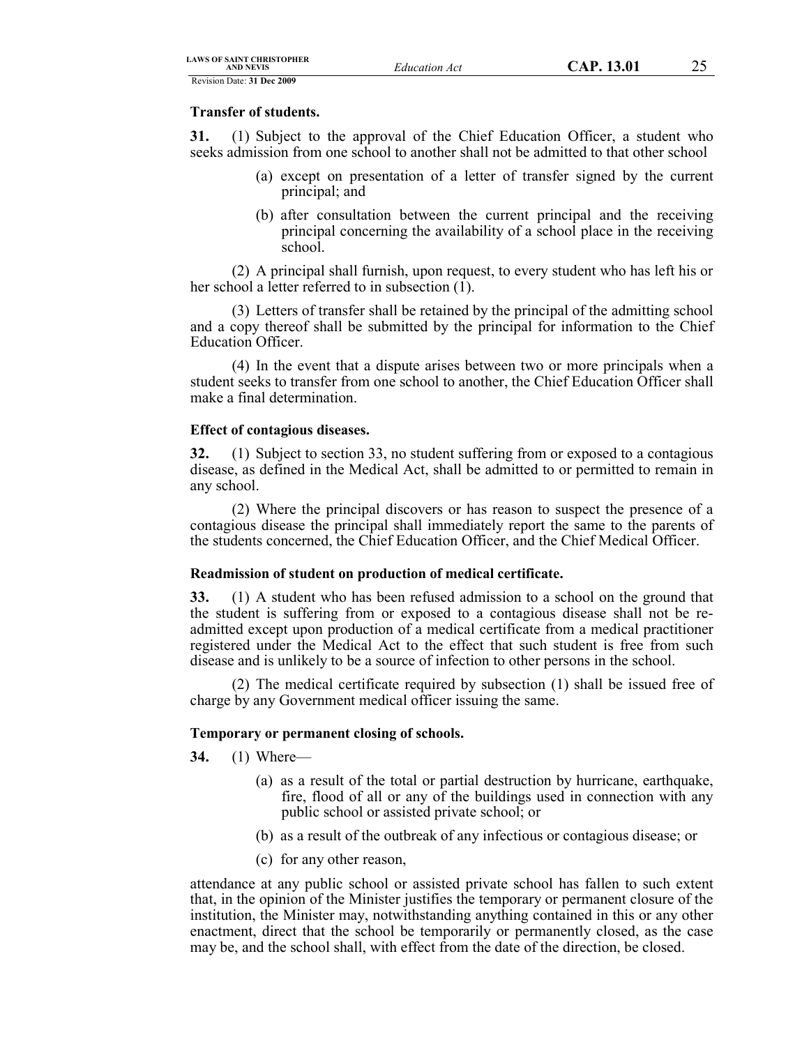**Transfer of students.**

**31.** (1) Subject to the approval of the Chief Education Officer, a student who seeks admission from one school to another shall not be admitted to that other school

(a) except on presentation of a letter of transfer signed by the current principal; and

(b) after consultation between the current principal and the receiving principal concerning the availability of a school place in the receiving school.

(2) A principal shall furnish, upon request, to every student who has left his or her school a letter referred to in subsection (1).

(3) Letters of transfer shall be retained by the principal of the admitting school and a copy thereof shall be submitted by the principal for information to the Chief Education Officer.

(4) In the event that a dispute arises between two or more principals when a student seeks to transfer from one school to another, the Chief Education Officer shall make a final determination.

**Effect of contagious diseases.**

**32.** (1) Subject to section 33, no student suffering from or exposed to a contagious disease, as defined in the Medical Act, shall be admitted to or permitted to remain in any school.

(2) Where the principal discovers or has reason to suspect the presence of a contagious disease the principal shall immediately report the same to the parents of the students concerned, the Chief Education Officer, and the Chief Medical Officer.

**Readmission of student on production of medical certificate.**

**33.** (1) A student who has been refused admission to a school on the ground that the student is suffering from or exposed to a contagious disease shall not be re-admitted except upon production of a medical certificate from a medical practitioner registered under the Medical Act to the effect that such student is free from such disease and is unlikely to be a source of infection to other persons in the school.

(2) The medical certificate required by subsection (1) shall be issued free of charge by any Government medical officer issuing the same.

**Temporary or permanent closing of schools.**

**34.** (1) Where—

(a) as a result of the total or partial destruction by hurricane, earthquake, fire, flood of all or any of the buildings used in connection with any public school or assisted private school; or

(b) as a result of the outbreak of any infectious or contagious disease; or

(c) for any other reason,

attendance at any public school or assisted private school has fallen to such extent that, in the opinion of the Minister justifies the temporary or permanent closure of the institution, the Minister may, notwithstanding anything contained in this or any other enactment, direct that the school be temporarily or permanently closed, as the case may be, and the school shall, with effect from the date of the direction, be closed.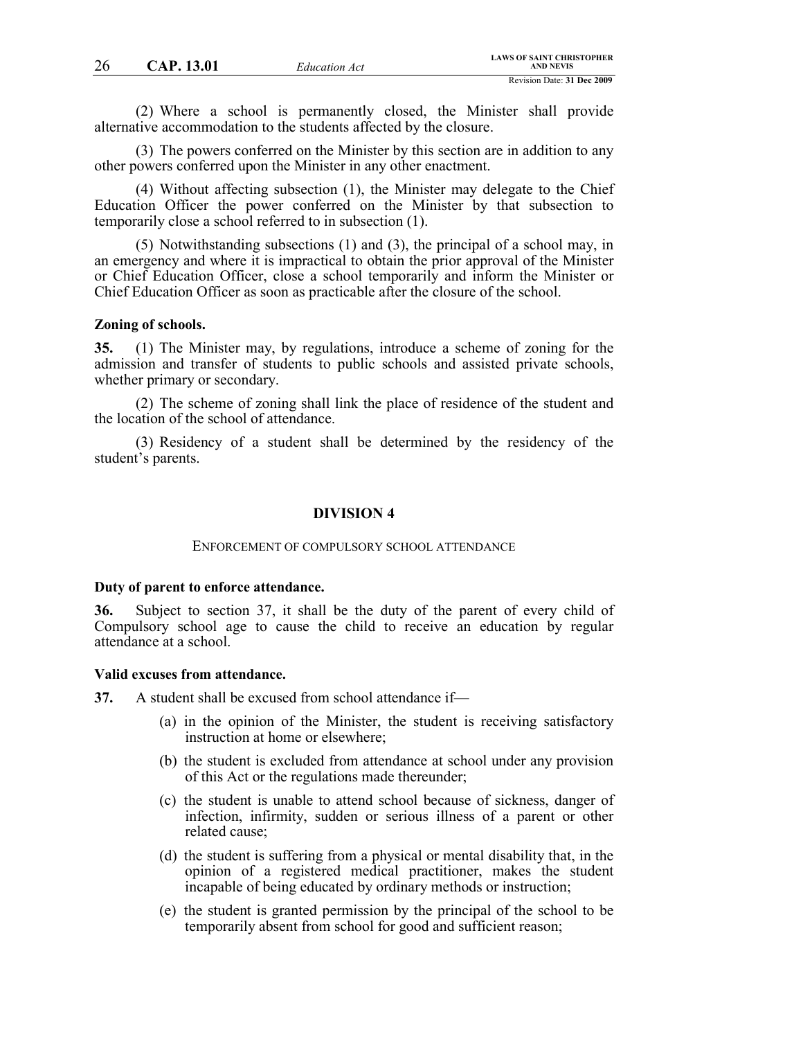(2) Where a school is permanently closed, the Minister shall provide alternative accommodation to the students affected by the closure.

(3) The powers conferred on the Minister by this section are in addition to any other powers conferred upon the Minister in any other enactment.

(4) Without affecting subsection (1), the Minister may delegate to the Chief Education Officer the power conferred on the Minister by that subsection to temporarily close a school referred to in subsection (1).

(5) Notwithstanding subsections (1) and (3), the principal of a school may, in an emergency and where it is impractical to obtain the prior approval of the Minister or Chief Education Officer, close a school temporarily and inform the Minister or Chief Education Officer as soon as practicable after the closure of the school.

**Zoning of schools.**

**35.** (1) The Minister may, by regulations, introduce a scheme of zoning for the admission and transfer of students to public schools and assisted private schools, whether primary or secondary.

(2) The scheme of zoning shall link the place of residence of the student and the location of the school of attendance.

(3) Residency of a student shall be determined by the residency of the student's parents.

## DIVISION 4

### ENFORCEMENT OF COMPULSORY SCHOOL ATTENDANCE

**Duty of parent to enforce attendance.**

**36.** Subject to section 37, it shall be the duty of the parent of every child of Compulsory school age to cause the child to receive an education by regular attendance at a school.

**Valid excuses from attendance.**

**37.** A student shall be excused from school attendance if—

(a) in the opinion of the Minister, the student is receiving satisfactory instruction at home or elsewhere;

(b) the student is excluded from attendance at school under any provision of this Act or the regulations made thereunder;

(c) the student is unable to attend school because of sickness, danger of infection, infirmity, sudden or serious illness of a parent or other related cause;

(d) the student is suffering from a physical or mental disability that, in the opinion of a registered medical practitioner, makes the student incapable of being educated by ordinary methods or instruction;

(e) the student is granted permission by the principal of the school to be temporarily absent from school for good and sufficient reason;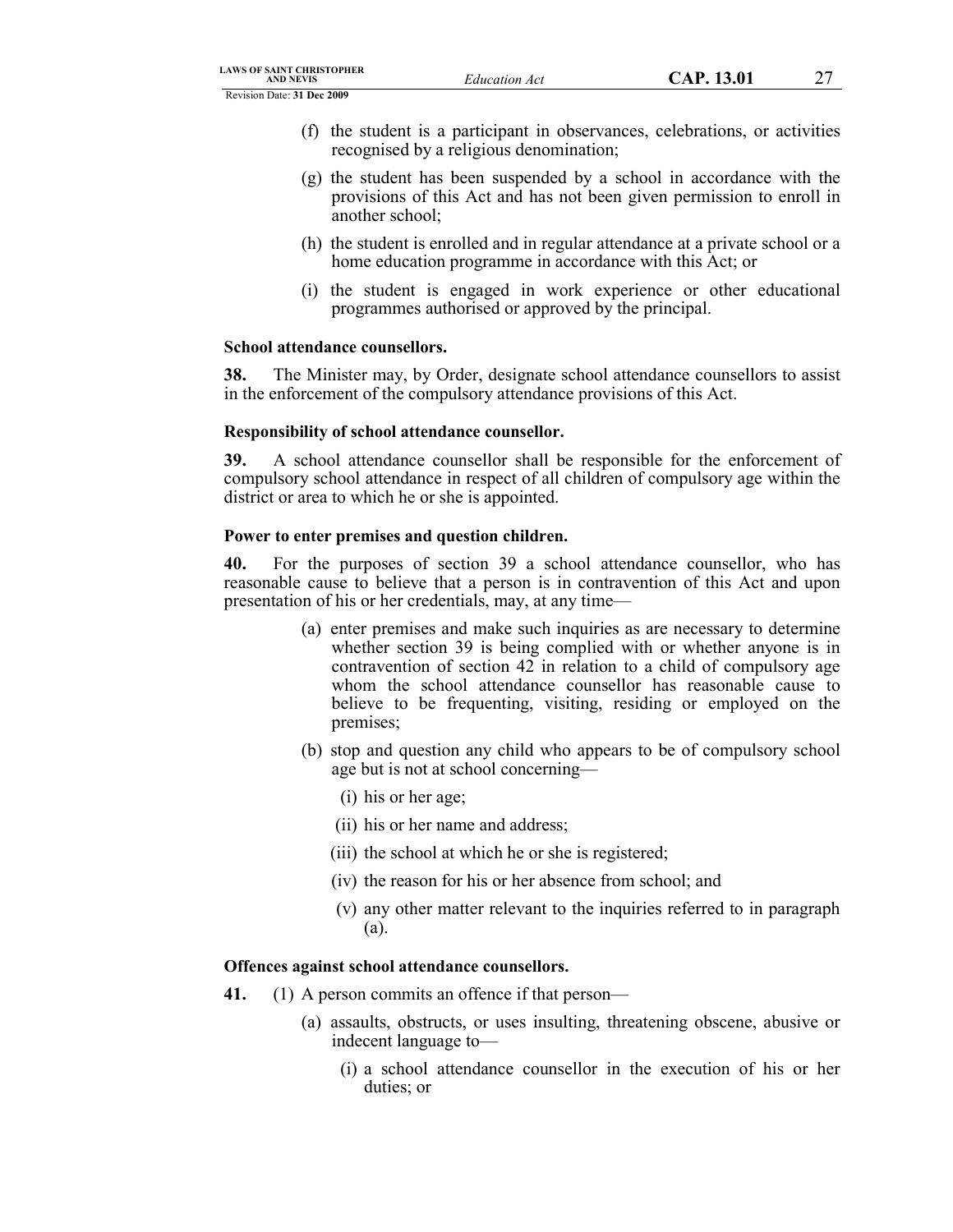(f) the student is a participant in observances, celebrations, or activities recognised by a religious denomination;

(g) the student has been suspended by a school in accordance with the provisions of this Act and has not been given permission to enroll in another school;

(h) the student is enrolled and in regular attendance at a private school or a home education programme in accordance with this Act; or

(i) the student is engaged in work experience or other educational programmes authorised or approved by the principal.

**School attendance counsellors.**

**38.** The Minister may, by Order, designate school attendance counsellors to assist in the enforcement of the compulsory attendance provisions of this Act.

**Responsibility of school attendance counsellor.**

**39.** A school attendance counsellor shall be responsible for the enforcement of compulsory school attendance in respect of all children of compulsory age within the district or area to which he or she is appointed.

**Power to enter premises and question children.**

**40.** For the purposes of section 39 a school attendance counsellor, who has reasonable cause to believe that a person is in contravention of this Act and upon presentation of his or her credentials, may, at any time—

(a) enter premises and make such inquiries as are necessary to determine whether section 39 is being complied with or whether anyone is in contravention of section 42 in relation to a child of compulsory age whom the school attendance counsellor has reasonable cause to believe to be frequenting, visiting, residing or employed on the premises;

(b) stop and question any child who appears to be of compulsory school age but is not at school concerning—

(i) his or her age;

(ii) his or her name and address;

(iii) the school at which he or she is registered;

(iv) the reason for his or her absence from school; and

(v) any other matter relevant to the inquiries referred to in paragraph (a).

**Offences against school attendance counsellors.**

**41.** (1) A person commits an offence if that person—

(a) assaults, obstructs, or uses insulting, threatening obscene, abusive or indecent language to—

(i) a school attendance counsellor in the execution of his or her duties; or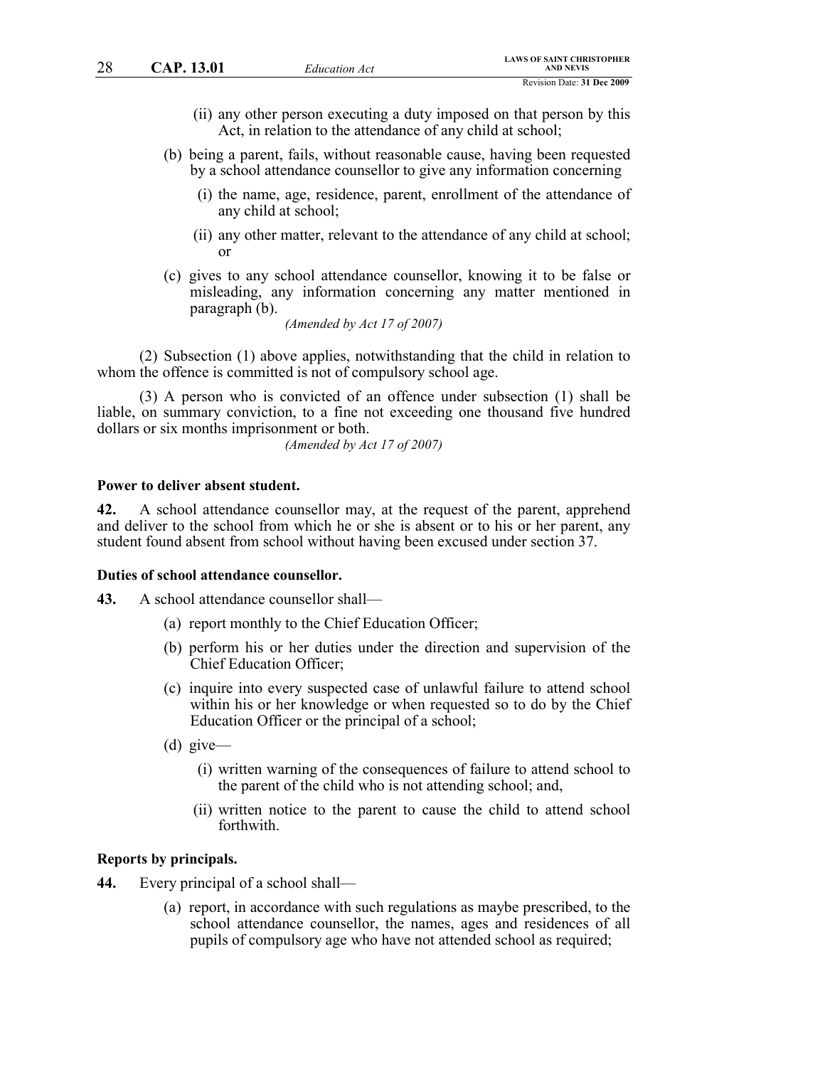(ii) any other person executing a duty imposed on that person by this Act, in relation to the attendance of any child at school;

(b) being a parent, fails, without reasonable cause, having been requested by a school attendance counsellor to give any information concerning

(i) the name, age, residence, parent, enrollment of the attendance of any child at school;

(ii) any other matter, relevant to the attendance of any child at school; or

(c) gives to any school attendance counsellor, knowing it to be false or misleading, any information concerning any matter mentioned in paragraph (b).

*(Amended by Act 17 of 2007)*

(2) Subsection (1) above applies, notwithstanding that the child in relation to whom the offence is committed is not of compulsory school age.

(3) A person who is convicted of an offence under subsection (1) shall be liable, on summary conviction, to a fine not exceeding one thousand five hundred dollars or six months imprisonment or both.

*(Amended by Act 17 of 2007)*

**Power to deliver absent student.**

**42.** A school attendance counsellor may, at the request of the parent, apprehend and deliver to the school from which he or she is absent or to his or her parent, any student found absent from school without having been excused under section 37.

**Duties of school attendance counsellor.**

**43.** A school attendance counsellor shall—

(a) report monthly to the Chief Education Officer;

(b) perform his or her duties under the direction and supervision of the Chief Education Officer;

(c) inquire into every suspected case of unlawful failure to attend school within his or her knowledge or when requested so to do by the Chief Education Officer or the principal of a school;

(d) give—

(i) written warning of the consequences of failure to attend school to the parent of the child who is not attending school; and,

(ii) written notice to the parent to cause the child to attend school forthwith.

**Reports by principals.**

**44.** Every principal of a school shall—

(a) report, in accordance with such regulations as maybe prescribed, to the school attendance counsellor, the names, ages and residences of all pupils of compulsory age who have not attended school as required;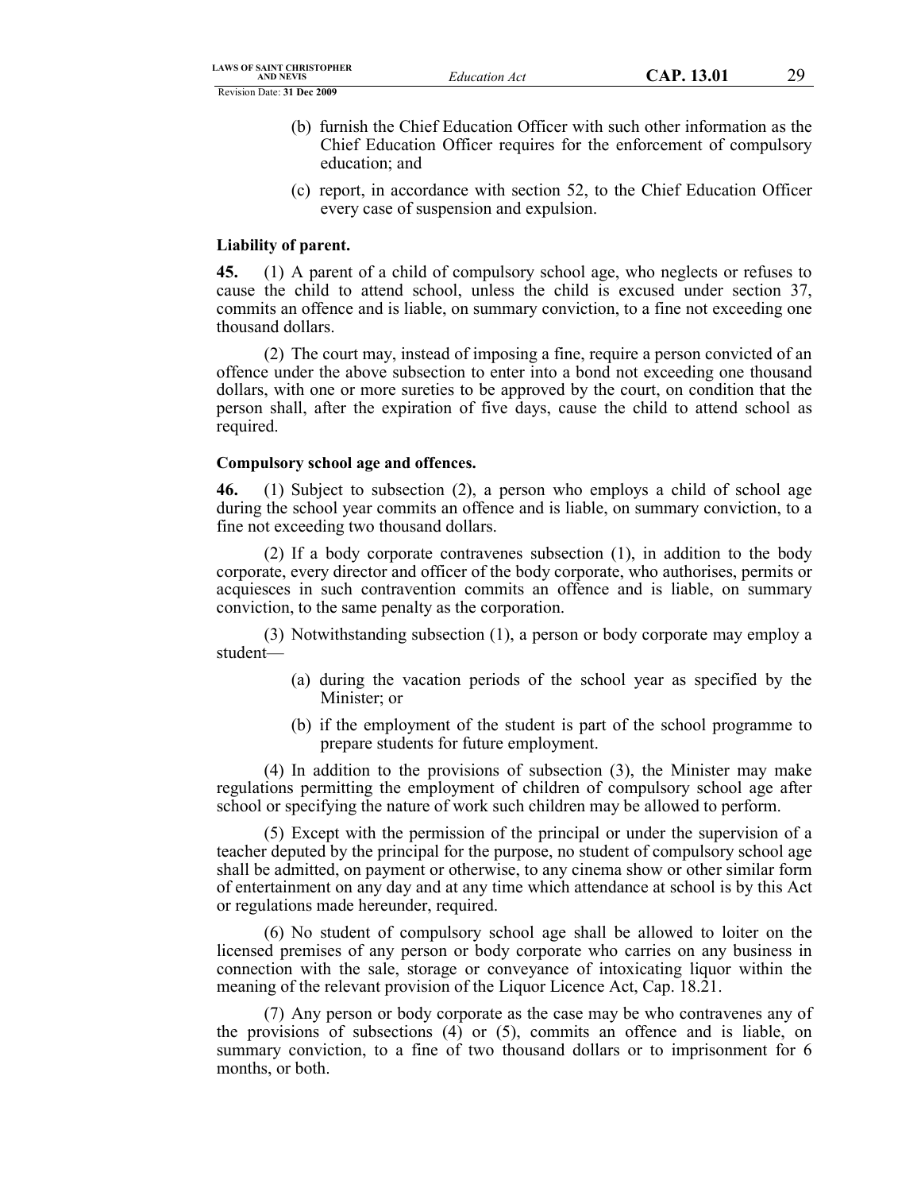(b) furnish the Chief Education Officer with such other information as the Chief Education Officer requires for the enforcement of compulsory education; and

(c) report, in accordance with section 52, to the Chief Education Officer every case of suspension and expulsion.

**Liability of parent.**

**45.** (1) A parent of a child of compulsory school age, who neglects or refuses to cause the child to attend school, unless the child is excused under section 37, commits an offence and is liable, on summary conviction, to a fine not exceeding one thousand dollars.

(2) The court may, instead of imposing a fine, require a person convicted of an offence under the above subsection to enter into a bond not exceeding one thousand dollars, with one or more sureties to be approved by the court, on condition that the person shall, after the expiration of five days, cause the child to attend school as required.

**Compulsory school age and offences.**

**46.** (1) Subject to subsection (2), a person who employs a child of school age during the school year commits an offence and is liable, on summary conviction, to a fine not exceeding two thousand dollars.

(2) If a body corporate contravenes subsection (1), in addition to the body corporate, every director and officer of the body corporate, who authorises, permits or acquiesces in such contravention commits an offence and is liable, on summary conviction, to the same penalty as the corporation.

(3) Notwithstanding subsection (1), a person or body corporate may employ a student—

(a) during the vacation periods of the school year as specified by the Minister; or

(b) if the employment of the student is part of the school programme to prepare students for future employment.

(4) In addition to the provisions of subsection (3), the Minister may make regulations permitting the employment of children of compulsory school age after school or specifying the nature of work such children may be allowed to perform.

(5) Except with the permission of the principal or under the supervision of a teacher deputed by the principal for the purpose, no student of compulsory school age shall be admitted, on payment or otherwise, to any cinema show or other similar form of entertainment on any day and at any time which attendance at school is by this Act or regulations made hereunder, required.

(6) No student of compulsory school age shall be allowed to loiter on the licensed premises of any person or body corporate who carries on any business in connection with the sale, storage or conveyance of intoxicating liquor within the meaning of the relevant provision of the Liquor Licence Act, Cap. 18.21.

(7) Any person or body corporate as the case may be who contravenes any of the provisions of subsections (4) or (5), commits an offence and is liable, on summary conviction, to a fine of two thousand dollars or to imprisonment for 6 months, or both.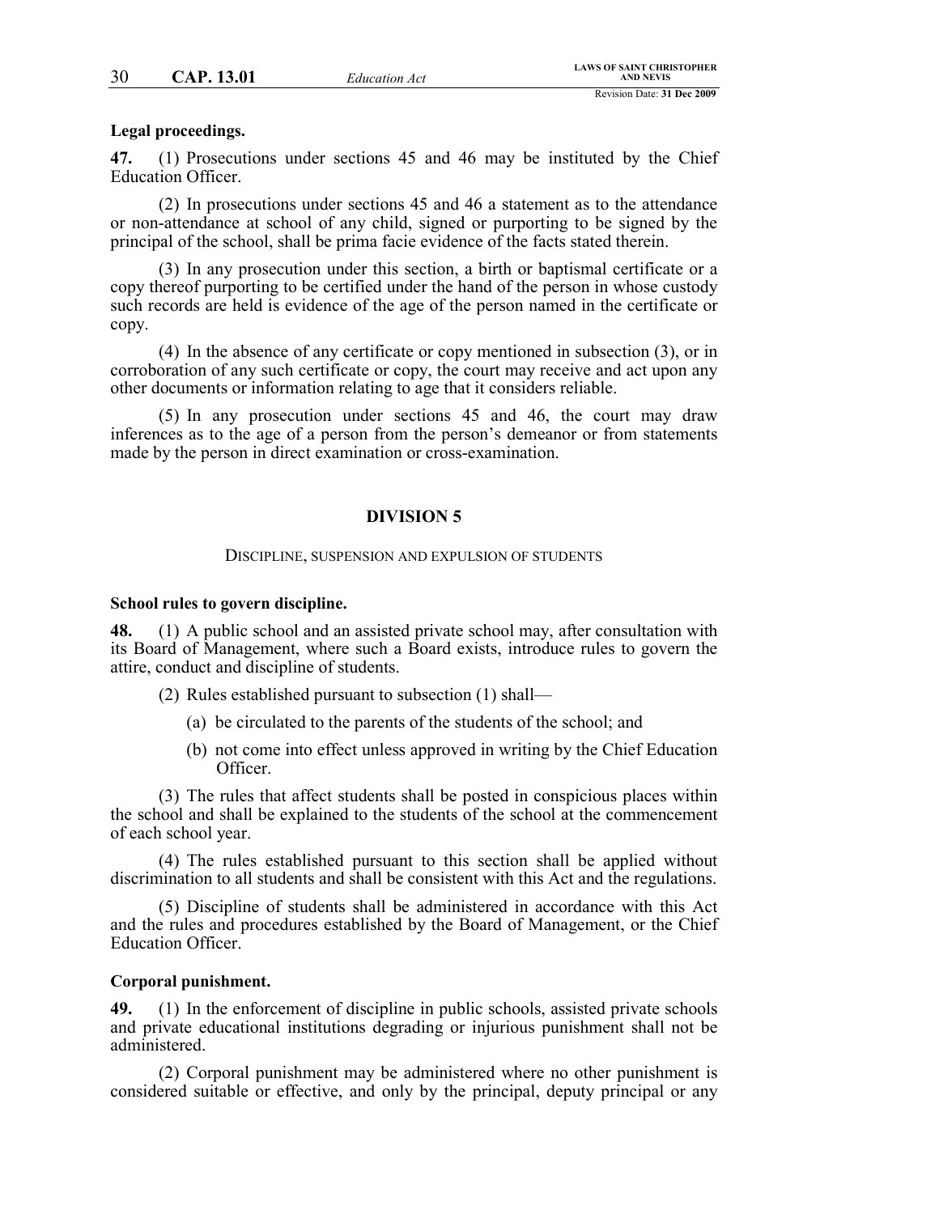**Legal proceedings.**

**47.** (1) Prosecutions under sections 45 and 46 may be instituted by the Chief Education Officer.

(2) In prosecutions under sections 45 and 46 a statement as to the attendance or non-attendance at school of any child, signed or purporting to be signed by the principal of the school, shall be prima facie evidence of the facts stated therein.

(3) In any prosecution under this section, a birth or baptismal certificate or a copy thereof purporting to be certified under the hand of the person in whose custody such records are held is evidence of the age of the person named in the certificate or copy.

(4) In the absence of any certificate or copy mentioned in subsection (3), or in corroboration of any such certificate or copy, the court may receive and act upon any other documents or information relating to age that it considers reliable.

(5) In any prosecution under sections 45 and 46, the court may draw inferences as to the age of a person from the person's demeanor or from statements made by the person in direct examination or cross-examination.

## DIVISION 5

DISCIPLINE, SUSPENSION AND EXPULSION OF STUDENTS

**School rules to govern discipline.**

**48.** (1) A public school and an assisted private school may, after consultation with its Board of Management, where such a Board exists, introduce rules to govern the attire, conduct and discipline of students.

(2) Rules established pursuant to subsection (1) shall—

(a) be circulated to the parents of the students of the school; and

(b) not come into effect unless approved in writing by the Chief Education Officer.

(3) The rules that affect students shall be posted in conspicuous places within the school and shall be explained to the students of the school at the commencement of each school year.

(4) The rules established pursuant to this section shall be applied without discrimination to all students and shall be consistent with this Act and the regulations.

(5) Discipline of students shall be administered in accordance with this Act and the rules and procedures established by the Board of Management, or the Chief Education Officer.

**Corporal punishment.**

**49.** (1) In the enforcement of discipline in public schools, assisted private schools and private educational institutions degrading or injurious punishment shall not be administered.

(2) Corporal punishment may be administered where no other punishment is considered suitable or effective, and only by the principal, deputy principal or any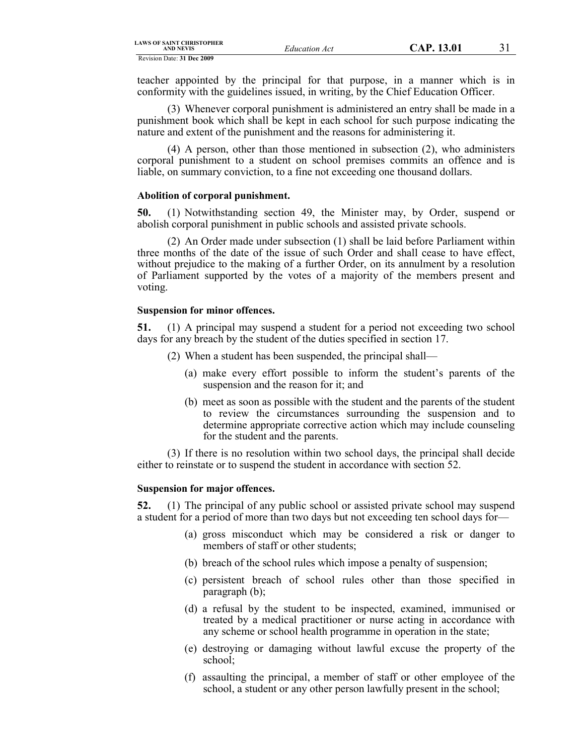teacher appointed by the principal for that purpose, in a manner which is in conformity with the guidelines issued, in writing, by the Chief Education Officer.

(3) Whenever corporal punishment is administered an entry shall be made in a punishment book which shall be kept in each school for such purpose indicating the nature and extent of the punishment and the reasons for administering it.

(4) A person, other than those mentioned in subsection (2), who administers corporal punishment to a student on school premises commits an offence and is liable, on summary conviction, to a fine not exceeding one thousand dollars.

**Abolition of corporal punishment.**

**50.** (1) Notwithstanding section 49, the Minister may, by Order, suspend or abolish corporal punishment in public schools and assisted private schools.

(2) An Order made under subsection (1) shall be laid before Parliament within three months of the date of the issue of such Order and shall cease to have effect, without prejudice to the making of a further Order, on its annulment by a resolution of Parliament supported by the votes of a majority of the members present and voting.

**Suspension for minor offences.**

**51.** (1) A principal may suspend a student for a period not exceeding two school days for any breach by the student of the duties specified in section 17.

(2) When a student has been suspended, the principal shall—

(a) make every effort possible to inform the student's parents of the suspension and the reason for it; and

(b) meet as soon as possible with the student and the parents of the student to review the circumstances surrounding the suspension and to determine appropriate corrective action which may include counseling for the student and the parents.

(3) If there is no resolution within two school days, the principal shall decide either to reinstate or to suspend the student in accordance with section 52.

**Suspension for major offences.**

**52.** (1) The principal of any public school or assisted private school may suspend a student for a period of more than two days but not exceeding ten school days for—

(a) gross misconduct which may be considered a risk or danger to members of staff or other students;

(b) breach of the school rules which impose a penalty of suspension;

(c) persistent breach of school rules other than those specified in paragraph (b);

(d) a refusal by the student to be inspected, examined, immunised or treated by a medical practitioner or nurse acting in accordance with any scheme or school health programme in operation in the state;

(e) destroying or damaging without lawful excuse the property of the school;

(f) assaulting the principal, a member of staff or other employee of the school, a student or any other person lawfully present in the school;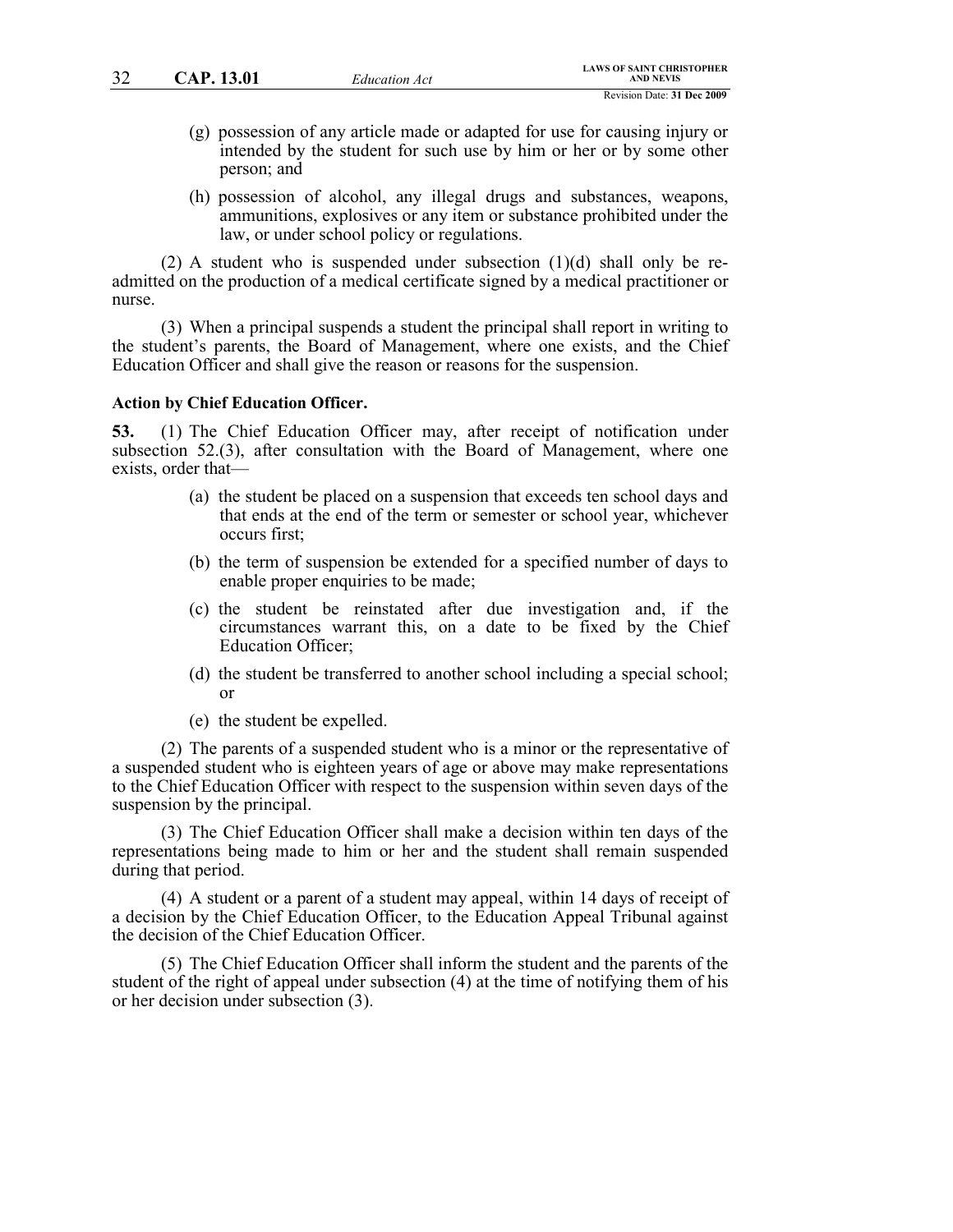(g) possession of any article made or adapted for use for causing injury or intended by the student for such use by him or her or by some other person; and

(h) possession of alcohol, any illegal drugs and substances, weapons, ammunitions, explosives or any item or substance prohibited under the law, or under school policy or regulations.

(2) A student who is suspended under subsection (1)(d) shall only be re-admitted on the production of a medical certificate signed by a medical practitioner or nurse.

(3) When a principal suspends a student the principal shall report in writing to the student's parents, the Board of Management, where one exists, and the Chief Education Officer and shall give the reason or reasons for the suspension.

**Action by Chief Education Officer.**

**53.** (1) The Chief Education Officer may, after receipt of notification under subsection 52.(3), after consultation with the Board of Management, where one exists, order that—

(a) the student be placed on a suspension that exceeds ten school days and that ends at the end of the term or semester or school year, whichever occurs first;

(b) the term of suspension be extended for a specified number of days to enable proper enquiries to be made;

(c) the student be reinstated after due investigation and, if the circumstances warrant this, on a date to be fixed by the Chief Education Officer;

(d) the student be transferred to another school including a special school; or

(e) the student be expelled.

(2) The parents of a suspended student who is a minor or the representative of a suspended student who is eighteen years of age or above may make representations to the Chief Education Officer with respect to the suspension within seven days of the suspension by the principal.

(3) The Chief Education Officer shall make a decision within ten days of the representations being made to him or her and the student shall remain suspended during that period.

(4) A student or a parent of a student may appeal, within 14 days of receipt of a decision by the Chief Education Officer, to the Education Appeal Tribunal against the decision of the Chief Education Officer.

(5) The Chief Education Officer shall inform the student and the parents of the student of the right of appeal under subsection (4) at the time of notifying them of his or her decision under subsection (3).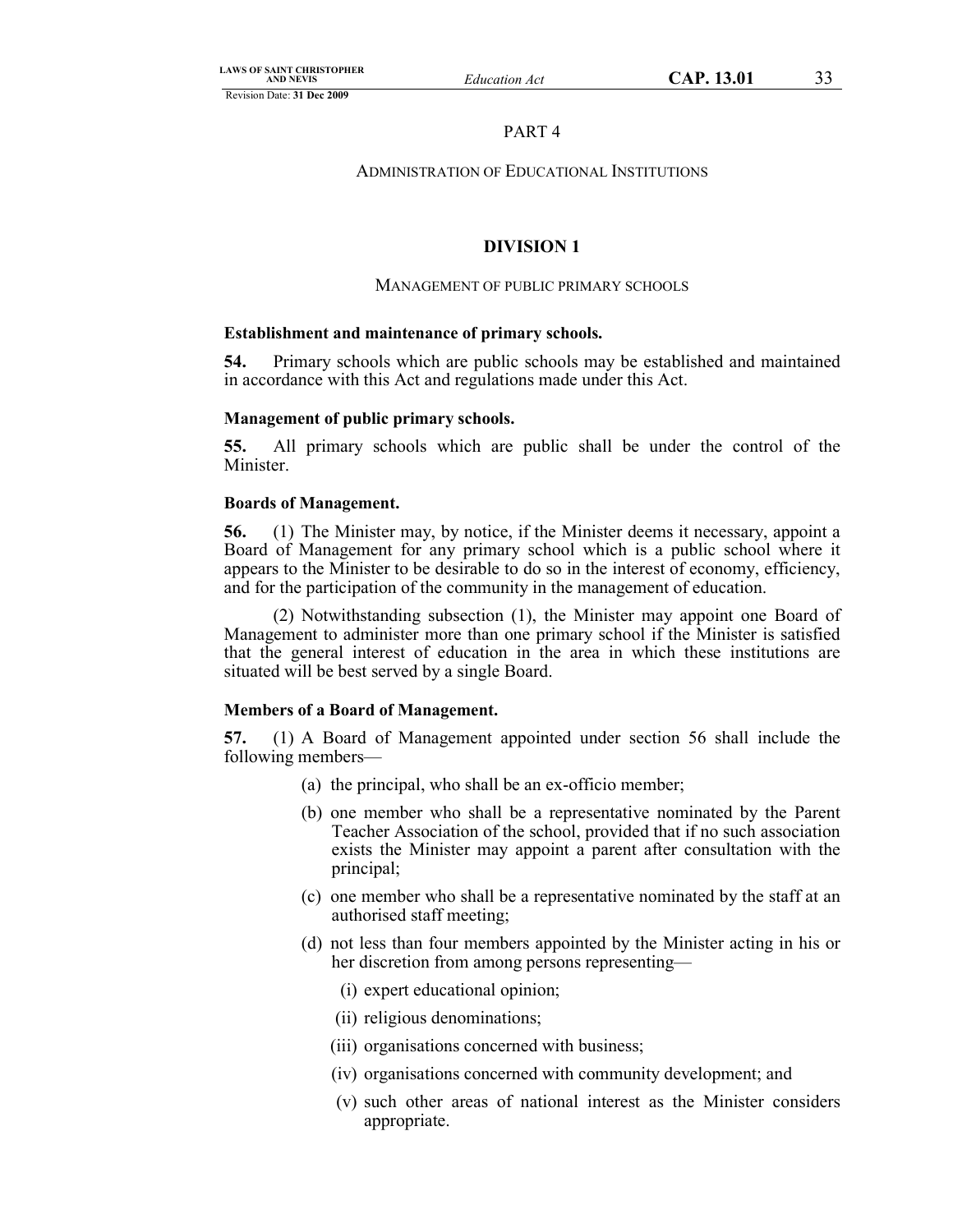PART 4

ADMINISTRATION OF EDUCATIONAL INSTITUTIONS

## DIVISION 1

MANAGEMENT OF PUBLIC PRIMARY SCHOOLS

**Establishment and maintenance of primary schools.**

**54.** Primary schools which are public schools may be established and maintained in accordance with this Act and regulations made under this Act.

**Management of public primary schools.**

**55.** All primary schools which are public shall be under the control of the Minister.

**Boards of Management.**

**56.** (1) The Minister may, by notice, if the Minister deems it necessary, appoint a Board of Management for any primary school which is a public school where it appears to the Minister to be desirable to do so in the interest of economy, efficiency, and for the participation of the community in the management of education.

(2) Notwithstanding subsection (1), the Minister may appoint one Board of Management to administer more than one primary school if the Minister is satisfied that the general interest of education in the area in which these institutions are situated will be best served by a single Board.

**Members of a Board of Management.**

**57.** (1) A Board of Management appointed under section 56 shall include the following members—

(a) the principal, who shall be an ex-officio member;

(b) one member who shall be a representative nominated by the Parent Teacher Association of the school, provided that if no such association exists the Minister may appoint a parent after consultation with the principal;

(c) one member who shall be a representative nominated by the staff at an authorised staff meeting;

(d) not less than four members appointed by the Minister acting in his or her discretion from among persons representing—

(i) expert educational opinion;

(ii) religious denominations;

(iii) organisations concerned with business;

(iv) organisations concerned with community development; and

(v) such other areas of national interest as the Minister considers appropriate.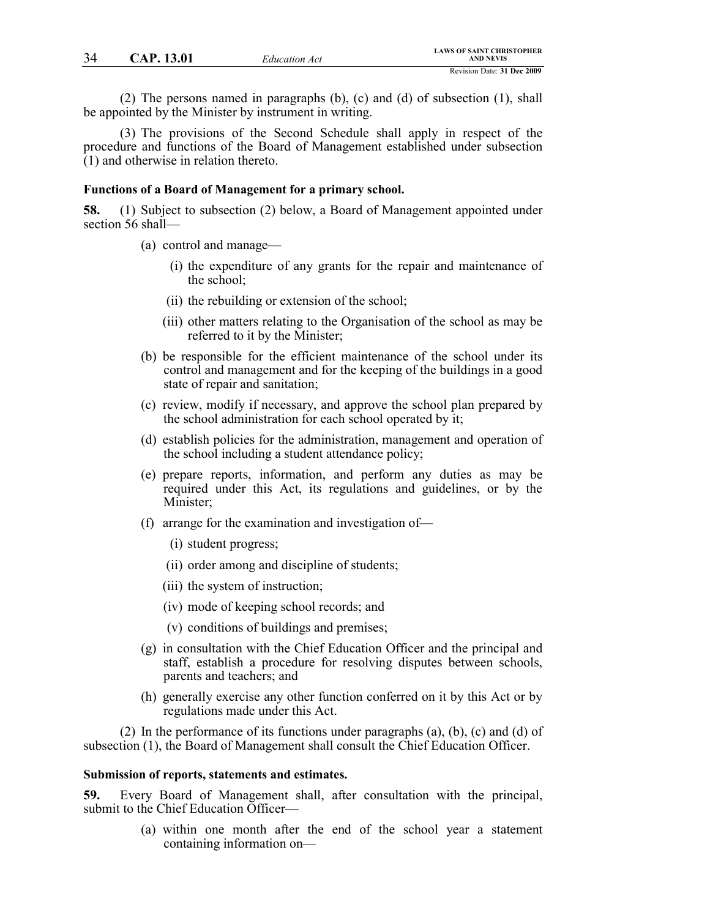(2) The persons named in paragraphs (b), (c) and (d) of subsection (1), shall be appointed by the Minister by instrument in writing.

(3) The provisions of the Second Schedule shall apply in respect of the procedure and functions of the Board of Management established under subsection (1) and otherwise in relation thereto.

**Functions of a Board of Management for a primary school.**

**58.** (1) Subject to subsection (2) below, a Board of Management appointed under section 56 shall—

- (a) control and manage—
  - (i) the expenditure of any grants for the repair and maintenance of the school;
  - (ii) the rebuilding or extension of the school;
  - (iii) other matters relating to the Organisation of the school as may be referred to it by the Minister;
- (b) be responsible for the efficient maintenance of the school under its control and management and for the keeping of the buildings in a good state of repair and sanitation;
- (c) review, modify if necessary, and approve the school plan prepared by the school administration for each school operated by it;
- (d) establish policies for the administration, management and operation of the school including a student attendance policy;
- (e) prepare reports, information, and perform any duties as may be required under this Act, its regulations and guidelines, or by the Minister;
- (f) arrange for the examination and investigation of—
  - (i) student progress;
  - (ii) order among and discipline of students;
  - (iii) the system of instruction;
  - (iv) mode of keeping school records; and
  - (v) conditions of buildings and premises;
- (g) in consultation with the Chief Education Officer and the principal and staff, establish a procedure for resolving disputes between schools, parents and teachers; and
- (h) generally exercise any other function conferred on it by this Act or by regulations made under this Act.

(2) In the performance of its functions under paragraphs (a), (b), (c) and (d) of subsection (1), the Board of Management shall consult the Chief Education Officer.

**Submission of reports, statements and estimates.**

**59.** Every Board of Management shall, after consultation with the principal, submit to the Chief Education Officer—

- (a) within one month after the end of the school year a statement containing information on—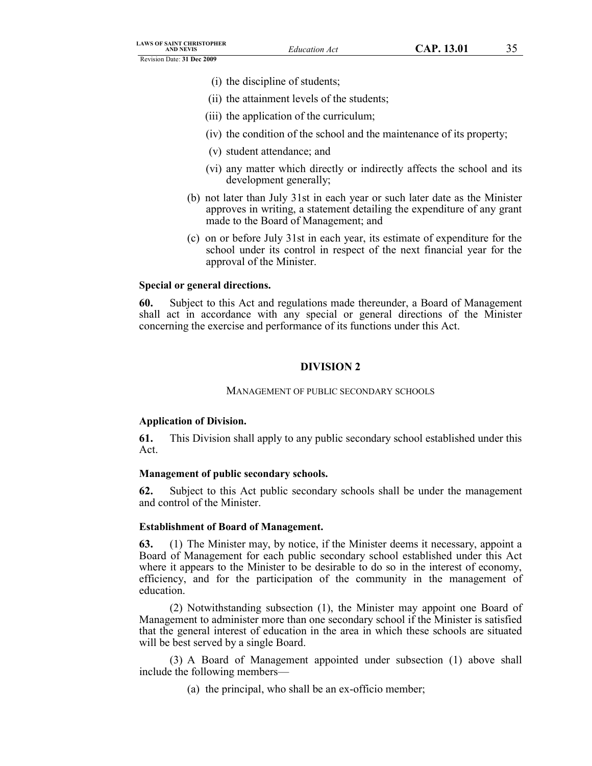(i) the discipline of students;

(ii) the attainment levels of the students;

(iii) the application of the curriculum;

(iv) the condition of the school and the maintenance of its property;

(v) student attendance; and

(vi) any matter which directly or indirectly affects the school and its development generally;

(b) not later than July 31st in each year or such later date as the Minister approves in writing, a statement detailing the expenditure of any grant made to the Board of Management; and

(c) on or before July 31st in each year, its estimate of expenditure for the school under its control in respect of the next financial year for the approval of the Minister.

**Special or general directions.**

**60.** Subject to this Act and regulations made thereunder, a Board of Management shall act in accordance with any special or general directions of the Minister concerning the exercise and performance of its functions under this Act.

## DIVISION 2

### MANAGEMENT OF PUBLIC SECONDARY SCHOOLS

**Application of Division.**

**61.** This Division shall apply to any public secondary school established under this Act.

**Management of public secondary schools.**

**62.** Subject to this Act public secondary schools shall be under the management and control of the Minister.

**Establishment of Board of Management.**

**63.** (1) The Minister may, by notice, if the Minister deems it necessary, appoint a Board of Management for each public secondary school established under this Act where it appears to the Minister to be desirable to do so in the interest of economy, efficiency, and for the participation of the community in the management of education.

(2) Notwithstanding subsection (1), the Minister may appoint one Board of Management to administer more than one secondary school if the Minister is satisfied that the general interest of education in the area in which these schools are situated will be best served by a single Board.

(3) A Board of Management appointed under subsection (1) above shall include the following members—

(a) the principal, who shall be an ex-officio member;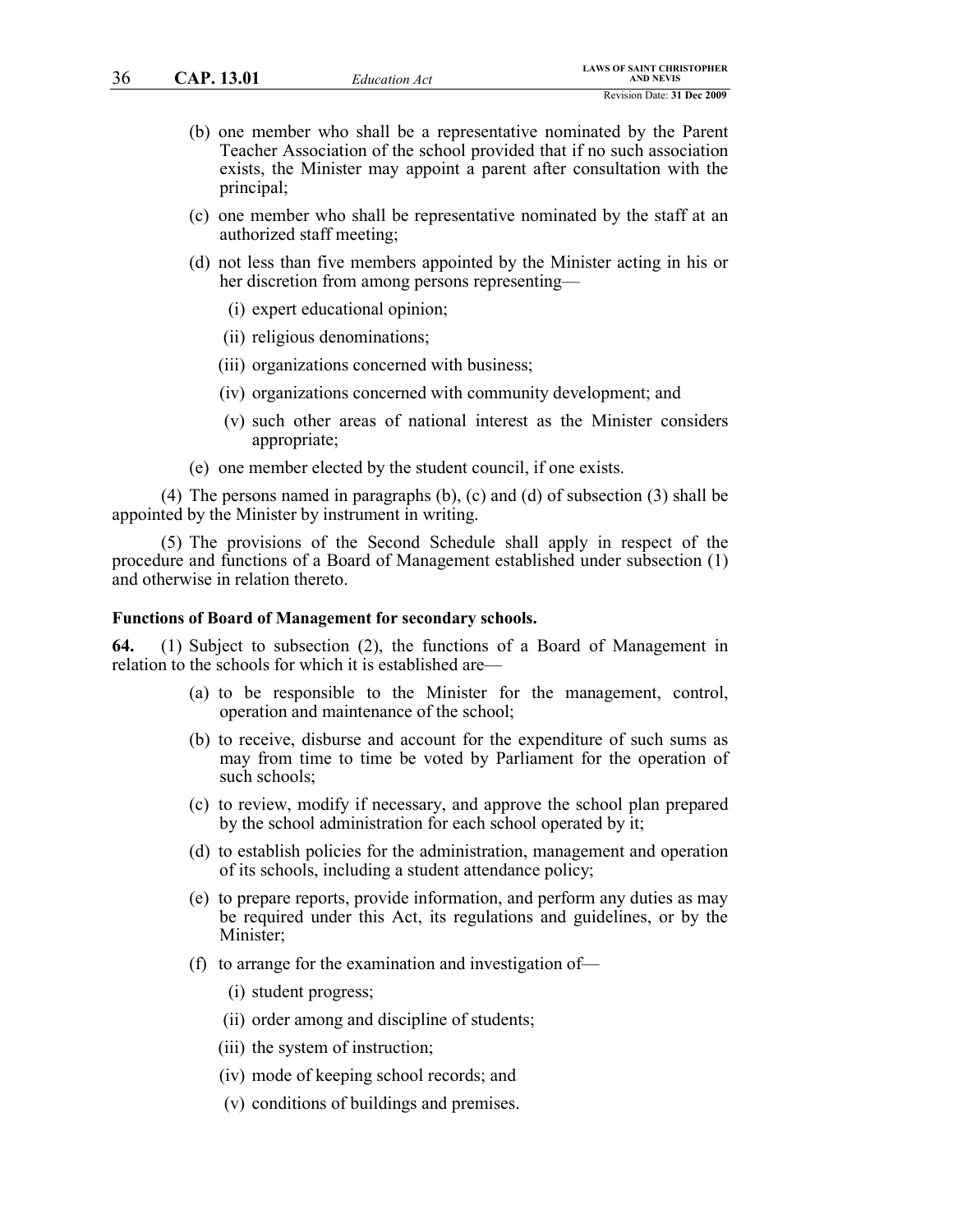(b) one member who shall be a representative nominated by the Parent Teacher Association of the school provided that if no such association exists, the Minister may appoint a parent after consultation with the principal;

(c) one member who shall be representative nominated by the staff at an authorized staff meeting;

(d) not less than five members appointed by the Minister acting in his or her discretion from among persons representing—

(i) expert educational opinion;

(ii) religious denominations;

(iii) organizations concerned with business;

(iv) organizations concerned with community development; and

(v) such other areas of national interest as the Minister considers appropriate;

(e) one member elected by the student council, if one exists.

(4) The persons named in paragraphs (b), (c) and (d) of subsection (3) shall be appointed by the Minister by instrument in writing.

(5) The provisions of the Second Schedule shall apply in respect of the procedure and functions of a Board of Management established under subsection (1) and otherwise in relation thereto.

**Functions of Board of Management for secondary schools.**

**64.** (1) Subject to subsection (2), the functions of a Board of Management in relation to the schools for which it is established are—

(a) to be responsible to the Minister for the management, control, operation and maintenance of the school;

(b) to receive, disburse and account for the expenditure of such sums as may from time to time be voted by Parliament for the operation of such schools;

(c) to review, modify if necessary, and approve the school plan prepared by the school administration for each school operated by it;

(d) to establish policies for the administration, management and operation of its schools, including a student attendance policy;

(e) to prepare reports, provide information, and perform any duties as may be required under this Act, its regulations and guidelines, or by the Minister;

(f) to arrange for the examination and investigation of—

(i) student progress;

(ii) order among and discipline of students;

(iii) the system of instruction;

(iv) mode of keeping school records; and

(v) conditions of buildings and premises.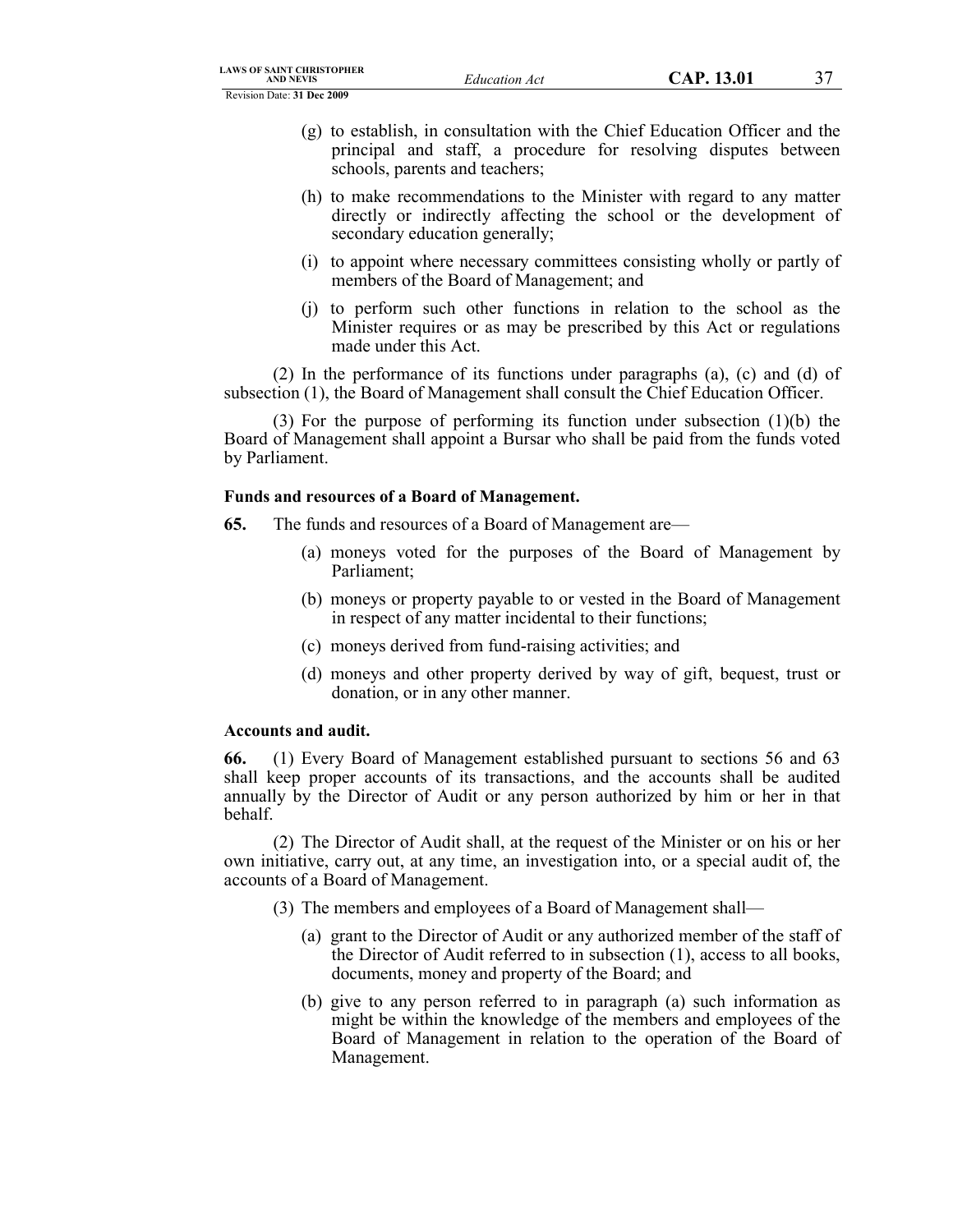(g) to establish, in consultation with the Chief Education Officer and the principal and staff, a procedure for resolving disputes between schools, parents and teachers;

(h) to make recommendations to the Minister with regard to any matter directly or indirectly affecting the school or the development of secondary education generally;

(i) to appoint where necessary committees consisting wholly or partly of members of the Board of Management; and

(j) to perform such other functions in relation to the school as the Minister requires or as may be prescribed by this Act or regulations made under this Act.

(2) In the performance of its functions under paragraphs (a), (c) and (d) of subsection (1), the Board of Management shall consult the Chief Education Officer.

(3) For the purpose of performing its function under subsection (1)(b) the Board of Management shall appoint a Bursar who shall be paid from the funds voted by Parliament.

**Funds and resources of a Board of Management.**

**65.** The funds and resources of a Board of Management are—

(a) moneys voted for the purposes of the Board of Management by Parliament;

(b) moneys or property payable to or vested in the Board of Management in respect of any matter incidental to their functions;

(c) moneys derived from fund-raising activities; and

(d) moneys and other property derived by way of gift, bequest, trust or donation, or in any other manner.

**Accounts and audit.**

**66.** (1) Every Board of Management established pursuant to sections 56 and 63 shall keep proper accounts of its transactions, and the accounts shall be audited annually by the Director of Audit or any person authorized by him or her in that behalf.

(2) The Director of Audit shall, at the request of the Minister or on his or her own initiative, carry out, at any time, an investigation into, or a special audit of, the accounts of a Board of Management.

(3) The members and employees of a Board of Management shall—

(a) grant to the Director of Audit or any authorized member of the staff of the Director of Audit referred to in subsection (1), access to all books, documents, money and property of the Board; and

(b) give to any person referred to in paragraph (a) such information as might be within the knowledge of the members and employees of the Board of Management in relation to the operation of the Board of Management.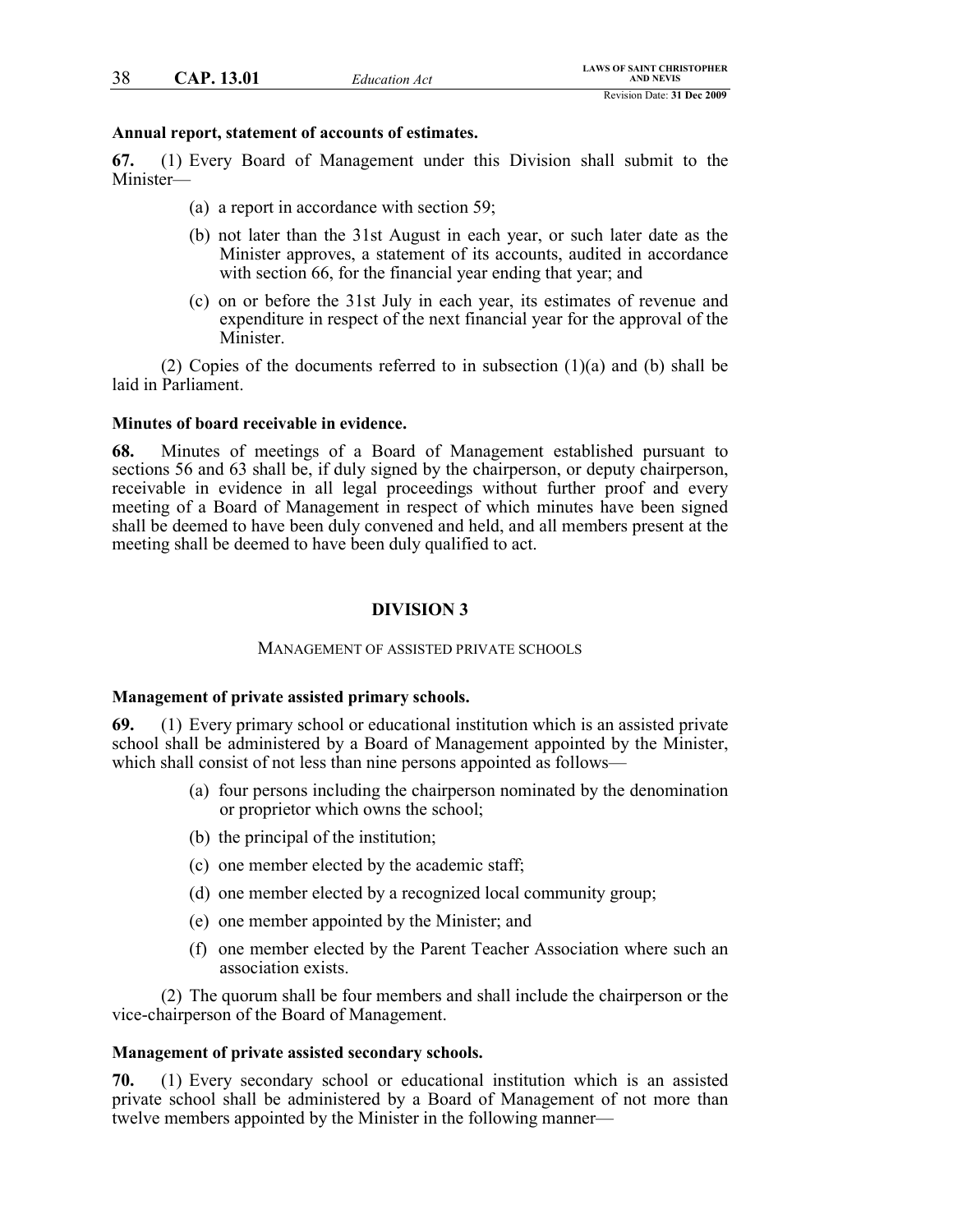**Annual report, statement of accounts of estimates.**

**67.** (1) Every Board of Management under this Division shall submit to the Minister—

(a) a report in accordance with section 59;

(b) not later than the 31st August in each year, or such later date as the Minister approves, a statement of its accounts, audited in accordance with section 66, for the financial year ending that year; and

(c) on or before the 31st July in each year, its estimates of revenue and expenditure in respect of the next financial year for the approval of the Minister.

(2) Copies of the documents referred to in subsection (1)(a) and (b) shall be laid in Parliament.

**Minutes of board receivable in evidence.**

**68.** Minutes of meetings of a Board of Management established pursuant to sections 56 and 63 shall be, if duly signed by the chairperson, or deputy chairperson, receivable in evidence in all legal proceedings without further proof and every meeting of a Board of Management in respect of which minutes have been signed shall be deemed to have been duly convened and held, and all members present at the meeting shall be deemed to have been duly qualified to act.

## DIVISION 3

MANAGEMENT OF ASSISTED PRIVATE SCHOOLS

**Management of private assisted primary schools.**

**69.** (1) Every primary school or educational institution which is an assisted private school shall be administered by a Board of Management appointed by the Minister, which shall consist of not less than nine persons appointed as follows—

(a) four persons including the chairperson nominated by the denomination or proprietor which owns the school;

(b) the principal of the institution;

(c) one member elected by the academic staff;

(d) one member elected by a recognized local community group;

(e) one member appointed by the Minister; and

(f) one member elected by the Parent Teacher Association where such an association exists.

(2) The quorum shall be four members and shall include the chairperson or the vice-chairperson of the Board of Management.

**Management of private assisted secondary schools.**

**70.** (1) Every secondary school or educational institution which is an assisted private school shall be administered by a Board of Management of not more than twelve members appointed by the Minister in the following manner—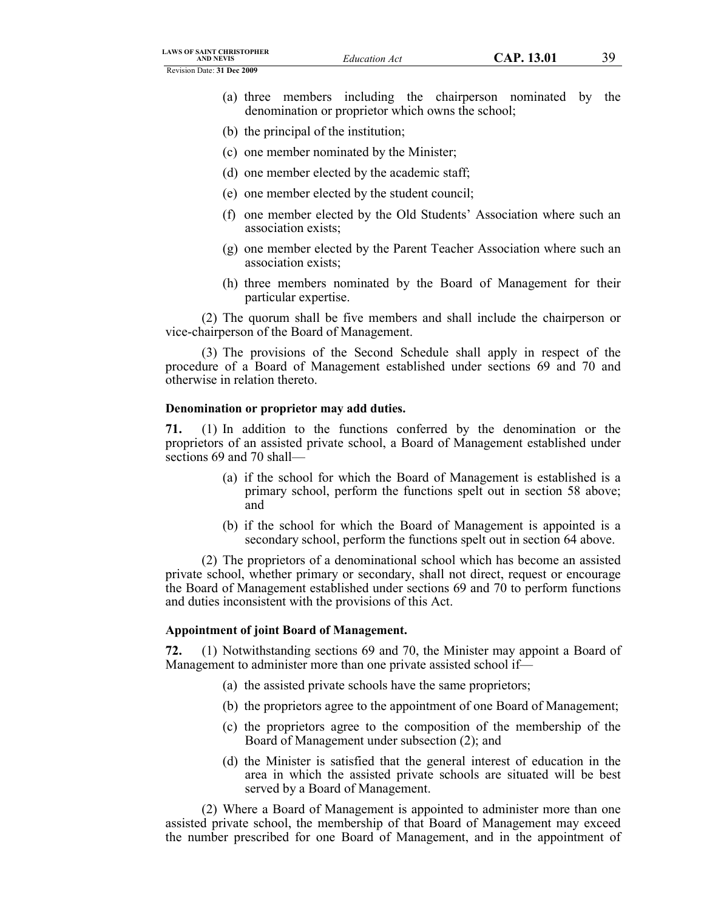(a) three members including the chairperson nominated by the denomination or proprietor which owns the school;

(b) the principal of the institution;

(c) one member nominated by the Minister;

(d) one member elected by the academic staff;

(e) one member elected by the student council;

(f) one member elected by the Old Students' Association where such an association exists;

(g) one member elected by the Parent Teacher Association where such an association exists;

(h) three members nominated by the Board of Management for their particular expertise.

(2) The quorum shall be five members and shall include the chairperson or vice-chairperson of the Board of Management.

(3) The provisions of the Second Schedule shall apply in respect of the procedure of a Board of Management established under sections 69 and 70 and otherwise in relation thereto.

**Denomination or proprietor may add duties.**

**71.** (1) In addition to the functions conferred by the denomination or the proprietors of an assisted private school, a Board of Management established under sections 69 and 70 shall—

(a) if the school for which the Board of Management is established is a primary school, perform the functions spelt out in section 58 above; and

(b) if the school for which the Board of Management is appointed is a secondary school, perform the functions spelt out in section 64 above.

(2) The proprietors of a denominational school which has become an assisted private school, whether primary or secondary, shall not direct, request or encourage the Board of Management established under sections 69 and 70 to perform functions and duties inconsistent with the provisions of this Act.

**Appointment of joint Board of Management.**

**72.** (1) Notwithstanding sections 69 and 70, the Minister may appoint a Board of Management to administer more than one private assisted school if—

(a) the assisted private schools have the same proprietors;

(b) the proprietors agree to the appointment of one Board of Management;

(c) the proprietors agree to the composition of the membership of the Board of Management under subsection (2); and

(d) the Minister is satisfied that the general interest of education in the area in which the assisted private schools are situated will be best served by a Board of Management.

(2) Where a Board of Management is appointed to administer more than one assisted private school, the membership of that Board of Management may exceed the number prescribed for one Board of Management, and in the appointment of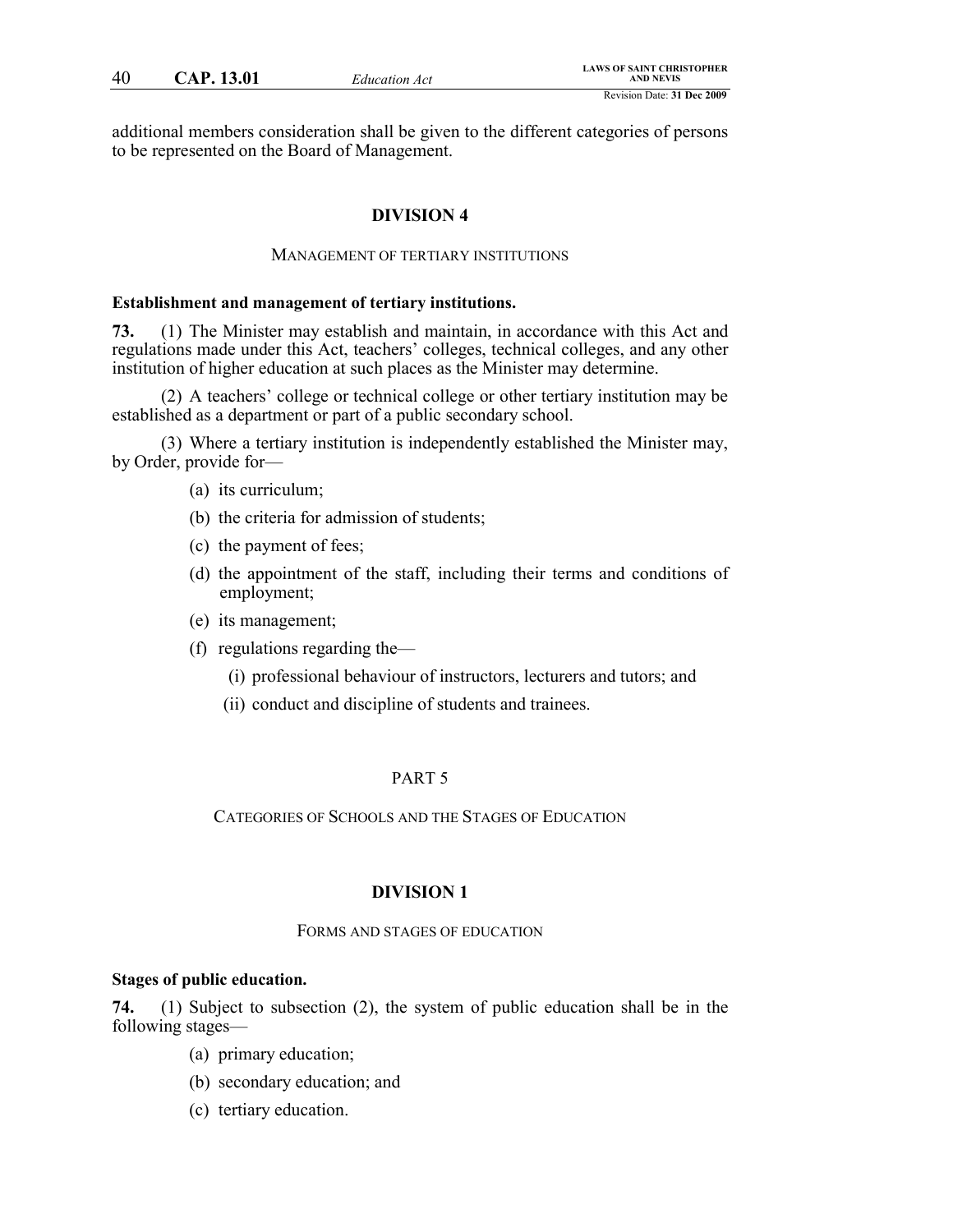additional members consideration shall be given to the different categories of persons to be represented on the Board of Management.

## DIVISION 4

### MANAGEMENT OF TERTIARY INSTITUTIONS

**Establishment and management of tertiary institutions.**

**73.** (1) The Minister may establish and maintain, in accordance with this Act and regulations made under this Act, teachers' colleges, technical colleges, and any other institution of higher education at such places as the Minister may determine.

(2) A teachers' college or technical college or other tertiary institution may be established as a department or part of a public secondary school.

(3) Where a tertiary institution is independently established the Minister may, by Order, provide for—

- (a) its curriculum;
- (b) the criteria for admission of students;
- (c) the payment of fees;
- (d) the appointment of the staff, including their terms and conditions of employment;
- (e) its management;
- (f) regulations regarding the—
  - (i) professional behaviour of instructors, lecturers and tutors; and
  - (ii) conduct and discipline of students and trainees.

# PART 5

## CATEGORIES OF SCHOOLS AND THE STAGES OF EDUCATION

## DIVISION 1

### FORMS AND STAGES OF EDUCATION

**Stages of public education.**

**74.** (1) Subject to subsection (2), the system of public education shall be in the following stages—

- (a) primary education;
- (b) secondary education; and
- (c) tertiary education.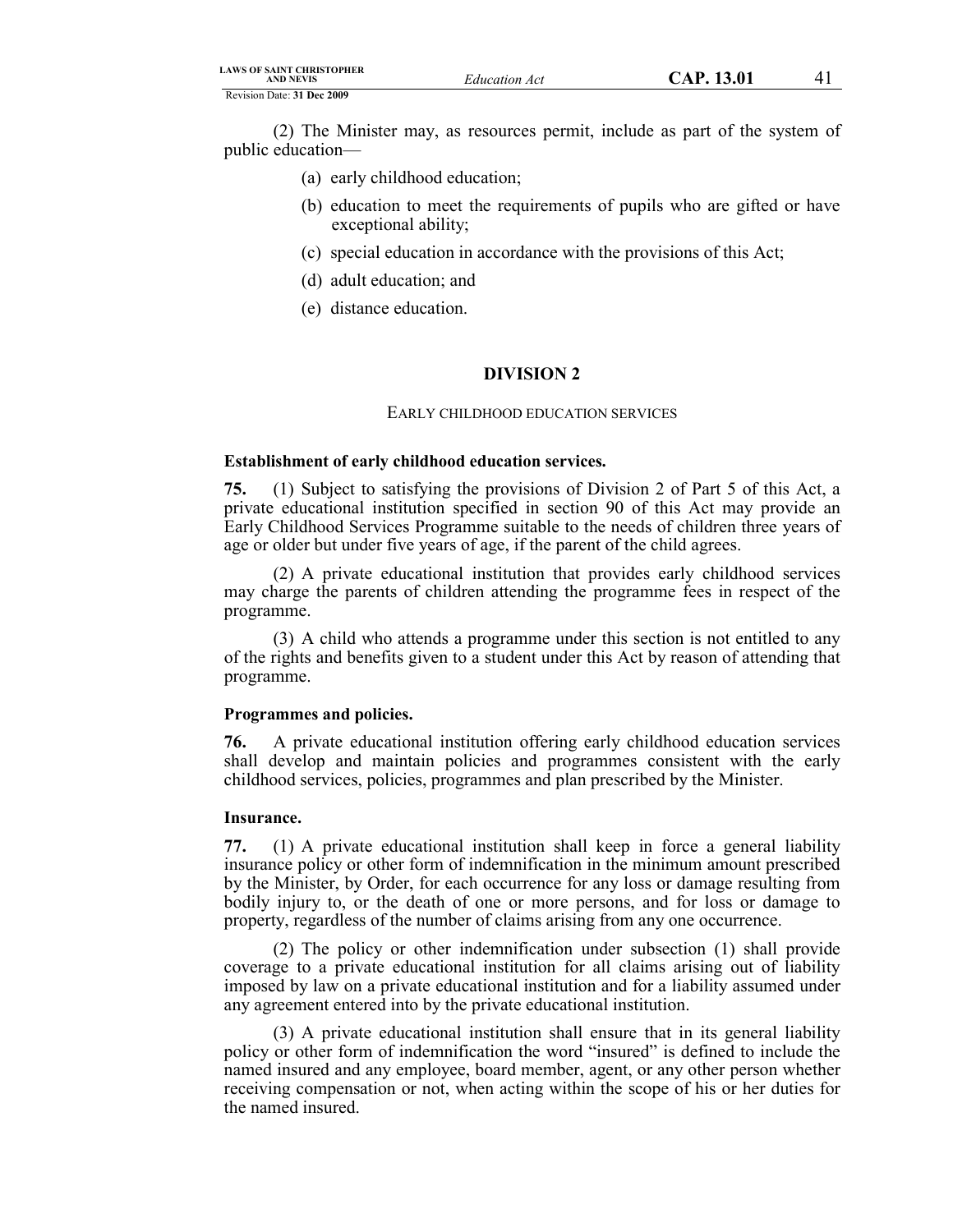(2) The Minister may, as resources permit, include as part of the system of public education—

(a) early childhood education;

(b) education to meet the requirements of pupils who are gifted or have exceptional ability;

(c) special education in accordance with the provisions of this Act;

(d) adult education; and

(e) distance education.

## DIVISION 2

### EARLY CHILDHOOD EDUCATION SERVICES

**Establishment of early childhood education services.**

**75.** (1) Subject to satisfying the provisions of Division 2 of Part 5 of this Act, a private educational institution specified in section 90 of this Act may provide an Early Childhood Services Programme suitable to the needs of children three years of age or older but under five years of age, if the parent of the child agrees.

(2) A private educational institution that provides early childhood services may charge the parents of children attending the programme fees in respect of the programme.

(3) A child who attends a programme under this section is not entitled to any of the rights and benefits given to a student under this Act by reason of attending that programme.

**Programmes and policies.**

**76.** A private educational institution offering early childhood education services shall develop and maintain policies and programmes consistent with the early childhood services, policies, programmes and plan prescribed by the Minister.

**Insurance.**

**77.** (1) A private educational institution shall keep in force a general liability insurance policy or other form of indemnification in the minimum amount prescribed by the Minister, by Order, for each occurrence for any loss or damage resulting from bodily injury to, or the death of one or more persons, and for loss or damage to property, regardless of the number of claims arising from any one occurrence.

(2) The policy or other indemnification under subsection (1) shall provide coverage to a private educational institution for all claims arising out of liability imposed by law on a private educational institution and for a liability assumed under any agreement entered into by the private educational institution.

(3) A private educational institution shall ensure that in its general liability policy or other form of indemnification the word "insured" is defined to include the named insured and any employee, board member, agent, or any other person whether receiving compensation or not, when acting within the scope of his or her duties for the named insured.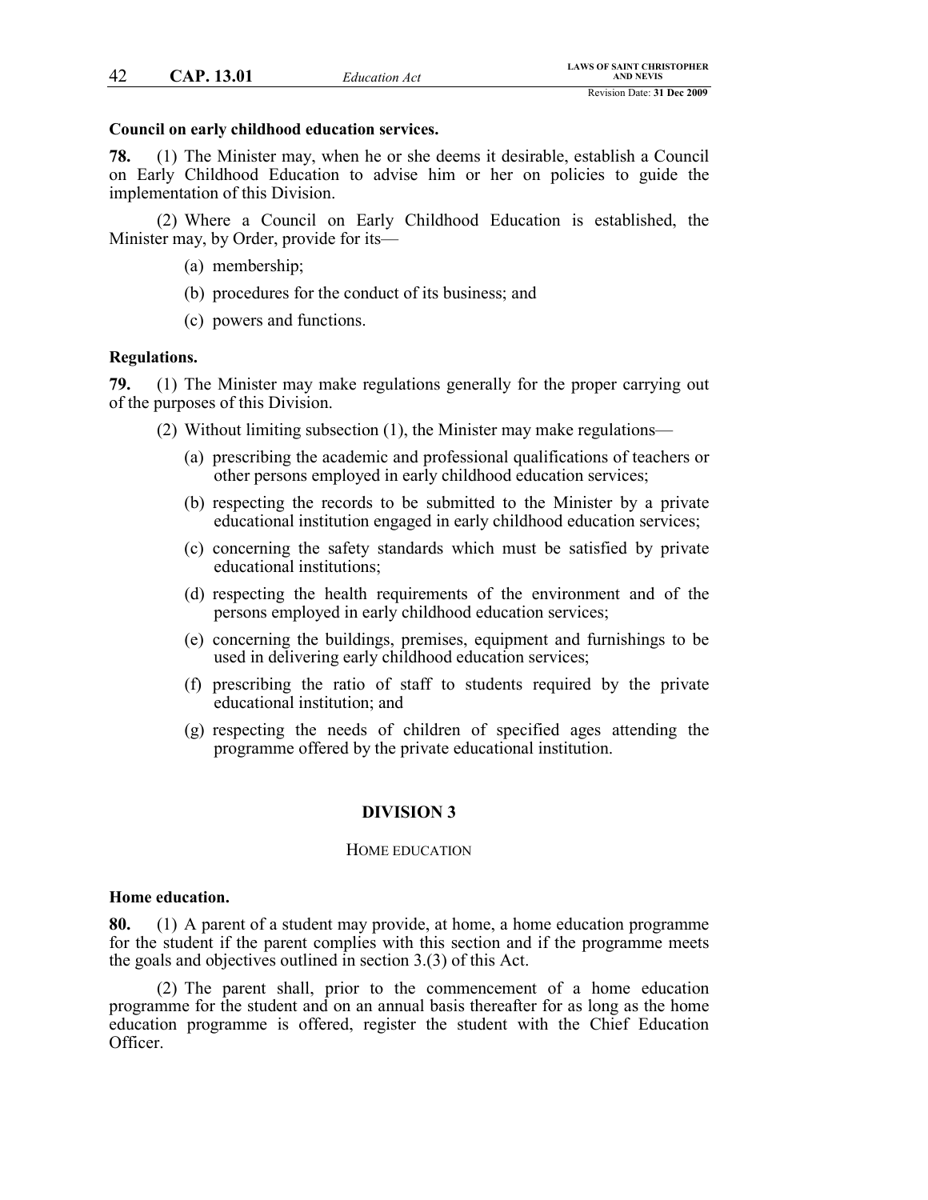**Council on early childhood education services.**

**78.** (1) The Minister may, when he or she deems it desirable, establish a Council on Early Childhood Education to advise him or her on policies to guide the implementation of this Division.

(2) Where a Council on Early Childhood Education is established, the Minister may, by Order, provide for its—

(a) membership;

(b) procedures for the conduct of its business; and

(c) powers and functions.

**Regulations.**

**79.** (1) The Minister may make regulations generally for the proper carrying out of the purposes of this Division.

(2) Without limiting subsection (1), the Minister may make regulations—

(a) prescribing the academic and professional qualifications of teachers or other persons employed in early childhood education services;

(b) respecting the records to be submitted to the Minister by a private educational institution engaged in early childhood education services;

(c) concerning the safety standards which must be satisfied by private educational institutions;

(d) respecting the health requirements of the environment and of the persons employed in early childhood education services;

(e) concerning the buildings, premises, equipment and furnishings to be used in delivering early childhood education services;

(f) prescribing the ratio of staff to students required by the private educational institution; and

(g) respecting the needs of children of specified ages attending the programme offered by the private educational institution.

## DIVISION 3

### HOME EDUCATION

**Home education.**

**80.** (1) A parent of a student may provide, at home, a home education programme for the student if the parent complies with this section and if the programme meets the goals and objectives outlined in section 3.(3) of this Act.

(2) The parent shall, prior to the commencement of a home education programme for the student and on an annual basis thereafter for as long as the home education programme is offered, register the student with the Chief Education Officer.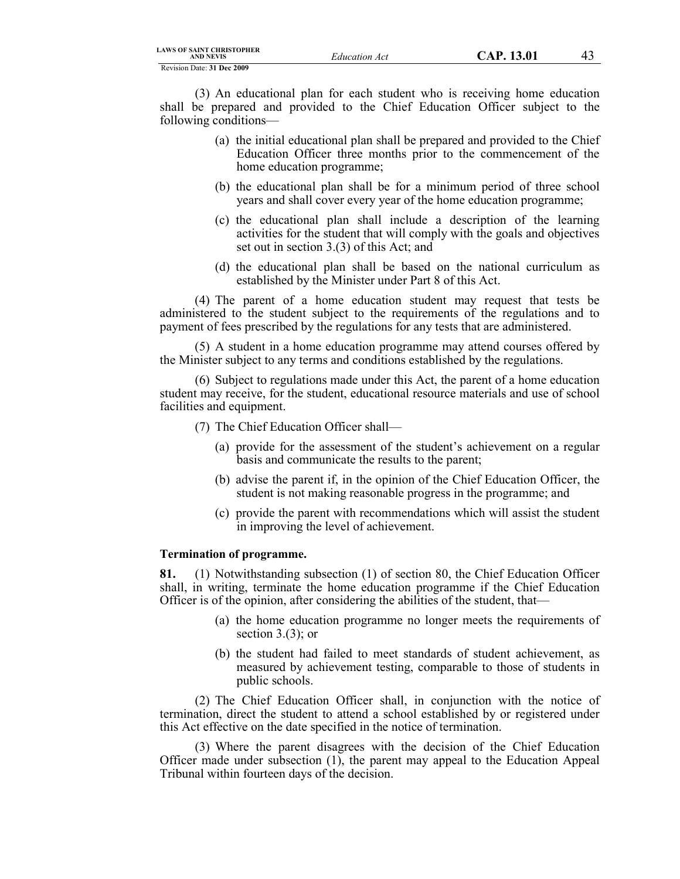(3) An educational plan for each student who is receiving home education shall be prepared and provided to the Chief Education Officer subject to the following conditions—

- (a) the initial educational plan shall be prepared and provided to the Chief Education Officer three months prior to the commencement of the home education programme;
- (b) the educational plan shall be for a minimum period of three school years and shall cover every year of the home education programme;
- (c) the educational plan shall include a description of the learning activities for the student that will comply with the goals and objectives set out in section 3.(3) of this Act; and
- (d) the educational plan shall be based on the national curriculum as established by the Minister under Part 8 of this Act.

(4) The parent of a home education student may request that tests be administered to the student subject to the requirements of the regulations and to payment of fees prescribed by the regulations for any tests that are administered.

(5) A student in a home education programme may attend courses offered by the Minister subject to any terms and conditions established by the regulations.

(6) Subject to regulations made under this Act, the parent of a home education student may receive, for the student, educational resource materials and use of school facilities and equipment.

(7) The Chief Education Officer shall—

- (a) provide for the assessment of the student's achievement on a regular basis and communicate the results to the parent;
- (b) advise the parent if, in the opinion of the Chief Education Officer, the student is not making reasonable progress in the programme; and
- (c) provide the parent with recommendations which will assist the student in improving the level of achievement.

**Termination of programme.**

**81.** (1) Notwithstanding subsection (1) of section 80, the Chief Education Officer shall, in writing, terminate the home education programme if the Chief Education Officer is of the opinion, after considering the abilities of the student, that—

- (a) the home education programme no longer meets the requirements of section 3.(3); or
- (b) the student had failed to meet standards of student achievement, as measured by achievement testing, comparable to those of students in public schools.

(2) The Chief Education Officer shall, in conjunction with the notice of termination, direct the student to attend a school established by or registered under this Act effective on the date specified in the notice of termination.

(3) Where the parent disagrees with the decision of the Chief Education Officer made under subsection (1), the parent may appeal to the Education Appeal Tribunal within fourteen days of the decision.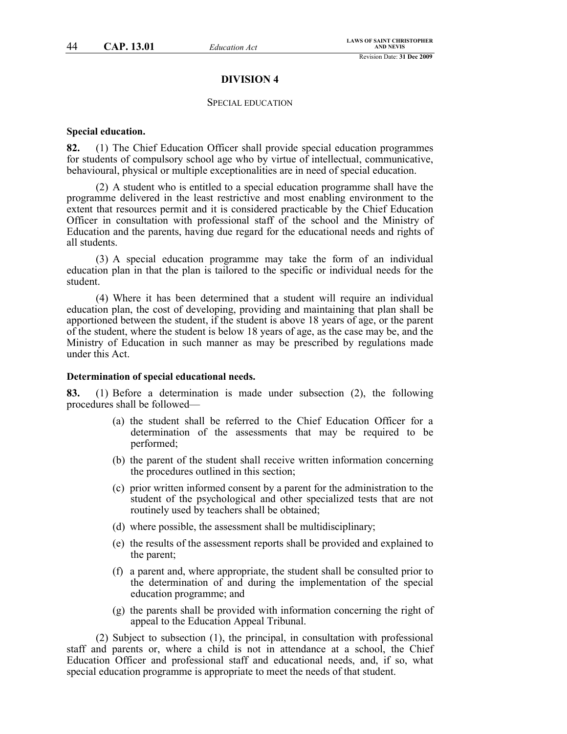## DIVISION 4

SPECIAL EDUCATION

**Special education.**

**82.** (1) The Chief Education Officer shall provide special education programmes for students of compulsory school age who by virtue of intellectual, communicative, behavioural, physical or multiple exceptionalities are in need of special education.

(2) A student who is entitled to a special education programme shall have the programme delivered in the least restrictive and most enabling environment to the extent that resources permit and it is considered practicable by the Chief Education Officer in consultation with professional staff of the school and the Ministry of Education and the parents, having due regard for the educational needs and rights of all students.

(3) A special education programme may take the form of an individual education plan in that the plan is tailored to the specific or individual needs for the student.

(4) Where it has been determined that a student will require an individual education plan, the cost of developing, providing and maintaining that plan shall be apportioned between the student, if the student is above 18 years of age, or the parent of the student, where the student is below 18 years of age, as the case may be, and the Ministry of Education in such manner as may be prescribed by regulations made under this Act.

**Determination of special educational needs.**

**83.** (1) Before a determination is made under subsection (2), the following procedures shall be followed—

(a) the student shall be referred to the Chief Education Officer for a determination of the assessments that may be required to be performed;

(b) the parent of the student shall receive written information concerning the procedures outlined in this section;

(c) prior written informed consent by a parent for the administration to the student of the psychological and other specialized tests that are not routinely used by teachers shall be obtained;

(d) where possible, the assessment shall be multidisciplinary;

(e) the results of the assessment reports shall be provided and explained to the parent;

(f) a parent and, where appropriate, the student shall be consulted prior to the determination of and during the implementation of the special education programme; and

(g) the parents shall be provided with information concerning the right of appeal to the Education Appeal Tribunal.

(2) Subject to subsection (1), the principal, in consultation with professional staff and parents or, where a child is not in attendance at a school, the Chief Education Officer and professional staff and educational needs, and, if so, what special education programme is appropriate to meet the needs of that student.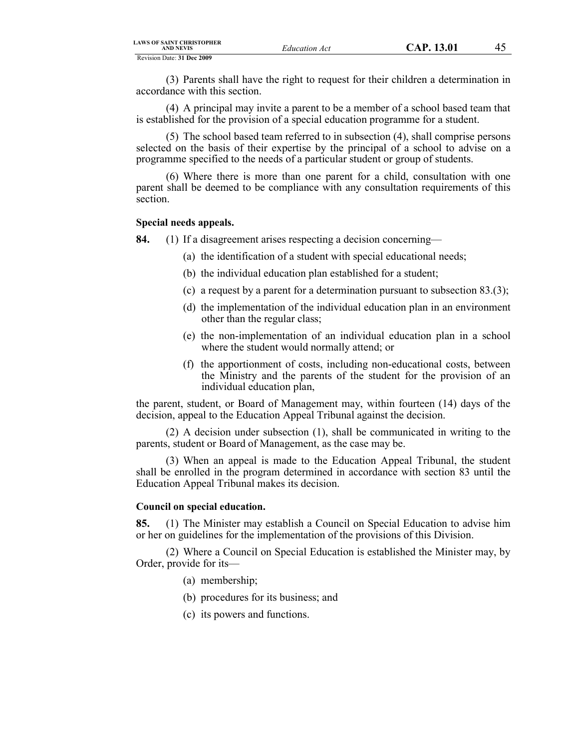(3) Parents shall have the right to request for their children a determination in accordance with this section.

(4) A principal may invite a parent to be a member of a school based team that is established for the provision of a special education programme for a student.

(5) The school based team referred to in subsection (4), shall comprise persons selected on the basis of their expertise by the principal of a school to advise on a programme specified to the needs of a particular student or group of students.

(6) Where there is more than one parent for a child, consultation with one parent shall be deemed to be compliance with any consultation requirements of this section.

**Special needs appeals.**

**84.** (1) If a disagreement arises respecting a decision concerning—

(a) the identification of a student with special educational needs;

(b) the individual education plan established for a student;

(c) a request by a parent for a determination pursuant to subsection 83.(3);

(d) the implementation of the individual education plan in an environment other than the regular class;

(e) the non-implementation of an individual education plan in a school where the student would normally attend; or

(f) the apportionment of costs, including non-educational costs, between the Ministry and the parents of the student for the provision of an individual education plan,

the parent, student, or Board of Management may, within fourteen (14) days of the decision, appeal to the Education Appeal Tribunal against the decision.

(2) A decision under subsection (1), shall be communicated in writing to the parents, student or Board of Management, as the case may be.

(3) When an appeal is made to the Education Appeal Tribunal, the student shall be enrolled in the program determined in accordance with section 83 until the Education Appeal Tribunal makes its decision.

**Council on special education.**

**85.** (1) The Minister may establish a Council on Special Education to advise him or her on guidelines for the implementation of the provisions of this Division.

(2) Where a Council on Special Education is established the Minister may, by Order, provide for its—

(a) membership;

(b) procedures for its business; and

(c) its powers and functions.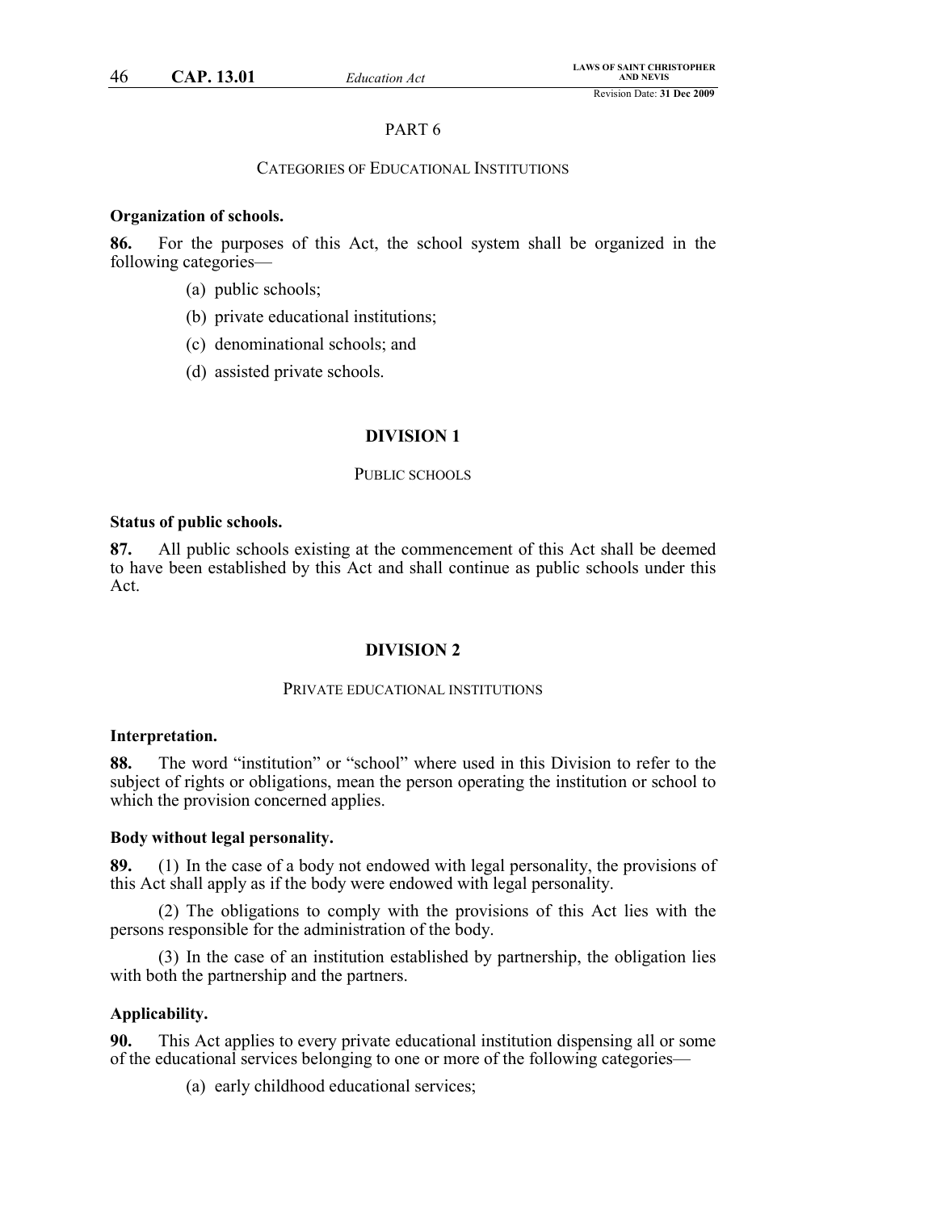PART 6

CATEGORIES OF EDUCATIONAL INSTITUTIONS

**Organization of schools.**

**86.** For the purposes of this Act, the school system shall be organized in the following categories—

(a) public schools;

(b) private educational institutions;

(c) denominational schools; and

(d) assisted private schools.

**DIVISION 1**

PUBLIC SCHOOLS

**Status of public schools.**

**87.** All public schools existing at the commencement of this Act shall be deemed to have been established by this Act and shall continue as public schools under this Act.

**DIVISION 2**

PRIVATE EDUCATIONAL INSTITUTIONS

**Interpretation.**

**88.** The word "institution" or "school" where used in this Division to refer to the subject of rights or obligations, mean the person operating the institution or school to which the provision concerned applies.

**Body without legal personality.**

**89.** (1) In the case of a body not endowed with legal personality, the provisions of this Act shall apply as if the body were endowed with legal personality.

(2) The obligations to comply with the provisions of this Act lies with the persons responsible for the administration of the body.

(3) In the case of an institution established by partnership, the obligation lies with both the partnership and the partners.

**Applicability.**

**90.** This Act applies to every private educational institution dispensing all or some of the educational services belonging to one or more of the following categories—

(a) early childhood educational services;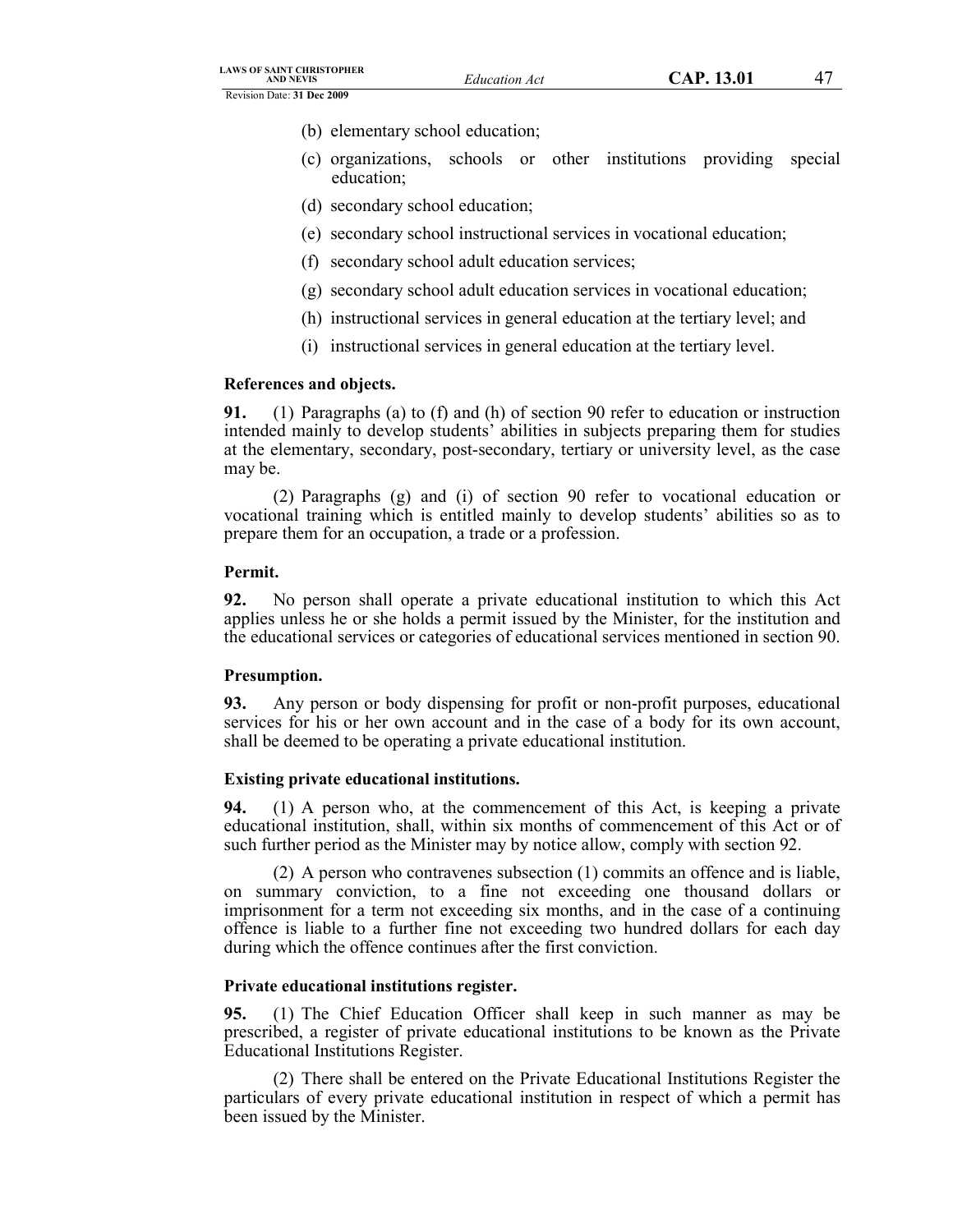(b) elementary school education;

(c) organizations, schools or other institutions providing special education;

(d) secondary school education;

(e) secondary school instructional services in vocational education;

(f) secondary school adult education services;

(g) secondary school adult education services in vocational education;

(h) instructional services in general education at the tertiary level; and

(i) instructional services in general education at the tertiary level.

**References and objects.**

**91.** (1) Paragraphs (a) to (f) and (h) of section 90 refer to education or instruction intended mainly to develop students' abilities in subjects preparing them for studies at the elementary, secondary, post-secondary, tertiary or university level, as the case may be.

(2) Paragraphs (g) and (i) of section 90 refer to vocational education or vocational training which is entitled mainly to develop students' abilities so as to prepare them for an occupation, a trade or a profession.

**Permit.**

**92.** No person shall operate a private educational institution to which this Act applies unless he or she holds a permit issued by the Minister, for the institution and the educational services or categories of educational services mentioned in section 90.

**Presumption.**

**93.** Any person or body dispensing for profit or non-profit purposes, educational services for his or her own account and in the case of a body for its own account, shall be deemed to be operating a private educational institution.

**Existing private educational institutions.**

**94.** (1) A person who, at the commencement of this Act, is keeping a private educational institution, shall, within six months of commencement of this Act or of such further period as the Minister may by notice allow, comply with section 92.

(2) A person who contravenes subsection (1) commits an offence and is liable, on summary conviction, to a fine not exceeding one thousand dollars or imprisonment for a term not exceeding six months, and in the case of a continuing offence is liable to a further fine not exceeding two hundred dollars for each day during which the offence continues after the first conviction.

**Private educational institutions register.**

**95.** (1) The Chief Education Officer shall keep in such manner as may be prescribed, a register of private educational institutions to be known as the Private Educational Institutions Register.

(2) There shall be entered on the Private Educational Institutions Register the particulars of every private educational institution in respect of which a permit has been issued by the Minister.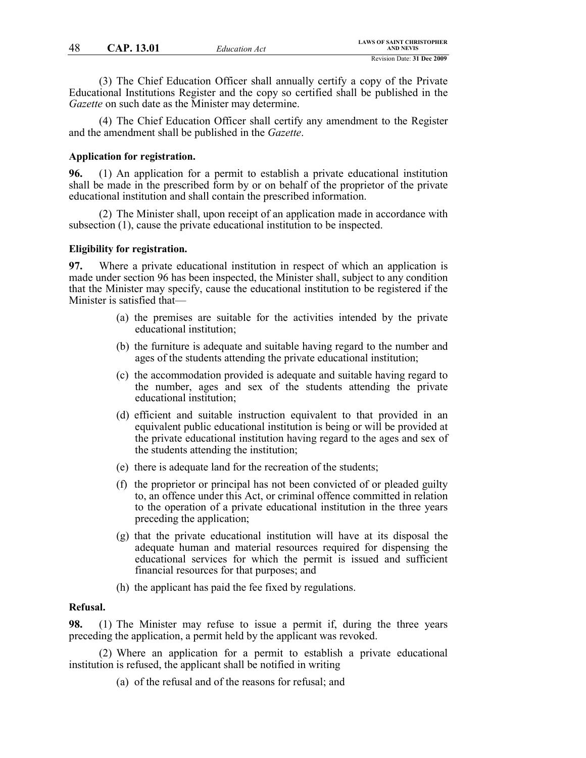(3) The Chief Education Officer shall annually certify a copy of the Private Educational Institutions Register and the copy so certified shall be published in the *Gazette* on such date as the Minister may determine.

(4) The Chief Education Officer shall certify any amendment to the Register and the amendment shall be published in the *Gazette*.

**Application for registration.**

**96.** (1) An application for a permit to establish a private educational institution shall be made in the prescribed form by or on behalf of the proprietor of the private educational institution and shall contain the prescribed information.

(2) The Minister shall, upon receipt of an application made in accordance with subsection (1), cause the private educational institution to be inspected.

**Eligibility for registration.**

**97.** Where a private educational institution in respect of which an application is made under section 96 has been inspected, the Minister shall, subject to any condition that the Minister may specify, cause the educational institution to be registered if the Minister is satisfied that—

(a) the premises are suitable for the activities intended by the private educational institution;

(b) the furniture is adequate and suitable having regard to the number and ages of the students attending the private educational institution;

(c) the accommodation provided is adequate and suitable having regard to the number, ages and sex of the students attending the private educational institution;

(d) efficient and suitable instruction equivalent to that provided in an equivalent public educational institution is being or will be provided at the private educational institution having regard to the ages and sex of the students attending the institution;

(e) there is adequate land for the recreation of the students;

(f) the proprietor or principal has not been convicted of or pleaded guilty to, an offence under this Act, or criminal offence committed in relation to the operation of a private educational institution in the three years preceding the application;

(g) that the private educational institution will have at its disposal the adequate human and material resources required for dispensing the educational services for which the permit is issued and sufficient financial resources for that purposes; and

(h) the applicant has paid the fee fixed by regulations.

**Refusal.**

**98.** (1) The Minister may refuse to issue a permit if, during the three years preceding the application, a permit held by the applicant was revoked.

(2) Where an application for a permit to establish a private educational institution is refused, the applicant shall be notified in writing

(a) of the refusal and of the reasons for refusal; and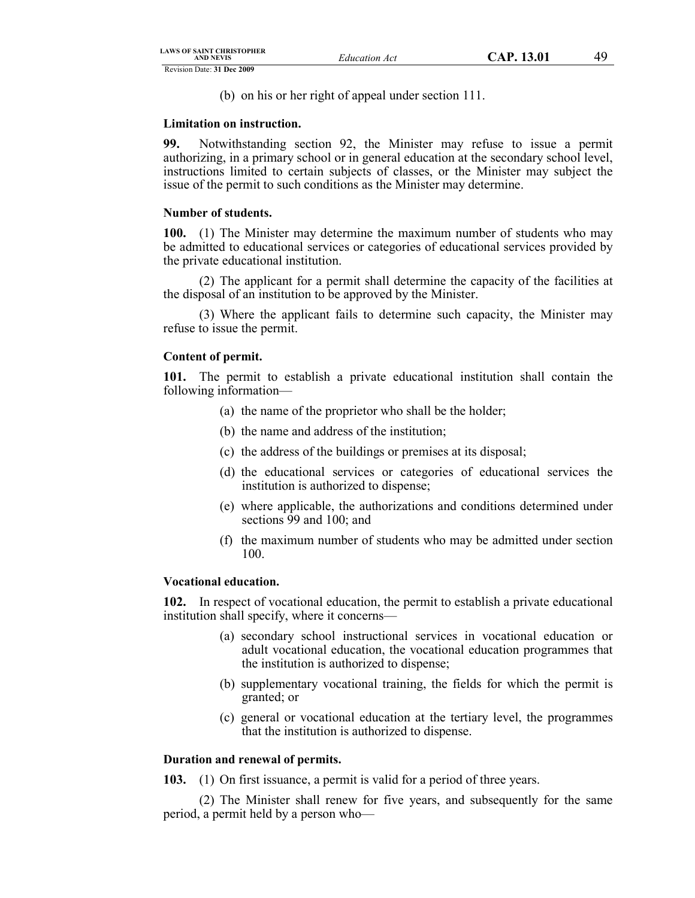(b) on his or her right of appeal under section 111.

**Limitation on instruction.**

**99.** Notwithstanding section 92, the Minister may refuse to issue a permit authorizing, in a primary school or in general education at the secondary school level, instructions limited to certain subjects of classes, or the Minister may subject the issue of the permit to such conditions as the Minister may determine.

**Number of students.**

**100.** (1) The Minister may determine the maximum number of students who may be admitted to educational services or categories of educational services provided by the private educational institution.

(2) The applicant for a permit shall determine the capacity of the facilities at the disposal of an institution to be approved by the Minister.

(3) Where the applicant fails to determine such capacity, the Minister may refuse to issue the permit.

**Content of permit.**

**101.** The permit to establish a private educational institution shall contain the following information—

(a) the name of the proprietor who shall be the holder;

(b) the name and address of the institution;

(c) the address of the buildings or premises at its disposal;

(d) the educational services or categories of educational services the institution is authorized to dispense;

(e) where applicable, the authorizations and conditions determined under sections 99 and 100; and

(f) the maximum number of students who may be admitted under section 100.

**Vocational education.**

**102.** In respect of vocational education, the permit to establish a private educational institution shall specify, where it concerns—

(a) secondary school instructional services in vocational education or adult vocational education, the vocational education programmes that the institution is authorized to dispense;

(b) supplementary vocational training, the fields for which the permit is granted; or

(c) general or vocational education at the tertiary level, the programmes that the institution is authorized to dispense.

**Duration and renewal of permits.**

**103.** (1) On first issuance, a permit is valid for a period of three years.

(2) The Minister shall renew for five years, and subsequently for the same period, a permit held by a person who—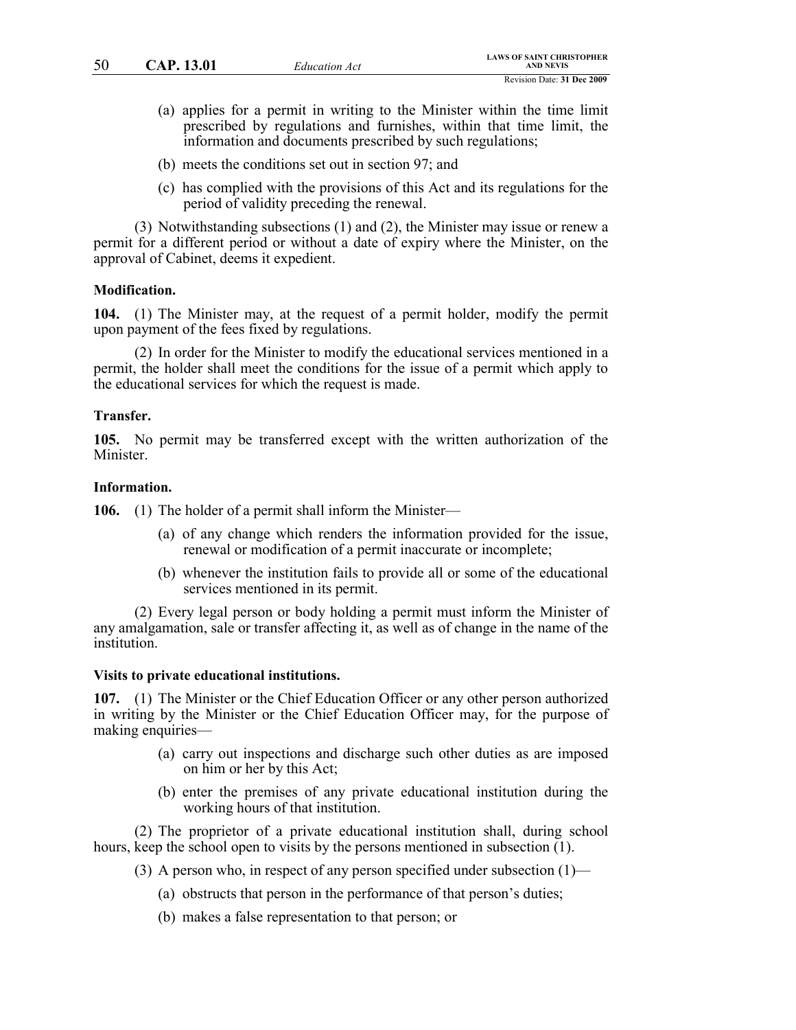(a) applies for a permit in writing to the Minister within the time limit prescribed by regulations and furnishes, within that time limit, the information and documents prescribed by such regulations;

(b) meets the conditions set out in section 97; and

(c) has complied with the provisions of this Act and its regulations for the period of validity preceding the renewal.

(3) Notwithstanding subsections (1) and (2), the Minister may issue or renew a permit for a different period or without a date of expiry where the Minister, on the approval of Cabinet, deems it expedient.

**Modification.**

**104.** (1) The Minister may, at the request of a permit holder, modify the permit upon payment of the fees fixed by regulations.

(2) In order for the Minister to modify the educational services mentioned in a permit, the holder shall meet the conditions for the issue of a permit which apply to the educational services for which the request is made.

**Transfer.**

**105.** No permit may be transferred except with the written authorization of the Minister.

**Information.**

**106.** (1) The holder of a permit shall inform the Minister—

(a) of any change which renders the information provided for the issue, renewal or modification of a permit inaccurate or incomplete;

(b) whenever the institution fails to provide all or some of the educational services mentioned in its permit.

(2) Every legal person or body holding a permit must inform the Minister of any amalgamation, sale or transfer affecting it, as well as of change in the name of the institution.

**Visits to private educational institutions.**

**107.** (1) The Minister or the Chief Education Officer or any other person authorized in writing by the Minister or the Chief Education Officer may, for the purpose of making enquiries—

(a) carry out inspections and discharge such other duties as are imposed on him or her by this Act;

(b) enter the premises of any private educational institution during the working hours of that institution.

(2) The proprietor of a private educational institution shall, during school hours, keep the school open to visits by the persons mentioned in subsection (1).

(3) A person who, in respect of any person specified under subsection (1)—

(a) obstructs that person in the performance of that person's duties;

(b) makes a false representation to that person; or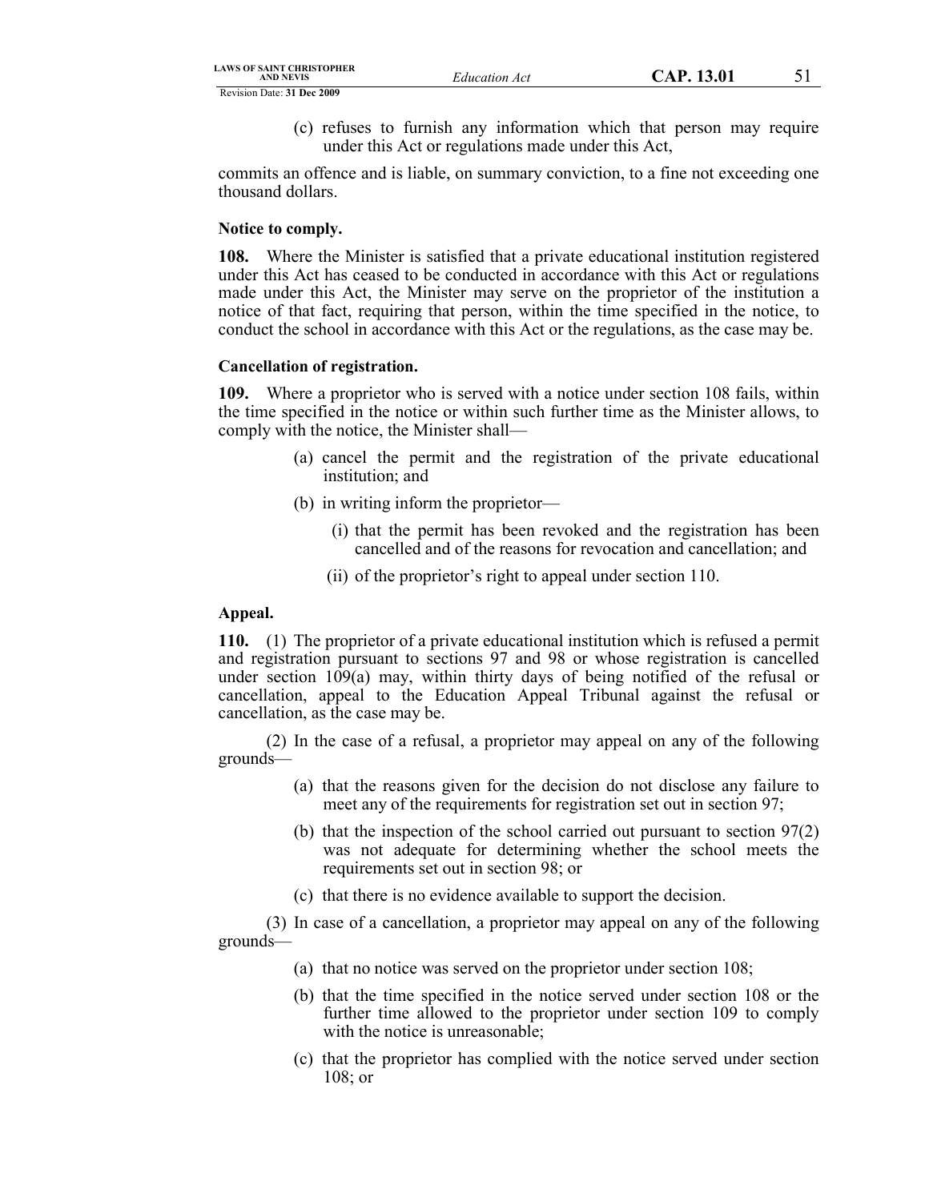(c) refuses to furnish any information which that person may require under this Act or regulations made under this Act,

commits an offence and is liable, on summary conviction, to a fine not exceeding one thousand dollars.

**Notice to comply.**

**108.** Where the Minister is satisfied that a private educational institution registered under this Act has ceased to be conducted in accordance with this Act or regulations made under this Act, the Minister may serve on the proprietor of the institution a notice of that fact, requiring that person, within the time specified in the notice, to conduct the school in accordance with this Act or the regulations, as the case may be.

**Cancellation of registration.**

**109.** Where a proprietor who is served with a notice under section 108 fails, within the time specified in the notice or within such further time as the Minister allows, to comply with the notice, the Minister shall—

(a) cancel the permit and the registration of the private educational institution; and

(b) in writing inform the proprietor—

(i) that the permit has been revoked and the registration has been cancelled and of the reasons for revocation and cancellation; and

(ii) of the proprietor's right to appeal under section 110.

**Appeal.**

**110.** (1) The proprietor of a private educational institution which is refused a permit and registration pursuant to sections 97 and 98 or whose registration is cancelled under section 109(a) may, within thirty days of being notified of the refusal or cancellation, appeal to the Education Appeal Tribunal against the refusal or cancellation, as the case may be.

(2) In the case of a refusal, a proprietor may appeal on any of the following grounds—

(a) that the reasons given for the decision do not disclose any failure to meet any of the requirements for registration set out in section 97;

(b) that the inspection of the school carried out pursuant to section 97(2) was not adequate for determining whether the school meets the requirements set out in section 98; or

(c) that there is no evidence available to support the decision.

(3) In case of a cancellation, a proprietor may appeal on any of the following grounds—

(a) that no notice was served on the proprietor under section 108;

(b) that the time specified in the notice served under section 108 or the further time allowed to the proprietor under section 109 to comply with the notice is unreasonable;

(c) that the proprietor has complied with the notice served under section 108; or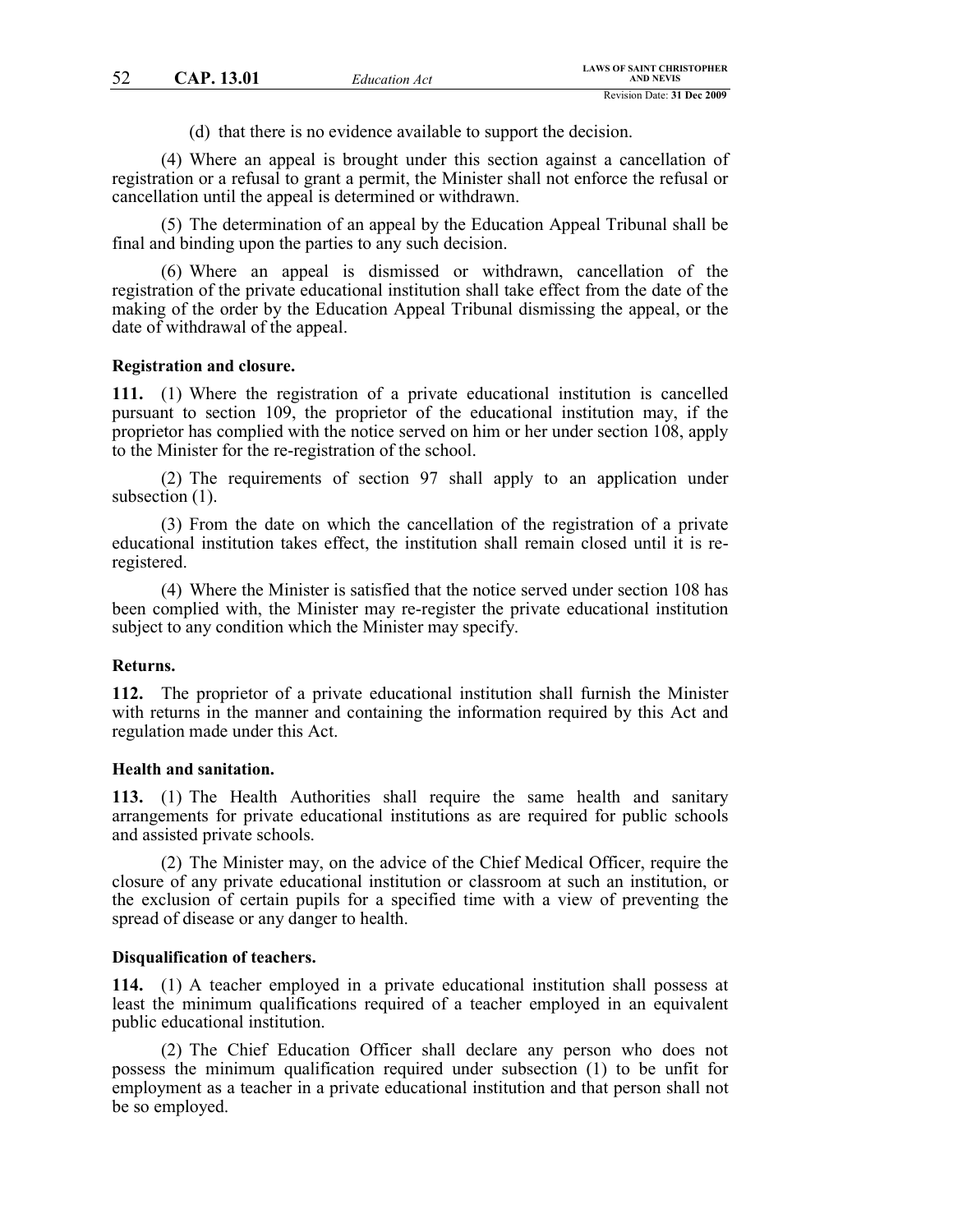(d) that there is no evidence available to support the decision.

(4) Where an appeal is brought under this section against a cancellation of registration or a refusal to grant a permit, the Minister shall not enforce the refusal or cancellation until the appeal is determined or withdrawn.

(5) The determination of an appeal by the Education Appeal Tribunal shall be final and binding upon the parties to any such decision.

(6) Where an appeal is dismissed or withdrawn, cancellation of the registration of the private educational institution shall take effect from the date of the making of the order by the Education Appeal Tribunal dismissing the appeal, or the date of withdrawal of the appeal.

**Registration and closure.**

**111.** (1) Where the registration of a private educational institution is cancelled pursuant to section 109, the proprietor of the educational institution may, if the proprietor has complied with the notice served on him or her under section 108, apply to the Minister for the re-registration of the school.

(2) The requirements of section 97 shall apply to an application under subsection (1).

(3) From the date on which the cancellation of the registration of a private educational institution takes effect, the institution shall remain closed until it is re-registered.

(4) Where the Minister is satisfied that the notice served under section 108 has been complied with, the Minister may re-register the private educational institution subject to any condition which the Minister may specify.

**Returns.**

**112.** The proprietor of a private educational institution shall furnish the Minister with returns in the manner and containing the information required by this Act and regulation made under this Act.

**Health and sanitation.**

**113.** (1) The Health Authorities shall require the same health and sanitary arrangements for private educational institutions as are required for public schools and assisted private schools.

(2) The Minister may, on the advice of the Chief Medical Officer, require the closure of any private educational institution or classroom at such an institution, or the exclusion of certain pupils for a specified time with a view of preventing the spread of disease or any danger to health.

**Disqualification of teachers.**

**114.** (1) A teacher employed in a private educational institution shall possess at least the minimum qualifications required of a teacher employed in an equivalent public educational institution.

(2) The Chief Education Officer shall declare any person who does not possess the minimum qualification required under subsection (1) to be unfit for employment as a teacher in a private educational institution and that person shall not be so employed.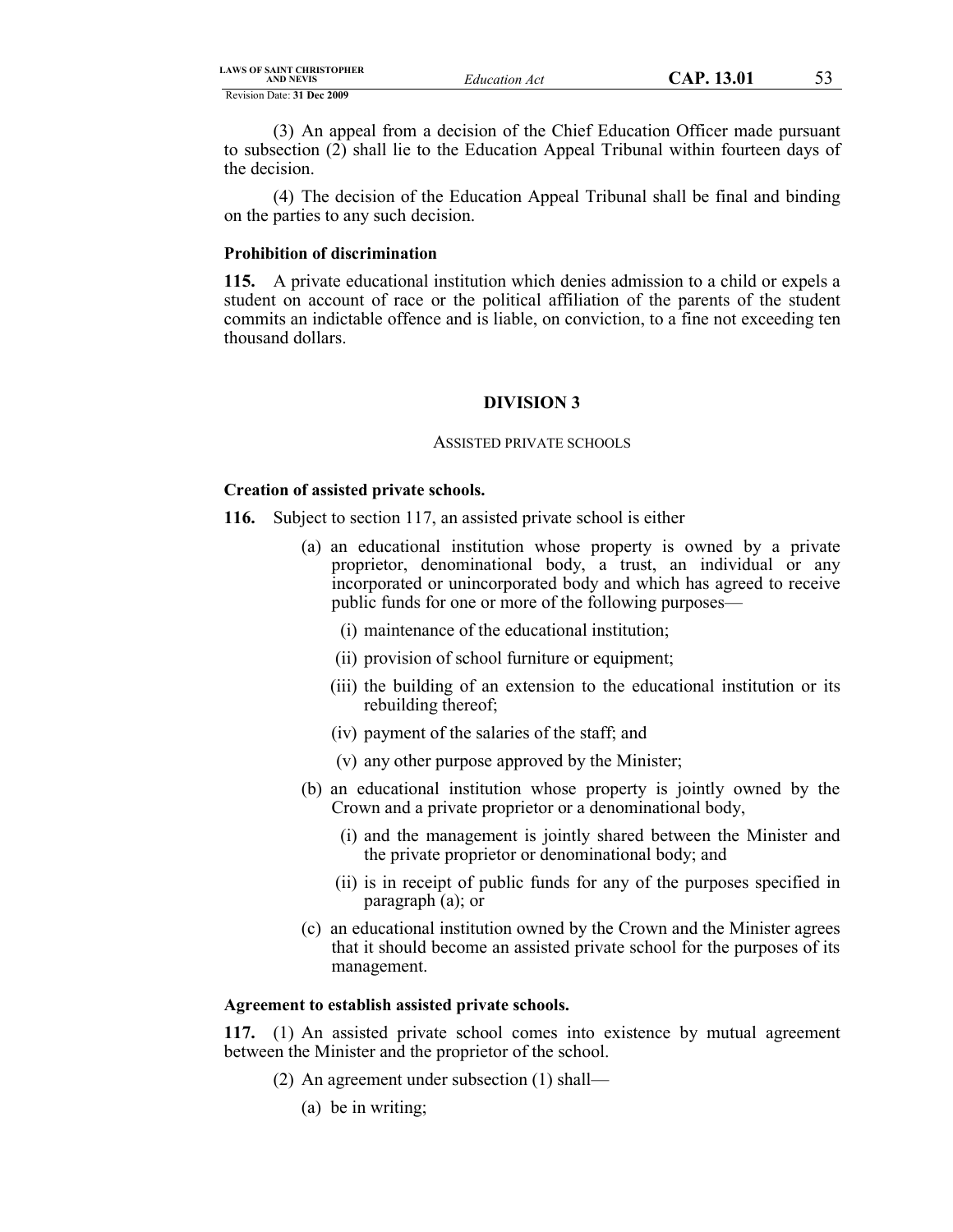(3) An appeal from a decision of the Chief Education Officer made pursuant to subsection (2) shall lie to the Education Appeal Tribunal within fourteen days of the decision.

(4) The decision of the Education Appeal Tribunal shall be final and binding on the parties to any such decision.

**Prohibition of discrimination**

**115.** A private educational institution which denies admission to a child or expels a student on account of race or the political affiliation of the parents of the student commits an indictable offence and is liable, on conviction, to a fine not exceeding ten thousand dollars.

## DIVISION 3

ASSISTED PRIVATE SCHOOLS

**Creation of assisted private schools.**

**116.** Subject to section 117, an assisted private school is either

(a) an educational institution whose property is owned by a private proprietor, denominational body, a trust, an individual or any incorporated or unincorporated body and which has agreed to receive public funds for one or more of the following purposes—

(i) maintenance of the educational institution;

(ii) provision of school furniture or equipment;

(iii) the building of an extension to the educational institution or its rebuilding thereof;

(iv) payment of the salaries of the staff; and

(v) any other purpose approved by the Minister;

(b) an educational institution whose property is jointly owned by the Crown and a private proprietor or a denominational body,

(i) and the management is jointly shared between the Minister and the private proprietor or denominational body; and

(ii) is in receipt of public funds for any of the purposes specified in paragraph (a); or

(c) an educational institution owned by the Crown and the Minister agrees that it should become an assisted private school for the purposes of its management.

**Agreement to establish assisted private schools.**

**117.** (1) An assisted private school comes into existence by mutual agreement between the Minister and the proprietor of the school.

(2) An agreement under subsection (1) shall—

(a) be in writing;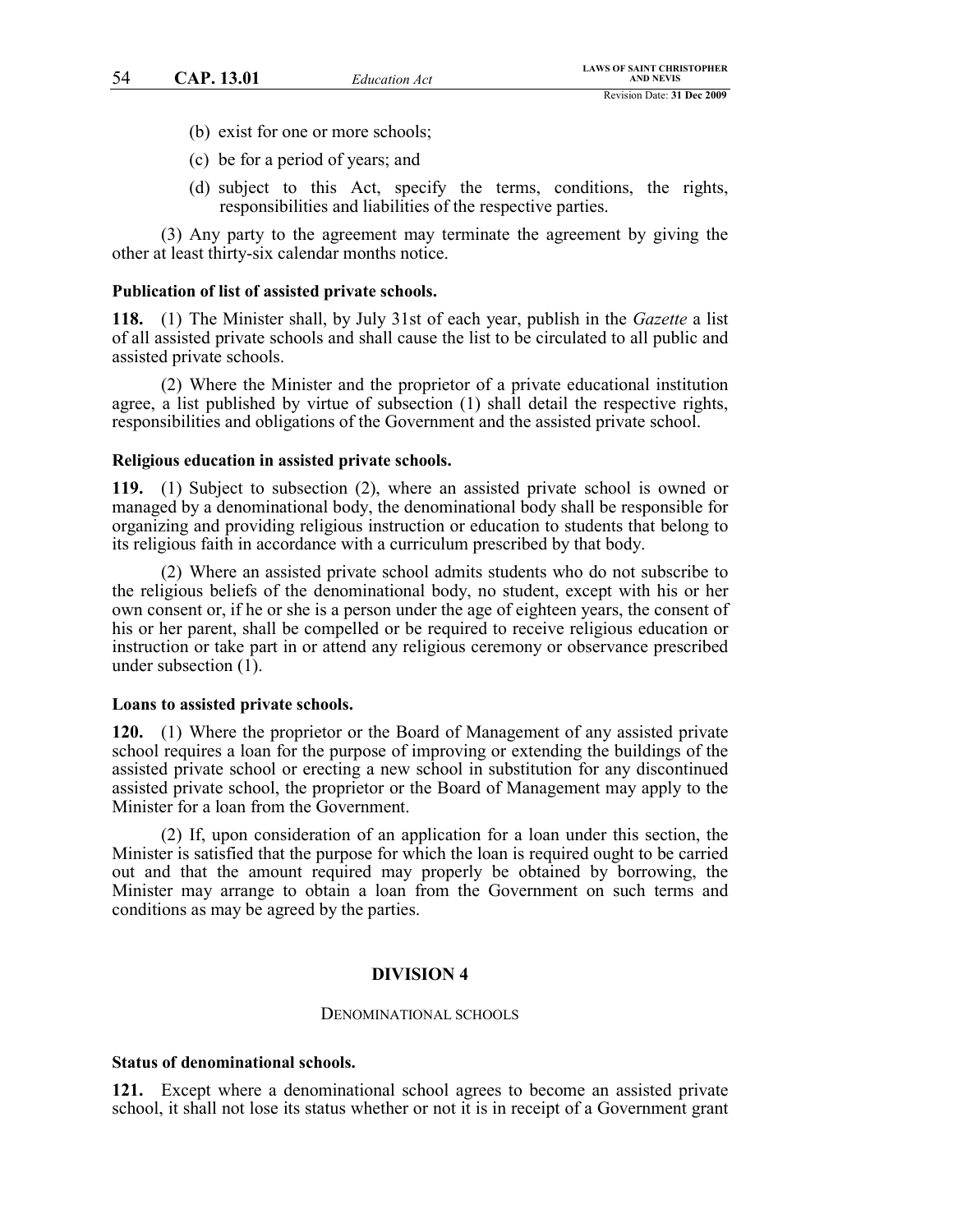(b) exist for one or more schools;

(c) be for a period of years; and

(d) subject to this Act, specify the terms, conditions, the rights, responsibilities and liabilities of the respective parties.

(3) Any party to the agreement may terminate the agreement by giving the other at least thirty-six calendar months notice.

**Publication of list of assisted private schools.**

**118.** (1) The Minister shall, by July 31st of each year, publish in the *Gazette* a list of all assisted private schools and shall cause the list to be circulated to all public and assisted private schools.

(2) Where the Minister and the proprietor of a private educational institution agree, a list published by virtue of subsection (1) shall detail the respective rights, responsibilities and obligations of the Government and the assisted private school.

**Religious education in assisted private schools.**

**119.** (1) Subject to subsection (2), where an assisted private school is owned or managed by a denominational body, the denominational body shall be responsible for organizing and providing religious instruction or education to students that belong to its religious faith in accordance with a curriculum prescribed by that body.

(2) Where an assisted private school admits students who do not subscribe to the religious beliefs of the denominational body, no student, except with his or her own consent or, if he or she is a person under the age of eighteen years, the consent of his or her parent, shall be compelled or be required to receive religious education or instruction or take part in or attend any religious ceremony or observance prescribed under subsection (1).

**Loans to assisted private schools.**

**120.** (1) Where the proprietor or the Board of Management of any assisted private school requires a loan for the purpose of improving or extending the buildings of the assisted private school or erecting a new school in substitution for any discontinued assisted private school, the proprietor or the Board of Management may apply to the Minister for a loan from the Government.

(2) If, upon consideration of an application for a loan under this section, the Minister is satisfied that the purpose for which the loan is required ought to be carried out and that the amount required may properly be obtained by borrowing, the Minister may arrange to obtain a loan from the Government on such terms and conditions as may be agreed by the parties.

## DIVISION 4

### DENOMINATIONAL SCHOOLS

**Status of denominational schools.**

**121.** Except where a denominational school agrees to become an assisted private school, it shall not lose its status whether or not it is in receipt of a Government grant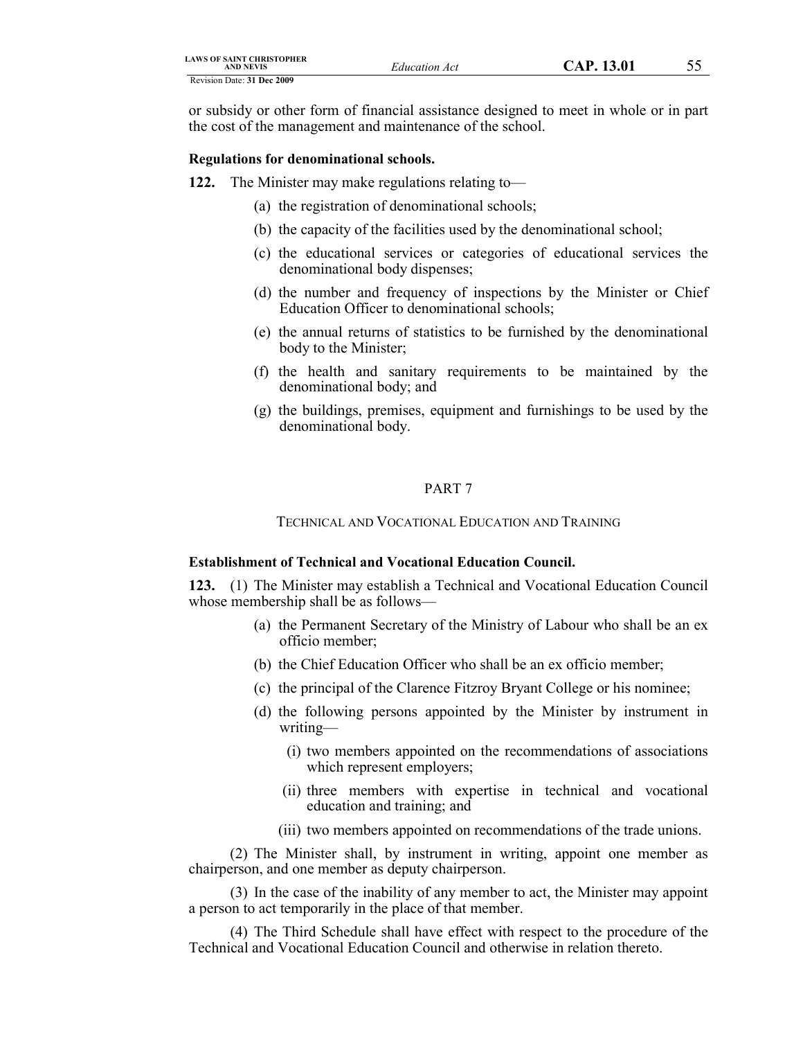or subsidy or other form of financial assistance designed to meet in whole or in part the cost of the management and maintenance of the school.

**Regulations for denominational schools.**

**122.** The Minister may make regulations relating to—

(a) the registration of denominational schools;

(b) the capacity of the facilities used by the denominational school;

(c) the educational services or categories of educational services the denominational body dispenses;

(d) the number and frequency of inspections by the Minister or Chief Education Officer to denominational schools;

(e) the annual returns of statistics to be furnished by the denominational body to the Minister;

(f) the health and sanitary requirements to be maintained by the denominational body; and

(g) the buildings, premises, equipment and furnishings to be used by the denominational body.

## PART 7

### TECHNICAL AND VOCATIONAL EDUCATION AND TRAINING

**Establishment of Technical and Vocational Education Council.**

**123.** (1) The Minister may establish a Technical and Vocational Education Council whose membership shall be as follows—

(a) the Permanent Secretary of the Ministry of Labour who shall be an ex officio member;

(b) the Chief Education Officer who shall be an ex officio member;

(c) the principal of the Clarence Fitzroy Bryant College or his nominee;

(d) the following persons appointed by the Minister by instrument in writing—

(i) two members appointed on the recommendations of associations which represent employers;

(ii) three members with expertise in technical and vocational education and training; and

(iii) two members appointed on recommendations of the trade unions.

(2) The Minister shall, by instrument in writing, appoint one member as chairperson, and one member as deputy chairperson.

(3) In the case of the inability of any member to act, the Minister may appoint a person to act temporarily in the place of that member.

(4) The Third Schedule shall have effect with respect to the procedure of the Technical and Vocational Education Council and otherwise in relation thereto.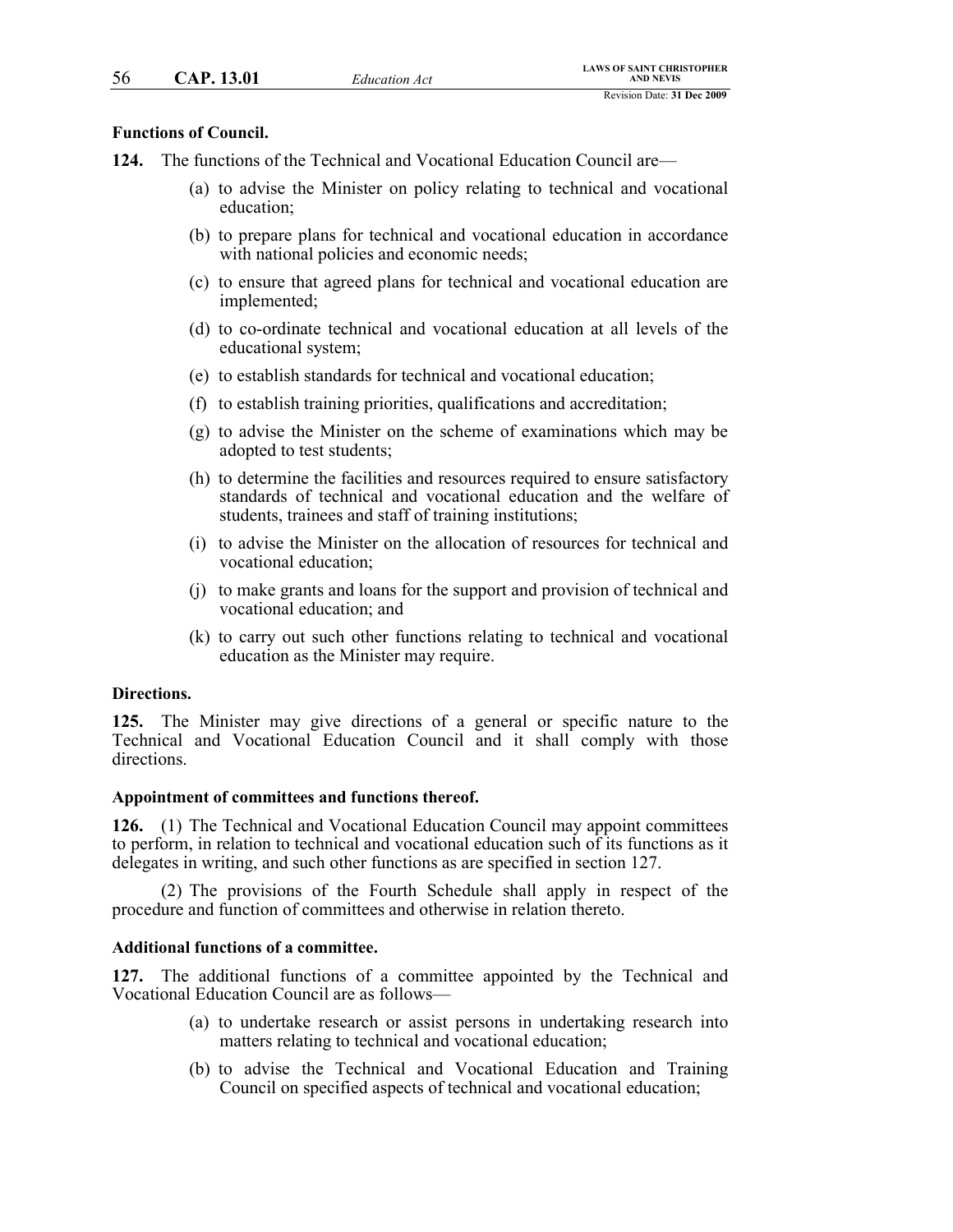**Functions of Council.**

**124.** The functions of the Technical and Vocational Education Council are—

(a) to advise the Minister on policy relating to technical and vocational education;

(b) to prepare plans for technical and vocational education in accordance with national policies and economic needs;

(c) to ensure that agreed plans for technical and vocational education are implemented;

(d) to co-ordinate technical and vocational education at all levels of the educational system;

(e) to establish standards for technical and vocational education;

(f) to establish training priorities, qualifications and accreditation;

(g) to advise the Minister on the scheme of examinations which may be adopted to test students;

(h) to determine the facilities and resources required to ensure satisfactory standards of technical and vocational education and the welfare of students, trainees and staff of training institutions;

(i) to advise the Minister on the allocation of resources for technical and vocational education;

(j) to make grants and loans for the support and provision of technical and vocational education; and

(k) to carry out such other functions relating to technical and vocational education as the Minister may require.

**Directions.**

**125.** The Minister may give directions of a general or specific nature to the Technical and Vocational Education Council and it shall comply with those directions.

**Appointment of committees and functions thereof.**

**126.** (1) The Technical and Vocational Education Council may appoint committees to perform, in relation to technical and vocational education such of its functions as it delegates in writing, and such other functions as are specified in section 127.

(2) The provisions of the Fourth Schedule shall apply in respect of the procedure and function of committees and otherwise in relation thereto.

**Additional functions of a committee.**

**127.** The additional functions of a committee appointed by the Technical and Vocational Education Council are as follows—

(a) to undertake research or assist persons in undertaking research into matters relating to technical and vocational education;

(b) to advise the Technical and Vocational Education and Training Council on specified aspects of technical and vocational education;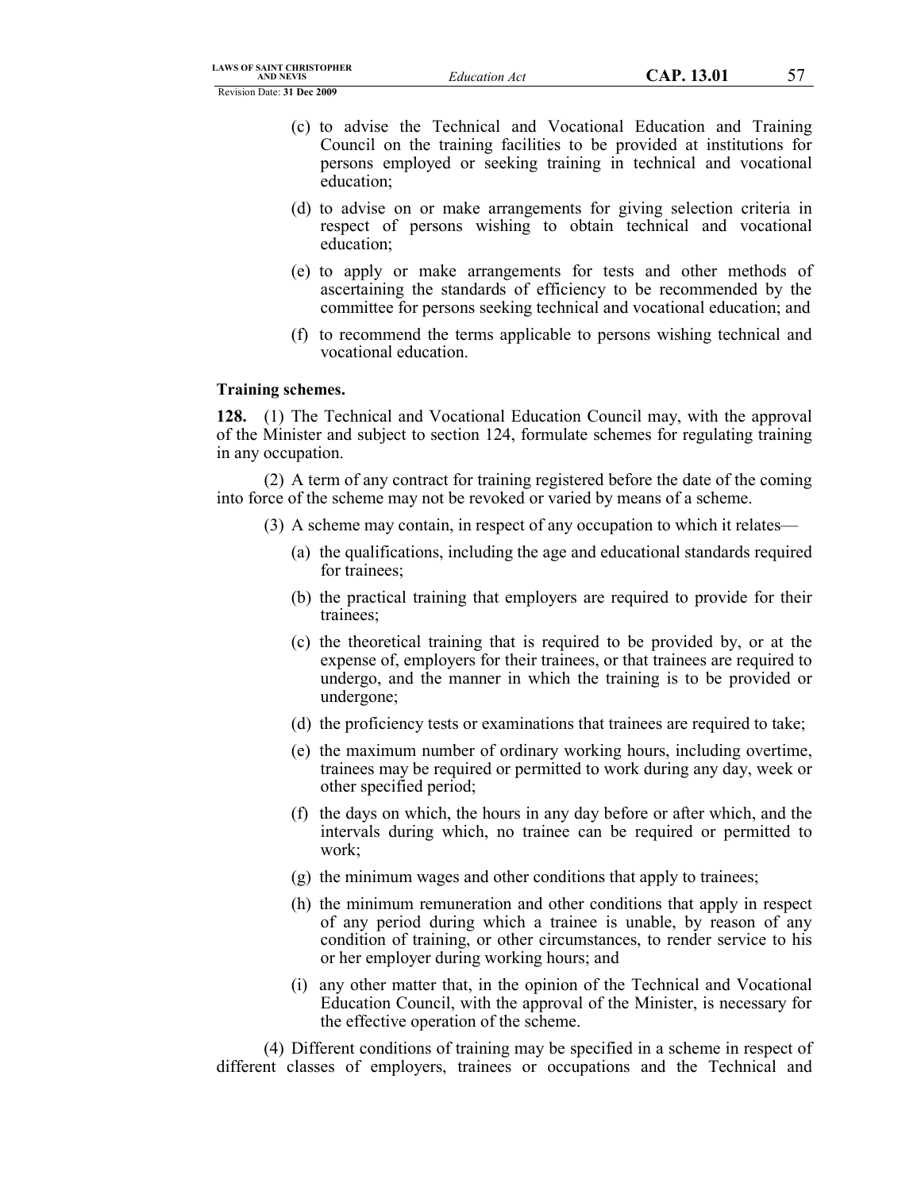(c) to advise the Technical and Vocational Education and Training Council on the training facilities to be provided at institutions for persons employed or seeking training in technical and vocational education;

(d) to advise on or make arrangements for giving selection criteria in respect of persons wishing to obtain technical and vocational education;

(e) to apply or make arrangements for tests and other methods of ascertaining the standards of efficiency to be recommended by the committee for persons seeking technical and vocational education; and

(f) to recommend the terms applicable to persons wishing technical and vocational education.

**Training schemes.**

**128.** (1) The Technical and Vocational Education Council may, with the approval of the Minister and subject to section 124, formulate schemes for regulating training in any occupation.

(2) A term of any contract for training registered before the date of the coming into force of the scheme may not be revoked or varied by means of a scheme.

(3) A scheme may contain, in respect of any occupation to which it relates—

(a) the qualifications, including the age and educational standards required for trainees;

(b) the practical training that employers are required to provide for their trainees;

(c) the theoretical training that is required to be provided by, or at the expense of, employers for their trainees, or that trainees are required to undergo, and the manner in which the training is to be provided or undergone;

(d) the proficiency tests or examinations that trainees are required to take;

(e) the maximum number of ordinary working hours, including overtime, trainees may be required or permitted to work during any day, week or other specified period;

(f) the days on which, the hours in any day before or after which, and the intervals during which, no trainee can be required or permitted to work;

(g) the minimum wages and other conditions that apply to trainees;

(h) the minimum remuneration and other conditions that apply in respect of any period during which a trainee is unable, by reason of any condition of training, or other circumstances, to render service to his or her employer during working hours; and

(i) any other matter that, in the opinion of the Technical and Vocational Education Council, with the approval of the Minister, is necessary for the effective operation of the scheme.

(4) Different conditions of training may be specified in a scheme in respect of different classes of employers, trainees or occupations and the Technical and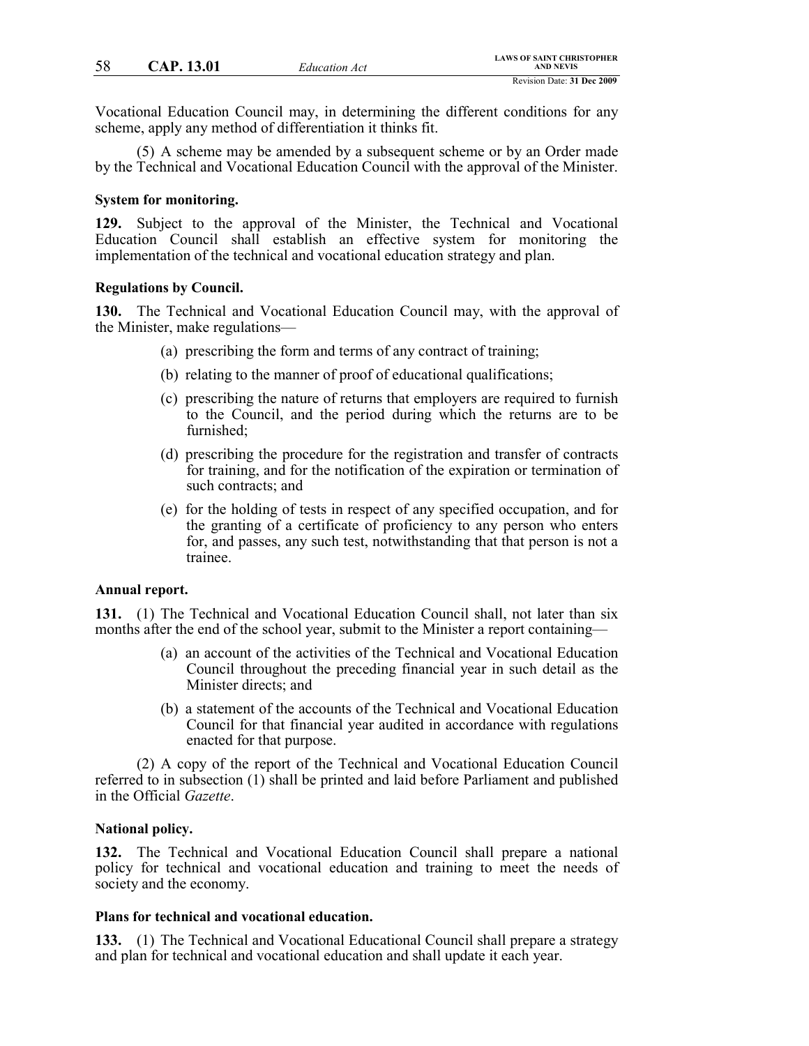Vocational Education Council may, in determining the different conditions for any scheme, apply any method of differentiation it thinks fit.

(5) A scheme may be amended by a subsequent scheme or by an Order made by the Technical and Vocational Education Council with the approval of the Minister.

**System for monitoring.**

**129.** Subject to the approval of the Minister, the Technical and Vocational Education Council shall establish an effective system for monitoring the implementation of the technical and vocational education strategy and plan.

**Regulations by Council.**

**130.** The Technical and Vocational Education Council may, with the approval of the Minister, make regulations—

(a) prescribing the form and terms of any contract of training;

(b) relating to the manner of proof of educational qualifications;

(c) prescribing the nature of returns that employers are required to furnish to the Council, and the period during which the returns are to be furnished;

(d) prescribing the procedure for the registration and transfer of contracts for training, and for the notification of the expiration or termination of such contracts; and

(e) for the holding of tests in respect of any specified occupation, and for the granting of a certificate of proficiency to any person who enters for, and passes, any such test, notwithstanding that that person is not a trainee.

**Annual report.**

**131.** (1) The Technical and Vocational Education Council shall, not later than six months after the end of the school year, submit to the Minister a report containing—

(a) an account of the activities of the Technical and Vocational Education Council throughout the preceding financial year in such detail as the Minister directs; and

(b) a statement of the accounts of the Technical and Vocational Education Council for that financial year audited in accordance with regulations enacted for that purpose.

(2) A copy of the report of the Technical and Vocational Education Council referred to in subsection (1) shall be printed and laid before Parliament and published in the Official *Gazette*.

**National policy.**

**132.** The Technical and Vocational Education Council shall prepare a national policy for technical and vocational education and training to meet the needs of society and the economy.

**Plans for technical and vocational education.**

**133.** (1) The Technical and Vocational Educational Council shall prepare a strategy and plan for technical and vocational education and shall update it each year.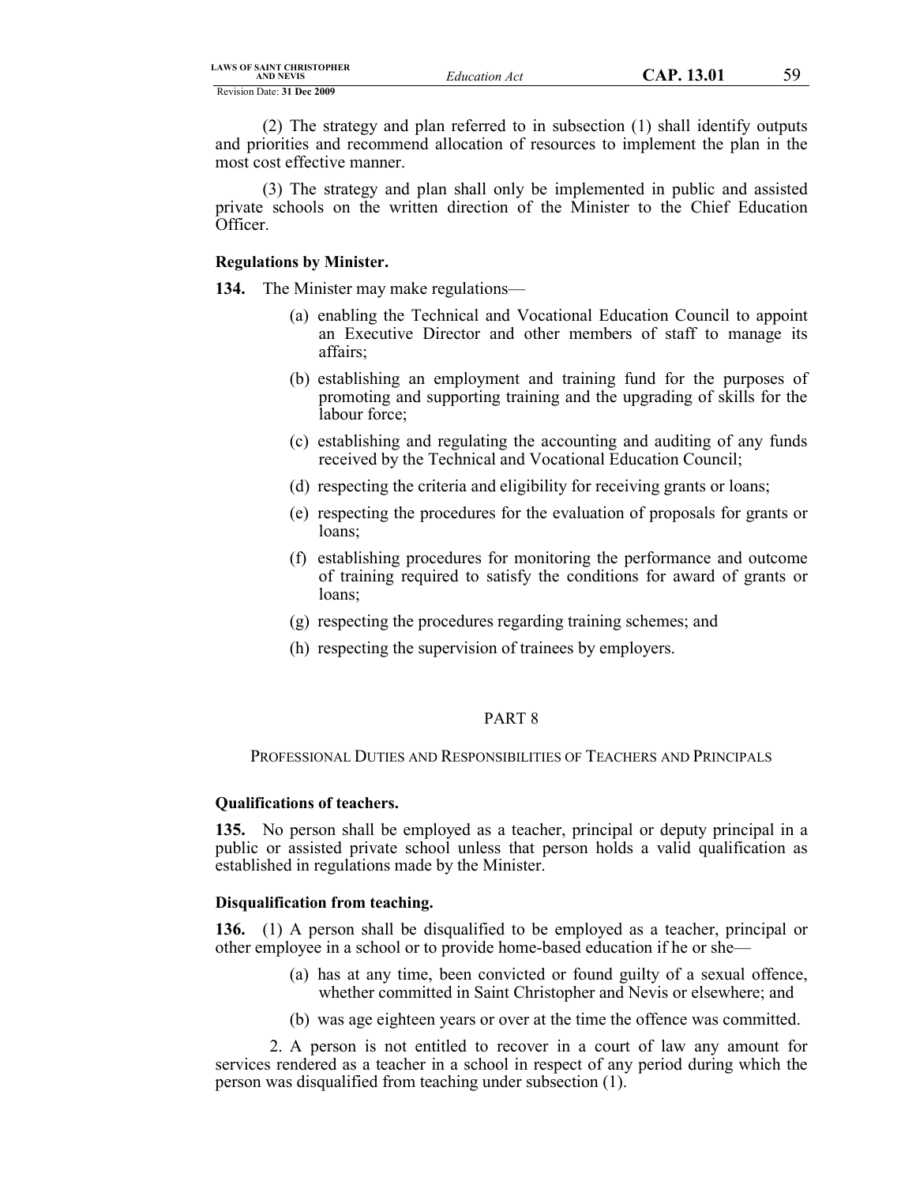(2) The strategy and plan referred to in subsection (1) shall identify outputs and priorities and recommend allocation of resources to implement the plan in the most cost effective manner.

(3) The strategy and plan shall only be implemented in public and assisted private schools on the written direction of the Minister to the Chief Education Officer.

**Regulations by Minister.**

**134.** The Minister may make regulations—

(a) enabling the Technical and Vocational Education Council to appoint an Executive Director and other members of staff to manage its affairs;

(b) establishing an employment and training fund for the purposes of promoting and supporting training and the upgrading of skills for the labour force;

(c) establishing and regulating the accounting and auditing of any funds received by the Technical and Vocational Education Council;

(d) respecting the criteria and eligibility for receiving grants or loans;

(e) respecting the procedures for the evaluation of proposals for grants or loans;

(f) establishing procedures for monitoring the performance and outcome of training required to satisfy the conditions for award of grants or loans;

(g) respecting the procedures regarding training schemes; and

(h) respecting the supervision of trainees by employers.

## PART 8

## PROFESSIONAL DUTIES AND RESPONSIBILITIES OF TEACHERS AND PRINCIPALS

**Qualifications of teachers.**

**135.** No person shall be employed as a teacher, principal or deputy principal in a public or assisted private school unless that person holds a valid qualification as established in regulations made by the Minister.

**Disqualification from teaching.**

**136.** (1) A person shall be disqualified to be employed as a teacher, principal or other employee in a school or to provide home-based education if he or she—

(a) has at any time, been convicted or found guilty of a sexual offence, whether committed in Saint Christopher and Nevis or elsewhere; and

(b) was age eighteen years or over at the time the offence was committed.

2. A person is not entitled to recover in a court of law any amount for services rendered as a teacher in a school in respect of any period during which the person was disqualified from teaching under subsection (1).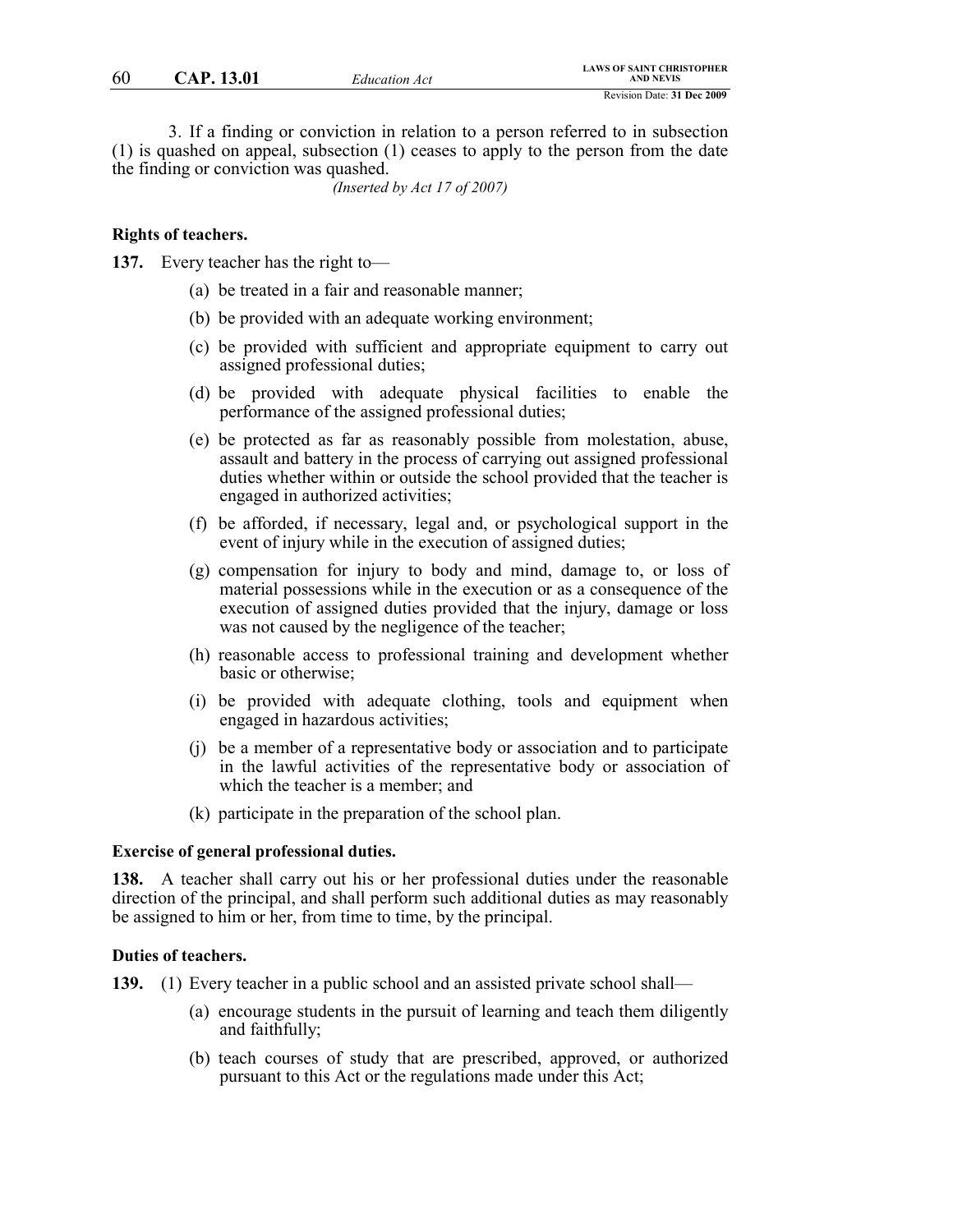3. If a finding or conviction in relation to a person referred to in subsection (1) is quashed on appeal, subsection (1) ceases to apply to the person from the date the finding or conviction was quashed.

*(Inserted by Act 17 of 2007)*

**Rights of teachers.**

**137.** Every teacher has the right to—

(a) be treated in a fair and reasonable manner;

(b) be provided with an adequate working environment;

(c) be provided with sufficient and appropriate equipment to carry out assigned professional duties;

(d) be provided with adequate physical facilities to enable the performance of the assigned professional duties;

(e) be protected as far as reasonably possible from molestation, abuse, assault and battery in the process of carrying out assigned professional duties whether within or outside the school provided that the teacher is engaged in authorized activities;

(f) be afforded, if necessary, legal and, or psychological support in the event of injury while in the execution of assigned duties;

(g) compensation for injury to body and mind, damage to, or loss of material possessions while in the execution or as a consequence of the execution of assigned duties provided that the injury, damage or loss was not caused by the negligence of the teacher;

(h) reasonable access to professional training and development whether basic or otherwise;

(i) be provided with adequate clothing, tools and equipment when engaged in hazardous activities;

(j) be a member of a representative body or association and to participate in the lawful activities of the representative body or association of which the teacher is a member; and

(k) participate in the preparation of the school plan.

**Exercise of general professional duties.**

**138.** A teacher shall carry out his or her professional duties under the reasonable direction of the principal, and shall perform such additional duties as may reasonably be assigned to him or her, from time to time, by the principal.

**Duties of teachers.**

**139.** (1) Every teacher in a public school and an assisted private school shall—

(a) encourage students in the pursuit of learning and teach them diligently and faithfully;

(b) teach courses of study that are prescribed, approved, or authorized pursuant to this Act or the regulations made under this Act;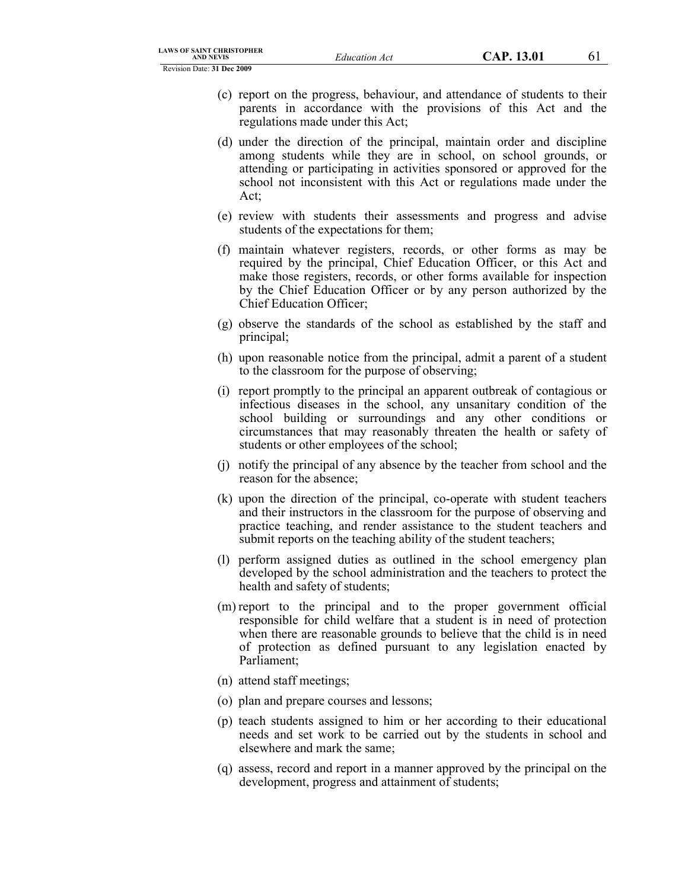(c) report on the progress, behaviour, and attendance of students to their parents in accordance with the provisions of this Act and the regulations made under this Act;

(d) under the direction of the principal, maintain order and discipline among students while they are in school, on school grounds, or attending or participating in activities sponsored or approved for the school not inconsistent with this Act or regulations made under the Act;

(e) review with students their assessments and progress and advise students of the expectations for them;

(f) maintain whatever registers, records, or other forms as may be required by the principal, Chief Education Officer, or this Act and make those registers, records, or other forms available for inspection by the Chief Education Officer or by any person authorized by the Chief Education Officer;

(g) observe the standards of the school as established by the staff and principal;

(h) upon reasonable notice from the principal, admit a parent of a student to the classroom for the purpose of observing;

(i) report promptly to the principal an apparent outbreak of contagious or infectious diseases in the school, any unsanitary condition of the school building or surroundings and any other conditions or circumstances that may reasonably threaten the health or safety of students or other employees of the school;

(j) notify the principal of any absence by the teacher from school and the reason for the absence;

(k) upon the direction of the principal, co-operate with student teachers and their instructors in the classroom for the purpose of observing and practice teaching, and render assistance to the student teachers and submit reports on the teaching ability of the student teachers;

(l) perform assigned duties as outlined in the school emergency plan developed by the school administration and the teachers to protect the health and safety of students;

(m) report to the principal and to the proper government official responsible for child welfare that a student is in need of protection when there are reasonable grounds to believe that the child is in need of protection as defined pursuant to any legislation enacted by Parliament;

(n) attend staff meetings;

(o) plan and prepare courses and lessons;

(p) teach students assigned to him or her according to their educational needs and set work to be carried out by the students in school and elsewhere and mark the same;

(q) assess, record and report in a manner approved by the principal on the development, progress and attainment of students;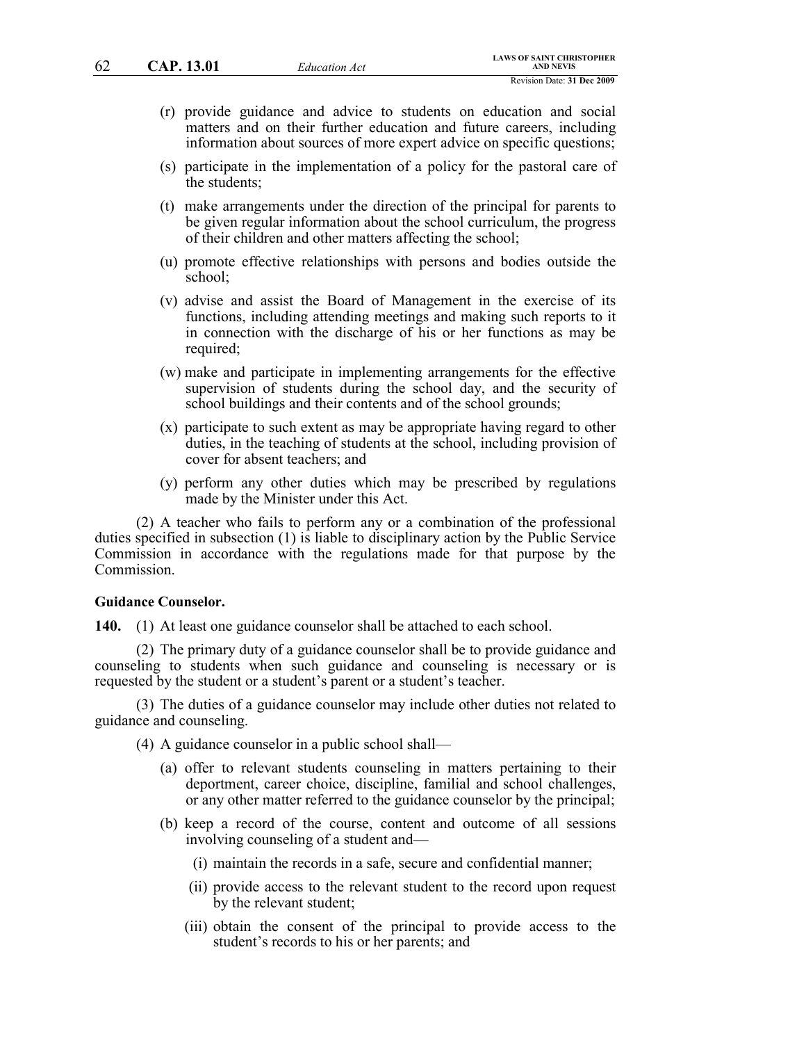(r) provide guidance and advice to students on education and social matters and on their further education and future careers, including information about sources of more expert advice on specific questions;

(s) participate in the implementation of a policy for the pastoral care of the students;

(t) make arrangements under the direction of the principal for parents to be given regular information about the school curriculum, the progress of their children and other matters affecting the school;

(u) promote effective relationships with persons and bodies outside the school;

(v) advise and assist the Board of Management in the exercise of its functions, including attending meetings and making such reports to it in connection with the discharge of his or her functions as may be required;

(w) make and participate in implementing arrangements for the effective supervision of students during the school day, and the security of school buildings and their contents and of the school grounds;

(x) participate to such extent as may be appropriate having regard to other duties, in the teaching of students at the school, including provision of cover for absent teachers; and

(y) perform any other duties which may be prescribed by regulations made by the Minister under this Act.

(2) A teacher who fails to perform any or a combination of the professional duties specified in subsection (1) is liable to disciplinary action by the Public Service Commission in accordance with the regulations made for that purpose by the Commission.

**Guidance Counselor.**

**140.** (1) At least one guidance counselor shall be attached to each school.

(2) The primary duty of a guidance counselor shall be to provide guidance and counseling to students when such guidance and counseling is necessary or is requested by the student or a student's parent or a student's teacher.

(3) The duties of a guidance counselor may include other duties not related to guidance and counseling.

(4) A guidance counselor in a public school shall—

(a) offer to relevant students counseling in matters pertaining to their deportment, career choice, discipline, familial and school challenges, or any other matter referred to the guidance counselor by the principal;

(b) keep a record of the course, content and outcome of all sessions involving counseling of a student and—

(i) maintain the records in a safe, secure and confidential manner;

(ii) provide access to the relevant student to the record upon request by the relevant student;

(iii) obtain the consent of the principal to provide access to the student's records to his or her parents; and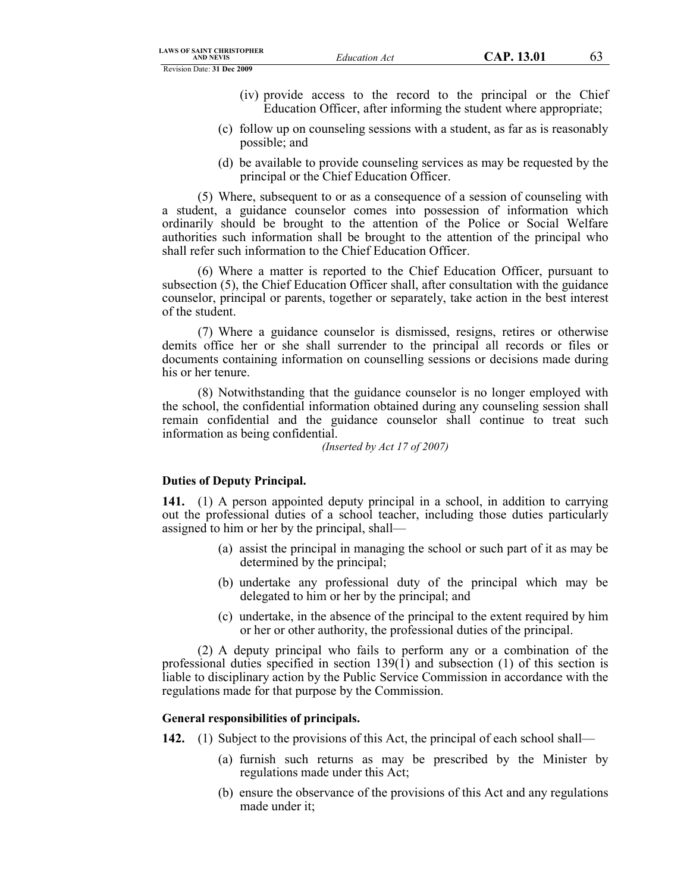(iv) provide access to the record to the principal or the Chief Education Officer, after informing the student where appropriate;

(c) follow up on counseling sessions with a student, as far as is reasonably possible; and

(d) be available to provide counseling services as may be requested by the principal or the Chief Education Officer.

(5) Where, subsequent to or as a consequence of a session of counseling with a student, a guidance counselor comes into possession of information which ordinarily should be brought to the attention of the Police or Social Welfare authorities such information shall be brought to the attention of the principal who shall refer such information to the Chief Education Officer.

(6) Where a matter is reported to the Chief Education Officer, pursuant to subsection (5), the Chief Education Officer shall, after consultation with the guidance counselor, principal or parents, together or separately, take action in the best interest of the student.

(7) Where a guidance counselor is dismissed, resigns, retires or otherwise demits office her or she shall surrender to the principal all records or files or documents containing information on counselling sessions or decisions made during his or her tenure.

(8) Notwithstanding that the guidance counselor is no longer employed with the school, the confidential information obtained during any counseling session shall remain confidential and the guidance counselor shall continue to treat such information as being confidential.

*(Inserted by Act 17 of 2007)*

**Duties of Deputy Principal.**

**141.** (1) A person appointed deputy principal in a school, in addition to carrying out the professional duties of a school teacher, including those duties particularly assigned to him or her by the principal, shall—

(a) assist the principal in managing the school or such part of it as may be determined by the principal;

(b) undertake any professional duty of the principal which may be delegated to him or her by the principal; and

(c) undertake, in the absence of the principal to the extent required by him or her or other authority, the professional duties of the principal.

(2) A deputy principal who fails to perform any or a combination of the professional duties specified in section 139(1) and subsection (1) of this section is liable to disciplinary action by the Public Service Commission in accordance with the regulations made for that purpose by the Commission.

**General responsibilities of principals.**

**142.** (1) Subject to the provisions of this Act, the principal of each school shall—

(a) furnish such returns as may be prescribed by the Minister by regulations made under this Act;

(b) ensure the observance of the provisions of this Act and any regulations made under it;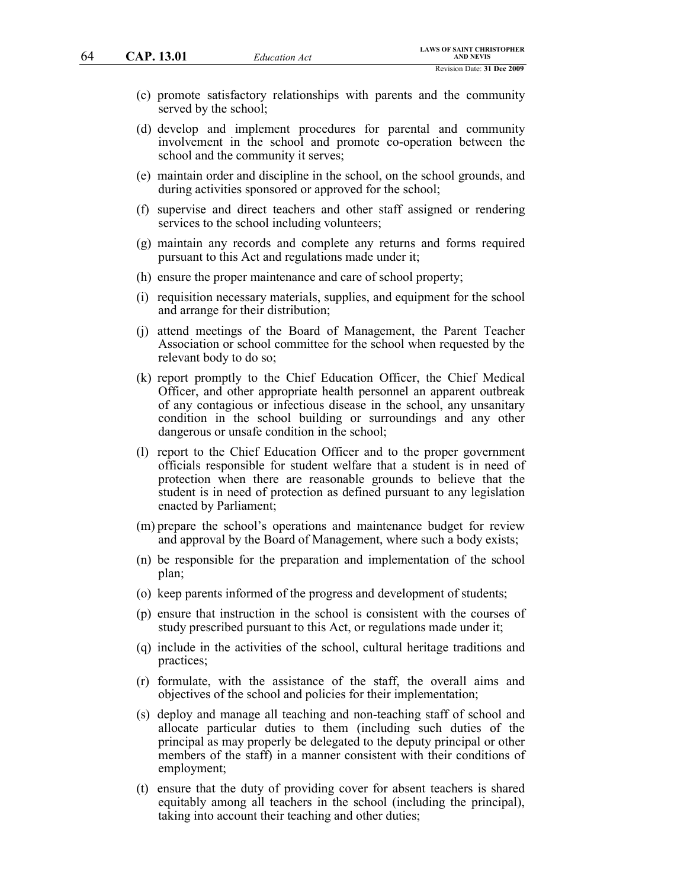(c) promote satisfactory relationships with parents and the community served by the school;

(d) develop and implement procedures for parental and community involvement in the school and promote co-operation between the school and the community it serves;

(e) maintain order and discipline in the school, on the school grounds, and during activities sponsored or approved for the school;

(f) supervise and direct teachers and other staff assigned or rendering services to the school including volunteers;

(g) maintain any records and complete any returns and forms required pursuant to this Act and regulations made under it;

(h) ensure the proper maintenance and care of school property;

(i) requisition necessary materials, supplies, and equipment for the school and arrange for their distribution;

(j) attend meetings of the Board of Management, the Parent Teacher Association or school committee for the school when requested by the relevant body to do so;

(k) report promptly to the Chief Education Officer, the Chief Medical Officer, and other appropriate health personnel an apparent outbreak of any contagious or infectious disease in the school, any unsanitary condition in the school building or surroundings and any other dangerous or unsafe condition in the school;

(l) report to the Chief Education Officer and to the proper government officials responsible for student welfare that a student is in need of protection when there are reasonable grounds to believe that the student is in need of protection as defined pursuant to any legislation enacted by Parliament;

(m) prepare the school's operations and maintenance budget for review and approval by the Board of Management, where such a body exists;

(n) be responsible for the preparation and implementation of the school plan;

(o) keep parents informed of the progress and development of students;

(p) ensure that instruction in the school is consistent with the courses of study prescribed pursuant to this Act, or regulations made under it;

(q) include in the activities of the school, cultural heritage traditions and practices;

(r) formulate, with the assistance of the staff, the overall aims and objectives of the school and policies for their implementation;

(s) deploy and manage all teaching and non-teaching staff of school and allocate particular duties to them (including such duties of the principal as may properly be delegated to the deputy principal or other members of the staff) in a manner consistent with their conditions of employment;

(t) ensure that the duty of providing cover for absent teachers is shared equitably among all teachers in the school (including the principal), taking into account their teaching and other duties;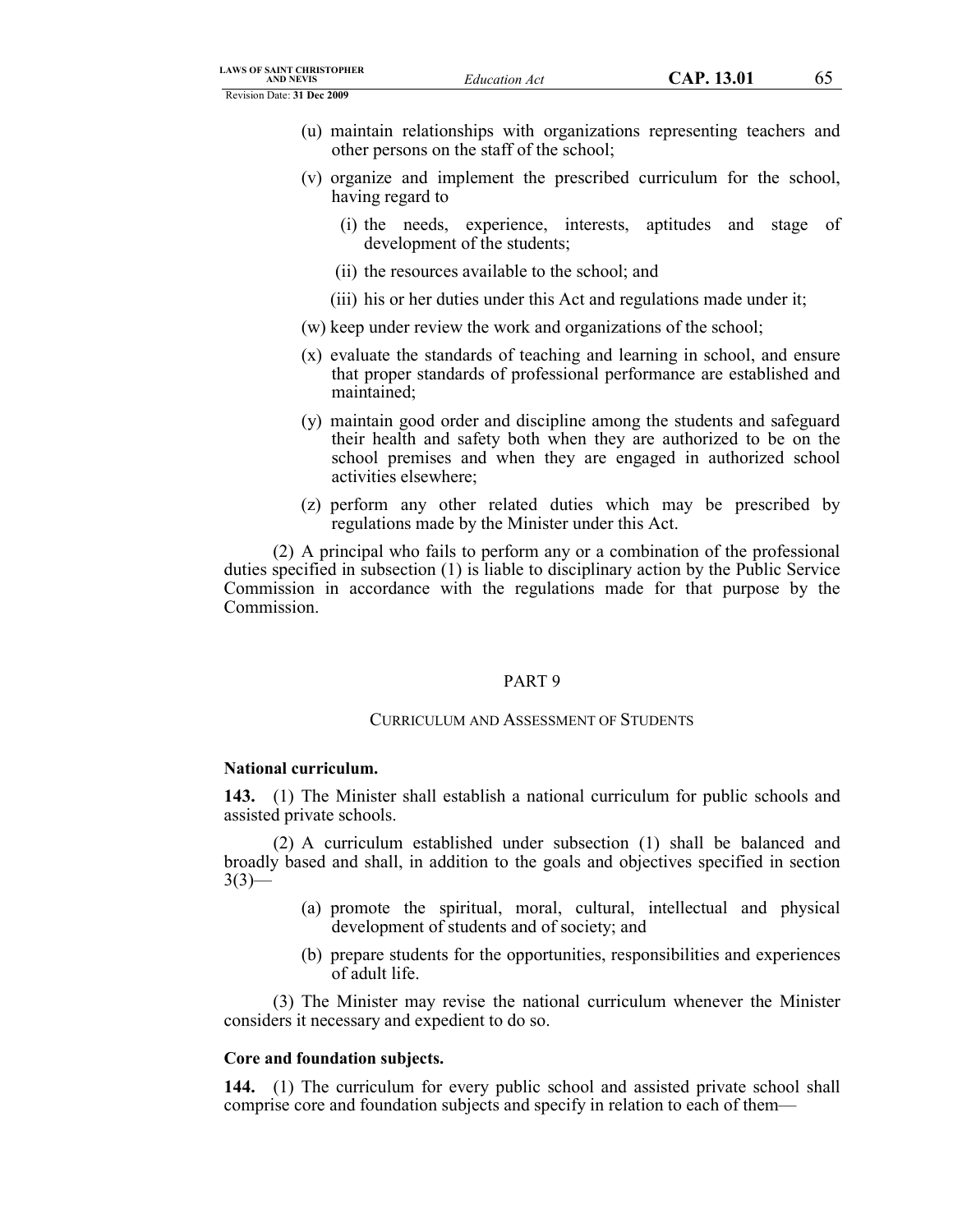(u) maintain relationships with organizations representing teachers and other persons on the staff of the school;

(v) organize and implement the prescribed curriculum for the school, having regard to

(i) the needs, experience, interests, aptitudes and stage of development of the students;

(ii) the resources available to the school; and

(iii) his or her duties under this Act and regulations made under it;

(w) keep under review the work and organizations of the school;

(x) evaluate the standards of teaching and learning in school, and ensure that proper standards of professional performance are established and maintained;

(y) maintain good order and discipline among the students and safeguard their health and safety both when they are authorized to be on the school premises and when they are engaged in authorized school activities elsewhere;

(z) perform any other related duties which may be prescribed by regulations made by the Minister under this Act.

(2) A principal who fails to perform any or a combination of the professional duties specified in subsection (1) is liable to disciplinary action by the Public Service Commission in accordance with the regulations made for that purpose by the Commission.

## PART 9

## CURRICULUM AND ASSESSMENT OF STUDENTS

**National curriculum.**

**143.** (1) The Minister shall establish a national curriculum for public schools and assisted private schools.

(2) A curriculum established under subsection (1) shall be balanced and broadly based and shall, in addition to the goals and objectives specified in section 3(3)—

(a) promote the spiritual, moral, cultural, intellectual and physical development of students and of society; and

(b) prepare students for the opportunities, responsibilities and experiences of adult life.

(3) The Minister may revise the national curriculum whenever the Minister considers it necessary and expedient to do so.

**Core and foundation subjects.**

**144.** (1) The curriculum for every public school and assisted private school shall comprise core and foundation subjects and specify in relation to each of them—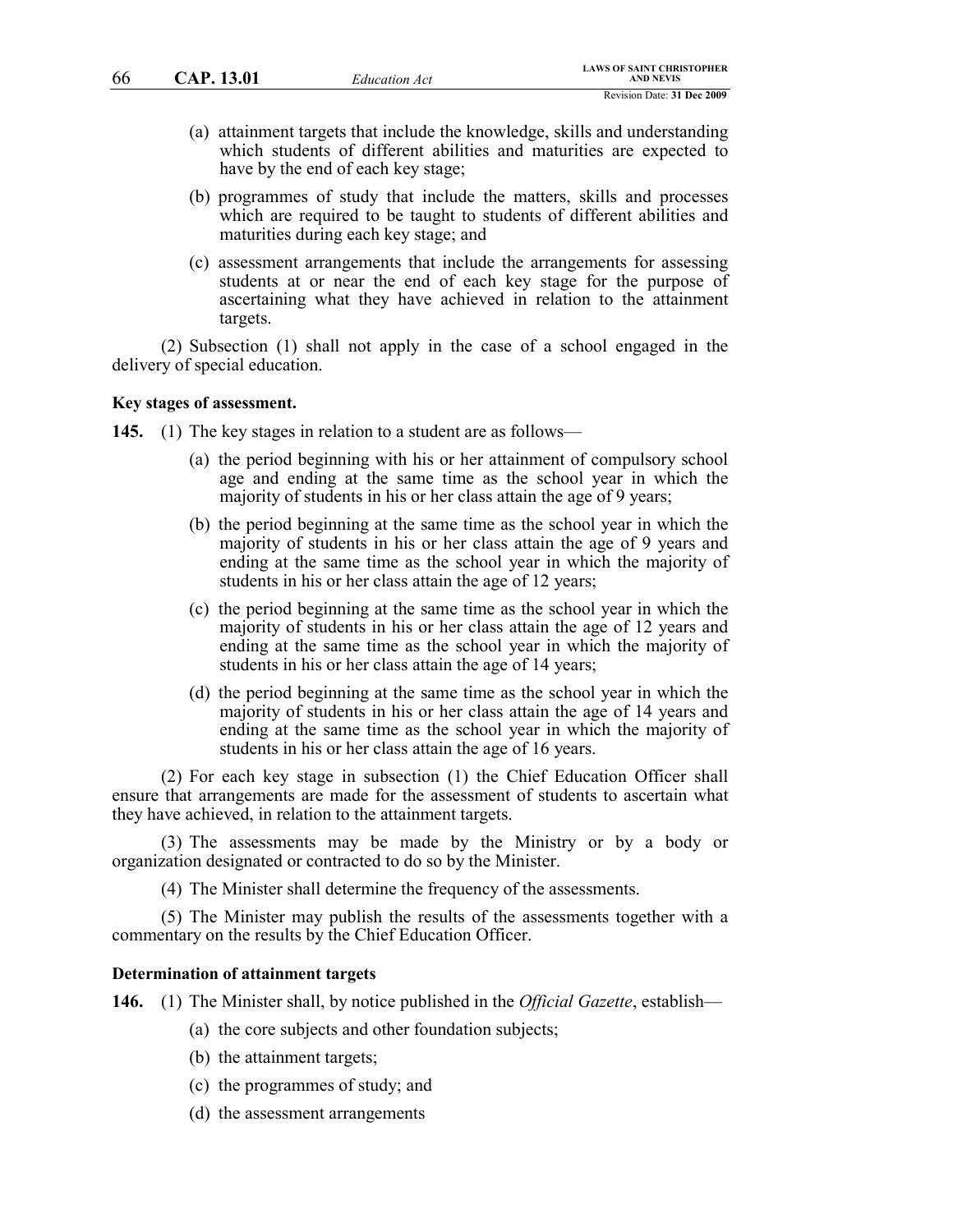(a) attainment targets that include the knowledge, skills and understanding which students of different abilities and maturities are expected to have by the end of each key stage;

(b) programmes of study that include the matters, skills and processes which are required to be taught to students of different abilities and maturities during each key stage; and

(c) assessment arrangements that include the arrangements for assessing students at or near the end of each key stage for the purpose of ascertaining what they have achieved in relation to the attainment targets.

(2) Subsection (1) shall not apply in the case of a school engaged in the delivery of special education.

**Key stages of assessment.**

**145.** (1) The key stages in relation to a student are as follows—

(a) the period beginning with his or her attainment of compulsory school age and ending at the same time as the school year in which the majority of students in his or her class attain the age of 9 years;

(b) the period beginning at the same time as the school year in which the majority of students in his or her class attain the age of 9 years and ending at the same time as the school year in which the majority of students in his or her class attain the age of 12 years;

(c) the period beginning at the same time as the school year in which the majority of students in his or her class attain the age of 12 years and ending at the same time as the school year in which the majority of students in his or her class attain the age of 14 years;

(d) the period beginning at the same time as the school year in which the majority of students in his or her class attain the age of 14 years and ending at the same time as the school year in which the majority of students in his or her class attain the age of 16 years.

(2) For each key stage in subsection (1) the Chief Education Officer shall ensure that arrangements are made for the assessment of students to ascertain what they have achieved, in relation to the attainment targets.

(3) The assessments may be made by the Ministry or by a body or organization designated or contracted to do so by the Minister.

(4) The Minister shall determine the frequency of the assessments.

(5) The Minister may publish the results of the assessments together with a commentary on the results by the Chief Education Officer.

**Determination of attainment targets**

**146.** (1) The Minister shall, by notice published in the *Official Gazette*, establish—

(a) the core subjects and other foundation subjects;

(b) the attainment targets;

(c) the programmes of study; and

(d) the assessment arrangements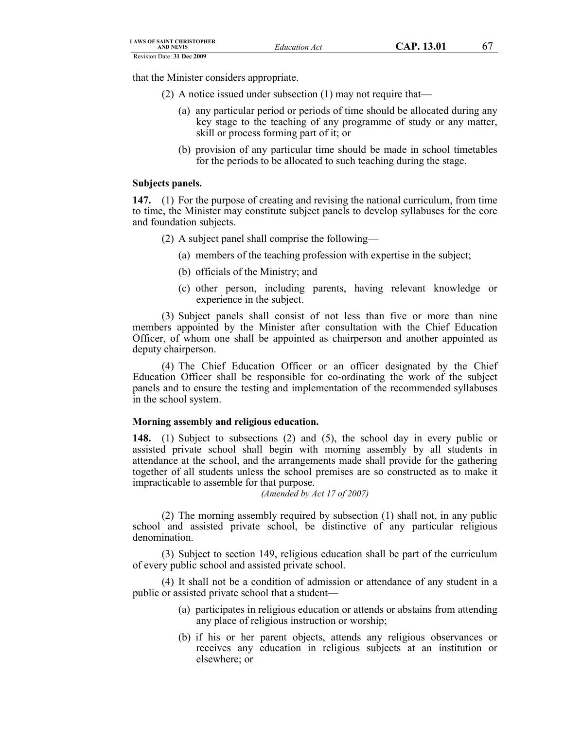that the Minister considers appropriate.

(2) A notice issued under subsection (1) may not require that—

(a) any particular period or periods of time should be allocated during any key stage to the teaching of any programme of study or any matter, skill or process forming part of it; or

(b) provision of any particular time should be made in school timetables for the periods to be allocated to such teaching during the stage.

**Subjects panels.**

**147.** (1) For the purpose of creating and revising the national curriculum, from time to time, the Minister may constitute subject panels to develop syllabuses for the core and foundation subjects.

(2) A subject panel shall comprise the following—

(a) members of the teaching profession with expertise in the subject;

(b) officials of the Ministry; and

(c) other person, including parents, having relevant knowledge or experience in the subject.

(3) Subject panels shall consist of not less than five or more than nine members appointed by the Minister after consultation with the Chief Education Officer, of whom one shall be appointed as chairperson and another appointed as deputy chairperson.

(4) The Chief Education Officer or an officer designated by the Chief Education Officer shall be responsible for co-ordinating the work of the subject panels and to ensure the testing and implementation of the recommended syllabuses in the school system.

**Morning assembly and religious education.**

**148.** (1) Subject to subsections (2) and (5), the school day in every public or assisted private school shall begin with morning assembly by all students in attendance at the school, and the arrangements made shall provide for the gathering together of all students unless the school premises are so constructed as to make it impracticable to assemble for that purpose.

*(Amended by Act 17 of 2007)*

(2) The morning assembly required by subsection (1) shall not, in any public school and assisted private school, be distinctive of any particular religious denomination.

(3) Subject to section 149, religious education shall be part of the curriculum of every public school and assisted private school.

(4) It shall not be a condition of admission or attendance of any student in a public or assisted private school that a student—

(a) participates in religious education or attends or abstains from attending any place of religious instruction or worship;

(b) if his or her parent objects, attends any religious observances or receives any education in religious subjects at an institution or elsewhere; or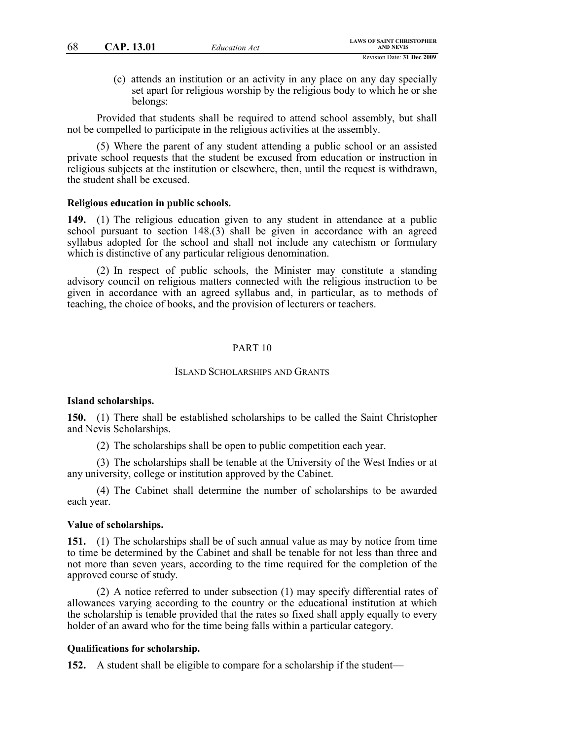(c) attends an institution or an activity in any place on any day specially set apart for religious worship by the religious body to which he or she belongs:

Provided that students shall be required to attend school assembly, but shall not be compelled to participate in the religious activities at the assembly.

(5) Where the parent of any student attending a public school or an assisted private school requests that the student be excused from education or instruction in religious subjects at the institution or elsewhere, then, until the request is withdrawn, the student shall be excused.

**Religious education in public schools.**

**149.** (1) The religious education given to any student in attendance at a public school pursuant to section 148.(3) shall be given in accordance with an agreed syllabus adopted for the school and shall not include any catechism or formulary which is distinctive of any particular religious denomination.

(2) In respect of public schools, the Minister may constitute a standing advisory council on religious matters connected with the religious instruction to be given in accordance with an agreed syllabus and, in particular, as to methods of teaching, the choice of books, and the provision of lecturers or teachers.

## PART 10

## ISLAND SCHOLARSHIPS AND GRANTS

**Island scholarships.**

**150.** (1) There shall be established scholarships to be called the Saint Christopher and Nevis Scholarships.

(2) The scholarships shall be open to public competition each year.

(3) The scholarships shall be tenable at the University of the West Indies or at any university, college or institution approved by the Cabinet.

(4) The Cabinet shall determine the number of scholarships to be awarded each year.

**Value of scholarships.**

**151.** (1) The scholarships shall be of such annual value as may by notice from time to time be determined by the Cabinet and shall be tenable for not less than three and not more than seven years, according to the time required for the completion of the approved course of study.

(2) A notice referred to under subsection (1) may specify differential rates of allowances varying according to the country or the educational institution at which the scholarship is tenable provided that the rates so fixed shall apply equally to every holder of an award who for the time being falls within a particular category.

**Qualifications for scholarship.**

**152.** A student shall be eligible to compare for a scholarship if the student—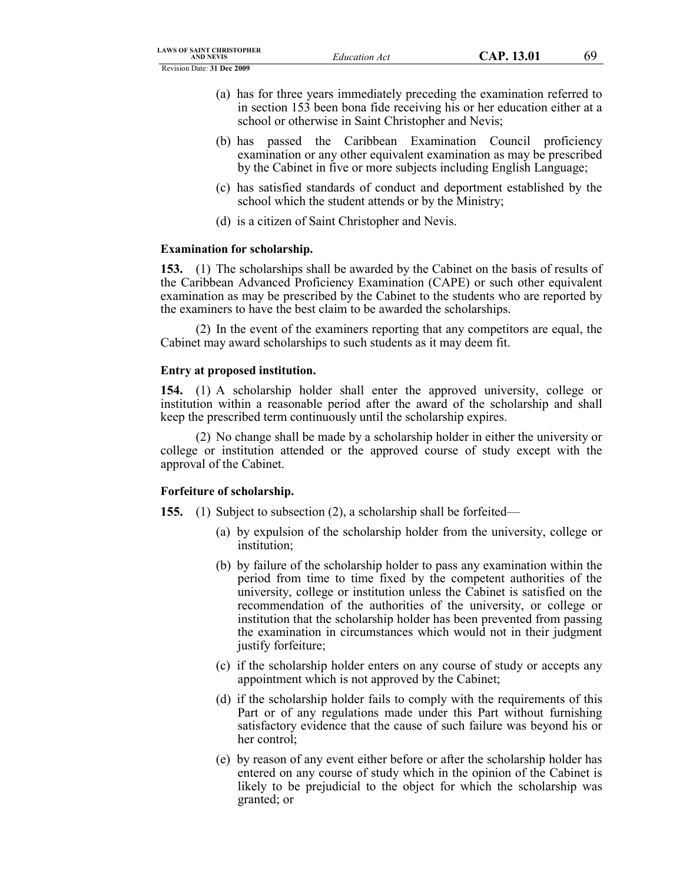(a) has for three years immediately preceding the examination referred to in section 153 been bona fide receiving his or her education either at a school or otherwise in Saint Christopher and Nevis;

(b) has passed the Caribbean Examination Council proficiency examination or any other equivalent examination as may be prescribed by the Cabinet in five or more subjects including English Language;

(c) has satisfied standards of conduct and deportment established by the school which the student attends or by the Ministry;

(d) is a citizen of Saint Christopher and Nevis.

**Examination for scholarship.**

**153.** (1) The scholarships shall be awarded by the Cabinet on the basis of results of the Caribbean Advanced Proficiency Examination (CAPE) or such other equivalent examination as may be prescribed by the Cabinet to the students who are reported by the examiners to have the best claim to be awarded the scholarships.

(2) In the event of the examiners reporting that any competitors are equal, the Cabinet may award scholarships to such students as it may deem fit.

**Entry at proposed institution.**

**154.** (1) A scholarship holder shall enter the approved university, college or institution within a reasonable period after the award of the scholarship and shall keep the prescribed term continuously until the scholarship expires.

(2) No change shall be made by a scholarship holder in either the university or college or institution attended or the approved course of study except with the approval of the Cabinet.

**Forfeiture of scholarship.**

**155.** (1) Subject to subsection (2), a scholarship shall be forfeited—

(a) by expulsion of the scholarship holder from the university, college or institution;

(b) by failure of the scholarship holder to pass any examination within the period from time to time fixed by the competent authorities of the university, college or institution unless the Cabinet is satisfied on the recommendation of the authorities of the university, or college or institution that the scholarship holder has been prevented from passing the examination in circumstances which would not in their judgment justify forfeiture;

(c) if the scholarship holder enters on any course of study or accepts any appointment which is not approved by the Cabinet;

(d) if the scholarship holder fails to comply with the requirements of this Part or of any regulations made under this Part without furnishing satisfactory evidence that the cause of such failure was beyond his or her control;

(e) by reason of any event either before or after the scholarship holder has entered on any course of study which in the opinion of the Cabinet is likely to be prejudicial to the object for which the scholarship was granted; or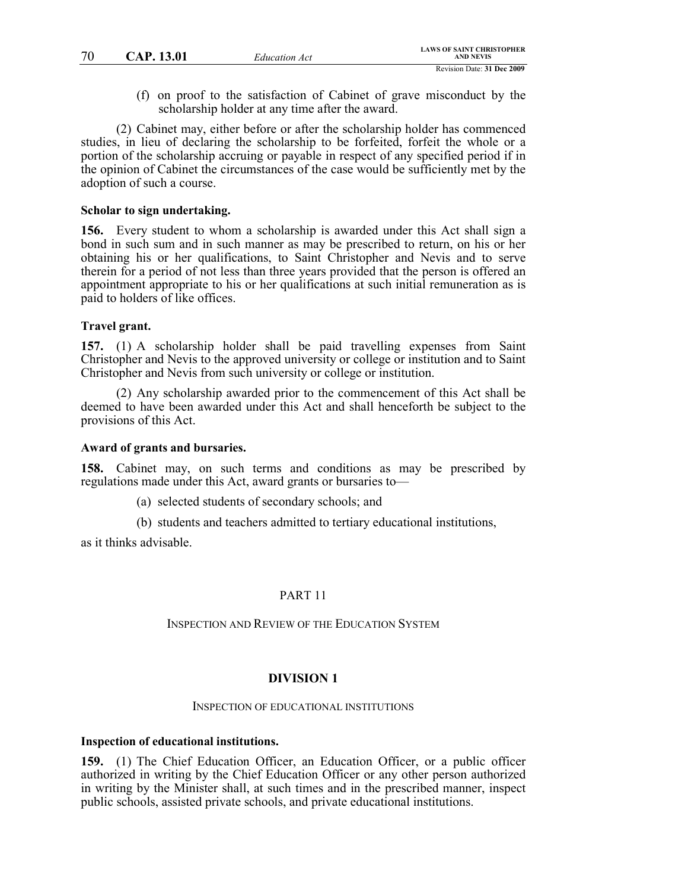(f) on proof to the satisfaction of Cabinet of grave misconduct by the scholarship holder at any time after the award.

(2) Cabinet may, either before or after the scholarship holder has commenced studies, in lieu of declaring the scholarship to be forfeited, forfeit the whole or a portion of the scholarship accruing or payable in respect of any specified period if in the opinion of Cabinet the circumstances of the case would be sufficiently met by the adoption of such a course.

**Scholar to sign undertaking.**

**156.** Every student to whom a scholarship is awarded under this Act shall sign a bond in such sum and in such manner as may be prescribed to return, on his or her obtaining his or her qualifications, to Saint Christopher and Nevis and to serve therein for a period of not less than three years provided that the person is offered an appointment appropriate to his or her qualifications at such initial remuneration as is paid to holders of like offices.

**Travel grant.**

**157.** (1) A scholarship holder shall be paid travelling expenses from Saint Christopher and Nevis to the approved university or college or institution and to Saint Christopher and Nevis from such university or college or institution.

(2) Any scholarship awarded prior to the commencement of this Act shall be deemed to have been awarded under this Act and shall henceforth be subject to the provisions of this Act.

**Award of grants and bursaries.**

**158.** Cabinet may, on such terms and conditions as may be prescribed by regulations made under this Act, award grants or bursaries to—

(a) selected students of secondary schools; and

(b) students and teachers admitted to tertiary educational institutions,

as it thinks advisable.

## PART 11

## INSPECTION AND REVIEW OF THE EDUCATION SYSTEM

### DIVISION 1

### INSPECTION OF EDUCATIONAL INSTITUTIONS

**Inspection of educational institutions.**

**159.** (1) The Chief Education Officer, an Education Officer, or a public officer authorized in writing by the Chief Education Officer or any other person authorized in writing by the Minister shall, at such times and in the prescribed manner, inspect public schools, assisted private schools, and private educational institutions.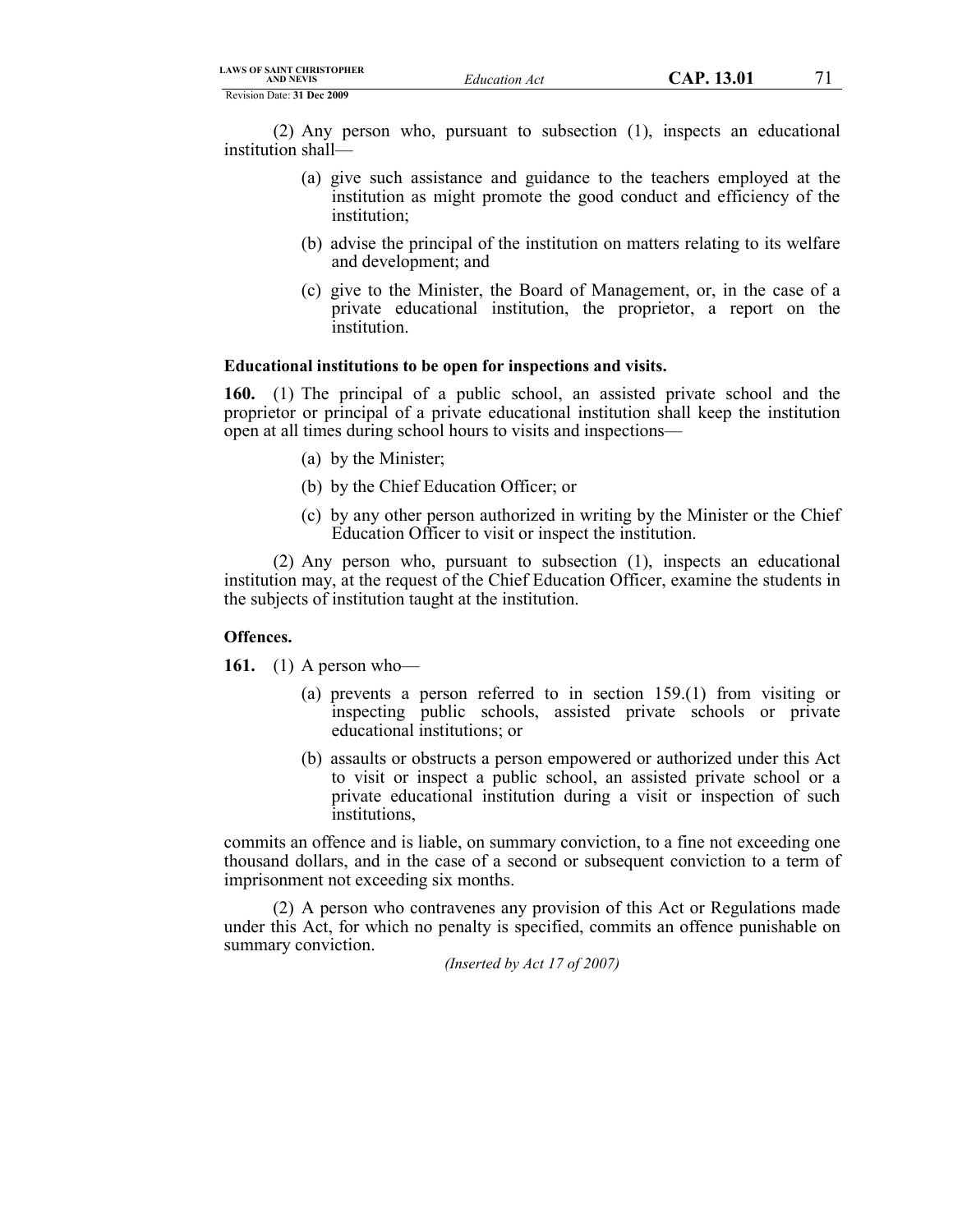(2) Any person who, pursuant to subsection (1), inspects an educational institution shall—

(a) give such assistance and guidance to the teachers employed at the institution as might promote the good conduct and efficiency of the institution;

(b) advise the principal of the institution on matters relating to its welfare and development; and

(c) give to the Minister, the Board of Management, or, in the case of a private educational institution, the proprietor, a report on the institution.

**Educational institutions to be open for inspections and visits.**

**160.** (1) The principal of a public school, an assisted private school and the proprietor or principal of a private educational institution shall keep the institution open at all times during school hours to visits and inspections—

(a) by the Minister;

(b) by the Chief Education Officer; or

(c) by any other person authorized in writing by the Minister or the Chief Education Officer to visit or inspect the institution.

(2) Any person who, pursuant to subsection (1), inspects an educational institution may, at the request of the Chief Education Officer, examine the students in the subjects of institution taught at the institution.

**Offences.**

**161.** (1) A person who—

(a) prevents a person referred to in section 159.(1) from visiting or inspecting public schools, assisted private schools or private educational institutions; or

(b) assaults or obstructs a person empowered or authorized under this Act to visit or inspect a public school, an assisted private school or a private educational institution during a visit or inspection of such institutions,

commits an offence and is liable, on summary conviction, to a fine not exceeding one thousand dollars, and in the case of a second or subsequent conviction to a term of imprisonment not exceeding six months.

(2) A person who contravenes any provision of this Act or Regulations made under this Act, for which no penalty is specified, commits an offence punishable on summary conviction.

*(Inserted by Act 17 of 2007)*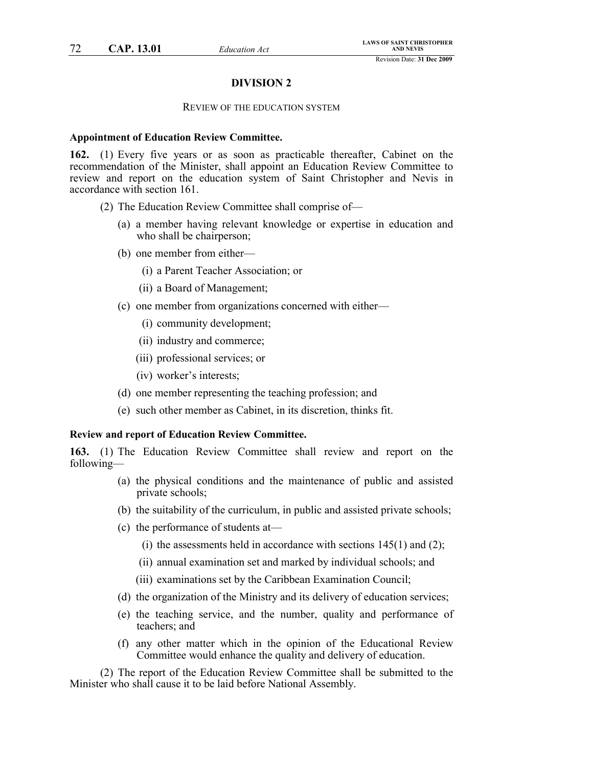## DIVISION 2

### REVIEW OF THE EDUCATION SYSTEM

**Appointment of Education Review Committee.**

**162.** (1) Every five years or as soon as practicable thereafter, Cabinet on the recommendation of the Minister, shall appoint an Education Review Committee to review and report on the education system of Saint Christopher and Nevis in accordance with section 161.

(2) The Education Review Committee shall comprise of—

- (a) a member having relevant knowledge or expertise in education and who shall be chairperson;
- (b) one member from either—
  - (i) a Parent Teacher Association; or
  - (ii) a Board of Management;
- (c) one member from organizations concerned with either—
  - (i) community development;
  - (ii) industry and commerce;
  - (iii) professional services; or
  - (iv) worker's interests;
- (d) one member representing the teaching profession; and
- (e) such other member as Cabinet, in its discretion, thinks fit.

**Review and report of Education Review Committee.**

**163.** (1) The Education Review Committee shall review and report on the following—

- (a) the physical conditions and the maintenance of public and assisted private schools;
- (b) the suitability of the curriculum, in public and assisted private schools;
- (c) the performance of students at—
  - (i) the assessments held in accordance with sections 145(1) and (2);
  - (ii) annual examination set and marked by individual schools; and
  - (iii) examinations set by the Caribbean Examination Council;
- (d) the organization of the Ministry and its delivery of education services;
- (e) the teaching service, and the number, quality and performance of teachers; and
- (f) any other matter which in the opinion of the Educational Review Committee would enhance the quality and delivery of education.

(2) The report of the Education Review Committee shall be submitted to the Minister who shall cause it to be laid before National Assembly.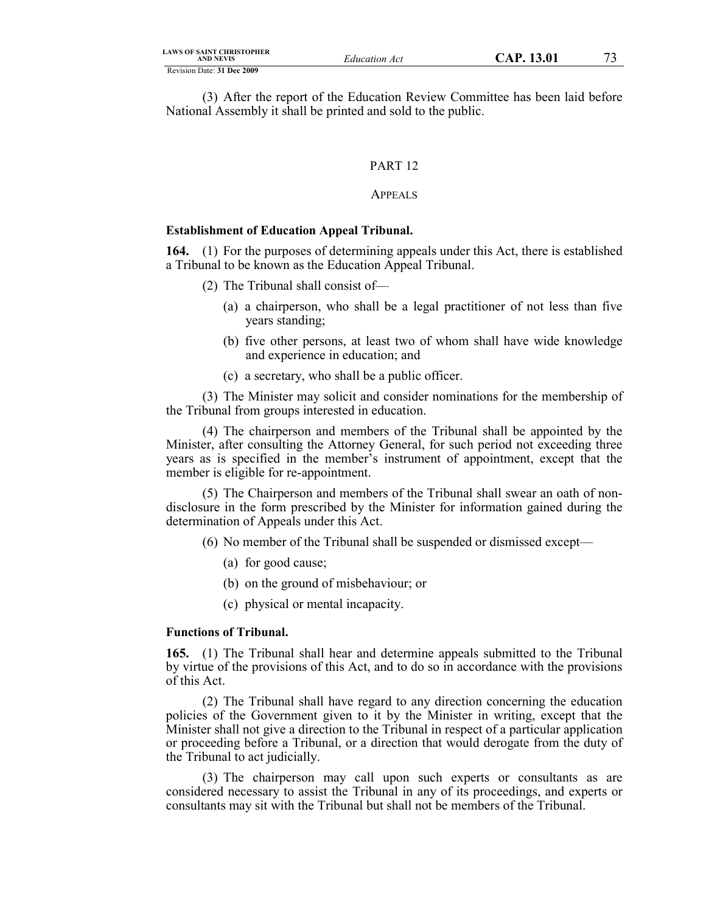(3) After the report of the Education Review Committee has been laid before National Assembly it shall be printed and sold to the public.

## PART 12

## APPEALS

**Establishment of Education Appeal Tribunal.**

**164.** (1) For the purposes of determining appeals under this Act, there is established a Tribunal to be known as the Education Appeal Tribunal.

(2) The Tribunal shall consist of—

(a) a chairperson, who shall be a legal practitioner of not less than five years standing;

(b) five other persons, at least two of whom shall have wide knowledge and experience in education; and

(c) a secretary, who shall be a public officer.

(3) The Minister may solicit and consider nominations for the membership of the Tribunal from groups interested in education.

(4) The chairperson and members of the Tribunal shall be appointed by the Minister, after consulting the Attorney General, for such period not exceeding three years as is specified in the member's instrument of appointment, except that the member is eligible for re-appointment.

(5) The Chairperson and members of the Tribunal shall swear an oath of non-disclosure in the form prescribed by the Minister for information gained during the determination of Appeals under this Act.

(6) No member of the Tribunal shall be suspended or dismissed except—

(a) for good cause;

(b) on the ground of misbehaviour; or

(c) physical or mental incapacity.

**Functions of Tribunal.**

**165.** (1) The Tribunal shall hear and determine appeals submitted to the Tribunal by virtue of the provisions of this Act, and to do so in accordance with the provisions of this Act.

(2) The Tribunal shall have regard to any direction concerning the education policies of the Government given to it by the Minister in writing, except that the Minister shall not give a direction to the Tribunal in respect of a particular application or proceeding before a Tribunal, or a direction that would derogate from the duty of the Tribunal to act judicially.

(3) The chairperson may call upon such experts or consultants as are considered necessary to assist the Tribunal in any of its proceedings, and experts or consultants may sit with the Tribunal but shall not be members of the Tribunal.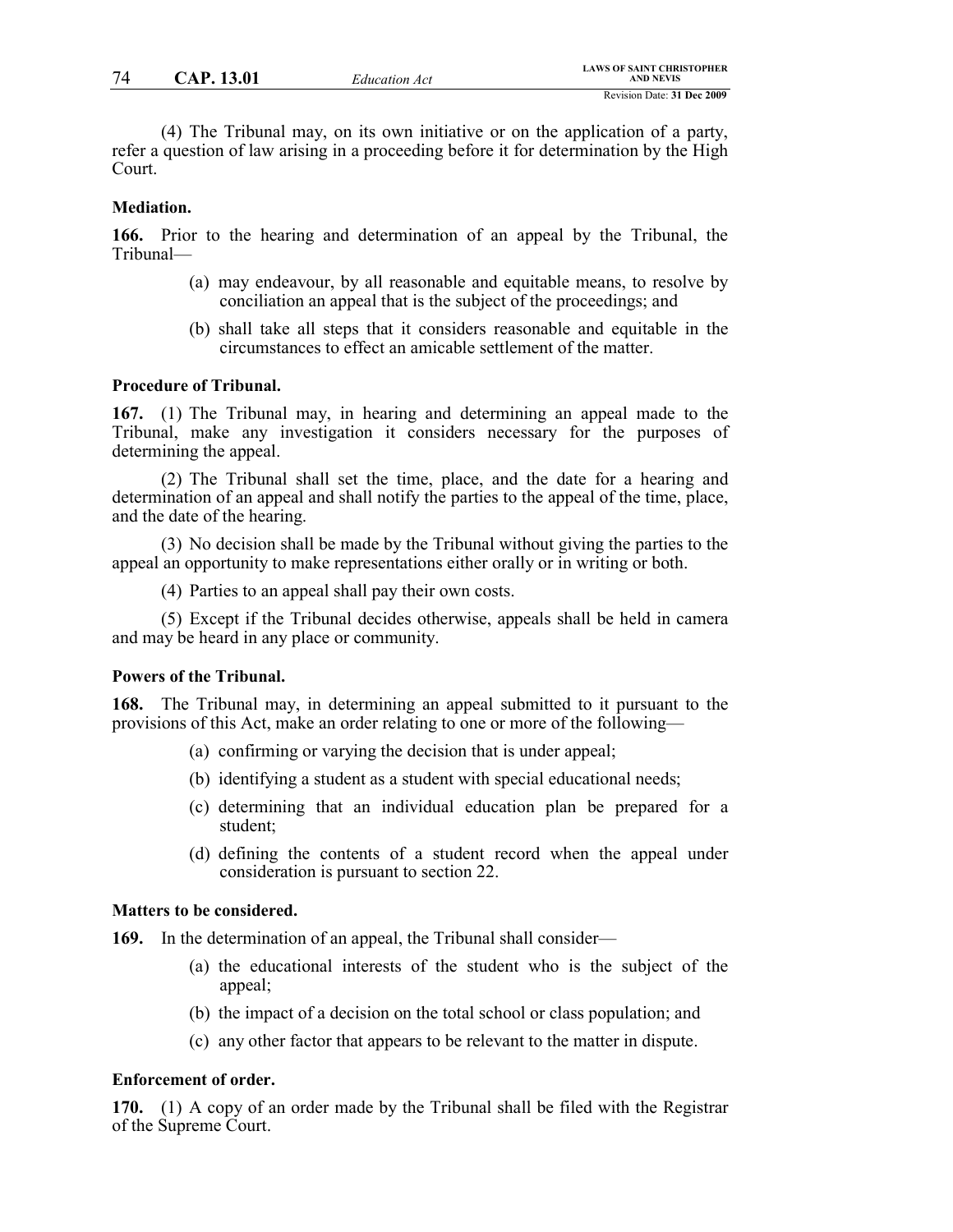(4) The Tribunal may, on its own initiative or on the application of a party, refer a question of law arising in a proceeding before it for determination by the High Court.

**Mediation.**

**166.** Prior to the hearing and determination of an appeal by the Tribunal, the Tribunal—

- (a) may endeavour, by all reasonable and equitable means, to resolve by conciliation an appeal that is the subject of the proceedings; and
- (b) shall take all steps that it considers reasonable and equitable in the circumstances to effect an amicable settlement of the matter.

**Procedure of Tribunal.**

**167.** (1) The Tribunal may, in hearing and determining an appeal made to the Tribunal, make any investigation it considers necessary for the purposes of determining the appeal.

(2) The Tribunal shall set the time, place, and the date for a hearing and determination of an appeal and shall notify the parties to the appeal of the time, place, and the date of the hearing.

(3) No decision shall be made by the Tribunal without giving the parties to the appeal an opportunity to make representations either orally or in writing or both.

(4) Parties to an appeal shall pay their own costs.

(5) Except if the Tribunal decides otherwise, appeals shall be held in camera and may be heard in any place or community.

**Powers of the Tribunal.**

**168.** The Tribunal may, in determining an appeal submitted to it pursuant to the provisions of this Act, make an order relating to one or more of the following—

- (a) confirming or varying the decision that is under appeal;
- (b) identifying a student as a student with special educational needs;
- (c) determining that an individual education plan be prepared for a student;
- (d) defining the contents of a student record when the appeal under consideration is pursuant to section 22.

**Matters to be considered.**

**169.** In the determination of an appeal, the Tribunal shall consider—

- (a) the educational interests of the student who is the subject of the appeal;
- (b) the impact of a decision on the total school or class population; and
- (c) any other factor that appears to be relevant to the matter in dispute.

**Enforcement of order.**

**170.** (1) A copy of an order made by the Tribunal shall be filed with the Registrar of the Supreme Court.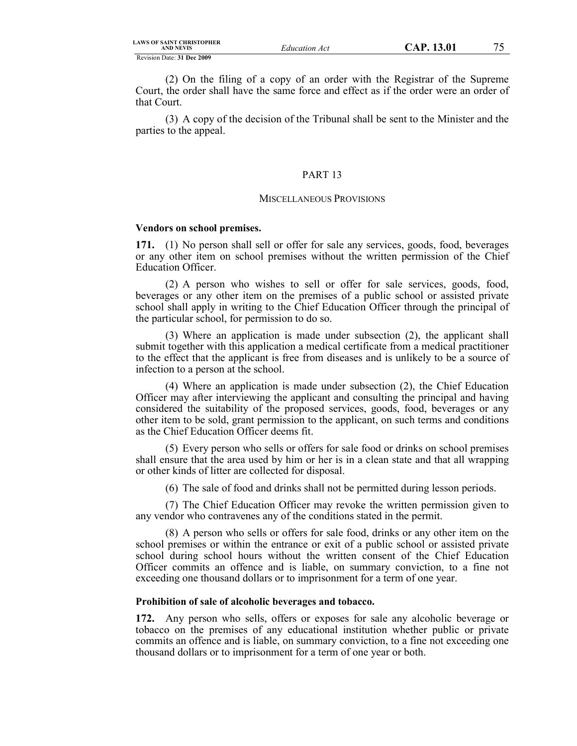(2) On the filing of a copy of an order with the Registrar of the Supreme Court, the order shall have the same force and effect as if the order were an order of that Court.

(3) A copy of the decision of the Tribunal shall be sent to the Minister and the parties to the appeal.

## PART 13

## MISCELLANEOUS PROVISIONS

**Vendors on school premises.**

**171.** (1) No person shall sell or offer for sale any services, goods, food, beverages or any other item on school premises without the written permission of the Chief Education Officer.

(2) A person who wishes to sell or offer for sale services, goods, food, beverages or any other item on the premises of a public school or assisted private school shall apply in writing to the Chief Education Officer through the principal of the particular school, for permission to do so.

(3) Where an application is made under subsection (2), the applicant shall submit together with this application a medical certificate from a medical practitioner to the effect that the applicant is free from diseases and is unlikely to be a source of infection to a person at the school.

(4) Where an application is made under subsection (2), the Chief Education Officer may after interviewing the applicant and consulting the principal and having considered the suitability of the proposed services, goods, food, beverages or any other item to be sold, grant permission to the applicant, on such terms and conditions as the Chief Education Officer deems fit.

(5) Every person who sells or offers for sale food or drinks on school premises shall ensure that the area used by him or her is in a clean state and that all wrapping or other kinds of litter are collected for disposal.

(6) The sale of food and drinks shall not be permitted during lesson periods.

(7) The Chief Education Officer may revoke the written permission given to any vendor who contravenes any of the conditions stated in the permit.

(8) A person who sells or offers for sale food, drinks or any other item on the school premises or within the entrance or exit of a public school or assisted private school during school hours without the written consent of the Chief Education Officer commits an offence and is liable, on summary conviction, to a fine not exceeding one thousand dollars or to imprisonment for a term of one year.

**Prohibition of sale of alcoholic beverages and tobacco.**

**172.** Any person who sells, offers or exposes for sale any alcoholic beverage or tobacco on the premises of any educational institution whether public or private commits an offence and is liable, on summary conviction, to a fine not exceeding one thousand dollars or to imprisonment for a term of one year or both.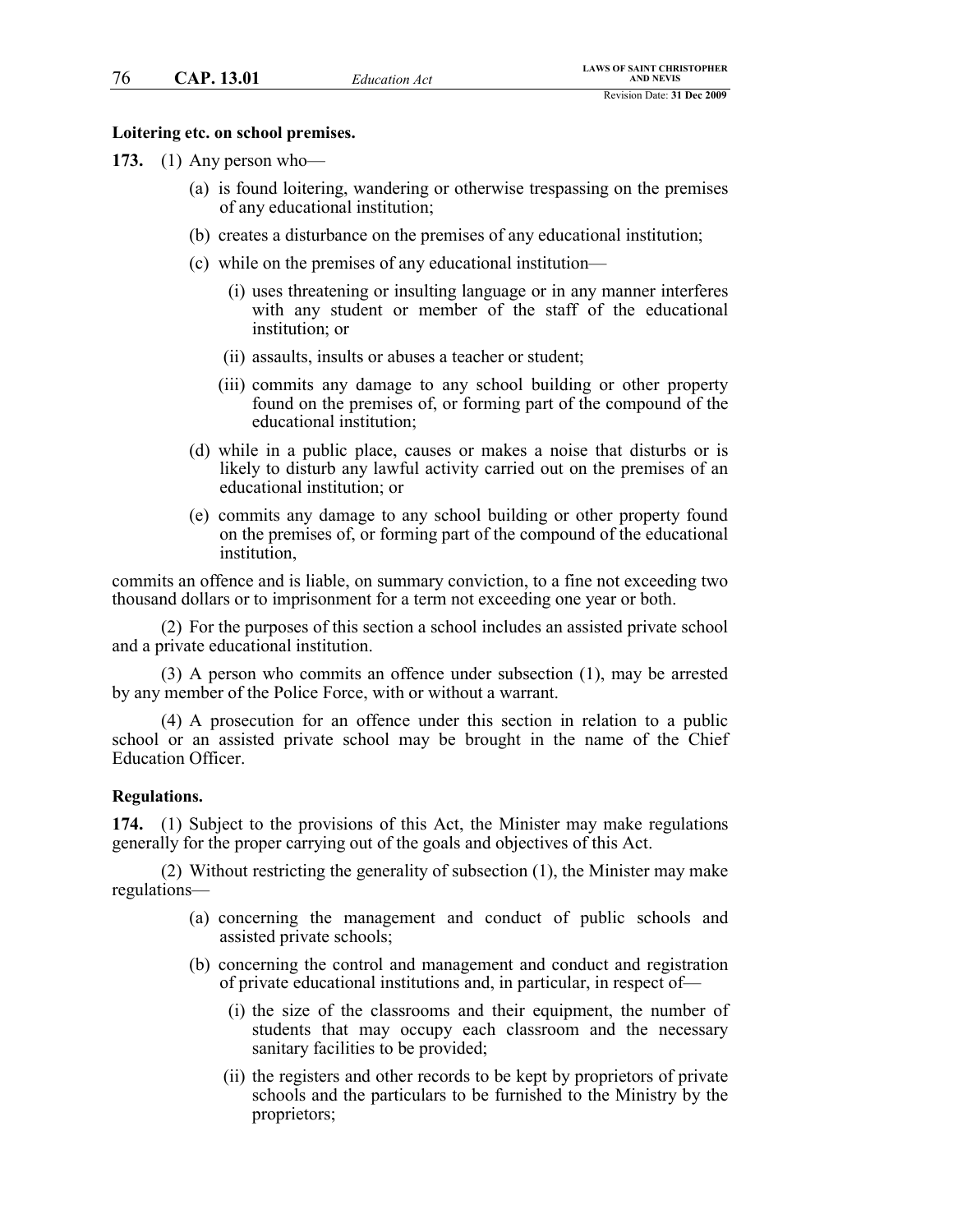**Loitering etc. on school premises.**

**173.** (1) Any person who—

- (a) is found loitering, wandering or otherwise trespassing on the premises of any educational institution;
- (b) creates a disturbance on the premises of any educational institution;
- (c) while on the premises of any educational institution—
  - (i) uses threatening or insulting language or in any manner interferes with any student or member of the staff of the educational institution; or
  - (ii) assaults, insults or abuses a teacher or student;
  - (iii) commits any damage to any school building or other property found on the premises of, or forming part of the compound of the educational institution;
- (d) while in a public place, causes or makes a noise that disturbs or is likely to disturb any lawful activity carried out on the premises of an educational institution; or
- (e) commits any damage to any school building or other property found on the premises of, or forming part of the compound of the educational institution,

commits an offence and is liable, on summary conviction, to a fine not exceeding two thousand dollars or to imprisonment for a term not exceeding one year or both.

(2) For the purposes of this section a school includes an assisted private school and a private educational institution.

(3) A person who commits an offence under subsection (1), may be arrested by any member of the Police Force, with or without a warrant.

(4) A prosecution for an offence under this section in relation to a public school or an assisted private school may be brought in the name of the Chief Education Officer.

**Regulations.**

**174.** (1) Subject to the provisions of this Act, the Minister may make regulations generally for the proper carrying out of the goals and objectives of this Act.

(2) Without restricting the generality of subsection (1), the Minister may make regulations—

- (a) concerning the management and conduct of public schools and assisted private schools;
- (b) concerning the control and management and conduct and registration of private educational institutions and, in particular, in respect of—
  - (i) the size of the classrooms and their equipment, the number of students that may occupy each classroom and the necessary sanitary facilities to be provided;
  - (ii) the registers and other records to be kept by proprietors of private schools and the particulars to be furnished to the Ministry by the proprietors;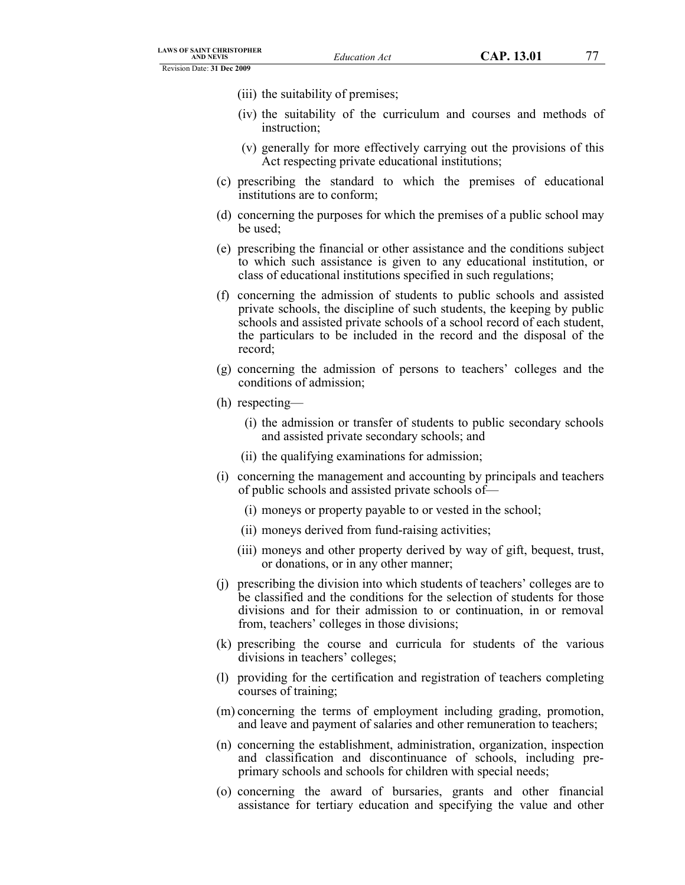(iii) the suitability of premises;

(iv) the suitability of the curriculum and courses and methods of instruction;

(v) generally for more effectively carrying out the provisions of this Act respecting private educational institutions;

(c) prescribing the standard to which the premises of educational institutions are to conform;

(d) concerning the purposes for which the premises of a public school may be used;

(e) prescribing the financial or other assistance and the conditions subject to which such assistance is given to any educational institution, or class of educational institutions specified in such regulations;

(f) concerning the admission of students to public schools and assisted private schools, the discipline of such students, the keeping by public schools and assisted private schools of a school record of each student, the particulars to be included in the record and the disposal of the record;

(g) concerning the admission of persons to teachers' colleges and the conditions of admission;

(h) respecting—

(i) the admission or transfer of students to public secondary schools and assisted private secondary schools; and

(ii) the qualifying examinations for admission;

(i) concerning the management and accounting by principals and teachers of public schools and assisted private schools of—

(i) moneys or property payable to or vested in the school;

(ii) moneys derived from fund-raising activities;

(iii) moneys and other property derived by way of gift, bequest, trust, or donations, or in any other manner;

(j) prescribing the division into which students of teachers' colleges are to be classified and the conditions for the selection of students for those divisions and for their admission to or continuation, in or removal from, teachers' colleges in those divisions;

(k) prescribing the course and curricula for students of the various divisions in teachers' colleges;

(l) providing for the certification and registration of teachers completing courses of training;

(m) concerning the terms of employment including grading, promotion, and leave and payment of salaries and other remuneration to teachers;

(n) concerning the establishment, administration, organization, inspection and classification and discontinuance of schools, including pre-primary schools and schools for children with special needs;

(o) concerning the award of bursaries, grants and other financial assistance for tertiary education and specifying the value and other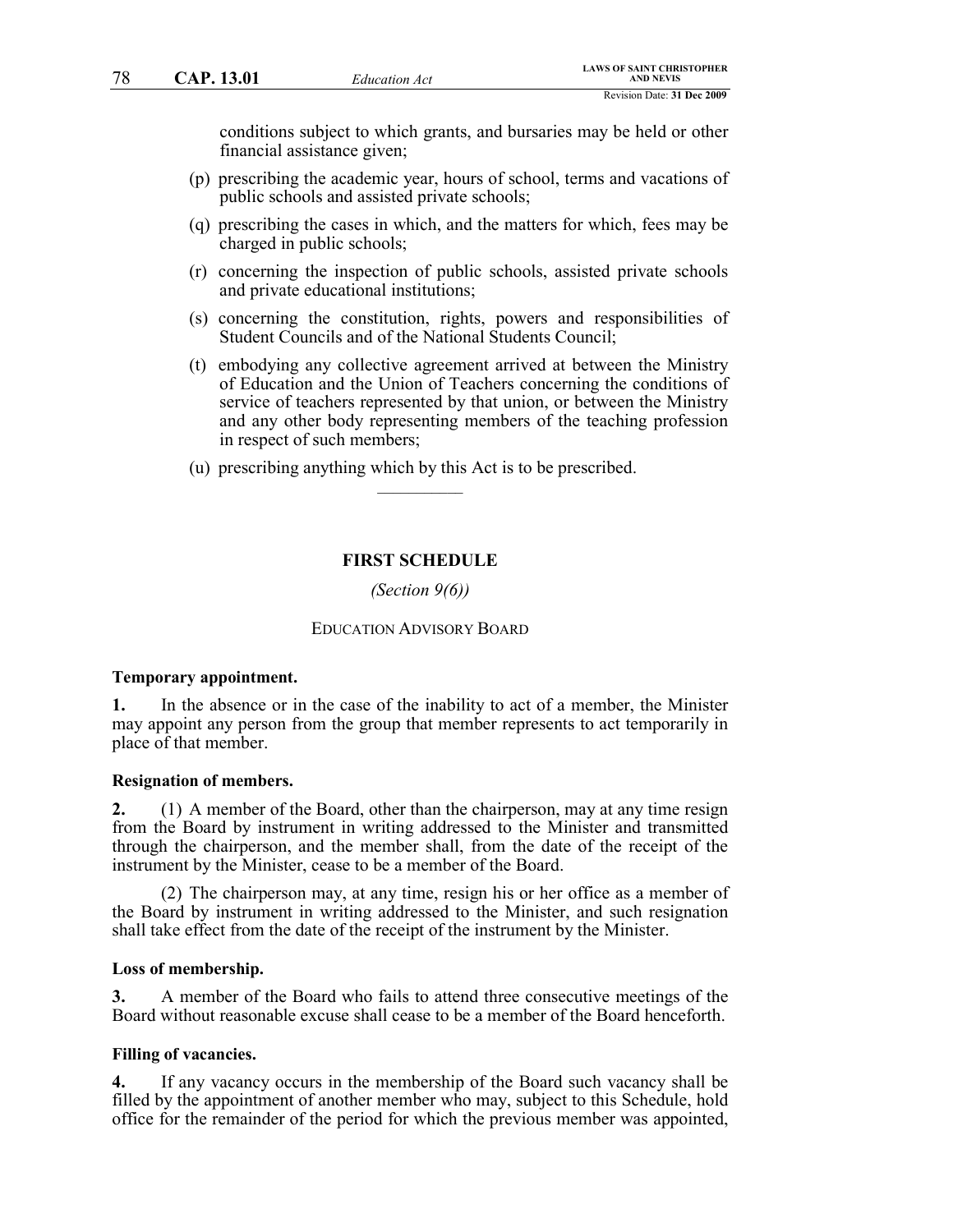conditions subject to which grants, and bursaries may be held or other financial assistance given;

(p) prescribing the academic year, hours of school, terms and vacations of public schools and assisted private schools;

(q) prescribing the cases in which, and the matters for which, fees may be charged in public schools;

(r) concerning the inspection of public schools, assisted private schools and private educational institutions;

(s) concerning the constitution, rights, powers and responsibilities of Student Councils and of the National Students Council;

(t) embodying any collective agreement arrived at between the Ministry of Education and the Union of Teachers concerning the conditions of service of teachers represented by that union, or between the Ministry and any other body representing members of the teaching profession in respect of such members;

(u) prescribing anything which by this Act is to be prescribed.

## FIRST SCHEDULE

*(Section 9(6))*

EDUCATION ADVISORY BOARD

**Temporary appointment.**

**1.** In the absence or in the case of the inability to act of a member, the Minister may appoint any person from the group that member represents to act temporarily in place of that member.

**Resignation of members.**

**2.** (1) A member of the Board, other than the chairperson, may at any time resign from the Board by instrument in writing addressed to the Minister and transmitted through the chairperson, and the member shall, from the date of the receipt of the instrument by the Minister, cease to be a member of the Board.

(2) The chairperson may, at any time, resign his or her office as a member of the Board by instrument in writing addressed to the Minister, and such resignation shall take effect from the date of the receipt of the instrument by the Minister.

**Loss of membership.**

**3.** A member of the Board who fails to attend three consecutive meetings of the Board without reasonable excuse shall cease to be a member of the Board henceforth.

**Filling of vacancies.**

**4.** If any vacancy occurs in the membership of the Board such vacancy shall be filled by the appointment of another member who may, subject to this Schedule, hold office for the remainder of the period for which the previous member was appointed,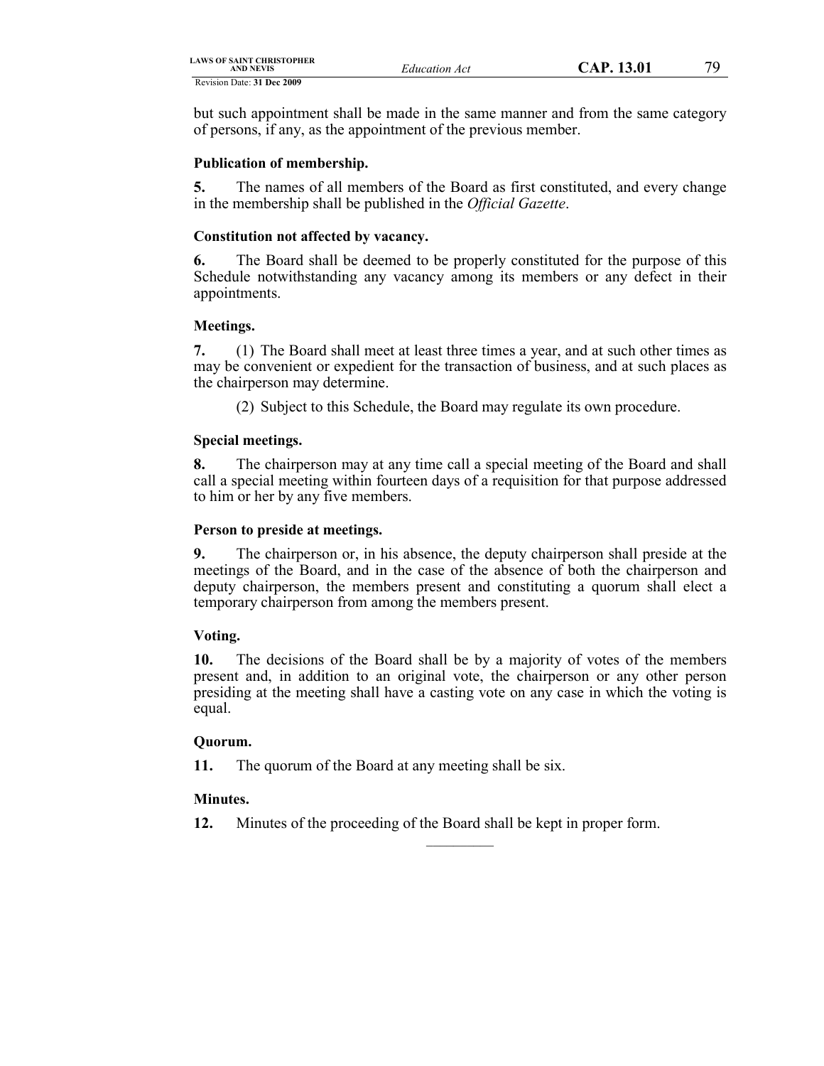but such appointment shall be made in the same manner and from the same category of persons, if any, as the appointment of the previous member.

**Publication of membership.**

**5.** The names of all members of the Board as first constituted, and every change in the membership shall be published in the *Official Gazette*.

**Constitution not affected by vacancy.**

**6.** The Board shall be deemed to be properly constituted for the purpose of this Schedule notwithstanding any vacancy among its members or any defect in their appointments.

**Meetings.**

**7.** (1) The Board shall meet at least three times a year, and at such other times as may be convenient or expedient for the transaction of business, and at such places as the chairperson may determine.

(2) Subject to this Schedule, the Board may regulate its own procedure.

**Special meetings.**

**8.** The chairperson may at any time call a special meeting of the Board and shall call a special meeting within fourteen days of a requisition for that purpose addressed to him or her by any five members.

**Person to preside at meetings.**

**9.** The chairperson or, in his absence, the deputy chairperson shall preside at the meetings of the Board, and in the case of the absence of both the chairperson and deputy chairperson, the members present and constituting a quorum shall elect a temporary chairperson from among the members present.

**Voting.**

**10.** The decisions of the Board shall be by a majority of votes of the members present and, in addition to an original vote, the chairperson or any other person presiding at the meeting shall have a casting vote on any case in which the voting is equal.

**Quorum.**

**11.** The quorum of the Board at any meeting shall be six.

**Minutes.**

**12.** Minutes of the proceeding of the Board shall be kept in proper form.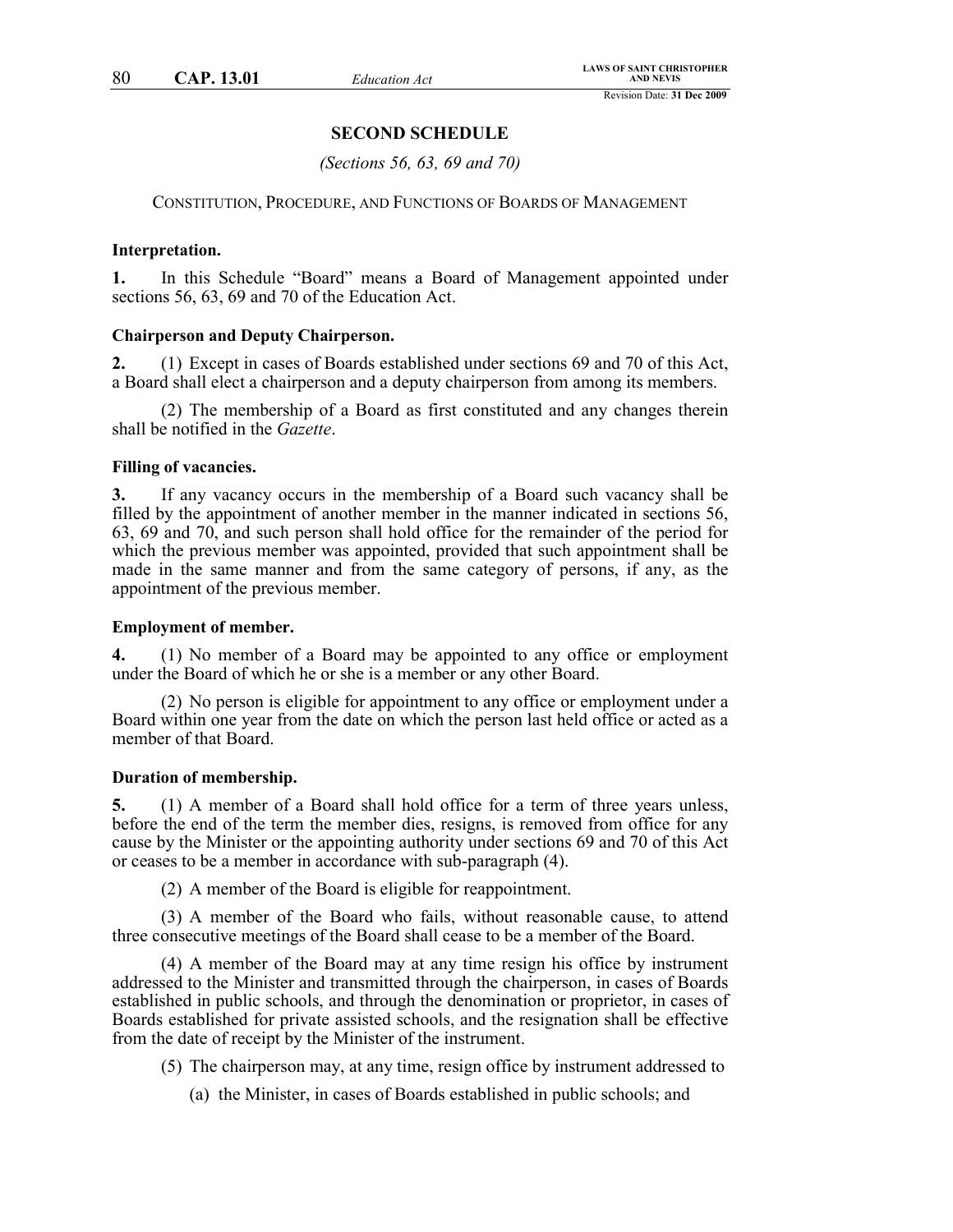## SECOND SCHEDULE

*(Sections 56, 63, 69 and 70)*

CONSTITUTION, PROCEDURE, AND FUNCTIONS OF BOARDS OF MANAGEMENT

**Interpretation.**

**1.** In this Schedule "Board" means a Board of Management appointed under sections 56, 63, 69 and 70 of the Education Act.

**Chairperson and Deputy Chairperson.**

**2.** (1) Except in cases of Boards established under sections 69 and 70 of this Act, a Board shall elect a chairperson and a deputy chairperson from among its members.

(2) The membership of a Board as first constituted and any changes therein shall be notified in the *Gazette*.

**Filling of vacancies.**

**3.** If any vacancy occurs in the membership of a Board such vacancy shall be filled by the appointment of another member in the manner indicated in sections 56, 63, 69 and 70, and such person shall hold office for the remainder of the period for which the previous member was appointed, provided that such appointment shall be made in the same manner and from the same category of persons, if any, as the appointment of the previous member.

**Employment of member.**

**4.** (1) No member of a Board may be appointed to any office or employment under the Board of which he or she is a member or any other Board.

(2) No person is eligible for appointment to any office or employment under a Board within one year from the date on which the person last held office or acted as a member of that Board.

**Duration of membership.**

**5.** (1) A member of a Board shall hold office for a term of three years unless, before the end of the term the member dies, resigns, is removed from office for any cause by the Minister or the appointing authority under sections 69 and 70 of this Act or ceases to be a member in accordance with sub-paragraph (4).

(2) A member of the Board is eligible for reappointment.

(3) A member of the Board who fails, without reasonable cause, to attend three consecutive meetings of the Board shall cease to be a member of the Board.

(4) A member of the Board may at any time resign his office by instrument addressed to the Minister and transmitted through the chairperson, in cases of Boards established in public schools, and through the denomination or proprietor, in cases of Boards established for private assisted schools, and the resignation shall be effective from the date of receipt by the Minister of the instrument.

(5) The chairperson may, at any time, resign office by instrument addressed to

(a) the Minister, in cases of Boards established in public schools; and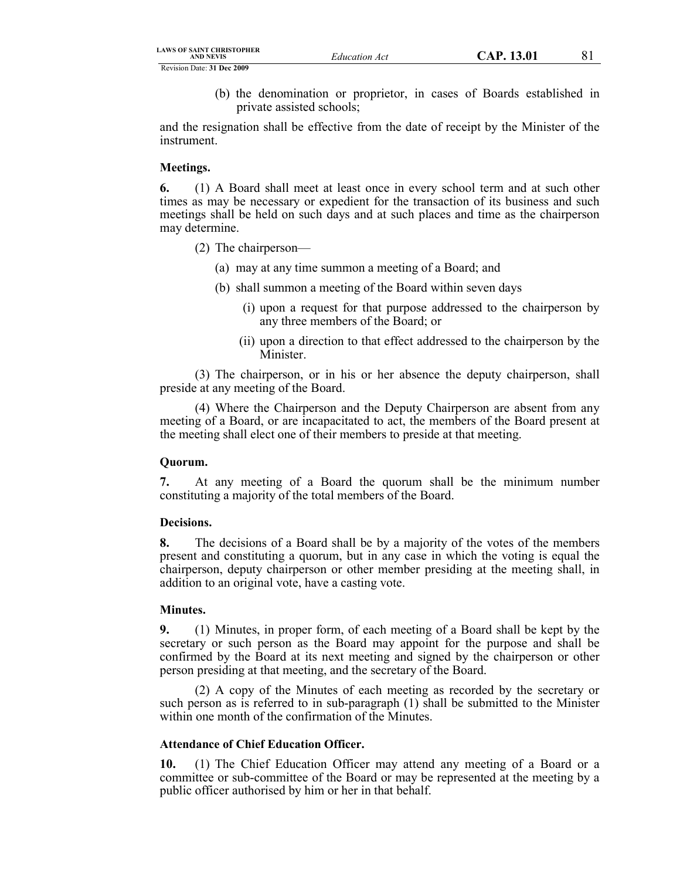(b) the denomination or proprietor, in cases of Boards established in private assisted schools;

and the resignation shall be effective from the date of receipt by the Minister of the instrument.

**Meetings.**

**6.** (1) A Board shall meet at least once in every school term and at such other times as may be necessary or expedient for the transaction of its business and such meetings shall be held on such days and at such places and time as the chairperson may determine.

(2) The chairperson—

(a) may at any time summon a meeting of a Board; and

(b) shall summon a meeting of the Board within seven days

(i) upon a request for that purpose addressed to the chairperson by any three members of the Board; or

(ii) upon a direction to that effect addressed to the chairperson by the Minister.

(3) The chairperson, or in his or her absence the deputy chairperson, shall preside at any meeting of the Board.

(4) Where the Chairperson and the Deputy Chairperson are absent from any meeting of a Board, or are incapacitated to act, the members of the Board present at the meeting shall elect one of their members to preside at that meeting.

**Quorum.**

**7.** At any meeting of a Board the quorum shall be the minimum number constituting a majority of the total members of the Board.

**Decisions.**

**8.** The decisions of a Board shall be by a majority of the votes of the members present and constituting a quorum, but in any case in which the voting is equal the chairperson, deputy chairperson or other member presiding at the meeting shall, in addition to an original vote, have a casting vote.

**Minutes.**

**9.** (1) Minutes, in proper form, of each meeting of a Board shall be kept by the secretary or such person as the Board may appoint for the purpose and shall be confirmed by the Board at its next meeting and signed by the chairperson or other person presiding at that meeting, and the secretary of the Board.

(2) A copy of the Minutes of each meeting as recorded by the secretary or such person as is referred to in sub-paragraph (1) shall be submitted to the Minister within one month of the confirmation of the Minutes.

**Attendance of Chief Education Officer.**

**10.** (1) The Chief Education Officer may attend any meeting of a Board or a committee or sub-committee of the Board or may be represented at the meeting by a public officer authorised by him or her in that behalf.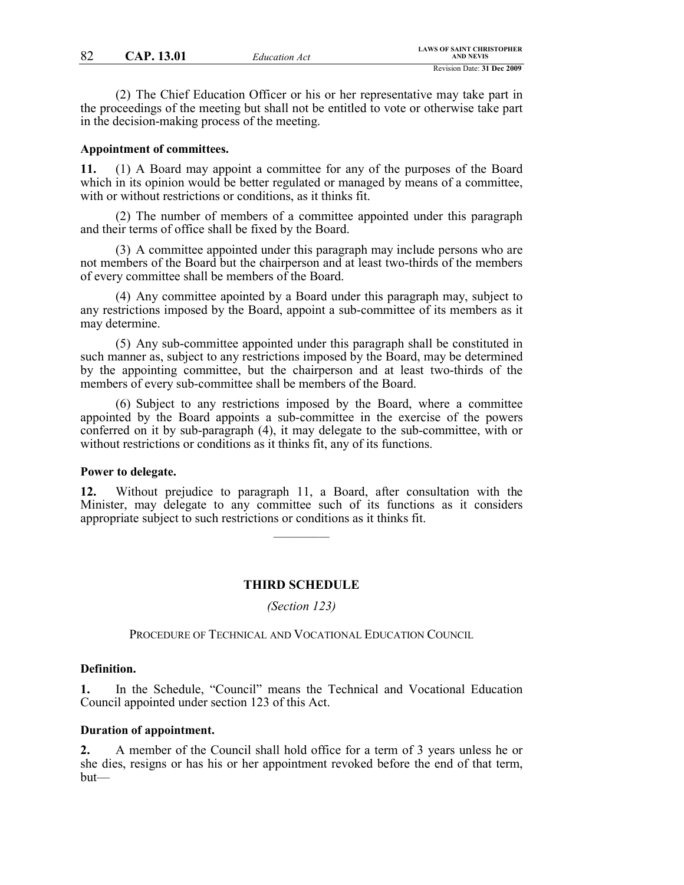(2) The Chief Education Officer or his or her representative may take part in the proceedings of the meeting but shall not be entitled to vote or otherwise take part in the decision-making process of the meeting.

**Appointment of committees.**

**11.** (1) A Board may appoint a committee for any of the purposes of the Board which in its opinion would be better regulated or managed by means of a committee, with or without restrictions or conditions, as it thinks fit.

(2) The number of members of a committee appointed under this paragraph and their terms of office shall be fixed by the Board.

(3) A committee appointed under this paragraph may include persons who are not members of the Board but the chairperson and at least two-thirds of the members of every committee shall be members of the Board.

(4) Any committee apointed by a Board under this paragraph may, subject to any restrictions imposed by the Board, appoint a sub-committee of its members as it may determine.

(5) Any sub-committee appointed under this paragraph shall be constituted in such manner as, subject to any restrictions imposed by the Board, may be determined by the appointing committee, but the chairperson and at least two-thirds of the members of every sub-committee shall be members of the Board.

(6) Subject to any restrictions imposed by the Board, where a committee appointed by the Board appoints a sub-committee in the exercise of the powers conferred on it by sub-paragraph (4), it may delegate to the sub-committee, with or without restrictions or conditions as it thinks fit, any of its functions.

**Power to delegate.**

**12.** Without prejudice to paragraph 11, a Board, after consultation with the Minister, may delegate to any committee such of its functions as it considers appropriate subject to such restrictions or conditions as it thinks fit.

---

## THIRD SCHEDULE

*(Section 123)*

PROCEDURE OF TECHNICAL AND VOCATIONAL EDUCATION COUNCIL

**Definition.**

**1.** In the Schedule, "Council" means the Technical and Vocational Education Council appointed under section 123 of this Act.

**Duration of appointment.**

**2.** A member of the Council shall hold office for a term of 3 years unless he or she dies, resigns or has his or her appointment revoked before the end of that term, but—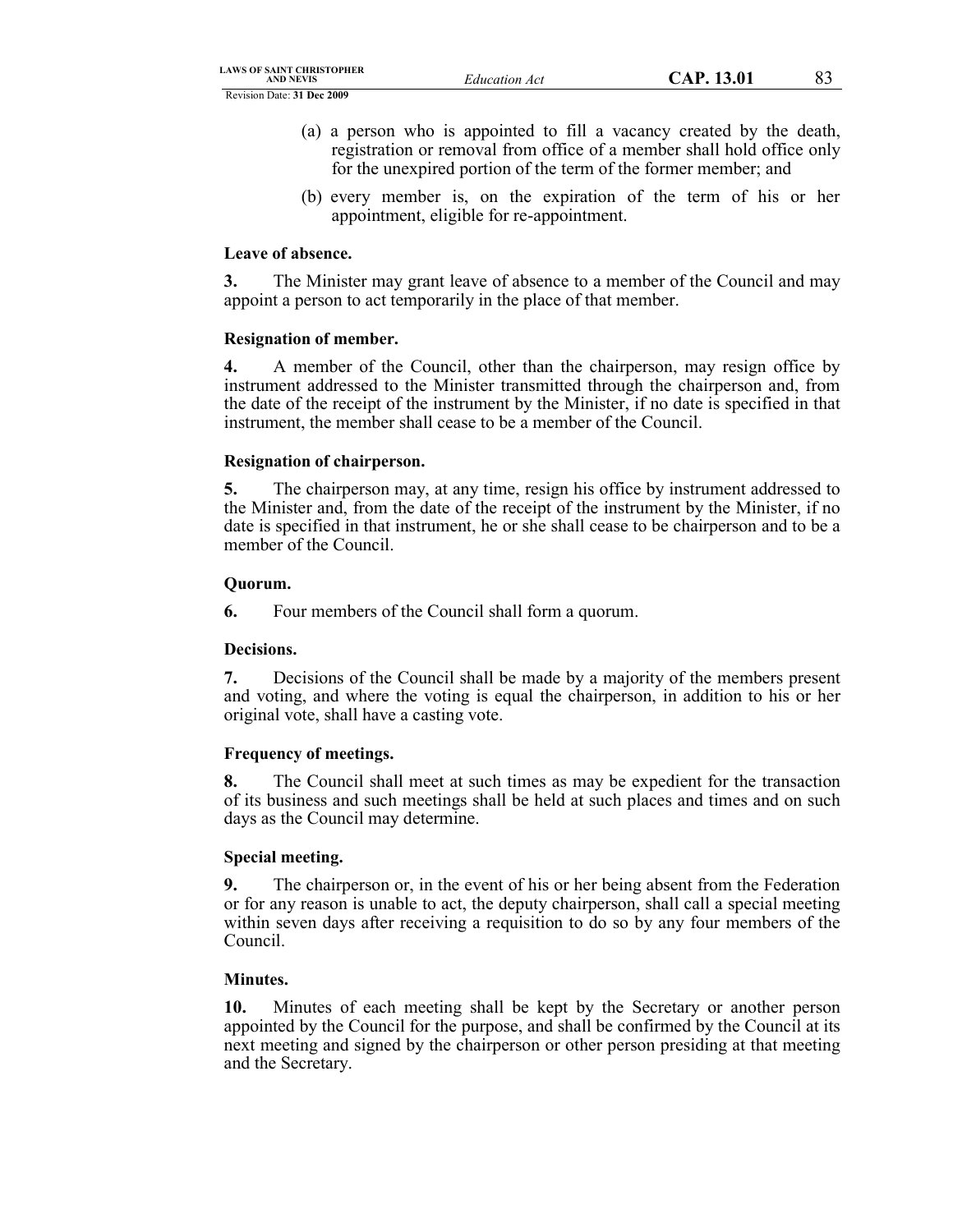(a) a person who is appointed to fill a vacancy created by the death, registration or removal from office of a member shall hold office only for the unexpired portion of the term of the former member; and

(b) every member is, on the expiration of the term of his or her appointment, eligible for re-appointment.

**Leave of absence.**

**3.** The Minister may grant leave of absence to a member of the Council and may appoint a person to act temporarily in the place of that member.

**Resignation of member.**

**4.** A member of the Council, other than the chairperson, may resign office by instrument addressed to the Minister transmitted through the chairperson and, from the date of the receipt of the instrument by the Minister, if no date is specified in that instrument, the member shall cease to be a member of the Council.

**Resignation of chairperson.**

**5.** The chairperson may, at any time, resign his office by instrument addressed to the Minister and, from the date of the receipt of the instrument by the Minister, if no date is specified in that instrument, he or she shall cease to be chairperson and to be a member of the Council.

**Quorum.**

**6.** Four members of the Council shall form a quorum.

**Decisions.**

**7.** Decisions of the Council shall be made by a majority of the members present and voting, and where the voting is equal the chairperson, in addition to his or her original vote, shall have a casting vote.

**Frequency of meetings.**

**8.** The Council shall meet at such times as may be expedient for the transaction of its business and such meetings shall be held at such places and times and on such days as the Council may determine.

**Special meeting.**

**9.** The chairperson or, in the event of his or her being absent from the Federation or for any reason is unable to act, the deputy chairperson, shall call a special meeting within seven days after receiving a requisition to do so by any four members of the Council.

**Minutes.**

**10.** Minutes of each meeting shall be kept by the Secretary or another person appointed by the Council for the purpose, and shall be confirmed by the Council at its next meeting and signed by the chairperson or other person presiding at that meeting and the Secretary.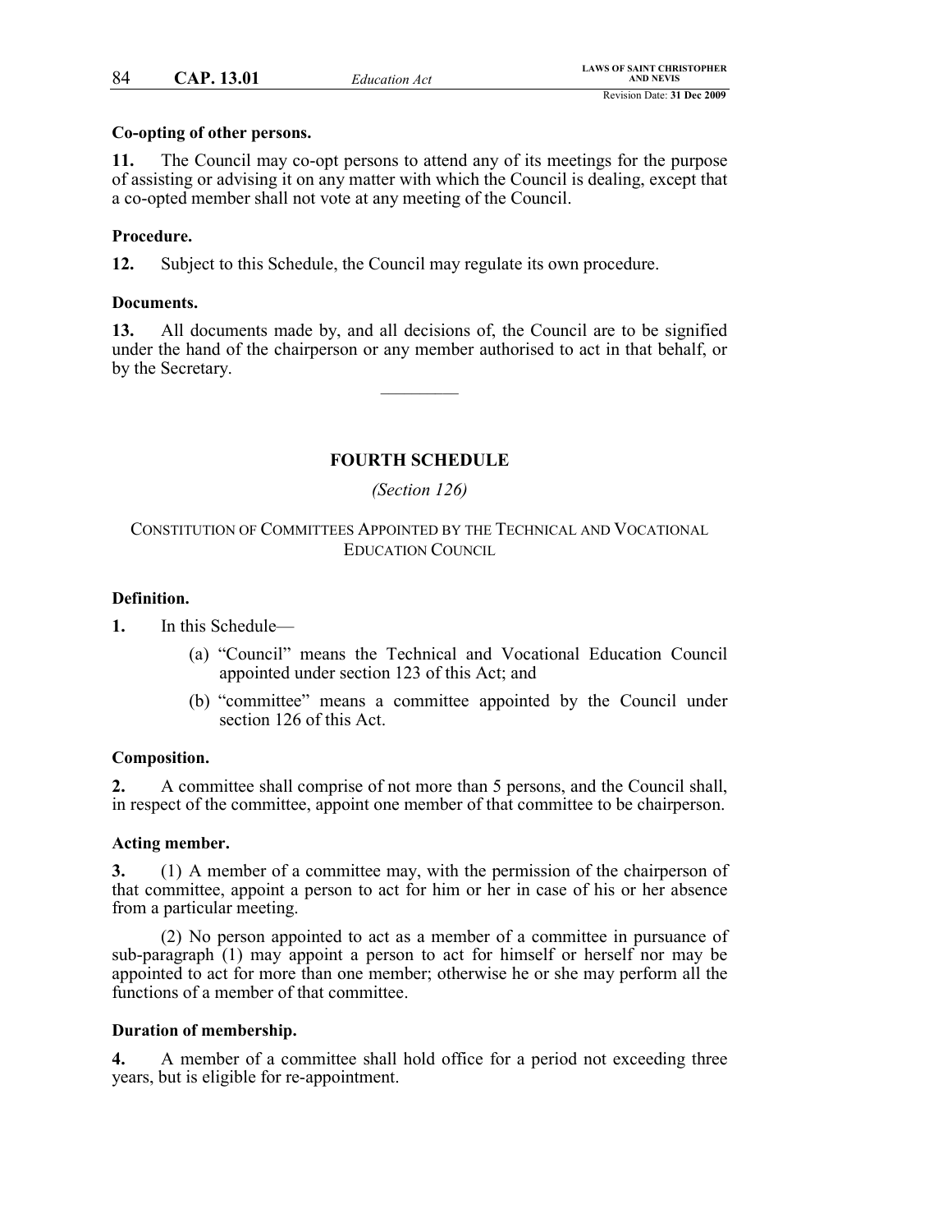**Co-opting of other persons.**

**11.** The Council may co-opt persons to attend any of its meetings for the purpose of assisting or advising it on any matter with which the Council is dealing, except that a co-opted member shall not vote at any meeting of the Council.

**Procedure.**

**12.** Subject to this Schedule, the Council may regulate its own procedure.

**Documents.**

**13.** All documents made by, and all decisions of, the Council are to be signified under the hand of the chairperson or any member authorised to act in that behalf, or by the Secretary.

---

## FOURTH SCHEDULE

*(Section 126)*

CONSTITUTION OF COMMITTEES APPOINTED BY THE TECHNICAL AND VOCATIONAL EDUCATION COUNCIL

**Definition.**

**1.** In this Schedule—

(a) "Council" means the Technical and Vocational Education Council appointed under section 123 of this Act; and

(b) "committee" means a committee appointed by the Council under section 126 of this Act.

**Composition.**

**2.** A committee shall comprise of not more than 5 persons, and the Council shall, in respect of the committee, appoint one member of that committee to be chairperson.

**Acting member.**

**3.** (1) A member of a committee may, with the permission of the chairperson of that committee, appoint a person to act for him or her in case of his or her absence from a particular meeting.

(2) No person appointed to act as a member of a committee in pursuance of sub-paragraph (1) may appoint a person to act for himself or herself nor may be appointed to act for more than one member; otherwise he or she may perform all the functions of a member of that committee.

**Duration of membership.**

**4.** A member of a committee shall hold office for a period not exceeding three years, but is eligible for re-appointment.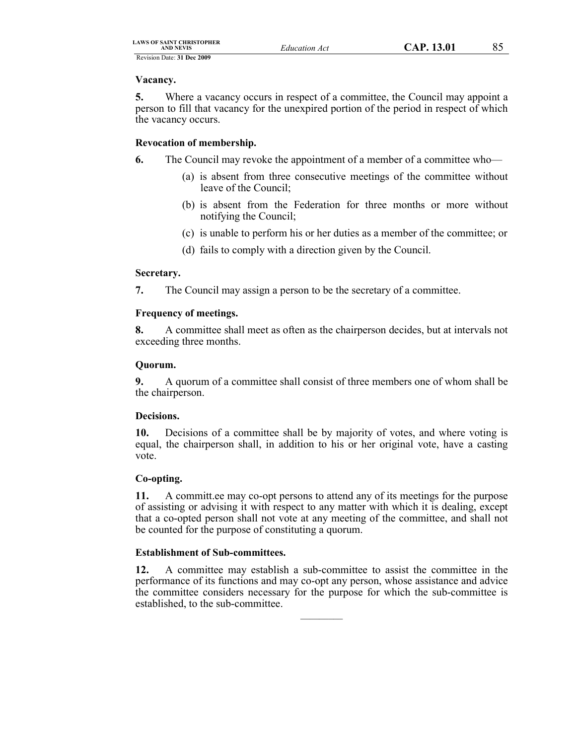**Vacancy.**

**5.** Where a vacancy occurs in respect of a committee, the Council may appoint a person to fill that vacancy for the unexpired portion of the period in respect of which the vacancy occurs.

**Revocation of membership.**

**6.** The Council may revoke the appointment of a member of a committee who—

(a) is absent from three consecutive meetings of the committee without leave of the Council;

(b) is absent from the Federation for three months or more without notifying the Council;

(c) is unable to perform his or her duties as a member of the committee; or

(d) fails to comply with a direction given by the Council.

**Secretary.**

**7.** The Council may assign a person to be the secretary of a committee.

**Frequency of meetings.**

**8.** A committee shall meet as often as the chairperson decides, but at intervals not exceeding three months.

**Quorum.**

**9.** A quorum of a committee shall consist of three members one of whom shall be the chairperson.

**Decisions.**

**10.** Decisions of a committee shall be by majority of votes, and where voting is equal, the chairperson shall, in addition to his or her original vote, have a casting vote.

**Co-opting.**

**11.** A committ.ee may co-opt persons to attend any of its meetings for the purpose of assisting or advising it with respect to any matter with which it is dealing, except that a co-opted person shall not vote at any meeting of the committee, and shall not be counted for the purpose of constituting a quorum.

**Establishment of Sub-committees.**

**12.** A committee may establish a sub-committee to assist the committee in the performance of its functions and may co-opt any person, whose assistance and advice the committee considers necessary for the purpose for which the sub-committee is established, to the sub-committee.

————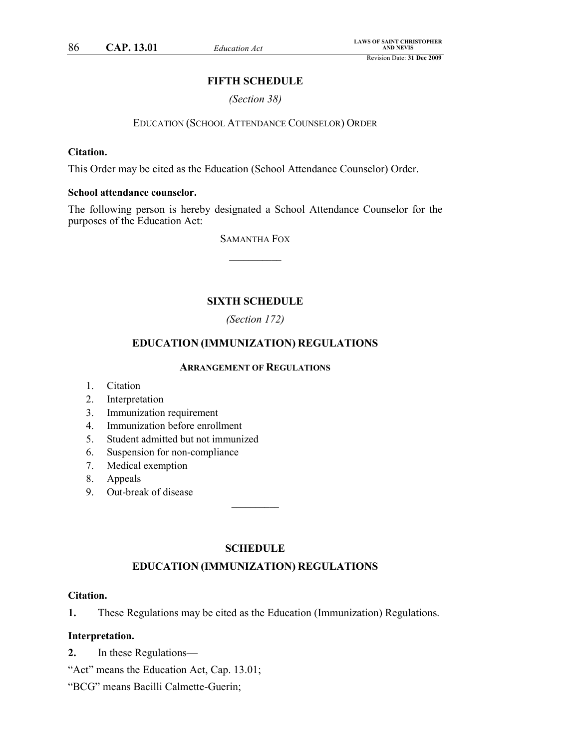## FIFTH SCHEDULE

*(Section 38)*

EDUCATION (SCHOOL ATTENDANCE COUNSELOR) ORDER

**Citation.**

This Order may be cited as the Education (School Attendance Counselor) Order.

**School attendance counselor.**

The following person is hereby designated a School Attendance Counselor for the purposes of the Education Act:

SAMANTHA FOX

---

## SIXTH SCHEDULE

*(Section 172)*

### EDUCATION (IMMUNIZATION) REGULATIONS

**ARRANGEMENT OF REGULATIONS**

1. Citation
2. Interpretation
3. Immunization requirement
4. Immunization before enrollment
5. Student admitted but not immunized
6. Suspension for non-compliance
7. Medical exemption
8. Appeals
9. Out-break of disease

---

## SCHEDULE

### EDUCATION (IMMUNIZATION) REGULATIONS

**Citation.**

**1.** These Regulations may be cited as the Education (Immunization) Regulations.

**Interpretation.**

**2.** In these Regulations—

"Act" means the Education Act, Cap. 13.01;

"BCG" means Bacilli Calmette-Guerin;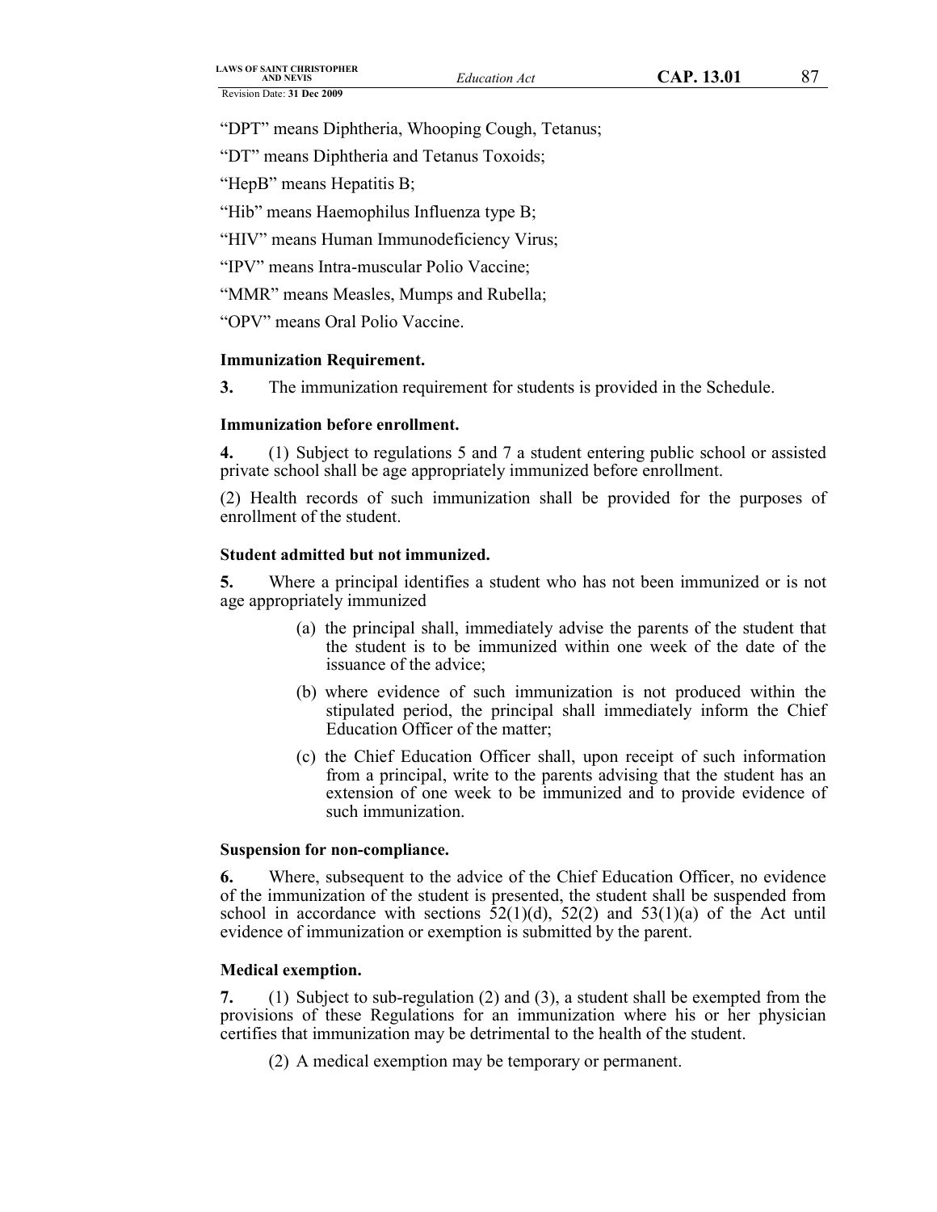"DPT" means Diphtheria, Whooping Cough, Tetanus;

"DT" means Diphtheria and Tetanus Toxoids;

"HepB" means Hepatitis B;

"Hib" means Haemophilus Influenza type B;

"HIV" means Human Immunodeficiency Virus;

"IPV" means Intra-muscular Polio Vaccine;

"MMR" means Measles, Mumps and Rubella;

"OPV" means Oral Polio Vaccine.

**Immunization Requirement.**

**3.** The immunization requirement for students is provided in the Schedule.

**Immunization before enrollment.**

**4.** (1) Subject to regulations 5 and 7 a student entering public school or assisted private school shall be age appropriately immunized before enrollment.

(2) Health records of such immunization shall be provided for the purposes of enrollment of the student.

**Student admitted but not immunized.**

**5.** Where a principal identifies a student who has not been immunized or is not age appropriately immunized

(a) the principal shall, immediately advise the parents of the student that the student is to be immunized within one week of the date of the issuance of the advice;

(b) where evidence of such immunization is not produced within the stipulated period, the principal shall immediately inform the Chief Education Officer of the matter;

(c) the Chief Education Officer shall, upon receipt of such information from a principal, write to the parents advising that the student has an extension of one week to be immunized and to provide evidence of such immunization.

**Suspension for non-compliance.**

**6.** Where, subsequent to the advice of the Chief Education Officer, no evidence of the immunization of the student is presented, the student shall be suspended from school in accordance with sections 52(1)(d), 52(2) and 53(1)(a) of the Act until evidence of immunization or exemption is submitted by the parent.

**Medical exemption.**

**7.** (1) Subject to sub-regulation (2) and (3), a student shall be exempted from the provisions of these Regulations for an immunization where his or her physician certifies that immunization may be detrimental to the health of the student.

(2) A medical exemption may be temporary or permanent.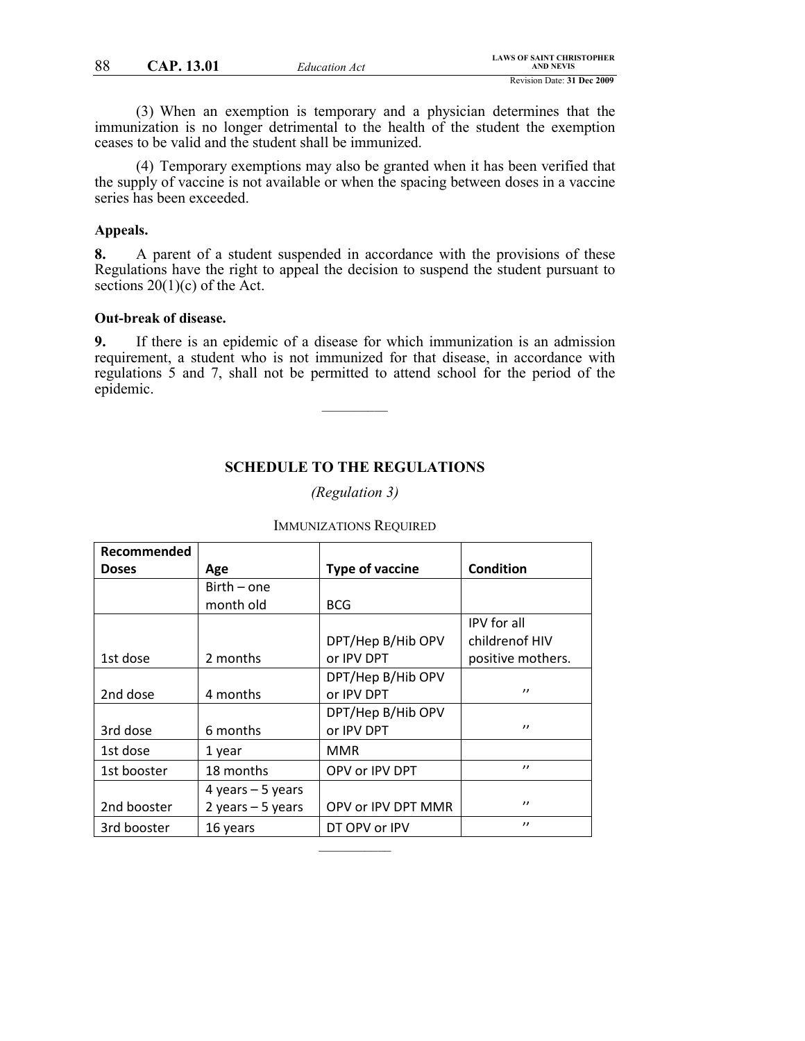(3) When an exemption is temporary and a physician determines that the immunization is no longer detrimental to the health of the student the exemption ceases to be valid and the student shall be immunized.

(4) Temporary exemptions may also be granted when it has been verified that the supply of vaccine is not available or when the spacing between doses in a vaccine series has been exceeded.

**Appeals.**

**8.** A parent of a student suspended in accordance with the provisions of these Regulations have the right to appeal the decision to suspend the student pursuant to sections 20(1)(c) of the Act.

**Out-break of disease.**

**9.** If there is an epidemic of a disease for which immunization is an admission requirement, a student who is not immunized for that disease, in accordance with regulations 5 and 7, shall not be permitted to attend school for the period of the epidemic.

## SCHEDULE TO THE REGULATIONS

*(Regulation 3)*

IMMUNIZATIONS REQUIRED

| Recommended Doses | Age | Type of vaccine | Condition |
|---|---|---|---|
| | Birth – one month old | BCG | |
| 1st dose | 2 months | DPT/Hep B/Hib OPV or IPV DPT | IPV for all childrenof HIV positive mothers. |
| 2nd dose | 4 months | DPT/Hep B/Hib OPV or IPV DPT | " |
| 3rd dose | 6 months | DPT/Hep B/Hib OPV or IPV DPT | " |
| 1st dose | 1 year | MMR | |
| 1st booster | 18 months | OPV or IPV DPT | " |
| 2nd booster | 4 years – 5 years 2 years – 5 years | OPV or IPV DPT MMR | " |
| 3rd booster | 16 years | DT OPV or IPV | " |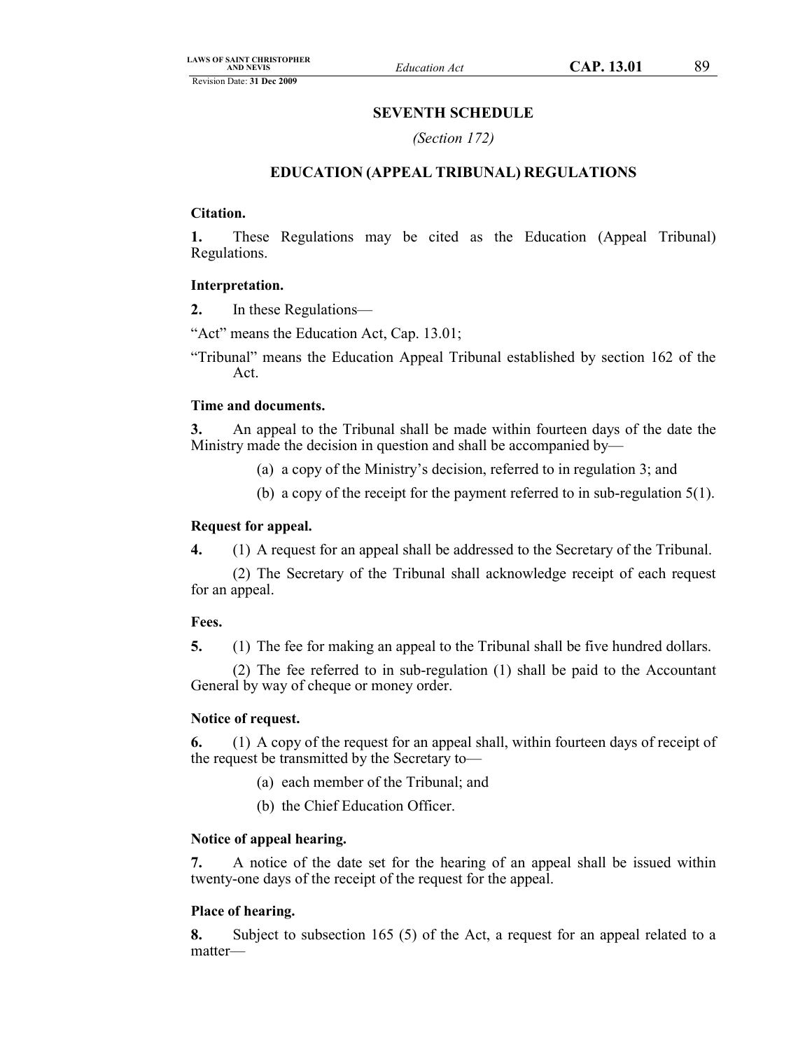## SEVENTH SCHEDULE

*(Section 172)*

## EDUCATION (APPEAL TRIBUNAL) REGULATIONS

**Citation.**

**1.** These Regulations may be cited as the Education (Appeal Tribunal) Regulations.

**Interpretation.**

**2.** In these Regulations—

"Act" means the Education Act, Cap. 13.01;

"Tribunal" means the Education Appeal Tribunal established by section 162 of the Act.

**Time and documents.**

**3.** An appeal to the Tribunal shall be made within fourteen days of the date the Ministry made the decision in question and shall be accompanied by—

(a) a copy of the Ministry's decision, referred to in regulation 3; and

(b) a copy of the receipt for the payment referred to in sub-regulation 5(1).

**Request for appeal.**

**4.** (1) A request for an appeal shall be addressed to the Secretary of the Tribunal.

(2) The Secretary of the Tribunal shall acknowledge receipt of each request for an appeal.

**Fees.**

**5.** (1) The fee for making an appeal to the Tribunal shall be five hundred dollars.

(2) The fee referred to in sub-regulation (1) shall be paid to the Accountant General by way of cheque or money order.

**Notice of request.**

**6.** (1) A copy of the request for an appeal shall, within fourteen days of receipt of the request be transmitted by the Secretary to—

(a) each member of the Tribunal; and

(b) the Chief Education Officer.

**Notice of appeal hearing.**

**7.** A notice of the date set for the hearing of an appeal shall be issued within twenty-one days of the receipt of the request for the appeal.

**Place of hearing.**

**8.** Subject to subsection 165 (5) of the Act, a request for an appeal related to a matter—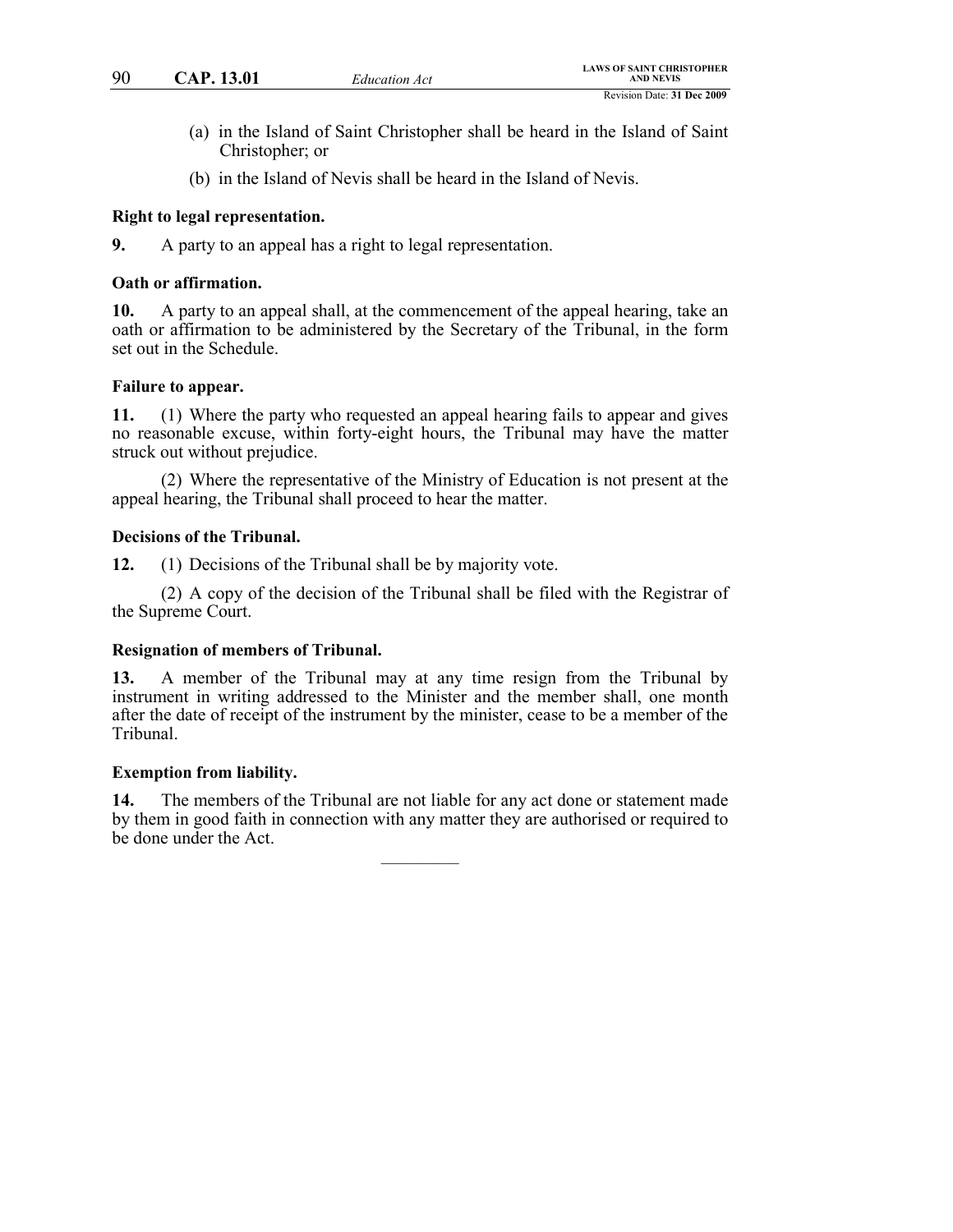(a) in the Island of Saint Christopher shall be heard in the Island of Saint Christopher; or

(b) in the Island of Nevis shall be heard in the Island of Nevis.

**Right to legal representation.**

**9.** A party to an appeal has a right to legal representation.

**Oath or affirmation.**

**10.** A party to an appeal shall, at the commencement of the appeal hearing, take an oath or affirmation to be administered by the Secretary of the Tribunal, in the form set out in the Schedule.

**Failure to appear.**

**11.** (1) Where the party who requested an appeal hearing fails to appear and gives no reasonable excuse, within forty-eight hours, the Tribunal may have the matter struck out without prejudice.

(2) Where the representative of the Ministry of Education is not present at the appeal hearing, the Tribunal shall proceed to hear the matter.

**Decisions of the Tribunal.**

**12.** (1) Decisions of the Tribunal shall be by majority vote.

(2) A copy of the decision of the Tribunal shall be filed with the Registrar of the Supreme Court.

**Resignation of members of Tribunal.**

**13.** A member of the Tribunal may at any time resign from the Tribunal by instrument in writing addressed to the Minister and the member shall, one month after the date of receipt of the instrument by the minister, cease to be a member of the Tribunal.

**Exemption from liability.**

**14.** The members of the Tribunal are not liable for any act done or statement made by them in good faith in connection with any matter they are authorised or required to be done under the Act.

---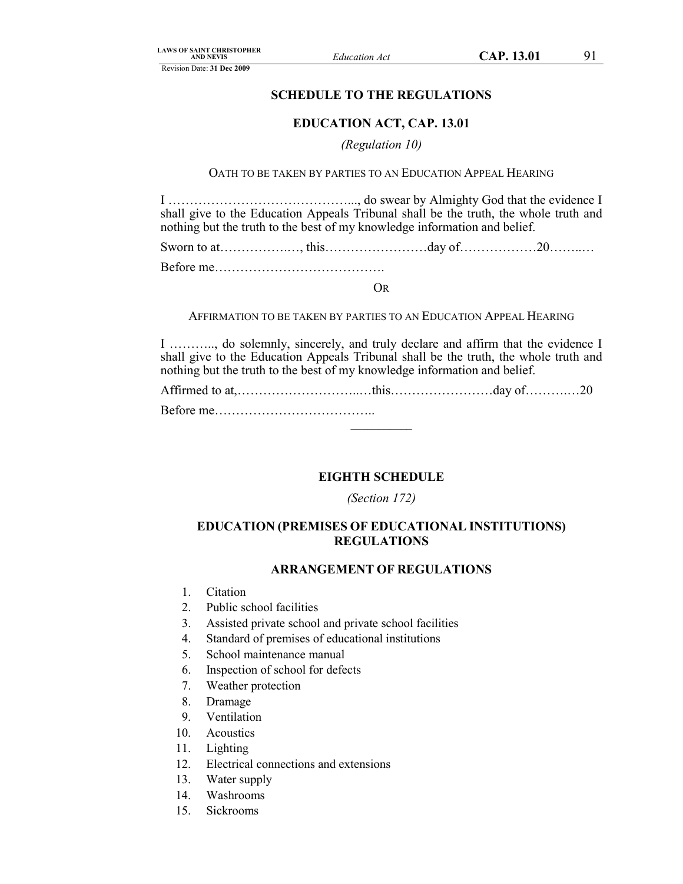## SCHEDULE TO THE REGULATIONS

## EDUCATION ACT, CAP. 13.01

*(Regulation 10)*

OATH TO BE TAKEN BY PARTIES TO AN EDUCATION APPEAL HEARING

I ……………………………………..., do swear by Almighty God that the evidence I shall give to the Education Appeals Tribunal shall be the truth, the whole truth and nothing but the truth to the best of my knowledge information and belief.

Sworn to at……………..…, this……………………day of………………20……..…

Before me………………………………….

OR

AFFIRMATION TO BE TAKEN BY PARTIES TO AN EDUCATION APPEAL HEARING

I ……….., do solemnly, sincerely, and truly declare and affirm that the evidence I shall give to the Education Appeals Tribunal shall be the truth, the whole truth and nothing but the truth to the best of my knowledge information and belief.

Affirmed to at,………………………...…this……………………day of……….…20

Before me………………………………..

---

## EIGHTH SCHEDULE

*(Section 172)*

## EDUCATION (PREMISES OF EDUCATIONAL INSTITUTIONS) REGULATIONS

## ARRANGEMENT OF REGULATIONS

1. Citation
2. Public school facilities
3. Assisted private school and private school facilities
4. Standard of premises of educational institutions
5. School maintenance manual
6. Inspection of school for defects
7. Weather protection
8. Dramage
9. Ventilation
10. Acoustics
11. Lighting
12. Electrical connections and extensions
13. Water supply
14. Washrooms
15. Sickrooms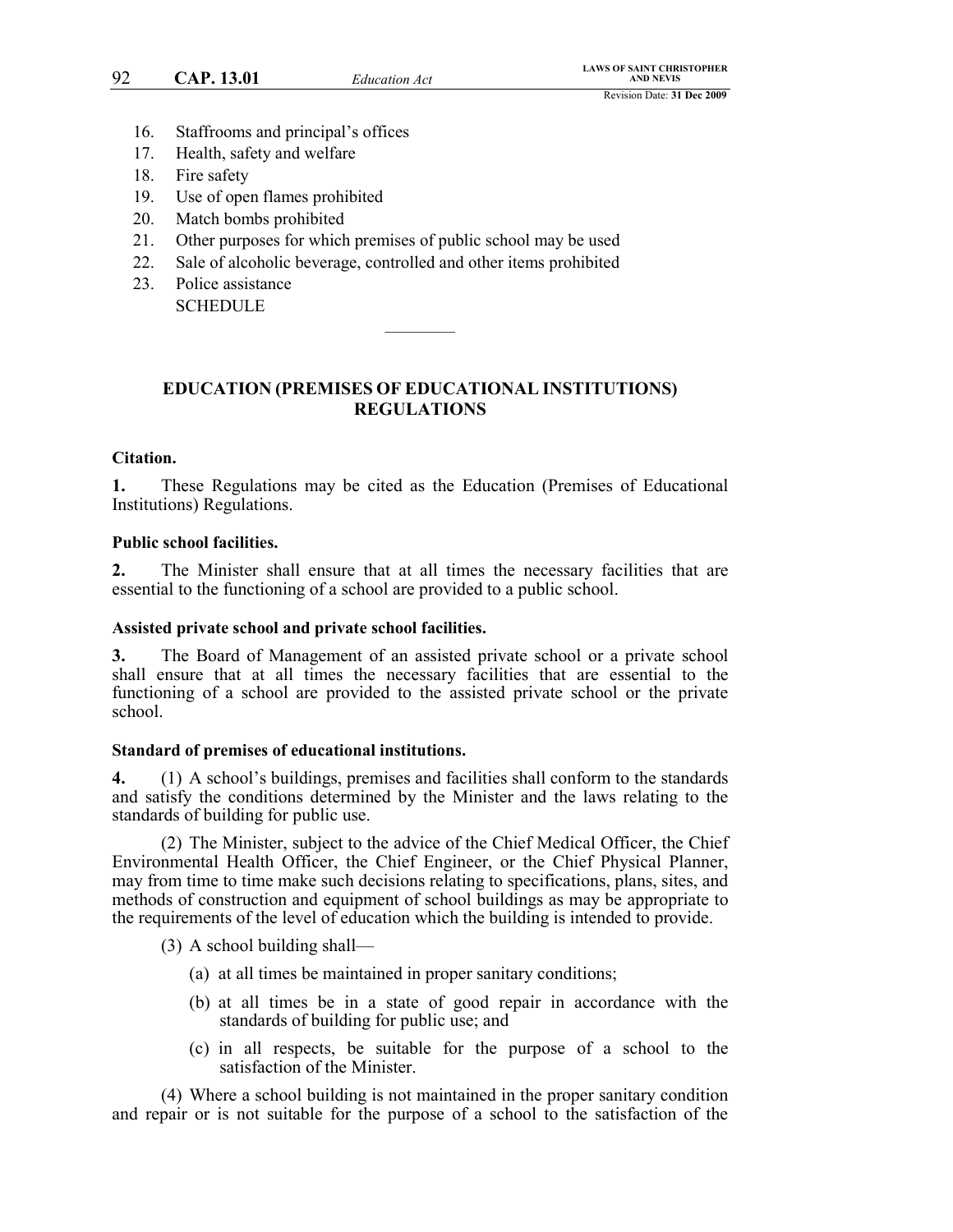16. Staffrooms and principal's offices
17. Health, safety and welfare
18. Fire safety
19. Use of open flames prohibited
20. Match bombs prohibited
21. Other purposes for which premises of public school may be used
22. Sale of alcoholic beverage, controlled and other items prohibited
23. Police assistance

SCHEDULE

---

## EDUCATION (PREMISES OF EDUCATIONAL INSTITUTIONS) REGULATIONS

**Citation.**

**1.** These Regulations may be cited as the Education (Premises of Educational Institutions) Regulations.

**Public school facilities.**

**2.** The Minister shall ensure that at all times the necessary facilities that are essential to the functioning of a school are provided to a public school.

**Assisted private school and private school facilities.**

**3.** The Board of Management of an assisted private school or a private school shall ensure that at all times the necessary facilities that are essential to the functioning of a school are provided to the assisted private school or the private school.

**Standard of premises of educational institutions.**

**4.** (1) A school's buildings, premises and facilities shall conform to the standards and satisfy the conditions determined by the Minister and the laws relating to the standards of building for public use.

(2) The Minister, subject to the advice of the Chief Medical Officer, the Chief Environmental Health Officer, the Chief Engineer, or the Chief Physical Planner, may from time to time make such decisions relating to specifications, plans, sites, and methods of construction and equipment of school buildings as may be appropriate to the requirements of the level of education which the building is intended to provide.

(3) A school building shall—

(a) at all times be maintained in proper sanitary conditions;

(b) at all times be in a state of good repair in accordance with the standards of building for public use; and

(c) in all respects, be suitable for the purpose of a school to the satisfaction of the Minister.

(4) Where a school building is not maintained in the proper sanitary condition and repair or is not suitable for the purpose of a school to the satisfaction of the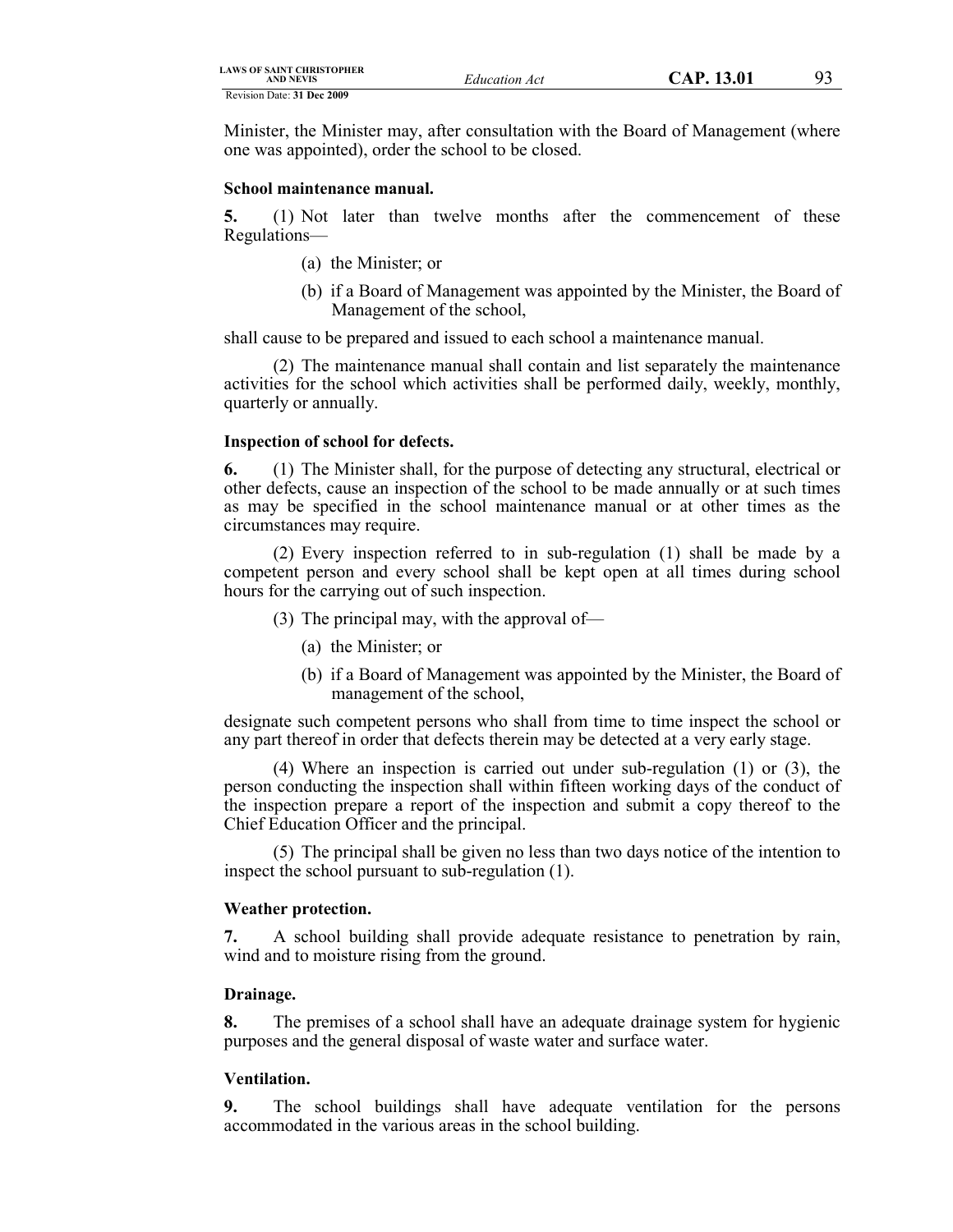Minister, the Minister may, after consultation with the Board of Management (where one was appointed), order the school to be closed.

**School maintenance manual.**

**5.** (1) Not later than twelve months after the commencement of these Regulations—

(a) the Minister; or

(b) if a Board of Management was appointed by the Minister, the Board of Management of the school,

shall cause to be prepared and issued to each school a maintenance manual.

(2) The maintenance manual shall contain and list separately the maintenance activities for the school which activities shall be performed daily, weekly, monthly, quarterly or annually.

**Inspection of school for defects.**

**6.** (1) The Minister shall, for the purpose of detecting any structural, electrical or other defects, cause an inspection of the school to be made annually or at such times as may be specified in the school maintenance manual or at other times as the circumstances may require.

(2) Every inspection referred to in sub-regulation (1) shall be made by a competent person and every school shall be kept open at all times during school hours for the carrying out of such inspection.

(3) The principal may, with the approval of—

(a) the Minister; or

(b) if a Board of Management was appointed by the Minister, the Board of management of the school,

designate such competent persons who shall from time to time inspect the school or any part thereof in order that defects therein may be detected at a very early stage.

(4) Where an inspection is carried out under sub-regulation (1) or (3), the person conducting the inspection shall within fifteen working days of the conduct of the inspection prepare a report of the inspection and submit a copy thereof to the Chief Education Officer and the principal.

(5) The principal shall be given no less than two days notice of the intention to inspect the school pursuant to sub-regulation (1).

**Weather protection.**

**7.** A school building shall provide adequate resistance to penetration by rain, wind and to moisture rising from the ground.

**Drainage.**

**8.** The premises of a school shall have an adequate drainage system for hygienic purposes and the general disposal of waste water and surface water.

**Ventilation.**

**9.** The school buildings shall have adequate ventilation for the persons accommodated in the various areas in the school building.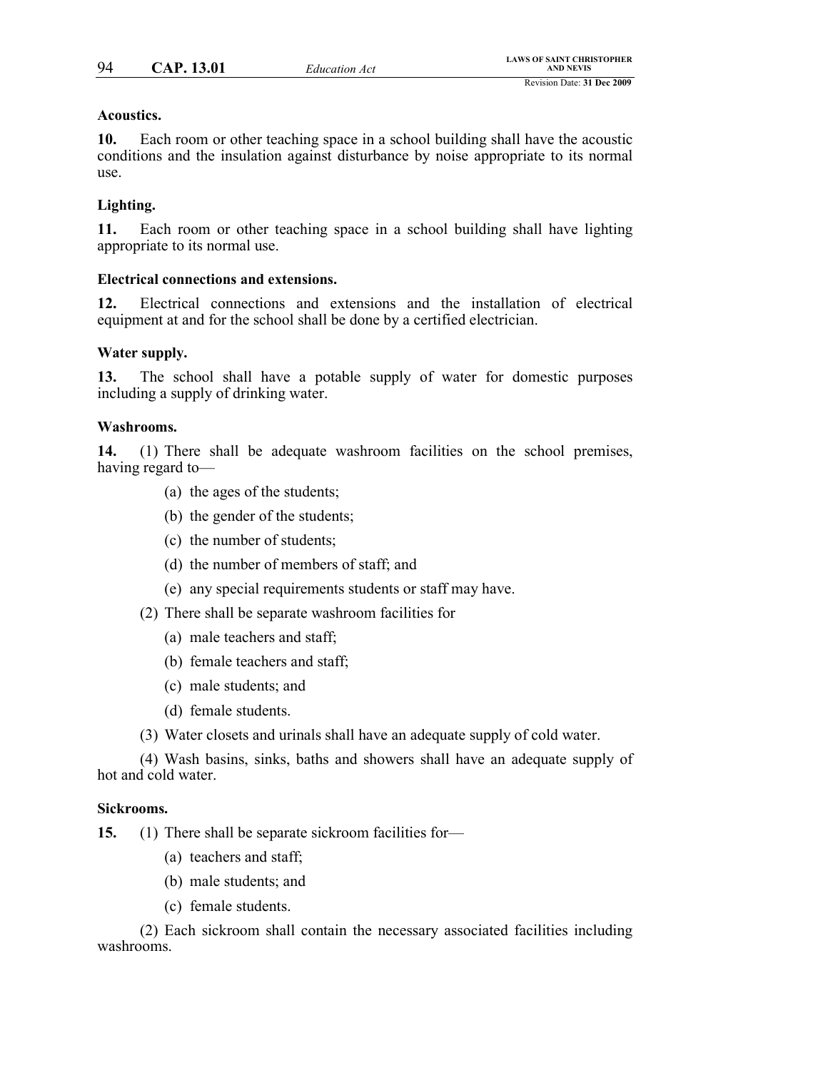**Acoustics.**

**10.** Each room or other teaching space in a school building shall have the acoustic conditions and the insulation against disturbance by noise appropriate to its normal use.

**Lighting.**

**11.** Each room or other teaching space in a school building shall have lighting appropriate to its normal use.

**Electrical connections and extensions.**

**12.** Electrical connections and extensions and the installation of electrical equipment at and for the school shall be done by a certified electrician.

**Water supply.**

**13.** The school shall have a potable supply of water for domestic purposes including a supply of drinking water.

**Washrooms.**

**14.** (1) There shall be adequate washroom facilities on the school premises, having regard to—

(a) the ages of the students;

(b) the gender of the students;

(c) the number of students;

(d) the number of members of staff; and

(e) any special requirements students or staff may have.

(2) There shall be separate washroom facilities for

(a) male teachers and staff;

(b) female teachers and staff;

(c) male students; and

(d) female students.

(3) Water closets and urinals shall have an adequate supply of cold water.

(4) Wash basins, sinks, baths and showers shall have an adequate supply of hot and cold water.

**Sickrooms.**

**15.** (1) There shall be separate sickroom facilities for—

(a) teachers and staff;

(b) male students; and

(c) female students.

(2) Each sickroom shall contain the necessary associated facilities including washrooms.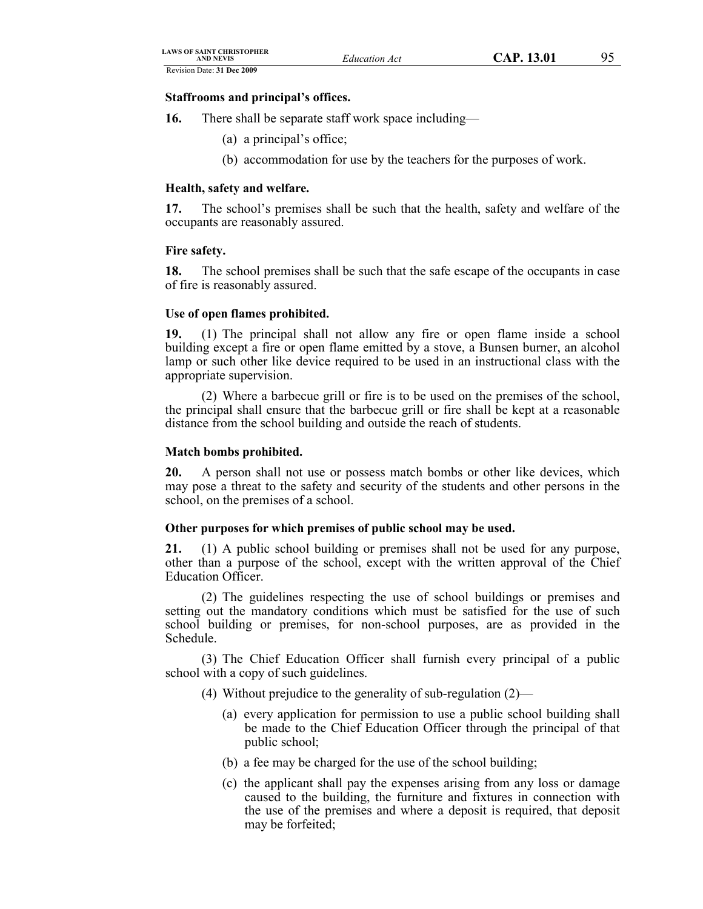**Staffrooms and principal's offices.**

**16.** There shall be separate staff work space including—

(a) a principal's office;

(b) accommodation for use by the teachers for the purposes of work.

**Health, safety and welfare.**

**17.** The school's premises shall be such that the health, safety and welfare of the occupants are reasonably assured.

**Fire safety.**

**18.** The school premises shall be such that the safe escape of the occupants in case of fire is reasonably assured.

**Use of open flames prohibited.**

**19.** (1) The principal shall not allow any fire or open flame inside a school building except a fire or open flame emitted by a stove, a Bunsen burner, an alcohol lamp or such other like device required to be used in an instructional class with the appropriate supervision.

(2) Where a barbecue grill or fire is to be used on the premises of the school, the principal shall ensure that the barbecue grill or fire shall be kept at a reasonable distance from the school building and outside the reach of students.

**Match bombs prohibited.**

**20.** A person shall not use or possess match bombs or other like devices, which may pose a threat to the safety and security of the students and other persons in the school, on the premises of a school.

**Other purposes for which premises of public school may be used.**

**21.** (1) A public school building or premises shall not be used for any purpose, other than a purpose of the school, except with the written approval of the Chief Education Officer.

(2) The guidelines respecting the use of school buildings or premises and setting out the mandatory conditions which must be satisfied for the use of such school building or premises, for non-school purposes, are as provided in the Schedule.

(3) The Chief Education Officer shall furnish every principal of a public school with a copy of such guidelines.

(4) Without prejudice to the generality of sub-regulation (2)—

(a) every application for permission to use a public school building shall be made to the Chief Education Officer through the principal of that public school;

(b) a fee may be charged for the use of the school building;

(c) the applicant shall pay the expenses arising from any loss or damage caused to the building, the furniture and fixtures in connection with the use of the premises and where a deposit is required, that deposit may be forfeited;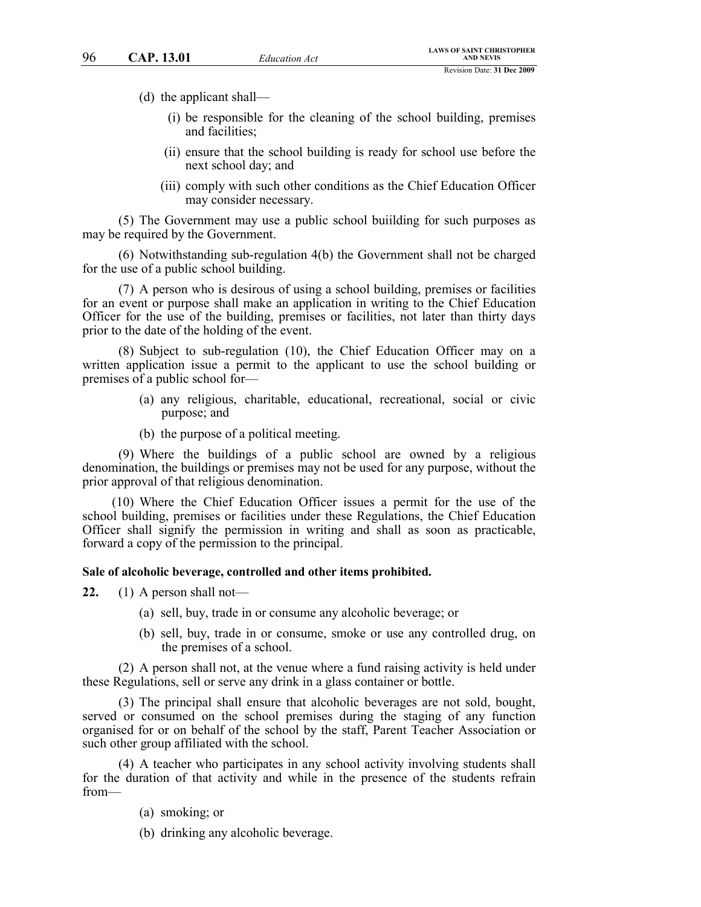(d) the applicant shall—

(i) be responsible for the cleaning of the school building, premises and facilities;

(ii) ensure that the school building is ready for school use before the next school day; and

(iii) comply with such other conditions as the Chief Education Officer may consider necessary.

(5) The Government may use a public school buiilding for such purposes as may be required by the Government.

(6) Notwithstanding sub-regulation 4(b) the Government shall not be charged for the use of a public school building.

(7) A person who is desirous of using a school building, premises or facilities for an event or purpose shall make an application in writing to the Chief Education Officer for the use of the building, premises or facilities, not later than thirty days prior to the date of the holding of the event.

(8) Subject to sub-regulation (10), the Chief Education Officer may on a written application issue a permit to the applicant to use the school building or premises of a public school for—

(a) any religious, charitable, educational, recreational, social or civic purpose; and

(b) the purpose of a political meeting.

(9) Where the buildings of a public school are owned by a religious denomination, the buildings or premises may not be used for any purpose, without the prior approval of that religious denomination.

(10) Where the Chief Education Officer issues a permit for the use of the school building, premises or facilities under these Regulations, the Chief Education Officer shall signify the permission in writing and shall as soon as practicable, forward a copy of the permission to the principal.

**Sale of alcoholic beverage, controlled and other items prohibited.**

**22.** (1) A person shall not—

(a) sell, buy, trade in or consume any alcoholic beverage; or

(b) sell, buy, trade in or consume, smoke or use any controlled drug, on the premises of a school.

(2) A person shall not, at the venue where a fund raising activity is held under these Regulations, sell or serve any drink in a glass container or bottle.

(3) The principal shall ensure that alcoholic beverages are not sold, bought, served or consumed on the school premises during the staging of any function organised for or on behalf of the school by the staff, Parent Teacher Association or such other group affiliated with the school.

(4) A teacher who participates in any school activity involving students shall for the duration of that activity and while in the presence of the students refrain from—

(a) smoking; or

(b) drinking any alcoholic beverage.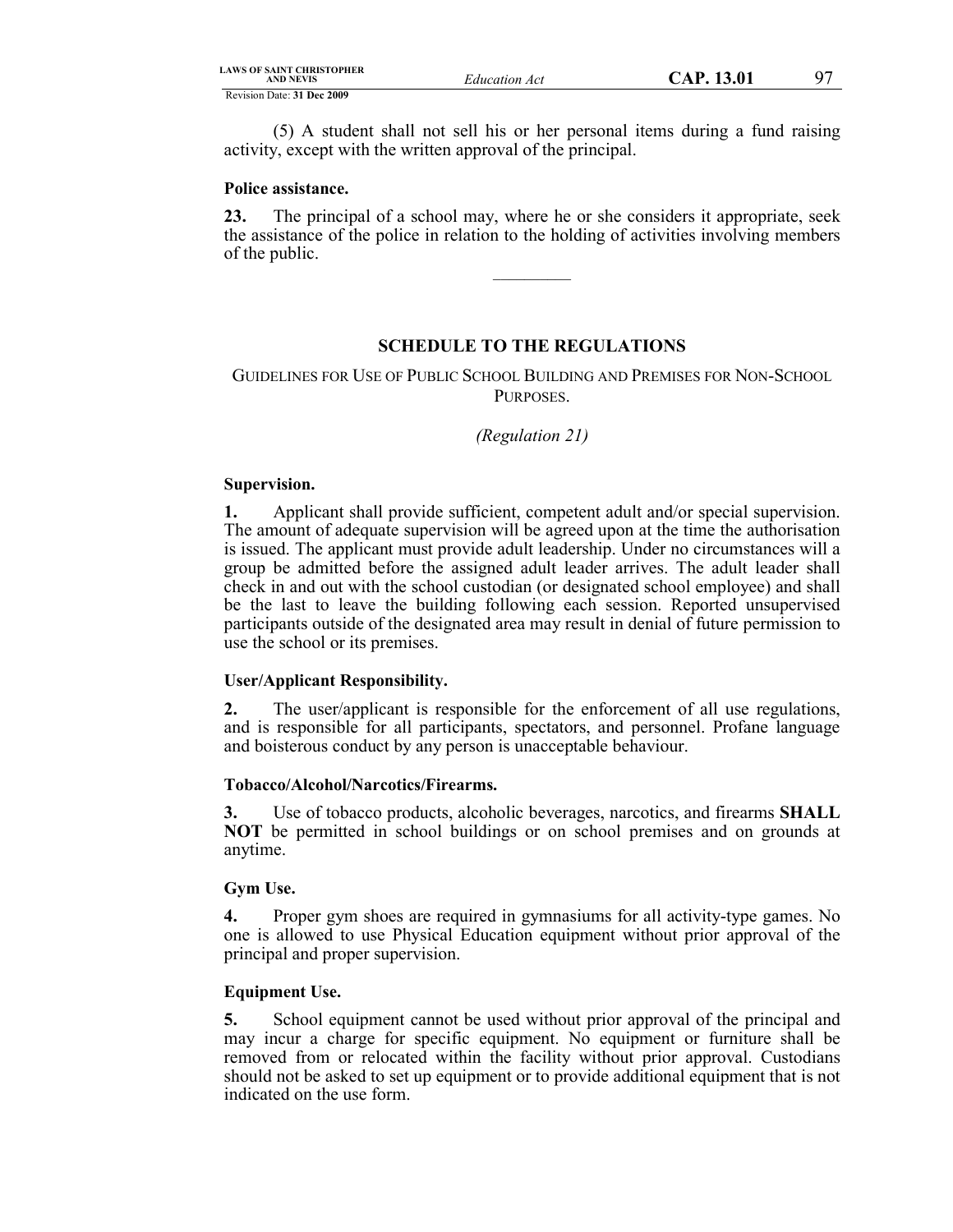(5) A student shall not sell his or her personal items during a fund raising activity, except with the written approval of the principal.

**Police assistance.**

**23.** The principal of a school may, where he or she considers it appropriate, seek the assistance of the police in relation to the holding of activities involving members of the public.

---

## SCHEDULE TO THE REGULATIONS

GUIDELINES FOR USE OF PUBLIC SCHOOL BUILDING AND PREMISES FOR NON-SCHOOL PURPOSES.

*(Regulation 21)*

**Supervision.**

**1.** Applicant shall provide sufficient, competent adult and/or special supervision. The amount of adequate supervision will be agreed upon at the time the authorisation is issued. The applicant must provide adult leadership. Under no circumstances will a group be admitted before the assigned adult leader arrives. The adult leader shall check in and out with the school custodian (or designated school employee) and shall be the last to leave the building following each session. Reported unsupervised participants outside of the designated area may result in denial of future permission to use the school or its premises.

**User/Applicant Responsibility.**

**2.** The user/applicant is responsible for the enforcement of all use regulations, and is responsible for all participants, spectators, and personnel. Profane language and boisterous conduct by any person is unacceptable behaviour.

**Tobacco/Alcohol/Narcotics/Firearms.**

**3.** Use of tobacco products, alcoholic beverages, narcotics, and firearms **SHALL NOT** be permitted in school buildings or on school premises and on grounds at anytime.

**Gym Use.**

**4.** Proper gym shoes are required in gymnasiums for all activity-type games. No one is allowed to use Physical Education equipment without prior approval of the principal and proper supervision.

**Equipment Use.**

**5.** School equipment cannot be used without prior approval of the principal and may incur a charge for specific equipment. No equipment or furniture shall be removed from or relocated within the facility without prior approval. Custodians should not be asked to set up equipment or to provide additional equipment that is not indicated on the use form.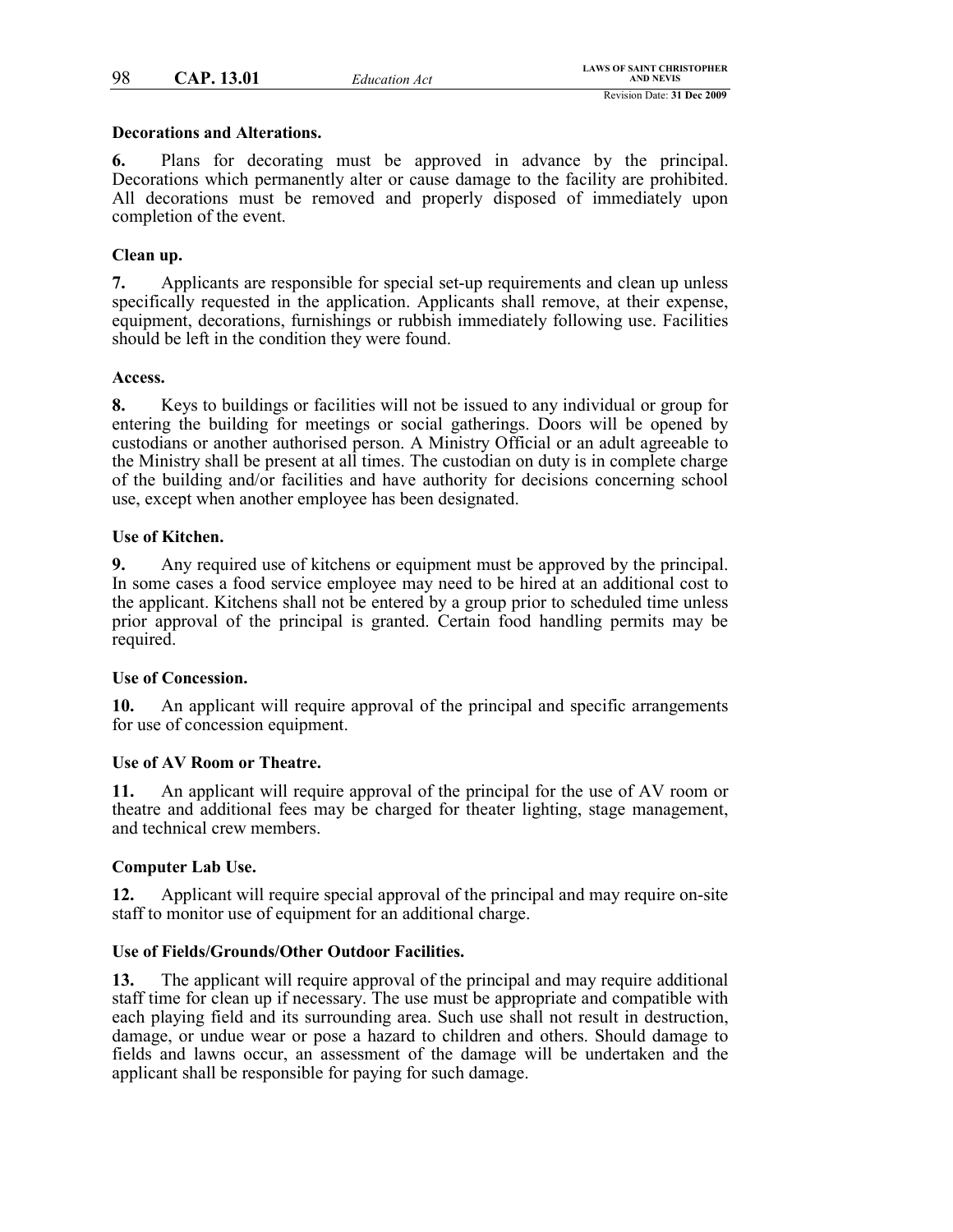**Decorations and Alterations.**

**6.** Plans for decorating must be approved in advance by the principal. Decorations which permanently alter or cause damage to the facility are prohibited. All decorations must be removed and properly disposed of immediately upon completion of the event.

**Clean up.**

**7.** Applicants are responsible for special set-up requirements and clean up unless specifically requested in the application. Applicants shall remove, at their expense, equipment, decorations, furnishings or rubbish immediately following use. Facilities should be left in the condition they were found.

**Access.**

**8.** Keys to buildings or facilities will not be issued to any individual or group for entering the building for meetings or social gatherings. Doors will be opened by custodians or another authorised person. A Ministry Official or an adult agreeable to the Ministry shall be present at all times. The custodian on duty is in complete charge of the building and/or facilities and have authority for decisions concerning school use, except when another employee has been designated.

**Use of Kitchen.**

**9.** Any required use of kitchens or equipment must be approved by the principal. In some cases a food service employee may need to be hired at an additional cost to the applicant. Kitchens shall not be entered by a group prior to scheduled time unless prior approval of the principal is granted. Certain food handling permits may be required.

**Use of Concession.**

**10.** An applicant will require approval of the principal and specific arrangements for use of concession equipment.

**Use of AV Room or Theatre.**

**11.** An applicant will require approval of the principal for the use of AV room or theatre and additional fees may be charged for theater lighting, stage management, and technical crew members.

**Computer Lab Use.**

**12.** Applicant will require special approval of the principal and may require on-site staff to monitor use of equipment for an additional charge.

**Use of Fields/Grounds/Other Outdoor Facilities.**

**13.** The applicant will require approval of the principal and may require additional staff time for clean up if necessary. The use must be appropriate and compatible with each playing field and its surrounding area. Such use shall not result in destruction, damage, or undue wear or pose a hazard to children and others. Should damage to fields and lawns occur, an assessment of the damage will be undertaken and the applicant shall be responsible for paying for such damage.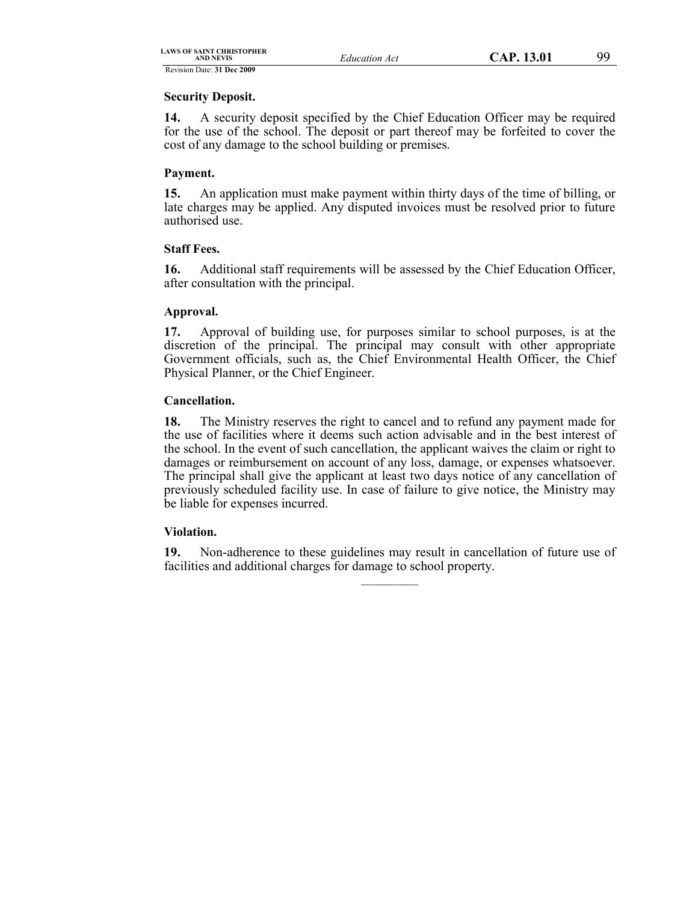**Security Deposit.**

**14.** A security deposit specified by the Chief Education Officer may be required for the use of the school. The deposit or part thereof may be forfeited to cover the cost of any damage to the school building or premises.

**Payment.**

**15.** An application must make payment within thirty days of the time of billing, or late charges may be applied. Any disputed invoices must be resolved prior to future authorised use.

**Staff Fees.**

**16.** Additional staff requirements will be assessed by the Chief Education Officer, after consultation with the principal.

**Approval.**

**17.** Approval of building use, for purposes similar to school purposes, is at the discretion of the principal. The principal may consult with other appropriate Government officials, such as, the Chief Environmental Health Officer, the Chief Physical Planner, or the Chief Engineer.

**Cancellation.**

**18.** The Ministry reserves the right to cancel and to refund any payment made for the use of facilities where it deems such action advisable and in the best interest of the school. In the event of such cancellation, the applicant waives the claim or right to damages or reimbursement on account of any loss, damage, or expenses whatsoever. The principal shall give the applicant at least two days notice of any cancellation of previously scheduled facility use. In case of failure to give notice, the Ministry may be liable for expenses incurred.

**Violation.**

**19.** Non-adherence to these guidelines may result in cancellation of future use of facilities and additional charges for damage to school property.

\_\_\_\_\_\_\_\_\_\_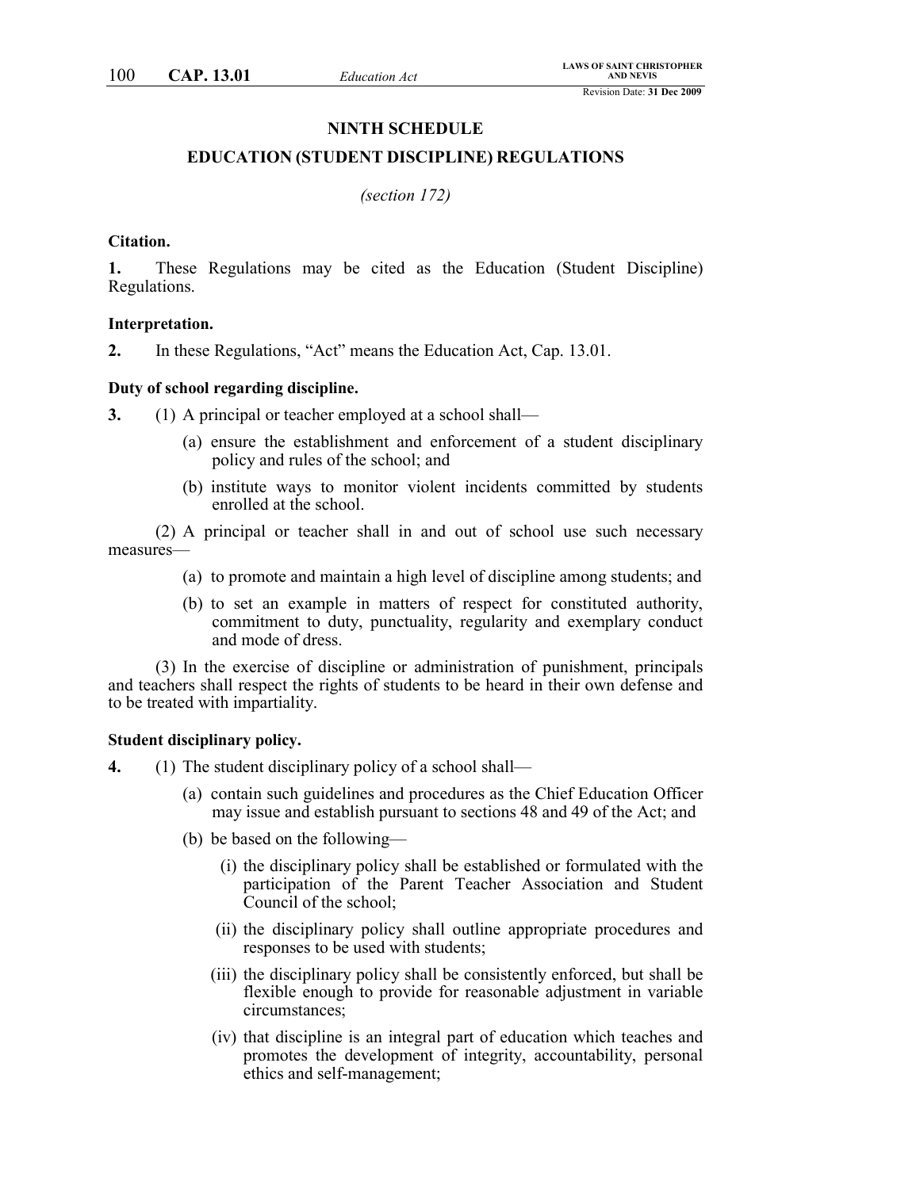## NINTH SCHEDULE

## EDUCATION (STUDENT DISCIPLINE) REGULATIONS

*(section 172)*

**Citation.**

**1.** These Regulations may be cited as the Education (Student Discipline) Regulations.

**Interpretation.**

**2.** In these Regulations, "Act" means the Education Act, Cap. 13.01.

**Duty of school regarding discipline.**

**3.** (1) A principal or teacher employed at a school shall—

(a) ensure the establishment and enforcement of a student disciplinary policy and rules of the school; and

(b) institute ways to monitor violent incidents committed by students enrolled at the school.

(2) A principal or teacher shall in and out of school use such necessary measures—

(a) to promote and maintain a high level of discipline among students; and

(b) to set an example in matters of respect for constituted authority, commitment to duty, punctuality, regularity and exemplary conduct and mode of dress.

(3) In the exercise of discipline or administration of punishment, principals and teachers shall respect the rights of students to be heard in their own defense and to be treated with impartiality.

**Student disciplinary policy.**

**4.** (1) The student disciplinary policy of a school shall—

(a) contain such guidelines and procedures as the Chief Education Officer may issue and establish pursuant to sections 48 and 49 of the Act; and

(b) be based on the following—

(i) the disciplinary policy shall be established or formulated with the participation of the Parent Teacher Association and Student Council of the school;

(ii) the disciplinary policy shall outline appropriate procedures and responses to be used with students;

(iii) the disciplinary policy shall be consistently enforced, but shall be flexible enough to provide for reasonable adjustment in variable circumstances;

(iv) that discipline is an integral part of education which teaches and promotes the development of integrity, accountability, personal ethics and self-management;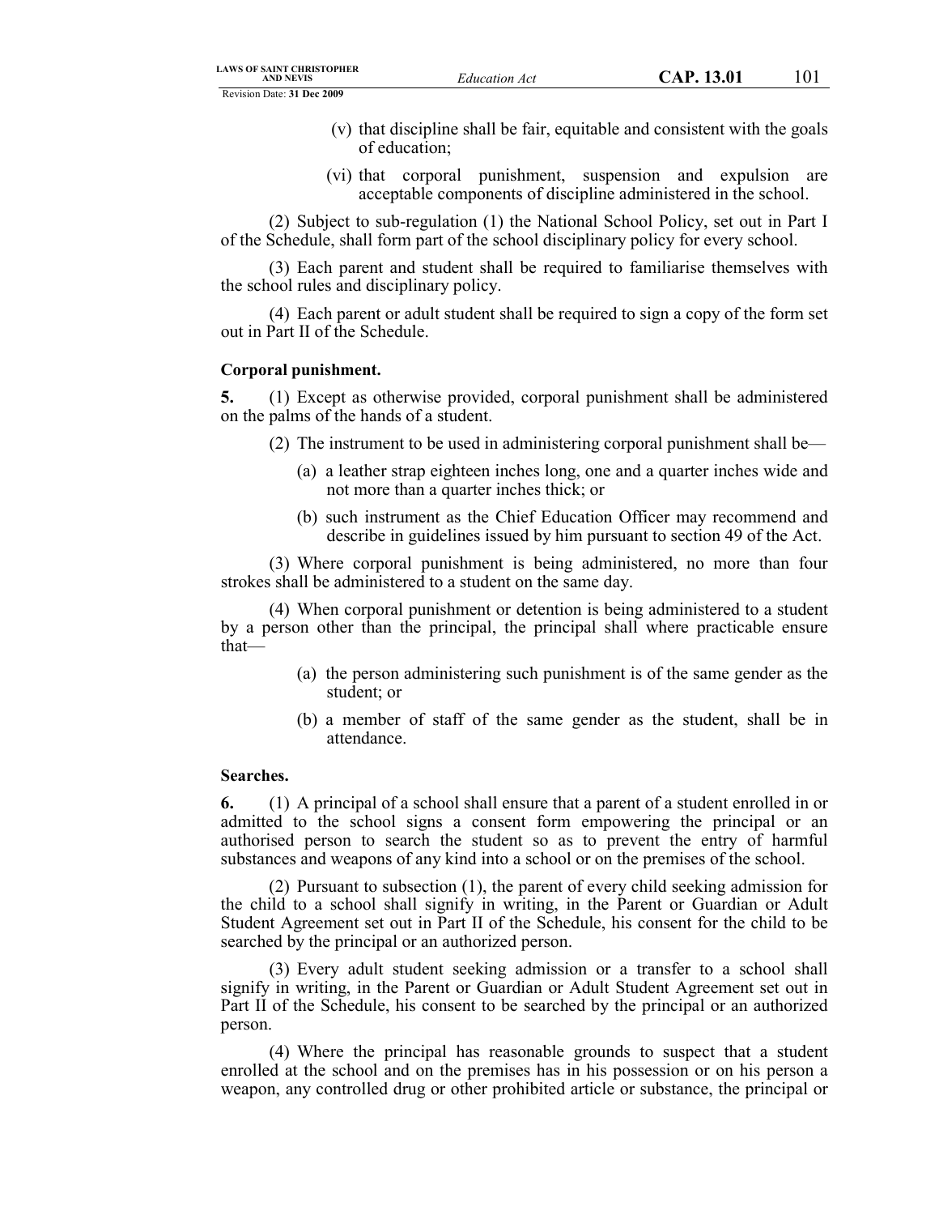(v) that discipline shall be fair, equitable and consistent with the goals of education;

(vi) that corporal punishment, suspension and expulsion are acceptable components of discipline administered in the school.

(2) Subject to sub-regulation (1) the National School Policy, set out in Part I of the Schedule, shall form part of the school disciplinary policy for every school.

(3) Each parent and student shall be required to familiarise themselves with the school rules and disciplinary policy.

(4) Each parent or adult student shall be required to sign a copy of the form set out in Part II of the Schedule.

**Corporal punishment.**

**5.** (1) Except as otherwise provided, corporal punishment shall be administered on the palms of the hands of a student.

(2) The instrument to be used in administering corporal punishment shall be—

(a) a leather strap eighteen inches long, one and a quarter inches wide and not more than a quarter inches thick; or

(b) such instrument as the Chief Education Officer may recommend and describe in guidelines issued by him pursuant to section 49 of the Act.

(3) Where corporal punishment is being administered, no more than four strokes shall be administered to a student on the same day.

(4) When corporal punishment or detention is being administered to a student by a person other than the principal, the principal shall where practicable ensure that—

(a) the person administering such punishment is of the same gender as the student; or

(b) a member of staff of the same gender as the student, shall be in attendance.

**Searches.**

**6.** (1) A principal of a school shall ensure that a parent of a student enrolled in or admitted to the school signs a consent form empowering the principal or an authorised person to search the student so as to prevent the entry of harmful substances and weapons of any kind into a school or on the premises of the school.

(2) Pursuant to subsection (1), the parent of every child seeking admission for the child to a school shall signify in writing, in the Parent or Guardian or Adult Student Agreement set out in Part II of the Schedule, his consent for the child to be searched by the principal or an authorized person.

(3) Every adult student seeking admission or a transfer to a school shall signify in writing, in the Parent or Guardian or Adult Student Agreement set out in Part II of the Schedule, his consent to be searched by the principal or an authorized person.

(4) Where the principal has reasonable grounds to suspect that a student enrolled at the school and on the premises has in his possession or on his person a weapon, any controlled drug or other prohibited article or substance, the principal or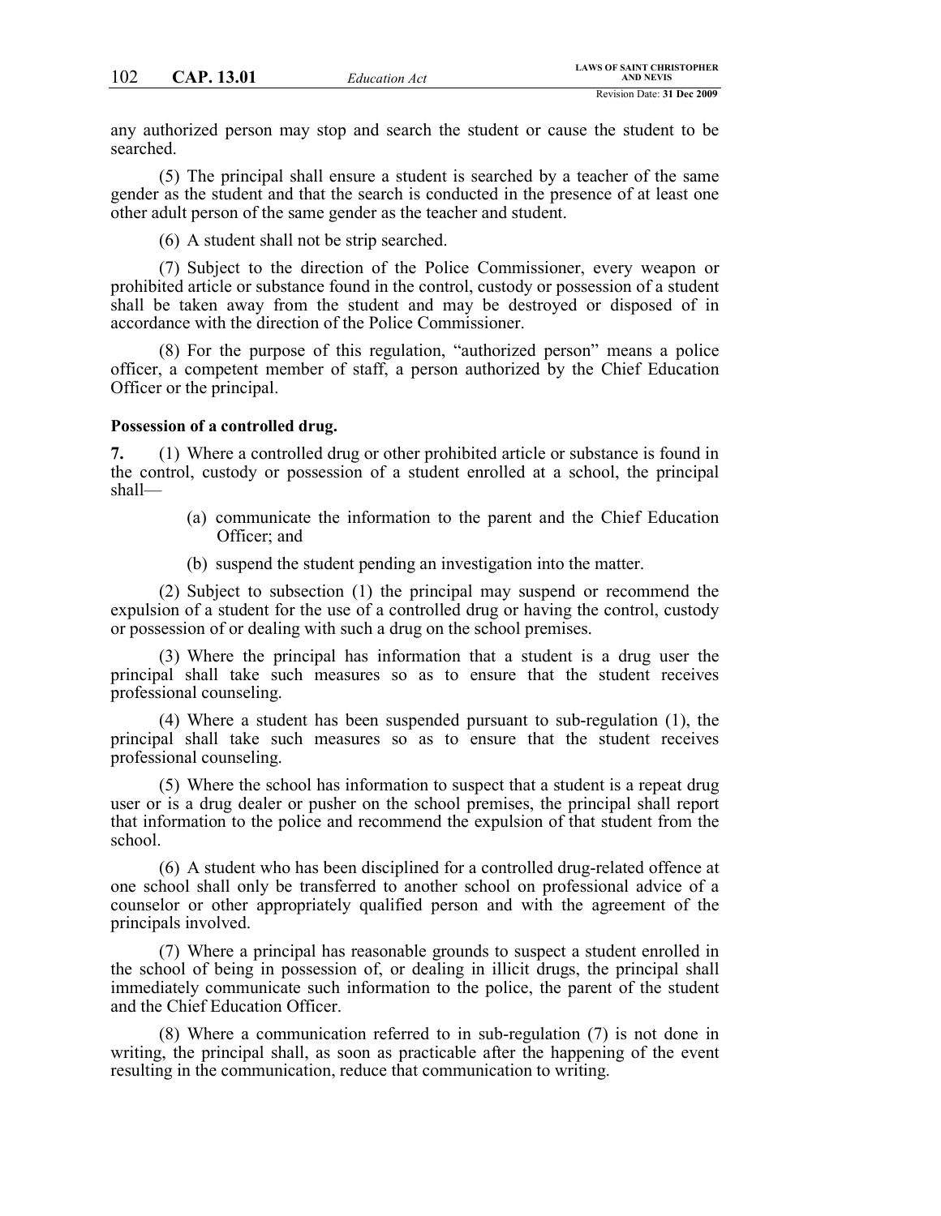any authorized person may stop and search the student or cause the student to be searched.

(5) The principal shall ensure a student is searched by a teacher of the same gender as the student and that the search is conducted in the presence of at least one other adult person of the same gender as the teacher and student.

(6) A student shall not be strip searched.

(7) Subject to the direction of the Police Commissioner, every weapon or prohibited article or substance found in the control, custody or possession of a student shall be taken away from the student and may be destroyed or disposed of in accordance with the direction of the Police Commissioner.

(8) For the purpose of this regulation, "authorized person" means a police officer, a competent member of staff, a person authorized by the Chief Education Officer or the principal.

**Possession of a controlled drug.**

**7.** (1) Where a controlled drug or other prohibited article or substance is found in the control, custody or possession of a student enrolled at a school, the principal shall—

- (a) communicate the information to the parent and the Chief Education Officer; and
- (b) suspend the student pending an investigation into the matter.

(2) Subject to subsection (1) the principal may suspend or recommend the expulsion of a student for the use of a controlled drug or having the control, custody or possession of or dealing with such a drug on the school premises.

(3) Where the principal has information that a student is a drug user the principal shall take such measures so as to ensure that the student receives professional counseling.

(4) Where a student has been suspended pursuant to sub-regulation (1), the principal shall take such measures so as to ensure that the student receives professional counseling.

(5) Where the school has information to suspect that a student is a repeat drug user or is a drug dealer or pusher on the school premises, the principal shall report that information to the police and recommend the expulsion of that student from the school.

(6) A student who has been disciplined for a controlled drug-related offence at one school shall only be transferred to another school on professional advice of a counselor or other appropriately qualified person and with the agreement of the principals involved.

(7) Where a principal has reasonable grounds to suspect a student enrolled in the school of being in possession of, or dealing in illicit drugs, the principal shall immediately communicate such information to the police, the parent of the student and the Chief Education Officer.

(8) Where a communication referred to in sub-regulation (7) is not done in writing, the principal shall, as soon as practicable after the happening of the event resulting in the communication, reduce that communication to writing.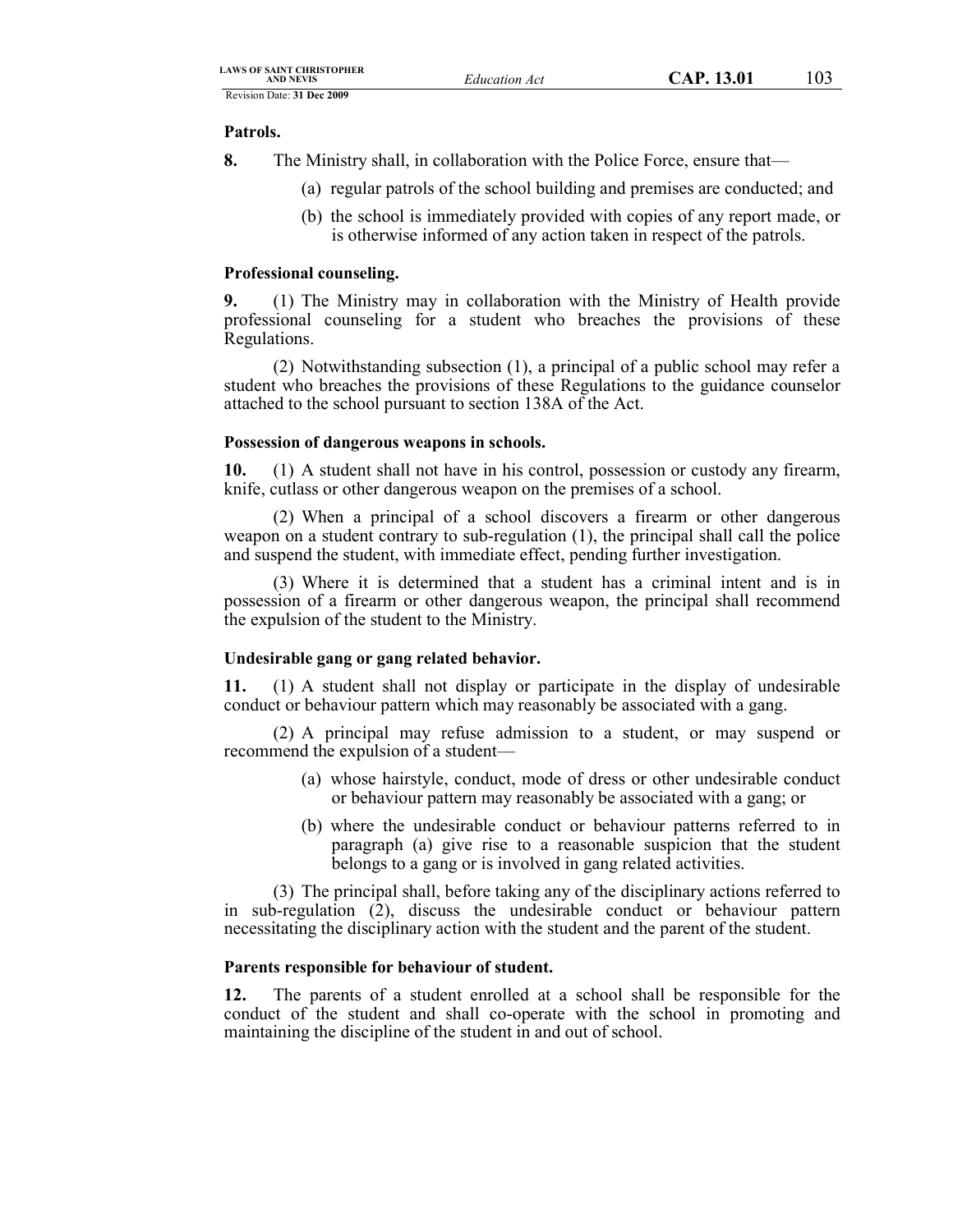**Patrols.**

**8.** The Ministry shall, in collaboration with the Police Force, ensure that—

(a) regular patrols of the school building and premises are conducted; and

(b) the school is immediately provided with copies of any report made, or is otherwise informed of any action taken in respect of the patrols.

**Professional counseling.**

**9.** (1) The Ministry may in collaboration with the Ministry of Health provide professional counseling for a student who breaches the provisions of these Regulations.

(2) Notwithstanding subsection (1), a principal of a public school may refer a student who breaches the provisions of these Regulations to the guidance counselor attached to the school pursuant to section 138A of the Act.

**Possession of dangerous weapons in schools.**

**10.** (1) A student shall not have in his control, possession or custody any firearm, knife, cutlass or other dangerous weapon on the premises of a school.

(2) When a principal of a school discovers a firearm or other dangerous weapon on a student contrary to sub-regulation (1), the principal shall call the police and suspend the student, with immediate effect, pending further investigation.

(3) Where it is determined that a student has a criminal intent and is in possession of a firearm or other dangerous weapon, the principal shall recommend the expulsion of the student to the Ministry.

**Undesirable gang or gang related behavior.**

**11.** (1) A student shall not display or participate in the display of undesirable conduct or behaviour pattern which may reasonably be associated with a gang.

(2) A principal may refuse admission to a student, or may suspend or recommend the expulsion of a student—

(a) whose hairstyle, conduct, mode of dress or other undesirable conduct or behaviour pattern may reasonably be associated with a gang; or

(b) where the undesirable conduct or behaviour patterns referred to in paragraph (a) give rise to a reasonable suspicion that the student belongs to a gang or is involved in gang related activities.

(3) The principal shall, before taking any of the disciplinary actions referred to in sub-regulation (2), discuss the undesirable conduct or behaviour pattern necessitating the disciplinary action with the student and the parent of the student.

**Parents responsible for behaviour of student.**

**12.** The parents of a student enrolled at a school shall be responsible for the conduct of the student and shall co-operate with the school in promoting and maintaining the discipline of the student in and out of school.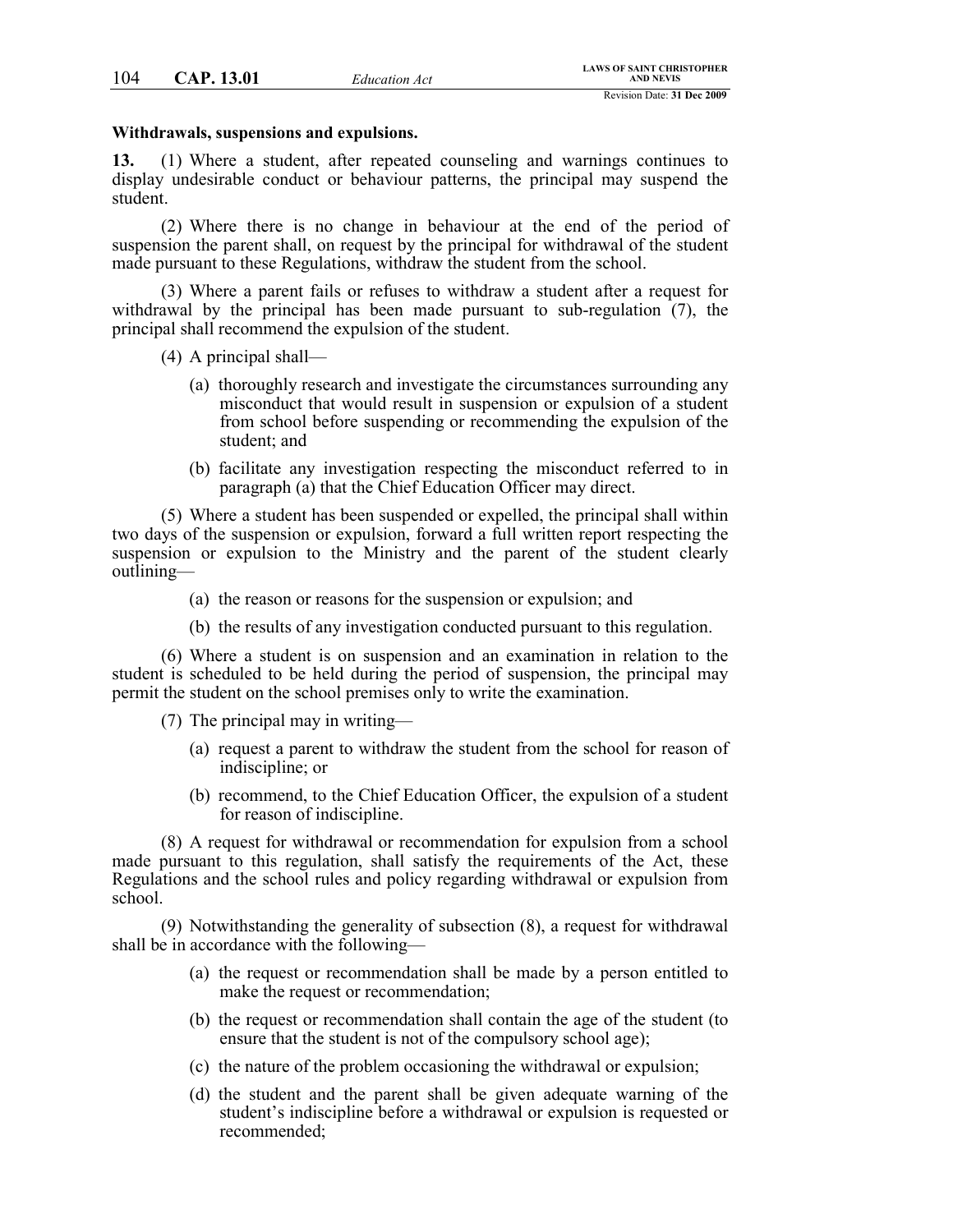**Withdrawals, suspensions and expulsions.**

**13.** (1) Where a student, after repeated counseling and warnings continues to display undesirable conduct or behaviour patterns, the principal may suspend the student.

(2) Where there is no change in behaviour at the end of the period of suspension the parent shall, on request by the principal for withdrawal of the student made pursuant to these Regulations, withdraw the student from the school.

(3) Where a parent fails or refuses to withdraw a student after a request for withdrawal by the principal has been made pursuant to sub-regulation (7), the principal shall recommend the expulsion of the student.

(4) A principal shall—

(a) thoroughly research and investigate the circumstances surrounding any misconduct that would result in suspension or expulsion of a student from school before suspending or recommending the expulsion of the student; and

(b) facilitate any investigation respecting the misconduct referred to in paragraph (a) that the Chief Education Officer may direct.

(5) Where a student has been suspended or expelled, the principal shall within two days of the suspension or expulsion, forward a full written report respecting the suspension or expulsion to the Ministry and the parent of the student clearly outlining—

(a) the reason or reasons for the suspension or expulsion; and

(b) the results of any investigation conducted pursuant to this regulation.

(6) Where a student is on suspension and an examination in relation to the student is scheduled to be held during the period of suspension, the principal may permit the student on the school premises only to write the examination.

(7) The principal may in writing—

(a) request a parent to withdraw the student from the school for reason of indiscipline; or

(b) recommend, to the Chief Education Officer, the expulsion of a student for reason of indiscipline.

(8) A request for withdrawal or recommendation for expulsion from a school made pursuant to this regulation, shall satisfy the requirements of the Act, these Regulations and the school rules and policy regarding withdrawal or expulsion from school.

(9) Notwithstanding the generality of subsection (8), a request for withdrawal shall be in accordance with the following—

(a) the request or recommendation shall be made by a person entitled to make the request or recommendation;

(b) the request or recommendation shall contain the age of the student (to ensure that the student is not of the compulsory school age);

(c) the nature of the problem occasioning the withdrawal or expulsion;

(d) the student and the parent shall be given adequate warning of the student's indiscipline before a withdrawal or expulsion is requested or recommended;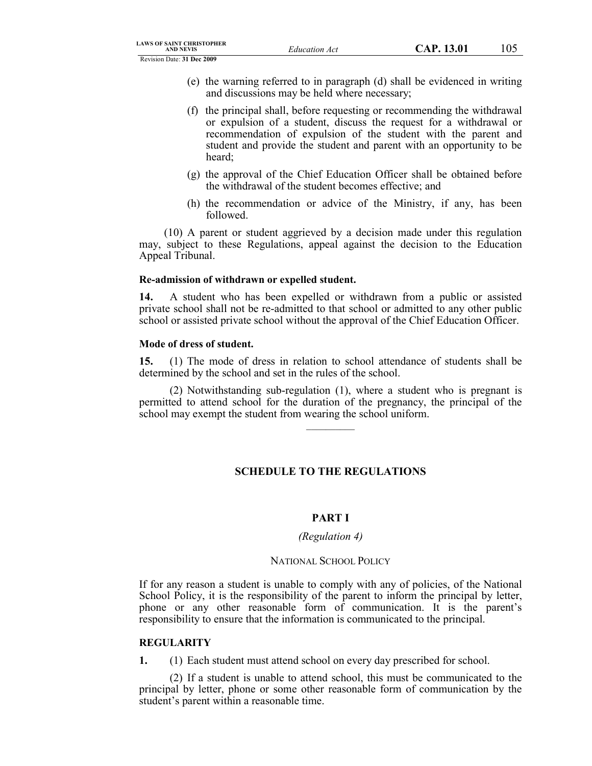(e) the warning referred to in paragraph (d) shall be evidenced in writing and discussions may be held where necessary;

(f) the principal shall, before requesting or recommending the withdrawal or expulsion of a student, discuss the request for a withdrawal or recommendation of expulsion of the student with the parent and student and provide the student and parent with an opportunity to be heard;

(g) the approval of the Chief Education Officer shall be obtained before the withdrawal of the student becomes effective; and

(h) the recommendation or advice of the Ministry, if any, has been followed.

(10) A parent or student aggrieved by a decision made under this regulation may, subject to these Regulations, appeal against the decision to the Education Appeal Tribunal.

**Re-admission of withdrawn or expelled student.**

**14.** A student who has been expelled or withdrawn from a public or assisted private school shall not be re-admitted to that school or admitted to any other public school or assisted private school without the approval of the Chief Education Officer.

**Mode of dress of student.**

**15.** (1) The mode of dress in relation to school attendance of students shall be determined by the school and set in the rules of the school.

(2) Notwithstanding sub-regulation (1), where a student who is pregnant is permitted to attend school for the duration of the pregnancy, the principal of the school may exempt the student from wearing the school uniform.

---

## SCHEDULE TO THE REGULATIONS

### PART I

*(Regulation 4)*

NATIONAL SCHOOL POLICY

If for any reason a student is unable to comply with any of policies, of the National School Policy, it is the responsibility of the parent to inform the principal by letter, phone or any other reasonable form of communication. It is the parent's responsibility to ensure that the information is communicated to the principal.

**REGULARITY**

**1.** (1) Each student must attend school on every day prescribed for school.

(2) If a student is unable to attend school, this must be communicated to the principal by letter, phone or some other reasonable form of communication by the student's parent within a reasonable time.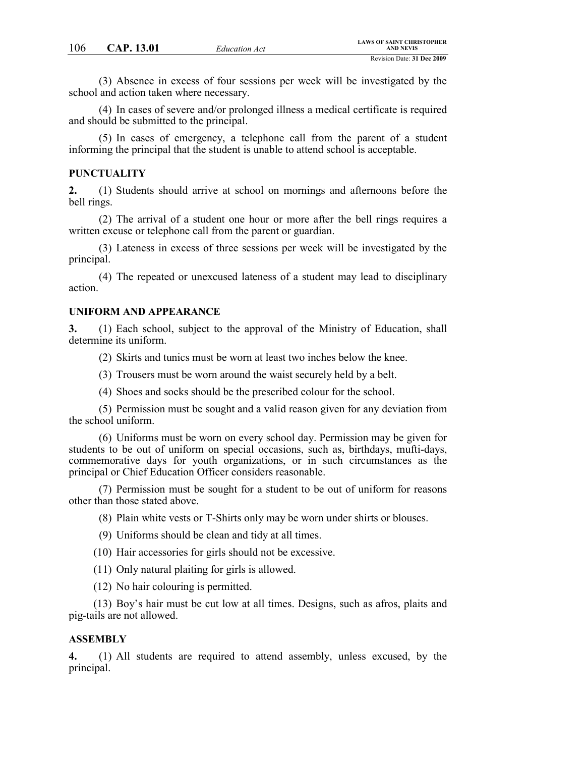(3) Absence in excess of four sessions per week will be investigated by the school and action taken where necessary.

(4) In cases of severe and/or prolonged illness a medical certificate is required and should be submitted to the principal.

(5) In cases of emergency, a telephone call from the parent of a student informing the principal that the student is unable to attend school is acceptable.

**PUNCTUALITY**

**2.** (1) Students should arrive at school on mornings and afternoons before the bell rings.

(2) The arrival of a student one hour or more after the bell rings requires a written excuse or telephone call from the parent or guardian.

(3) Lateness in excess of three sessions per week will be investigated by the principal.

(4) The repeated or unexcused lateness of a student may lead to disciplinary action.

**UNIFORM AND APPEARANCE**

**3.** (1) Each school, subject to the approval of the Ministry of Education, shall determine its uniform.

(2) Skirts and tunics must be worn at least two inches below the knee.

(3) Trousers must be worn around the waist securely held by a belt.

(4) Shoes and socks should be the prescribed colour for the school.

(5) Permission must be sought and a valid reason given for any deviation from the school uniform.

(6) Uniforms must be worn on every school day. Permission may be given for students to be out of uniform on special occasions, such as, birthdays, mufti-days, commemorative days for youth organizations, or in such circumstances as the principal or Chief Education Officer considers reasonable.

(7) Permission must be sought for a student to be out of uniform for reasons other than those stated above.

(8) Plain white vests or T-Shirts only may be worn under shirts or blouses.

(9) Uniforms should be clean and tidy at all times.

(10) Hair accessories for girls should not be excessive.

(11) Only natural plaiting for girls is allowed.

(12) No hair colouring is permitted.

(13) Boy's hair must be cut low at all times. Designs, such as afros, plaits and pig-tails are not allowed.

**ASSEMBLY**

**4.** (1) All students are required to attend assembly, unless excused, by the principal.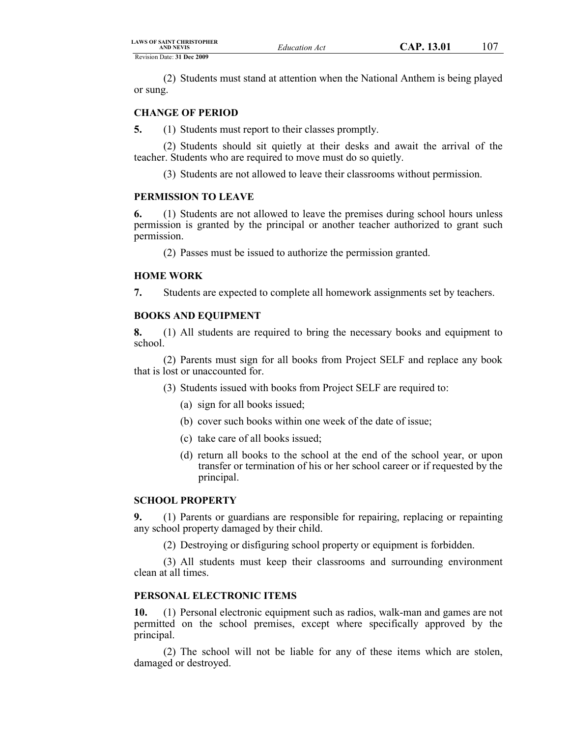(2) Students must stand at attention when the National Anthem is being played or sung.

**CHANGE OF PERIOD**

**5.** (1) Students must report to their classes promptly.

(2) Students should sit quietly at their desks and await the arrival of the teacher. Students who are required to move must do so quietly.

(3) Students are not allowed to leave their classrooms without permission.

**PERMISSION TO LEAVE**

**6.** (1) Students are not allowed to leave the premises during school hours unless permission is granted by the principal or another teacher authorized to grant such permission.

(2) Passes must be issued to authorize the permission granted.

**HOME WORK**

**7.** Students are expected to complete all homework assignments set by teachers.

**BOOKS AND EQUIPMENT**

**8.** (1) All students are required to bring the necessary books and equipment to school.

(2) Parents must sign for all books from Project SELF and replace any book that is lost or unaccounted for.

(3) Students issued with books from Project SELF are required to:

(a) sign for all books issued;

(b) cover such books within one week of the date of issue;

(c) take care of all books issued;

(d) return all books to the school at the end of the school year, or upon transfer or termination of his or her school career or if requested by the principal.

**SCHOOL PROPERTY**

**9.** (1) Parents or guardians are responsible for repairing, replacing or repainting any school property damaged by their child.

(2) Destroying or disfiguring school property or equipment is forbidden.

(3) All students must keep their classrooms and surrounding environment clean at all times.

**PERSONAL ELECTRONIC ITEMS**

**10.** (1) Personal electronic equipment such as radios, walk-man and games are not permitted on the school premises, except where specifically approved by the principal.

(2) The school will not be liable for any of these items which are stolen, damaged or destroyed.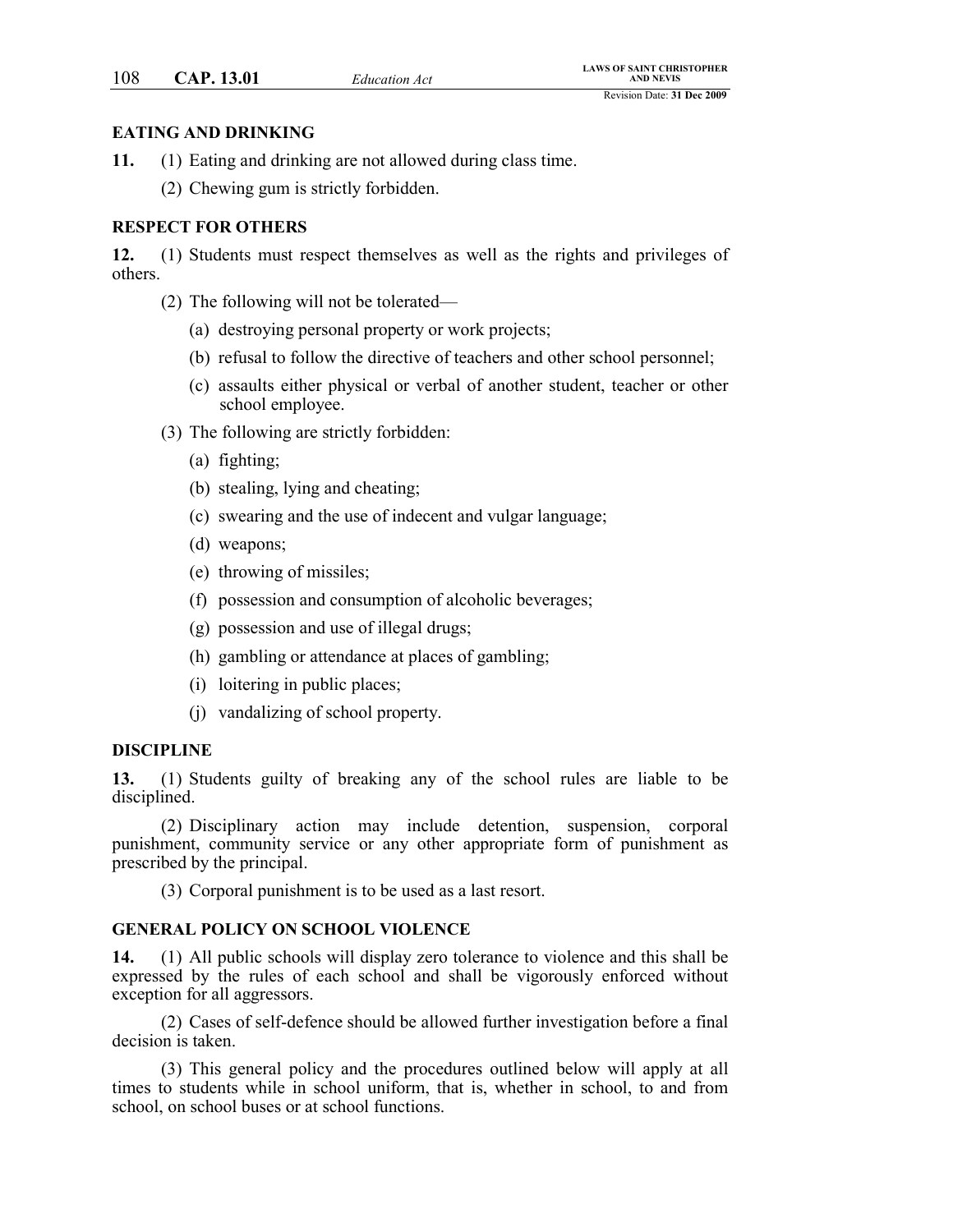**EATING AND DRINKING**

**11.** (1) Eating and drinking are not allowed during class time.

(2) Chewing gum is strictly forbidden.

**RESPECT FOR OTHERS**

**12.** (1) Students must respect themselves as well as the rights and privileges of others.

(2) The following will not be tolerated—

(a) destroying personal property or work projects;

(b) refusal to follow the directive of teachers and other school personnel;

(c) assaults either physical or verbal of another student, teacher or other school employee.

(3) The following are strictly forbidden:

(a) fighting;

(b) stealing, lying and cheating;

(c) swearing and the use of indecent and vulgar language;

(d) weapons;

(e) throwing of missiles;

(f) possession and consumption of alcoholic beverages;

(g) possession and use of illegal drugs;

(h) gambling or attendance at places of gambling;

(i) loitering in public places;

(j) vandalizing of school property.

**DISCIPLINE**

**13.** (1) Students guilty of breaking any of the school rules are liable to be disciplined.

(2) Disciplinary action may include detention, suspension, corporal punishment, community service or any other appropriate form of punishment as prescribed by the principal.

(3) Corporal punishment is to be used as a last resort.

**GENERAL POLICY ON SCHOOL VIOLENCE**

**14.** (1) All public schools will display zero tolerance to violence and this shall be expressed by the rules of each school and shall be vigorously enforced without exception for all aggressors.

(2) Cases of self-defence should be allowed further investigation before a final decision is taken.

(3) This general policy and the procedures outlined below will apply at all times to students while in school uniform, that is, whether in school, to and from school, on school buses or at school functions.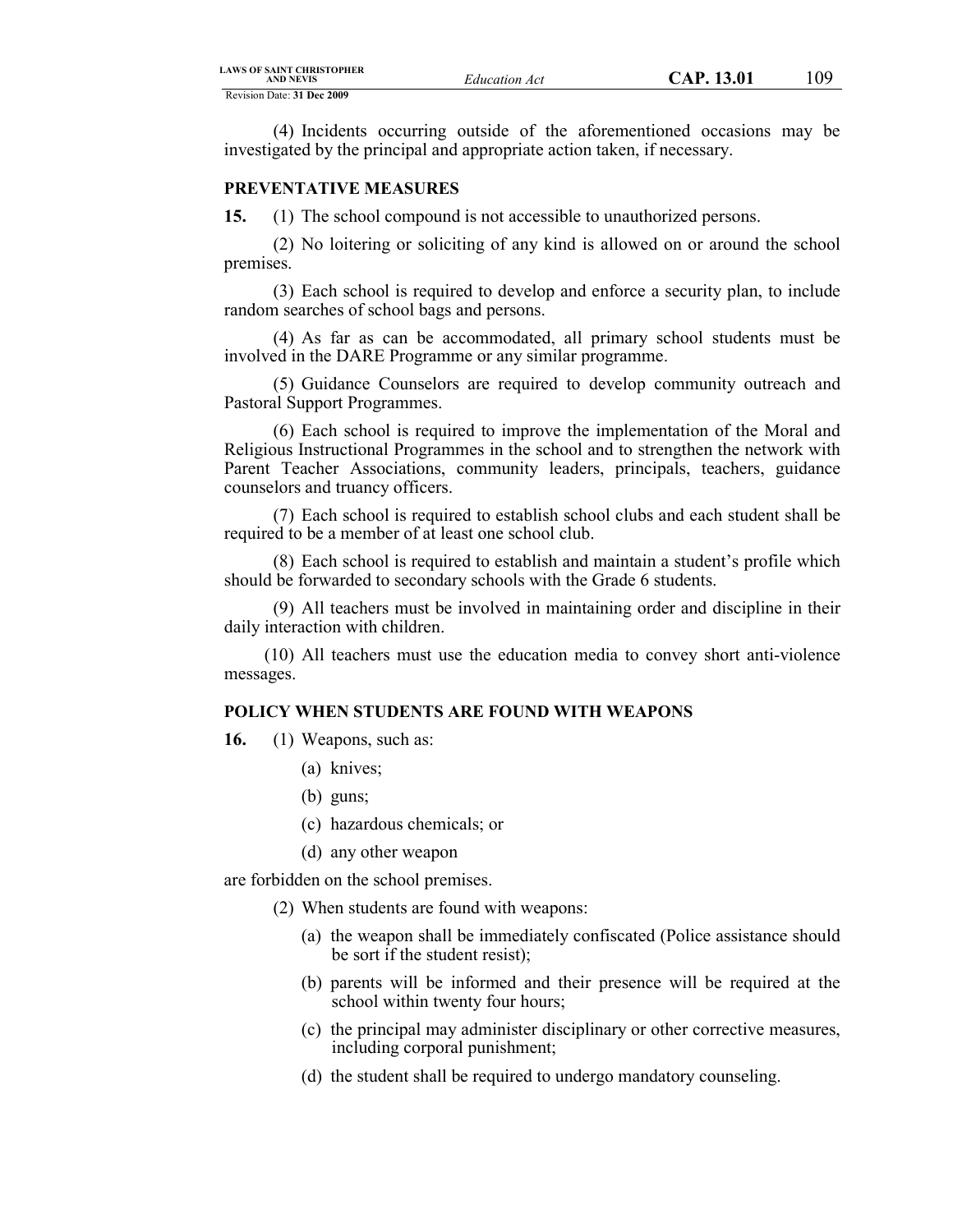(4) Incidents occurring outside of the aforementioned occasions may be investigated by the principal and appropriate action taken, if necessary.

**PREVENTATIVE MEASURES**

**15.** (1) The school compound is not accessible to unauthorized persons.

(2) No loitering or soliciting of any kind is allowed on or around the school premises.

(3) Each school is required to develop and enforce a security plan, to include random searches of school bags and persons.

(4) As far as can be accommodated, all primary school students must be involved in the DARE Programme or any similar programme.

(5) Guidance Counselors are required to develop community outreach and Pastoral Support Programmes.

(6) Each school is required to improve the implementation of the Moral and Religious Instructional Programmes in the school and to strengthen the network with Parent Teacher Associations, community leaders, principals, teachers, guidance counselors and truancy officers.

(7) Each school is required to establish school clubs and each student shall be required to be a member of at least one school club.

(8) Each school is required to establish and maintain a student's profile which should be forwarded to secondary schools with the Grade 6 students.

(9) All teachers must be involved in maintaining order and discipline in their daily interaction with children.

(10) All teachers must use the education media to convey short anti-violence messages.

**POLICY WHEN STUDENTS ARE FOUND WITH WEAPONS**

**16.** (1) Weapons, such as:

(a) knives;

(b) guns;

(c) hazardous chemicals; or

(d) any other weapon

are forbidden on the school premises.

(2) When students are found with weapons:

(a) the weapon shall be immediately confiscated (Police assistance should be sort if the student resist);

(b) parents will be informed and their presence will be required at the school within twenty four hours;

(c) the principal may administer disciplinary or other corrective measures, including corporal punishment;

(d) the student shall be required to undergo mandatory counseling.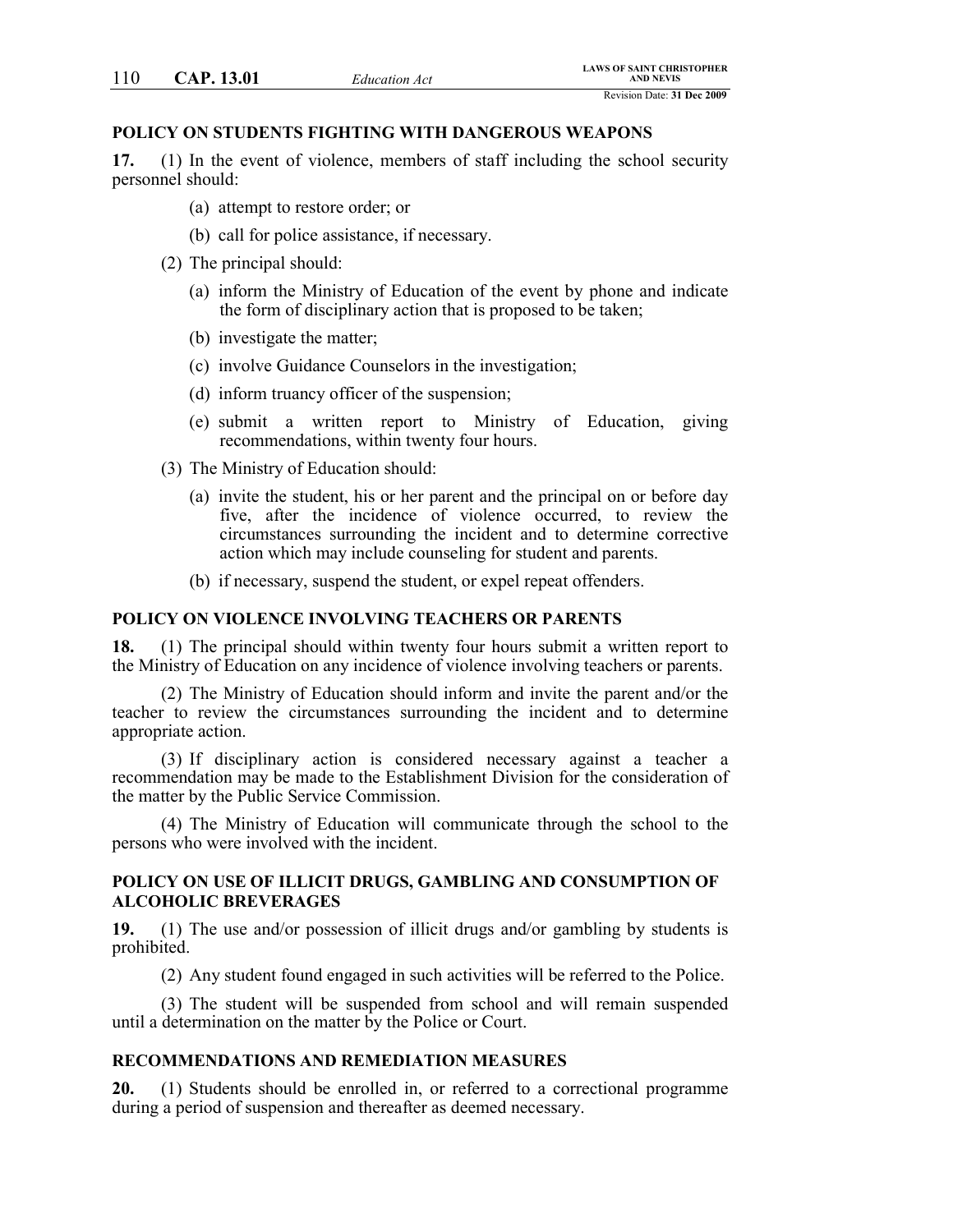**POLICY ON STUDENTS FIGHTING WITH DANGEROUS WEAPONS**

**17.** (1) In the event of violence, members of staff including the school security personnel should:

(a) attempt to restore order; or

(b) call for police assistance, if necessary.

(2) The principal should:

(a) inform the Ministry of Education of the event by phone and indicate the form of disciplinary action that is proposed to be taken;

(b) investigate the matter;

(c) involve Guidance Counselors in the investigation;

(d) inform truancy officer of the suspension;

(e) submit a written report to Ministry of Education, giving recommendations, within twenty four hours.

(3) The Ministry of Education should:

(a) invite the student, his or her parent and the principal on or before day five, after the incidence of violence occurred, to review the circumstances surrounding the incident and to determine corrective action which may include counseling for student and parents.

(b) if necessary, suspend the student, or expel repeat offenders.

**POLICY ON VIOLENCE INVOLVING TEACHERS OR PARENTS**

**18.** (1) The principal should within twenty four hours submit a written report to the Ministry of Education on any incidence of violence involving teachers or parents.

(2) The Ministry of Education should inform and invite the parent and/or the teacher to review the circumstances surrounding the incident and to determine appropriate action.

(3) If disciplinary action is considered necessary against a teacher a recommendation may be made to the Establishment Division for the consideration of the matter by the Public Service Commission.

(4) The Ministry of Education will communicate through the school to the persons who were involved with the incident.

**POLICY ON USE OF ILLICIT DRUGS, GAMBLING AND CONSUMPTION OF ALCOHOLIC BREVERAGES**

**19.** (1) The use and/or possession of illicit drugs and/or gambling by students is prohibited.

(2) Any student found engaged in such activities will be referred to the Police.

(3) The student will be suspended from school and will remain suspended until a determination on the matter by the Police or Court.

**RECOMMENDATIONS AND REMEDIATION MEASURES**

**20.** (1) Students should be enrolled in, or referred to a correctional programme during a period of suspension and thereafter as deemed necessary.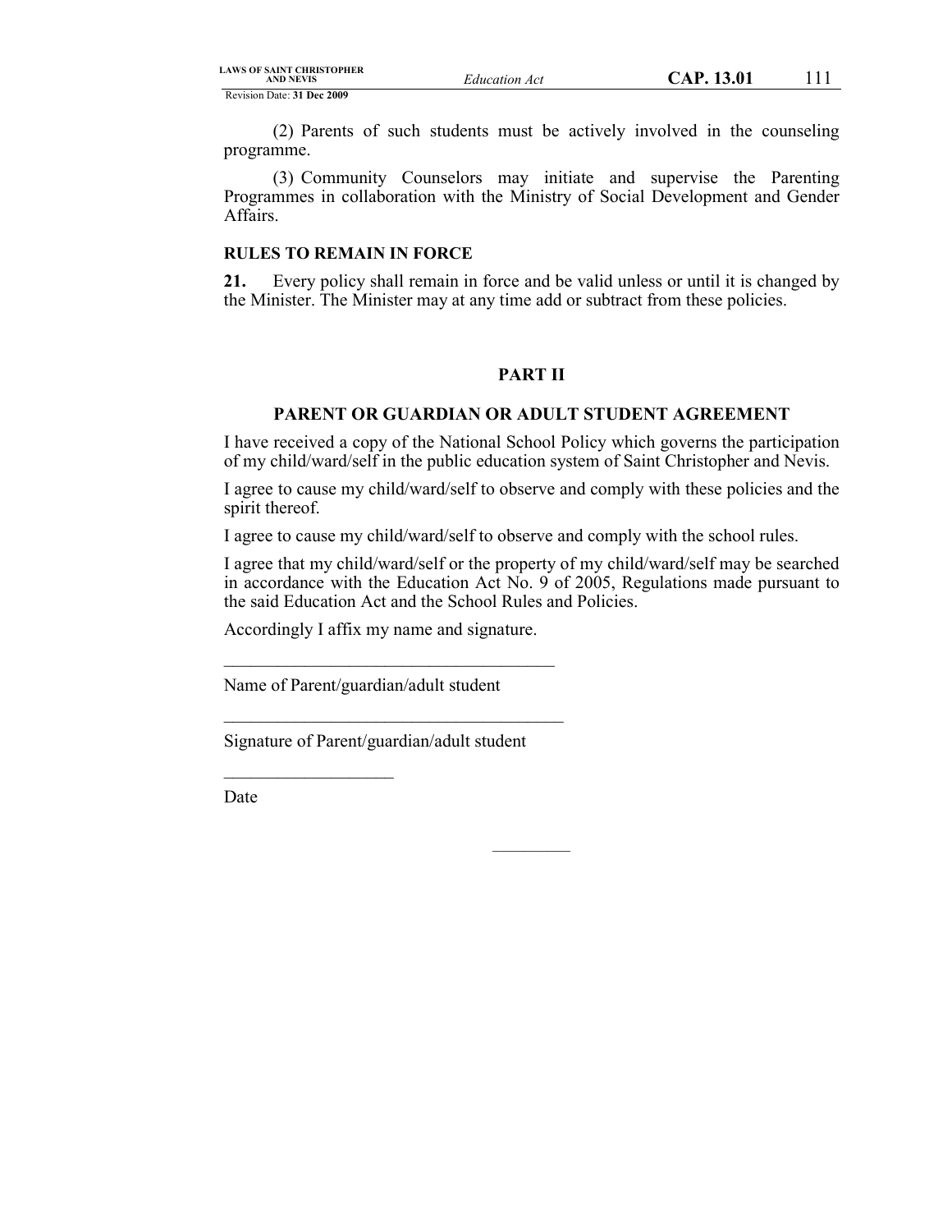(2) Parents of such students must be actively involved in the counseling programme.

(3) Community Counselors may initiate and supervise the Parenting Programmes in collaboration with the Ministry of Social Development and Gender Affairs.

**RULES TO REMAIN IN FORCE**

**21.** Every policy shall remain in force and be valid unless or until it is changed by the Minister. The Minister may at any time add or subtract from these policies.

## PART II

### PARENT OR GUARDIAN OR ADULT STUDENT AGREEMENT

I have received a copy of the National School Policy which governs the participation of my child/ward/self in the public education system of Saint Christopher and Nevis.

I agree to cause my child/ward/self to observe and comply with these policies and the spirit thereof.

I agree to cause my child/ward/self to observe and comply with the school rules.

I agree that my child/ward/self or the property of my child/ward/self may be searched in accordance with the Education Act No. 9 of 2005, Regulations made pursuant to the said Education Act and the School Rules and Policies.

Accordingly I affix my name and signature.

\_\_\_\_\_\_\_\_\_\_\_\_\_\_\_\_\_\_\_\_\_\_\_\_\_\_\_\_\_\_\_\_\_\_\_\_\_\_

Name of Parent/guardian/adult student

\_\_\_\_\_\_\_\_\_\_\_\_\_\_\_\_\_\_\_\_\_\_\_\_\_\_\_\_\_\_\_\_\_\_\_\_\_\_

Signature of Parent/guardian/adult student

\_\_\_\_\_\_\_\_\_\_\_\_\_\_\_\_\_\_\_

Date